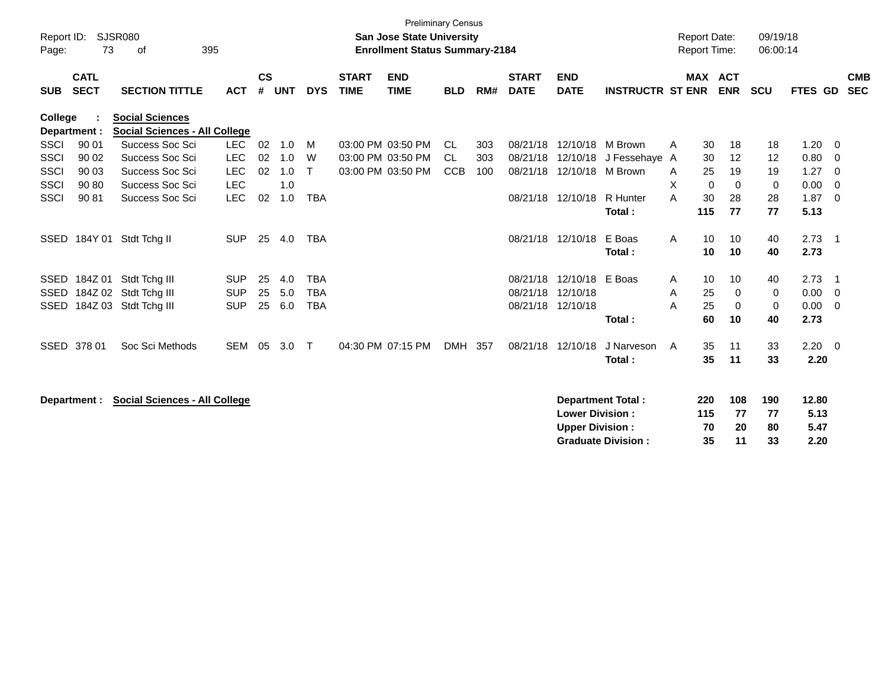Preliminary Census

Report ID: SJSR080
Page: 73 of 395

**San Jose State University**
**Enrollment Status Summary-2184**

Report Date: 09/19/18
Report Time: 06:00:14

**College : Social Sciences**
**Department : Social Sciences - All College**

| SUB | CATL SECT | SECTION TITTLE | ACT | CS # | UNT | DYS | START TIME | END TIME | BLD | RM# | START DATE | END DATE | INSTRUCTR | ST | MAX ENR | ACT ENR | SCU | FTES | GD | CMB SEC |
|---|---|---|---|---|---|---|---|---|---|---|---|---|---|---|---|---|---|---|---|---|
| SSCI | 90 01 | Success Soc Sci | LEC | 02 | 1.0 | M | 03:00 PM | 03:50 PM | CL | 303 | 08/21/18 | 12/10/18 | M Brown | A | 30 | 18 | 18 | 1.20 | 0 | |
| SSCI | 90 02 | Success Soc Sci | LEC | 02 | 1.0 | W | 03:00 PM | 03:50 PM | CL | 303 | 08/21/18 | 12/10/18 | J Fessehaye | A | 30 | 12 | 12 | 0.80 | 0 | |
| SSCI | 90 03 | Success Soc Sci | LEC | 02 | 1.0 | T | 03:00 PM | 03:50 PM | CCB | 100 | 08/21/18 | 12/10/18 | M Brown | A | 25 | 19 | 19 | 1.27 | 0 | |
| SSCI | 90 80 | Success Soc Sci | LEC | | 1.0 | | | | | | | | | X | 0 | 0 | 0 | 0.00 | 0 | |
| SSCI | 90 81 | Success Soc Sci | LEC | 02 | 1.0 | TBA | | | | | 08/21/18 | 12/10/18 | R Hunter | A | 30 | 28 | 28 | 1.87 | 0 | |
| | | | | | | | | | | | | | **Total :** | | **115** | **77** | **77** | **5.13** | | |
| SSED | 184Y 01 | Stdt Tchg II | SUP | 25 | 4.0 | TBA | | | | | 08/21/18 | 12/10/18 | E Boas | A | 10 | 10 | 40 | 2.73 | 1 | |
| | | | | | | | | | | | | | **Total :** | | **10** | **10** | **40** | **2.73** | | |
| SSED | 184Z 01 | Stdt Tchg III | SUP | 25 | 4.0 | TBA | | | | | 08/21/18 | 12/10/18 | E Boas | A | 10 | 10 | 40 | 2.73 | 1 | |
| SSED | 184Z 02 | Stdt Tchg III | SUP | 25 | 5.0 | TBA | | | | | 08/21/18 | 12/10/18 | | A | 25 | 0 | 0 | 0.00 | 0 | |
| SSED | 184Z 03 | Stdt Tchg III | SUP | 25 | 6.0 | TBA | | | | | 08/21/18 | 12/10/18 | | A | 25 | 0 | 0 | 0.00 | 0 | |
| | | | | | | | | | | | | | **Total :** | | **60** | **10** | **40** | **2.73** | | |
| SSED | 378 01 | Soc Sci Methods | SEM | 05 | 3.0 | T | 04:30 PM | 07:15 PM | DMH | 357 | 08/21/18 | 12/10/18 | J Narveson | A | 35 | 11 | 33 | 2.20 | 0 | |
| | | | | | | | | | | | | | **Total :** | | **35** | **11** | **33** | **2.20** | | |

**Department : Social Sciences - All College**

| | MAX ENR | ACT ENR | SCU | FTES |
|---|---|---|---|---|
| **Department Total :** | **220** | **108** | **190** | **12.80** |
| **Lower Division :** | **115** | **77** | **77** | **5.13** |
| **Upper Division :** | **70** | **20** | **80** | **5.47** |
| **Graduate Division :** | **35** | **11** | **33** | **2.20** |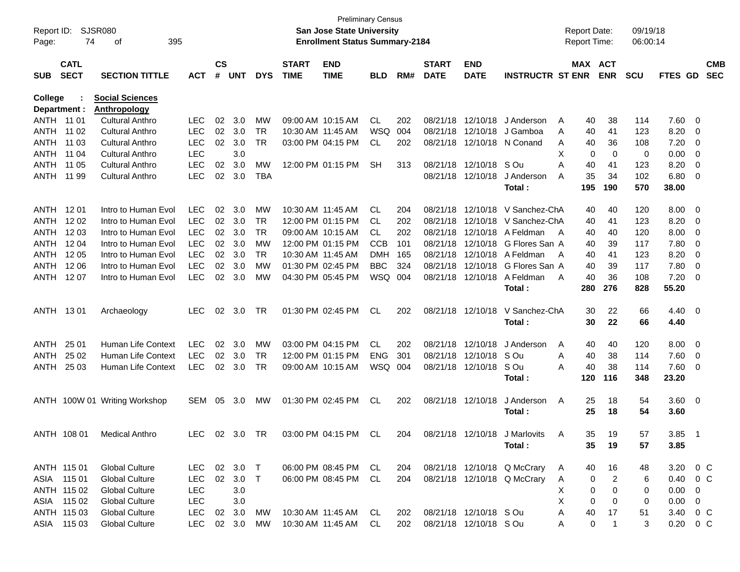Preliminary Census

**San Jose State University**

**Enrollment Status Summary-2184**

Report ID: SJSR080
Report Date: 09/19/18
Report Time: 06:00:14

**College : Social Sciences**
**Department : Anthropology**

| SUB | CATL SECT | SECTION TITTLE | ACT | CS # | UNT | DYS | START TIME | END TIME | BLD | RM# | START DATE | END DATE | INSTRUCTR | ST | MAX ENR | ACT ENR | SCU | FTES | GD | CMB SEC |
|---|---|---|---|---|---|---|---|---|---|---|---|---|---|---|---|---|---|---|---|---|
| ANTH | 11 01 | Cultural Anthro | LEC | 02 | 3.0 | MW | 09:00 AM | 10:15 AM | CL | 202 | 08/21/18 | 12/10/18 | J Anderson | A | 40 | 38 | 114 | 7.60 | 0 | |
| ANTH | 11 02 | Cultural Anthro | LEC | 02 | 3.0 | TR | 10:30 AM | 11:45 AM | WSQ | 004 | 08/21/18 | 12/10/18 | J Gamboa | A | 40 | 41 | 123 | 8.20 | 0 | |
| ANTH | 11 03 | Cultural Anthro | LEC | 02 | 3.0 | TR | 03:00 PM | 04:15 PM | CL | 202 | 08/21/18 | 12/10/18 | N Conand | A | 40 | 36 | 108 | 7.20 | 0 | |
| ANTH | 11 04 | Cultural Anthro | LEC | | 3.0 | | | | | | | | | X | 0 | 0 | 0 | 0.00 | 0 | |
| ANTH | 11 05 | Cultural Anthro | LEC | 02 | 3.0 | MW | 12:00 PM | 01:15 PM | SH | 313 | 08/21/18 | 12/10/18 | S Ou | A | 40 | 41 | 123 | 8.20 | 0 | |
| ANTH | 11 99 | Cultural Anthro | LEC | 02 | 3.0 | TBA | | | | | 08/21/18 | 12/10/18 | J Anderson | A | 35 | 34 | 102 | 6.80 | 0 | |
| | | | | | | | | | | | | | **Total :** | | **195** | **190** | **570** | **38.00** | | |
| ANTH | 12 01 | Intro to Human Evol | LEC | 02 | 3.0 | MW | 10:30 AM | 11:45 AM | CL | 204 | 08/21/18 | 12/10/18 | V Sanchez-Ch | A | 40 | 40 | 120 | 8.00 | 0 | |
| ANTH | 12 02 | Intro to Human Evol | LEC | 02 | 3.0 | TR | 12:00 PM | 01:15 PM | CL | 202 | 08/21/18 | 12/10/18 | V Sanchez-Ch | A | 40 | 41 | 123 | 8.20 | 0 | |
| ANTH | 12 03 | Intro to Human Evol | LEC | 02 | 3.0 | TR | 09:00 AM | 10:15 AM | CL | 202 | 08/21/18 | 12/10/18 | A Feldman | A | 40 | 40 | 120 | 8.00 | 0 | |
| ANTH | 12 04 | Intro to Human Evol | LEC | 02 | 3.0 | MW | 12:00 PM | 01:15 PM | CCB | 101 | 08/21/18 | 12/10/18 | G Flores San | A | 40 | 39 | 117 | 7.80 | 0 | |
| ANTH | 12 05 | Intro to Human Evol | LEC | 02 | 3.0 | TR | 10:30 AM | 11:45 AM | DMH | 165 | 08/21/18 | 12/10/18 | A Feldman | A | 40 | 41 | 123 | 8.20 | 0 | |
| ANTH | 12 06 | Intro to Human Evol | LEC | 02 | 3.0 | MW | 01:30 PM | 02:45 PM | BBC | 324 | 08/21/18 | 12/10/18 | G Flores San | A | 40 | 39 | 117 | 7.80 | 0 | |
| ANTH | 12 07 | Intro to Human Evol | LEC | 02 | 3.0 | MW | 04:30 PM | 05:45 PM | WSQ | 004 | 08/21/18 | 12/10/18 | A Feldman | A | 40 | 36 | 108 | 7.20 | 0 | |
| | | | | | | | | | | | | | **Total :** | | **280** | **276** | **828** | **55.20** | | |
| ANTH | 13 01 | Archaeology | LEC | 02 | 3.0 | TR | 01:30 PM | 02:45 PM | CL | 202 | 08/21/18 | 12/10/18 | V Sanchez-Ch | A | 30 | 22 | 66 | 4.40 | 0 | |
| | | | | | | | | | | | | | **Total :** | | **30** | **22** | **66** | **4.40** | | |
| ANTH | 25 01 | Human Life Context | LEC | 02 | 3.0 | MW | 03:00 PM | 04:15 PM | CL | 202 | 08/21/18 | 12/10/18 | J Anderson | A | 40 | 40 | 120 | 8.00 | 0 | |
| ANTH | 25 02 | Human Life Context | LEC | 02 | 3.0 | TR | 12:00 PM | 01:15 PM | ENG | 301 | 08/21/18 | 12/10/18 | S Ou | A | 40 | 38 | 114 | 7.60 | 0 | |
| ANTH | 25 03 | Human Life Context | LEC | 02 | 3.0 | TR | 09:00 AM | 10:15 AM | WSQ | 004 | 08/21/18 | 12/10/18 | S Ou | A | 40 | 38 | 114 | 7.60 | 0 | |
| | | | | | | | | | | | | | **Total :** | | **120** | **116** | **348** | **23.20** | | |
| ANTH | 100W 01 | Writing Workshop | SEM | 05 | 3.0 | MW | 01:30 PM | 02:45 PM | CL | 202 | 08/21/18 | 12/10/18 | J Anderson | A | 25 | 18 | 54 | 3.60 | 0 | |
| | | | | | | | | | | | | | **Total :** | | **25** | **18** | **54** | **3.60** | | |
| ANTH | 108 01 | Medical Anthro | LEC | 02 | 3.0 | TR | 03:00 PM | 04:15 PM | CL | 204 | 08/21/18 | 12/10/18 | J Marlovits | A | 35 | 19 | 57 | 3.85 | 1 | |
| | | | | | | | | | | | | | **Total :** | | **35** | **19** | **57** | **3.85** | | |
| ANTH | 115 01 | Global Culture | LEC | 02 | 3.0 | T | 06:00 PM | 08:45 PM | CL | 204 | 08/21/18 | 12/10/18 | Q McCrary | A | 40 | 16 | 48 | 3.20 | 0 | C |
| ASIA | 115 01 | Global Culture | LEC | 02 | 3.0 | T | 06:00 PM | 08:45 PM | CL | 204 | 08/21/18 | 12/10/18 | Q McCrary | A | 0 | 2 | 6 | 0.40 | 0 | C |
| ANTH | 115 02 | Global Culture | LEC | | 3.0 | | | | | | | | | X | 0 | 0 | 0 | 0.00 | 0 | |
| ASIA | 115 02 | Global Culture | LEC | | 3.0 | | | | | | | | | X | 0 | 0 | 0 | 0.00 | 0 | |
| ANTH | 115 03 | Global Culture | LEC | 02 | 3.0 | MW | 10:30 AM | 11:45 AM | CL | 202 | 08/21/18 | 12/10/18 | S Ou | A | 40 | 17 | 51 | 3.40 | 0 | C |
| ASIA | 115 03 | Global Culture | LEC | 02 | 3.0 | MW | 10:30 AM | 11:45 AM | CL | 202 | 08/21/18 | 12/10/18 | S Ou | A | 0 | 1 | 3 | 0.20 | 0 | C |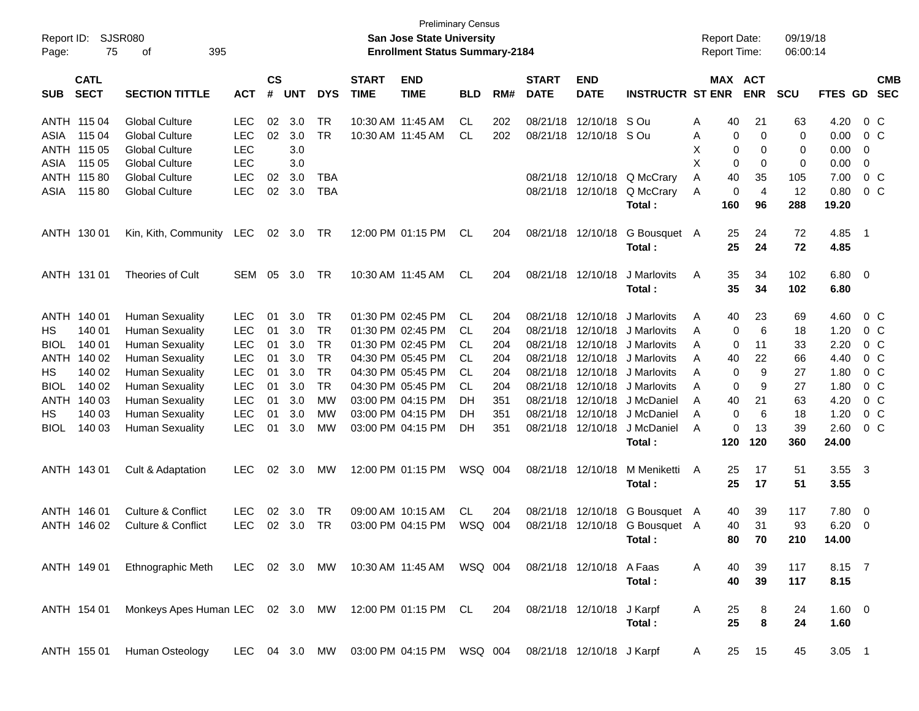Preliminary Census

Report ID: SJSR080 **San Jose State University** Report Date: 09/19/18

**Enrollment Status Summary-2184** Report Time: 06:00:14

| SUB | CATL SECT | SECTION TITTLE | ACT | CS # | UNT | DYS | START TIME | END TIME | BLD | RM# | START DATE | END DATE | INSTRUCTR | ST | MAX ENR | ACT ENR | SCU | FTES | GD | CMB SEC |
|---|---|---|---|---|---|---|---|---|---|---|---|---|---|---|---|---|---|---|---|---|
| ANTH | 115 04 | Global Culture | LEC | 02 | 3.0 | TR | 10:30 AM | 11:45 AM | CL | 202 | 08/21/18 | 12/10/18 | S Ou | A | 40 | 21 | 63 | 4.20 | 0 | C |
| ASIA | 115 04 | Global Culture | LEC | 02 | 3.0 | TR | 10:30 AM | 11:45 AM | CL | 202 | 08/21/18 | 12/10/18 | S Ou | A | 0 | 0 | 0 | 0.00 | 0 | C |
| ANTH | 115 05 | Global Culture | LEC | | 3.0 | | | | | | | | | X | 0 | 0 | 0 | 0.00 | 0 | |
| ASIA | 115 05 | Global Culture | LEC | | 3.0 | | | | | | | | | X | 0 | 0 | 0 | 0.00 | 0 | |
| ANTH | 115 80 | Global Culture | LEC | 02 | 3.0 | TBA | | | | | 08/21/18 | 12/10/18 | Q McCrary | A | 40 | 35 | 105 | 7.00 | 0 | C |
| ASIA | 115 80 | Global Culture | LEC | 02 | 3.0 | TBA | | | | | 08/21/18 | 12/10/18 | Q McCrary | A | 0 | 4 | 12 | 0.80 | 0 | C |
| | | | | | | | | | | | | | **Total :** | | **160** | **96** | **288** | **19.20** | | |
| ANTH | 130 01 | Kin, Kith, Community | LEC | 02 | 3.0 | TR | 12:00 PM | 01:15 PM | CL | 204 | 08/21/18 | 12/10/18 | G Bousquet | A | 25 | 24 | 72 | 4.85 | 1 | |
| | | | | | | | | | | | | | **Total :** | | **25** | **24** | **72** | **4.85** | | |
| ANTH | 131 01 | Theories of Cult | SEM | 05 | 3.0 | TR | 10:30 AM | 11:45 AM | CL | 204 | 08/21/18 | 12/10/18 | J Marlovits | A | 35 | 34 | 102 | 6.80 | 0 | |
| | | | | | | | | | | | | | **Total :** | | **35** | **34** | **102** | **6.80** | | |
| ANTH | 140 01 | Human Sexuality | LEC | 01 | 3.0 | TR | 01:30 PM | 02:45 PM | CL | 204 | 08/21/18 | 12/10/18 | J Marlovits | A | 40 | 23 | 69 | 4.60 | 0 | C |
| HS | 140 01 | Human Sexuality | LEC | 01 | 3.0 | TR | 01:30 PM | 02:45 PM | CL | 204 | 08/21/18 | 12/10/18 | J Marlovits | A | 0 | 6 | 18 | 1.20 | 0 | C |
| BIOL | 140 01 | Human Sexuality | LEC | 01 | 3.0 | TR | 01:30 PM | 02:45 PM | CL | 204 | 08/21/18 | 12/10/18 | J Marlovits | A | 0 | 11 | 33 | 2.20 | 0 | C |
| ANTH | 140 02 | Human Sexuality | LEC | 01 | 3.0 | TR | 04:30 PM | 05:45 PM | CL | 204 | 08/21/18 | 12/10/18 | J Marlovits | A | 40 | 22 | 66 | 4.40 | 0 | C |
| HS | 140 02 | Human Sexuality | LEC | 01 | 3.0 | TR | 04:30 PM | 05:45 PM | CL | 204 | 08/21/18 | 12/10/18 | J Marlovits | A | 0 | 9 | 27 | 1.80 | 0 | C |
| BIOL | 140 02 | Human Sexuality | LEC | 01 | 3.0 | TR | 04:30 PM | 05:45 PM | CL | 204 | 08/21/18 | 12/10/18 | J Marlovits | A | 0 | 9 | 27 | 1.80 | 0 | C |
| ANTH | 140 03 | Human Sexuality | LEC | 01 | 3.0 | MW | 03:00 PM | 04:15 PM | DH | 351 | 08/21/18 | 12/10/18 | J McDaniel | A | 40 | 21 | 63 | 4.20 | 0 | C |
| HS | 140 03 | Human Sexuality | LEC | 01 | 3.0 | MW | 03:00 PM | 04:15 PM | DH | 351 | 08/21/18 | 12/10/18 | J McDaniel | A | 0 | 6 | 18 | 1.20 | 0 | C |
| BIOL | 140 03 | Human Sexuality | LEC | 01 | 3.0 | MW | 03:00 PM | 04:15 PM | DH | 351 | 08/21/18 | 12/10/18 | J McDaniel | A | 0 | 13 | 39 | 2.60 | 0 | C |
| | | | | | | | | | | | | | **Total :** | | **120** | **120** | **360** | **24.00** | | |
| ANTH | 143 01 | Cult & Adaptation | LEC | 02 | 3.0 | MW | 12:00 PM | 01:15 PM | WSQ | 004 | 08/21/18 | 12/10/18 | M Meniketti | A | 25 | 17 | 51 | 3.55 | 3 | |
| | | | | | | | | | | | | | **Total :** | | **25** | **17** | **51** | **3.55** | | |
| ANTH | 146 01 | Culture & Conflict | LEC | 02 | 3.0 | TR | 09:00 AM | 10:15 AM | CL | 204 | 08/21/18 | 12/10/18 | G Bousquet | A | 40 | 39 | 117 | 7.80 | 0 | |
| ANTH | 146 02 | Culture & Conflict | LEC | 02 | 3.0 | TR | 03:00 PM | 04:15 PM | WSQ | 004 | 08/21/18 | 12/10/18 | G Bousquet | A | 40 | 31 | 93 | 6.20 | 0 | |
| | | | | | | | | | | | | | **Total :** | | **80** | **70** | **210** | **14.00** | | |
| ANTH | 149 01 | Ethnographic Meth | LEC | 02 | 3.0 | MW | 10:30 AM | 11:45 AM | WSQ | 004 | 08/21/18 | 12/10/18 | A Faas | A | 40 | 39 | 117 | 8.15 | 7 | |
| | | | | | | | | | | | | | **Total :** | | **40** | **39** | **117** | **8.15** | | |
| ANTH | 154 01 | Monkeys Apes Human | LEC | 02 | 3.0 | MW | 12:00 PM | 01:15 PM | CL | 204 | 08/21/18 | 12/10/18 | J Karpf | A | 25 | 8 | 24 | 1.60 | 0 | |
| | | | | | | | | | | | | | **Total :** | | **25** | **8** | **24** | **1.60** | | |
| ANTH | 155 01 | Human Osteology | LEC | 04 | 3.0 | MW | 03:00 PM | 04:15 PM | WSQ | 004 | 08/21/18 | 12/10/18 | J Karpf | A | 25 | 15 | 45 | 3.05 | 1 | |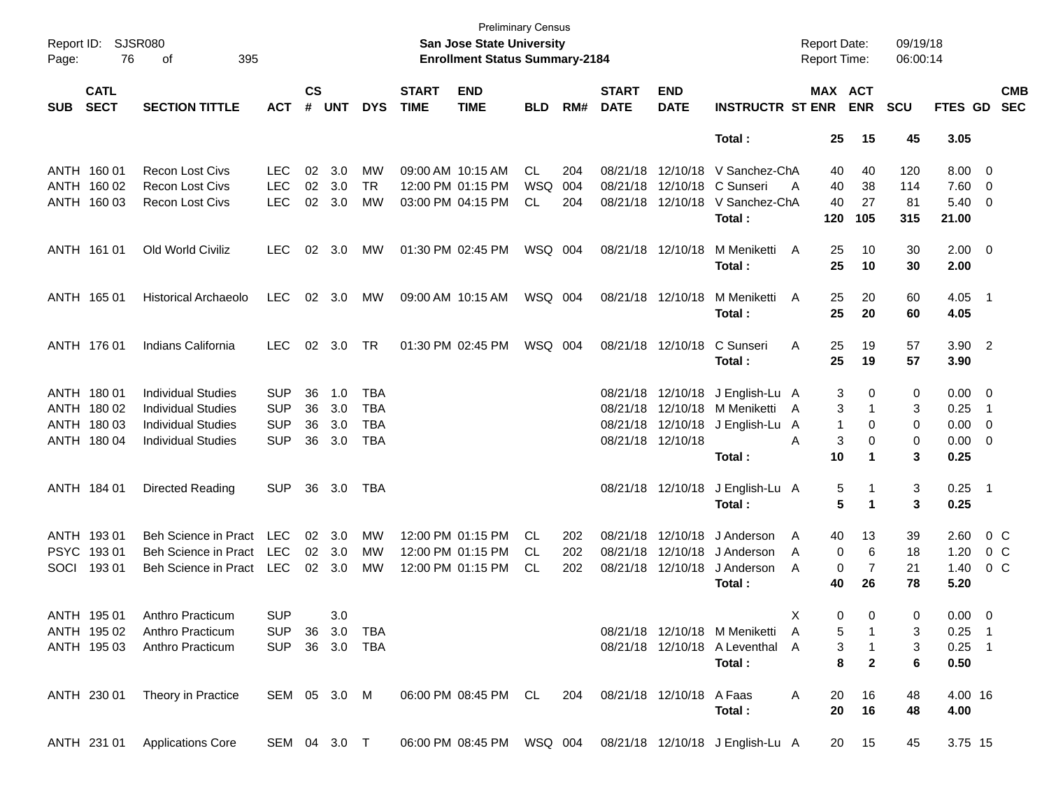Preliminary Census

**San Jose State University**

**Enrollment Status Summary-2184**

Report ID: SJSR080
Report Date: 09/19/18
Report Time: 06:00:14

| SUB | CATL SECT | SECTION TITTLE | ACT | CS # | UNT | DYS | START TIME | END TIME | BLD | RM# | START DATE | END DATE | INSTRUCTR | ST | MAX ENR | ACT ENR | SCU | FTES | GD | CMB SEC |
|---|---|---|---|---|---|---|---|---|---|---|---|---|---|---|---|---|---|---|---|---|
| | | | | | | | | | | | | | **Total :** | | **25** | **15** | **45** | **3.05** | | |
| ANTH | 160 01 | Recon Lost Civs | LEC | 02 | 3.0 | MW | 09:00 AM | 10:15 AM | CL | 204 | 08/21/18 | 12/10/18 | V Sanchez-Ch | A | 40 | 40 | 120 | 8.00 | 0 | |
| ANTH | 160 02 | Recon Lost Civs | LEC | 02 | 3.0 | TR | 12:00 PM | 01:15 PM | WSQ | 004 | 08/21/18 | 12/10/18 | C Sunseri | A | 40 | 38 | 114 | 7.60 | 0 | |
| ANTH | 160 03 | Recon Lost Civs | LEC | 02 | 3.0 | MW | 03:00 PM | 04:15 PM | CL | 204 | 08/21/18 | 12/10/18 | V Sanchez-Ch | A | 40 | 27 | 81 | 5.40 | 0 | |
| | | | | | | | | | | | | | **Total :** | | **120** | **105** | **315** | **21.00** | | |
| ANTH | 161 01 | Old World Civiliz | LEC | 02 | 3.0 | MW | 01:30 PM | 02:45 PM | WSQ | 004 | 08/21/18 | 12/10/18 | M Meniketti | A | 25 | 10 | 30 | 2.00 | 0 | |
| | | | | | | | | | | | | | **Total :** | | **25** | **10** | **30** | **2.00** | | |
| ANTH | 165 01 | Historical Archaeolo | LEC | 02 | 3.0 | MW | 09:00 AM | 10:15 AM | WSQ | 004 | 08/21/18 | 12/10/18 | M Meniketti | A | 25 | 20 | 60 | 4.05 | 1 | |
| | | | | | | | | | | | | | **Total :** | | **25** | **20** | **60** | **4.05** | | |
| ANTH | 176 01 | Indians California | LEC | 02 | 3.0 | TR | 01:30 PM | 02:45 PM | WSQ | 004 | 08/21/18 | 12/10/18 | C Sunseri | A | 25 | 19 | 57 | 3.90 | 2 | |
| | | | | | | | | | | | | | **Total :** | | **25** | **19** | **57** | **3.90** | | |
| ANTH | 180 01 | Individual Studies | SUP | 36 | 1.0 | TBA | | | | | 08/21/18 | 12/10/18 | J English-Lu | A | 3 | 0 | 0 | 0.00 | 0 | |
| ANTH | 180 02 | Individual Studies | SUP | 36 | 3.0 | TBA | | | | | 08/21/18 | 12/10/18 | M Meniketti | A | 3 | 1 | 3 | 0.25 | 1 | |
| ANTH | 180 03 | Individual Studies | SUP | 36 | 3.0 | TBA | | | | | 08/21/18 | 12/10/18 | J English-Lu | A | 1 | 0 | 0 | 0.00 | 0 | |
| ANTH | 180 04 | Individual Studies | SUP | 36 | 3.0 | TBA | | | | | 08/21/18 | 12/10/18 | | A | 3 | 0 | 0 | 0.00 | 0 | |
| | | | | | | | | | | | | | **Total :** | | **10** | **1** | **3** | **0.25** | | |
| ANTH | 184 01 | Directed Reading | SUP | 36 | 3.0 | TBA | | | | | 08/21/18 | 12/10/18 | J English-Lu | A | 5 | 1 | 3 | 0.25 | 1 | |
| | | | | | | | | | | | | | **Total :** | | **5** | **1** | **3** | **0.25** | | |
| ANTH | 193 01 | Beh Science in Pract | LEC | 02 | 3.0 | MW | 12:00 PM | 01:15 PM | CL | 202 | 08/21/18 | 12/10/18 | J Anderson | A | 40 | 13 | 39 | 2.60 | 0 | C |
| PSYC | 193 01 | Beh Science in Pract | LEC | 02 | 3.0 | MW | 12:00 PM | 01:15 PM | CL | 202 | 08/21/18 | 12/10/18 | J Anderson | A | 0 | 6 | 18 | 1.20 | 0 | C |
| SOCI | 193 01 | Beh Science in Pract | LEC | 02 | 3.0 | MW | 12:00 PM | 01:15 PM | CL | 202 | 08/21/18 | 12/10/18 | J Anderson | A | 0 | 7 | 21 | 1.40 | 0 | C |
| | | | | | | | | | | | | | **Total :** | | **40** | **26** | **78** | **5.20** | | |
| ANTH | 195 01 | Anthro Practicum | SUP | | 3.0 | | | | | | | | | X | 0 | 0 | 0 | 0.00 | 0 | |
| ANTH | 195 02 | Anthro Practicum | SUP | 36 | 3.0 | TBA | | | | | 08/21/18 | 12/10/18 | M Meniketti | A | 5 | 1 | 3 | 0.25 | 1 | |
| ANTH | 195 03 | Anthro Practicum | SUP | 36 | 3.0 | TBA | | | | | 08/21/18 | 12/10/18 | A Leventhal | A | 3 | 1 | 3 | 0.25 | 1 | |
| | | | | | | | | | | | | | **Total :** | | **8** | **2** | **6** | **0.50** | | |
| ANTH | 230 01 | Theory in Practice | SEM | 05 | 3.0 | M | 06:00 PM | 08:45 PM | CL | 204 | 08/21/18 | 12/10/18 | A Faas | A | 20 | 16 | 48 | 4.00 | 16 | |
| | | | | | | | | | | | | | **Total :** | | **20** | **16** | **48** | **4.00** | | |
| ANTH | 231 01 | Applications Core | SEM | 04 | 3.0 | T | 06:00 PM | 08:45 PM | WSQ | 004 | 08/21/18 | 12/10/18 | J English-Lu | A | 20 | 15 | 45 | 3.75 | 15 | |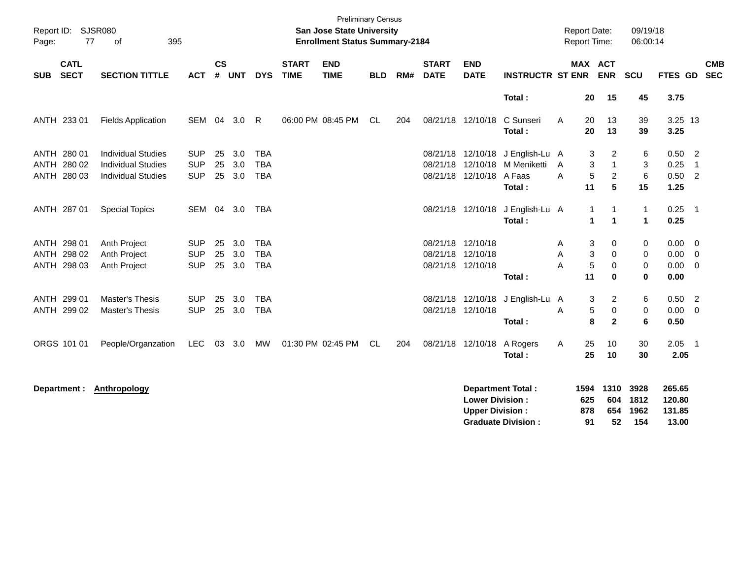Preliminary Census

**San Jose State University**

**Enrollment Status Summary-2184**

Report ID: SJSR080

Report Date: 09/19/18

Report Time: 06:00:14

| SUB | CATL SECT | SECTION TITTLE | ACT | CS # | UNT | DYS | START TIME | END TIME | BLD | RM# | START DATE | END DATE | INSTRUCTR | ST | MAX ENR | ACT ENR | SCU | FTES | GD | CMB SEC |
|---|---|---|---|---|---|---|---|---|---|---|---|---|---|---|---|---|---|---|---|---|
| | | | | | | | | | | | | | **Total :** | | **20** | **15** | **45** | **3.75** | | |
| ANTH | 233 01 | Fields Application | SEM | 04 | 3.0 | R | 06:00 PM | 08:45 PM | CL | 204 | 08/21/18 | 12/10/18 | C Sunseri | A | 20 | 13 | 39 | 3.25 | 13 | |
| | | | | | | | | | | | | | **Total :** | | **20** | **13** | **39** | **3.25** | | |
| ANTH | 280 01 | Individual Studies | SUP | 25 | 3.0 | TBA | | | | | 08/21/18 | 12/10/18 | J English-Lu | A | 3 | 2 | 6 | 0.50 | 2 | |
| ANTH | 280 02 | Individual Studies | SUP | 25 | 3.0 | TBA | | | | | 08/21/18 | 12/10/18 | M Meniketti | A | 3 | 1 | 3 | 0.25 | 1 | |
| ANTH | 280 03 | Individual Studies | SUP | 25 | 3.0 | TBA | | | | | 08/21/18 | 12/10/18 | A Faas | A | 5 | 2 | 6 | 0.50 | 2 | |
| | | | | | | | | | | | | | **Total :** | | **11** | **5** | **15** | **1.25** | | |
| ANTH | 287 01 | Special Topics | SEM | 04 | 3.0 | TBA | | | | | 08/21/18 | 12/10/18 | J English-Lu | A | 1 | 1 | 1 | 0.25 | 1 | |
| | | | | | | | | | | | | | **Total :** | | **1** | **1** | **1** | **0.25** | | |
| ANTH | 298 01 | Anth Project | SUP | 25 | 3.0 | TBA | | | | | 08/21/18 | 12/10/18 | | A | 3 | 0 | 0 | 0.00 | 0 | |
| ANTH | 298 02 | Anth Project | SUP | 25 | 3.0 | TBA | | | | | 08/21/18 | 12/10/18 | | A | 3 | 0 | 0 | 0.00 | 0 | |
| ANTH | 298 03 | Anth Project | SUP | 25 | 3.0 | TBA | | | | | 08/21/18 | 12/10/18 | | A | 5 | 0 | 0 | 0.00 | 0 | |
| | | | | | | | | | | | | | **Total :** | | **11** | **0** | **0** | **0.00** | | |
| ANTH | 299 01 | Master's Thesis | SUP | 25 | 3.0 | TBA | | | | | 08/21/18 | 12/10/18 | J English-Lu | A | 3 | 2 | 6 | 0.50 | 2 | |
| ANTH | 299 02 | Master's Thesis | SUP | 25 | 3.0 | TBA | | | | | 08/21/18 | 12/10/18 | | A | 5 | 0 | 0 | 0.00 | 0 | |
| | | | | | | | | | | | | | **Total :** | | **8** | **2** | **6** | **0.50** | | |
| ORGS | 101 01 | People/Organzation | LEC | 03 | 3.0 | MW | 01:30 PM | 02:45 PM | CL | 204 | 08/21/18 | 12/10/18 | A Rogers | A | 25 | 10 | 30 | 2.05 | 1 | |
| | | | | | | | | | | | | | **Total :** | | **25** | **10** | **30** | **2.05** | | |

**Department :** **Anthropology**

| | MAX ENR | ACT ENR | SCU | FTES |
|---|---|---|---|---|
| **Department Total :** | **1594** | **1310** | **3928** | **265.65** |
| **Lower Division :** | **625** | **604** | **1812** | **120.80** |
| **Upper Division :** | **878** | **654** | **1962** | **131.85** |
| **Graduate Division :** | **91** | **52** | **154** | **13.00** |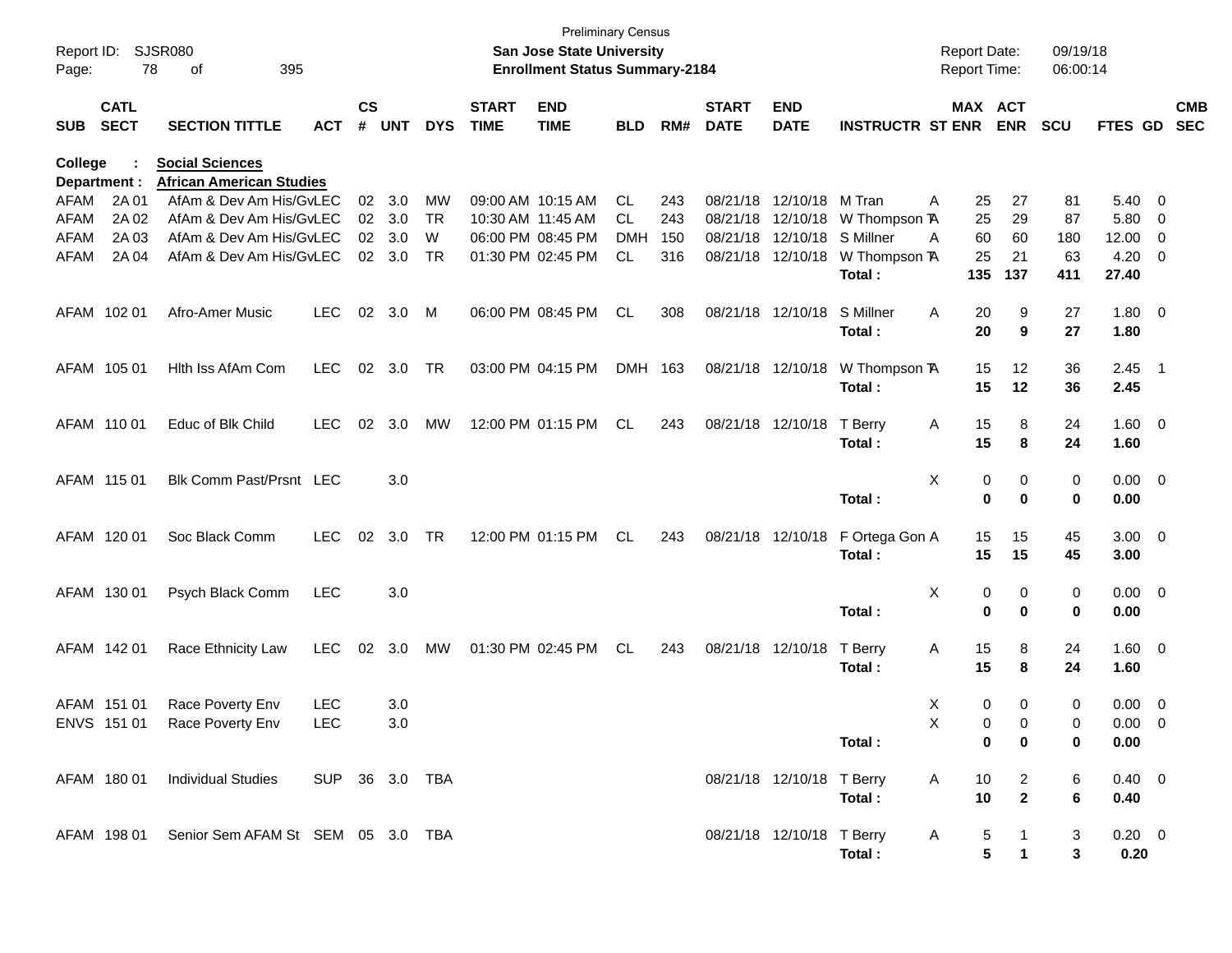Report ID: SJSR080

Preliminary Census
**San Jose State University**
**Enrollment Status Summary-2184**

Report Date: 09/19/18
Report Time: 06:00:14

**College : Social Sciences**
**Department : African American Studies**

| SUB | CATL SECT | SECTION TITTLE | ACT | CS # | UNT | DYS | START TIME | END TIME | BLD | RM# | START DATE | END DATE | INSTRUCTR | ST | MAX ENR | ACT ENR | SCU | FTES | GD | CMB SEC |
|---|---|---|---|---|---|---|---|---|---|---|---|---|---|---|---|---|---|---|---|---|
| AFAM | 2A 01 | AfAm & Dev Am His/Gv | LEC | 02 | 3.0 | MW | 09:00 AM | 10:15 AM | CL | 243 | 08/21/18 | 12/10/18 | M Tran | A | 25 | 27 | 81 | 5.40 | 0 | |
| AFAM | 2A 02 | AfAm & Dev Am His/Gv | LEC | 02 | 3.0 | TR | 10:30 AM | 11:45 AM | CL | 243 | 08/21/18 | 12/10/18 | W Thompson T | A | 25 | 29 | 87 | 5.80 | 0 | |
| AFAM | 2A 03 | AfAm & Dev Am His/Gv | LEC | 02 | 3.0 | W | 06:00 PM | 08:45 PM | DMH | 150 | 08/21/18 | 12/10/18 | S Millner | A | 60 | 60 | 180 | 12.00 | 0 | |
| AFAM | 2A 04 | AfAm & Dev Am His/Gv | LEC | 02 | 3.0 | TR | 01:30 PM | 02:45 PM | CL | 316 | 08/21/18 | 12/10/18 | W Thompson T | A | 25 | 21 | 63 | 4.20 | 0 | |
| | | | | | | | | | | | | | **Total :** | | **135** | **137** | **411** | **27.40** | | |
| AFAM | 102 01 | Afro-Amer Music | LEC | 02 | 3.0 | M | 06:00 PM | 08:45 PM | CL | 308 | 08/21/18 | 12/10/18 | S Millner | A | 20 | 9 | 27 | 1.80 | 0 | |
| | | | | | | | | | | | | | **Total :** | | **20** | **9** | **27** | **1.80** | | |
| AFAM | 105 01 | Hlth Iss AfAm Com | LEC | 02 | 3.0 | TR | 03:00 PM | 04:15 PM | DMH | 163 | 08/21/18 | 12/10/18 | W Thompson T | A | 15 | 12 | 36 | 2.45 | 1 | |
| | | | | | | | | | | | | | **Total :** | | **15** | **12** | **36** | **2.45** | | |
| AFAM | 110 01 | Educ of Blk Child | LEC | 02 | 3.0 | MW | 12:00 PM | 01:15 PM | CL | 243 | 08/21/18 | 12/10/18 | T Berry | A | 15 | 8 | 24 | 1.60 | 0 | |
| | | | | | | | | | | | | | **Total :** | | **15** | **8** | **24** | **1.60** | | |
| AFAM | 115 01 | Blk Comm Past/Prsnt | LEC | | 3.0 | | | | | | | | | X | 0 | 0 | 0 | 0.00 | 0 | |
| | | | | | | | | | | | | | **Total :** | | **0** | **0** | **0** | **0.00** | | |
| AFAM | 120 01 | Soc Black Comm | LEC | 02 | 3.0 | TR | 12:00 PM | 01:15 PM | CL | 243 | 08/21/18 | 12/10/18 | F Ortega Gon | A | 15 | 15 | 45 | 3.00 | 0 | |
| | | | | | | | | | | | | | **Total :** | | **15** | **15** | **45** | **3.00** | | |
| AFAM | 130 01 | Psych Black Comm | LEC | | 3.0 | | | | | | | | | X | 0 | 0 | 0 | 0.00 | 0 | |
| | | | | | | | | | | | | | **Total :** | | **0** | **0** | **0** | **0.00** | | |
| AFAM | 142 01 | Race Ethnicity Law | LEC | 02 | 3.0 | MW | 01:30 PM | 02:45 PM | CL | 243 | 08/21/18 | 12/10/18 | T Berry | A | 15 | 8 | 24 | 1.60 | 0 | |
| | | | | | | | | | | | | | **Total :** | | **15** | **8** | **24** | **1.60** | | |
| AFAM | 151 01 | Race Poverty Env | LEC | | 3.0 | | | | | | | | | X | 0 | 0 | 0 | 0.00 | 0 | |
| ENVS | 151 01 | Race Poverty Env | LEC | | 3.0 | | | | | | | | | X | 0 | 0 | 0 | 0.00 | 0 | |
| | | | | | | | | | | | | | **Total :** | | **0** | **0** | **0** | **0.00** | | |
| AFAM | 180 01 | Individual Studies | SUP | 36 | 3.0 | TBA | | | | | 08/21/18 | 12/10/18 | T Berry | A | 10 | 2 | 6 | 0.40 | 0 | |
| | | | | | | | | | | | | | **Total :** | | **10** | **2** | **6** | **0.40** | | |
| AFAM | 198 01 | Senior Sem AFAM St | SEM | 05 | 3.0 | TBA | | | | | 08/21/18 | 12/10/18 | T Berry | A | 5 | 1 | 3 | 0.20 | 0 | |
| | | | | | | | | | | | | | **Total :** | | **5** | **1** | **3** | **0.20** | | |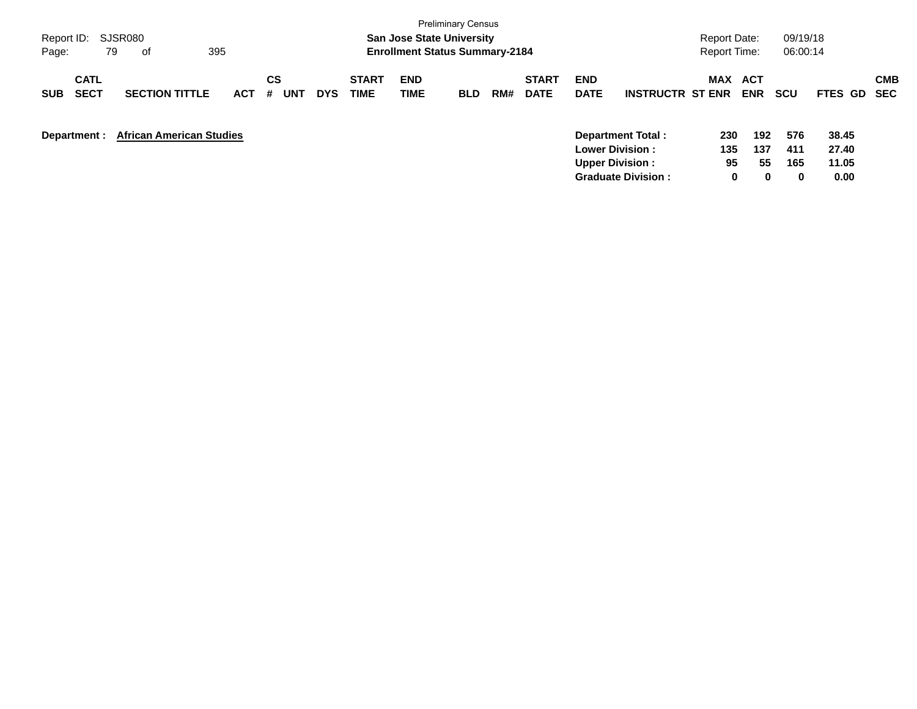Preliminary Census

**San Jose State University**
**Enrollment Status Summary-2184**

| SUB | CATL SECT | SECTION TITTLE | ACT | CS # | UNT | DYS | START TIME | END TIME | BLD | RM# | START DATE | END DATE | INSTRUCTR | ST | MAX ENR | ACT ENR | SCU | FTES | GD | CMB SEC |
|---|---|---|---|---|---|---|---|---|---|---|---|---|---|---|---|---|---|---|---|---|

**Department : African American Studies**

| | MAX ENR | ACT ENR | SCU | FTES |
|---|---|---|---|---|
| **Department Total :** | **230** | **192** | **576** | **38.45** |
| **Lower Division :** | **135** | **137** | **411** | **27.40** |
| **Upper Division :** | **95** | **55** | **165** | **11.05** |
| **Graduate Division :** | **0** | **0** | **0** | **0.00** |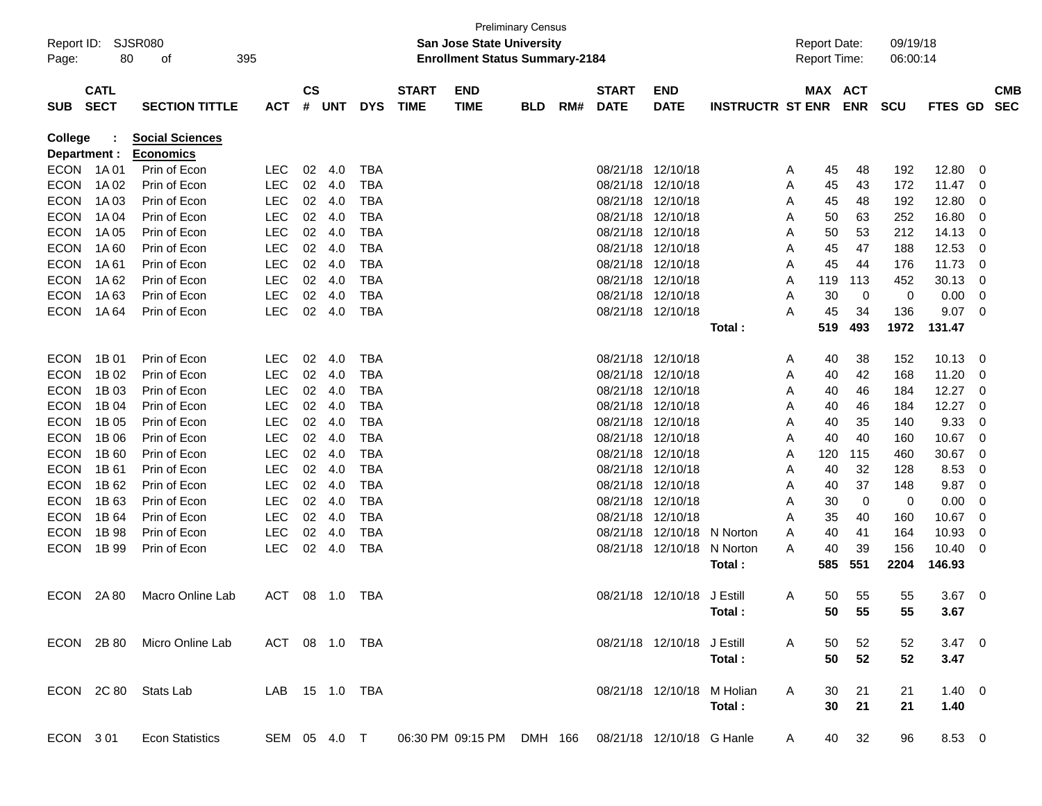Preliminary Census

**San Jose State University**
**Enrollment Status Summary-2184**

Report ID: SJSR080
Report Date: 09/19/18
Report Time: 06:00:14

| SUB | CATL SECT | SECTION TITTLE | ACT | CS # | UNT | DYS | START TIME | END TIME | BLD | RM# | START DATE | END DATE | INSTRUCTR | ST | MAX ENR | ACT ENR | SCU | FTES | GD | CMB SEC |
|---|---|---|---|---|---|---|---|---|---|---|---|---|---|---|---|---|---|---|---|---|
| **College** | **:** | **Social Sciences** | | | | | | | | | | | | | | | | | | |
| **Department :** | | **Economics** | | | | | | | | | | | | | | | | | | |
| ECON | 1A 01 | Prin of Econ | LEC | 02 | 4.0 | TBA | | | | | 08/21/18 | 12/10/18 | | A | 45 | 48 | 192 | 12.80 | 0 | |
| ECON | 1A 02 | Prin of Econ | LEC | 02 | 4.0 | TBA | | | | | 08/21/18 | 12/10/18 | | A | 45 | 43 | 172 | 11.47 | 0 | |
| ECON | 1A 03 | Prin of Econ | LEC | 02 | 4.0 | TBA | | | | | 08/21/18 | 12/10/18 | | A | 45 | 48 | 192 | 12.80 | 0 | |
| ECON | 1A 04 | Prin of Econ | LEC | 02 | 4.0 | TBA | | | | | 08/21/18 | 12/10/18 | | A | 50 | 63 | 252 | 16.80 | 0 | |
| ECON | 1A 05 | Prin of Econ | LEC | 02 | 4.0 | TBA | | | | | 08/21/18 | 12/10/18 | | A | 50 | 53 | 212 | 14.13 | 0 | |
| ECON | 1A 60 | Prin of Econ | LEC | 02 | 4.0 | TBA | | | | | 08/21/18 | 12/10/18 | | A | 45 | 47 | 188 | 12.53 | 0 | |
| ECON | 1A 61 | Prin of Econ | LEC | 02 | 4.0 | TBA | | | | | 08/21/18 | 12/10/18 | | A | 45 | 44 | 176 | 11.73 | 0 | |
| ECON | 1A 62 | Prin of Econ | LEC | 02 | 4.0 | TBA | | | | | 08/21/18 | 12/10/18 | | A | 119 | 113 | 452 | 30.13 | 0 | |
| ECON | 1A 63 | Prin of Econ | LEC | 02 | 4.0 | TBA | | | | | 08/21/18 | 12/10/18 | | A | 30 | 0 | 0 | 0.00 | 0 | |
| ECON | 1A 64 | Prin of Econ | LEC | 02 | 4.0 | TBA | | | | | 08/21/18 | 12/10/18 | | A | 45 | 34 | 136 | 9.07 | 0 | |
| | | | | | | | | | | | | | **Total :** | | **519** | **493** | **1972** | **131.47** | | |
| ECON | 1B 01 | Prin of Econ | LEC | 02 | 4.0 | TBA | | | | | 08/21/18 | 12/10/18 | | A | 40 | 38 | 152 | 10.13 | 0 | |
| ECON | 1B 02 | Prin of Econ | LEC | 02 | 4.0 | TBA | | | | | 08/21/18 | 12/10/18 | | A | 40 | 42 | 168 | 11.20 | 0 | |
| ECON | 1B 03 | Prin of Econ | LEC | 02 | 4.0 | TBA | | | | | 08/21/18 | 12/10/18 | | A | 40 | 46 | 184 | 12.27 | 0 | |
| ECON | 1B 04 | Prin of Econ | LEC | 02 | 4.0 | TBA | | | | | 08/21/18 | 12/10/18 | | A | 40 | 46 | 184 | 12.27 | 0 | |
| ECON | 1B 05 | Prin of Econ | LEC | 02 | 4.0 | TBA | | | | | 08/21/18 | 12/10/18 | | A | 40 | 35 | 140 | 9.33 | 0 | |
| ECON | 1B 06 | Prin of Econ | LEC | 02 | 4.0 | TBA | | | | | 08/21/18 | 12/10/18 | | A | 40 | 40 | 160 | 10.67 | 0 | |
| ECON | 1B 60 | Prin of Econ | LEC | 02 | 4.0 | TBA | | | | | 08/21/18 | 12/10/18 | | A | 120 | 115 | 460 | 30.67 | 0 | |
| ECON | 1B 61 | Prin of Econ | LEC | 02 | 4.0 | TBA | | | | | 08/21/18 | 12/10/18 | | A | 40 | 32 | 128 | 8.53 | 0 | |
| ECON | 1B 62 | Prin of Econ | LEC | 02 | 4.0 | TBA | | | | | 08/21/18 | 12/10/18 | | A | 40 | 37 | 148 | 9.87 | 0 | |
| ECON | 1B 63 | Prin of Econ | LEC | 02 | 4.0 | TBA | | | | | 08/21/18 | 12/10/18 | | A | 30 | 0 | 0 | 0.00 | 0 | |
| ECON | 1B 64 | Prin of Econ | LEC | 02 | 4.0 | TBA | | | | | 08/21/18 | 12/10/18 | | A | 35 | 40 | 160 | 10.67 | 0 | |
| ECON | 1B 98 | Prin of Econ | LEC | 02 | 4.0 | TBA | | | | | 08/21/18 | 12/10/18 | N Norton | A | 40 | 41 | 164 | 10.93 | 0 | |
| ECON | 1B 99 | Prin of Econ | LEC | 02 | 4.0 | TBA | | | | | 08/21/18 | 12/10/18 | N Norton | A | 40 | 39 | 156 | 10.40 | 0 | |
| | | | | | | | | | | | | | **Total :** | | **585** | **551** | **2204** | **146.93** | | |
| ECON | 2A 80 | Macro Online Lab | ACT | 08 | 1.0 | TBA | | | | | 08/21/18 | 12/10/18 | J Estill | A | 50 | 55 | 55 | 3.67 | 0 | |
| | | | | | | | | | | | | | **Total :** | | **50** | **55** | **55** | **3.67** | | |
| ECON | 2B 80 | Micro Online Lab | ACT | 08 | 1.0 | TBA | | | | | 08/21/18 | 12/10/18 | J Estill | A | 50 | 52 | 52 | 3.47 | 0 | |
| | | | | | | | | | | | | | **Total :** | | **50** | **52** | **52** | **3.47** | | |
| ECON | 2C 80 | Stats Lab | LAB | 15 | 1.0 | TBA | | | | | 08/21/18 | 12/10/18 | M Holian | A | 30 | 21 | 21 | 1.40 | 0 | |
| | | | | | | | | | | | | | **Total :** | | **30** | **21** | **21** | **1.40** | | |
| ECON | 3 01 | Econ Statistics | SEM | 05 | 4.0 | T | 06:30 PM | 09:15 PM | DMH | 166 | 08/21/18 | 12/10/18 | G Hanle | A | 40 | 32 | 96 | 8.53 | 0 | |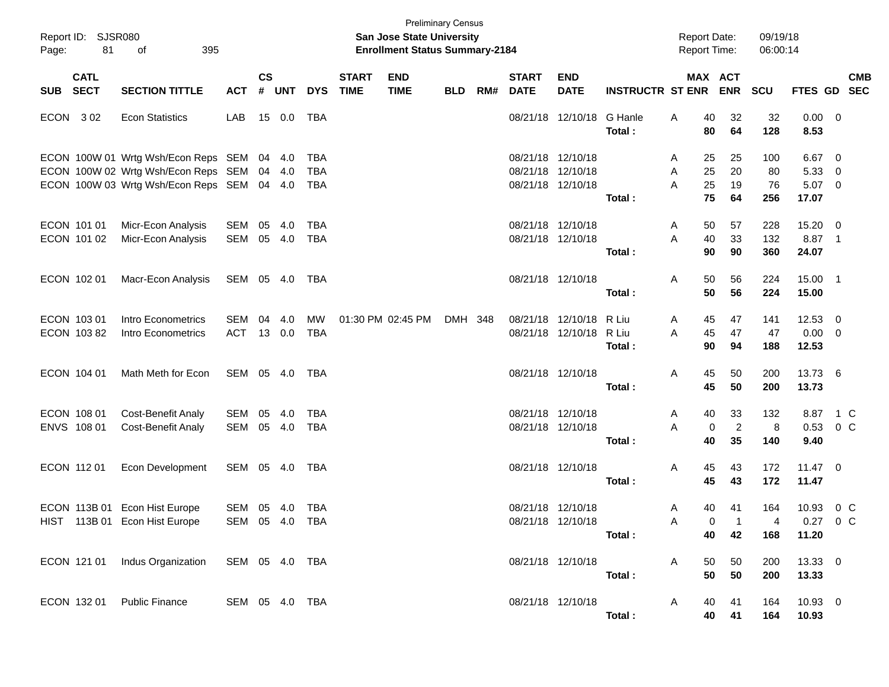Preliminary Census
**San Jose State University**
**Enrollment Status Summary-2184**

Report ID: SJSR080
Report Date: 09/19/18
Report Time: 06:00:14

| SUB | CATL SECT | SECTION TITTLE | ACT | CS # | UNT | DYS | START TIME | END TIME | BLD | RM# | START DATE | END DATE | INSTRUCTR | ST | MAX ENR | ACT ENR | SCU | FTES | GD | CMB SEC |
|---|---|---|---|---|---|---|---|---|---|---|---|---|---|---|---|---|---|---|---|---|
| ECON | 3 02 | Econ Statistics | LAB | 15 | 0.0 | TBA | | | | | 08/21/18 | 12/10/18 | G Hanle | A | 40 | 32 | 32 | 0.00 | 0 | |
| | | | | | | | | | | | | | **Total :** | | **80** | **64** | **128** | **8.53** | | |
| ECON | 100W 01 | Wrtg Wsh/Econ Reps | SEM | 04 | 4.0 | TBA | | | | | 08/21/18 | 12/10/18 | | A | 25 | 25 | 100 | 6.67 | 0 | |
| ECON | 100W 02 | Wrtg Wsh/Econ Reps | SEM | 04 | 4.0 | TBA | | | | | 08/21/18 | 12/10/18 | | A | 25 | 20 | 80 | 5.33 | 0 | |
| ECON | 100W 03 | Wrtg Wsh/Econ Reps | SEM | 04 | 4.0 | TBA | | | | | 08/21/18 | 12/10/18 | | A | 25 | 19 | 76 | 5.07 | 0 | |
| | | | | | | | | | | | | | **Total :** | | **75** | **64** | **256** | **17.07** | | |
| ECON | 101 01 | Micr-Econ Analysis | SEM | 05 | 4.0 | TBA | | | | | 08/21/18 | 12/10/18 | | A | 50 | 57 | 228 | 15.20 | 0 | |
| ECON | 101 02 | Micr-Econ Analysis | SEM | 05 | 4.0 | TBA | | | | | 08/21/18 | 12/10/18 | | A | 40 | 33 | 132 | 8.87 | 1 | |
| | | | | | | | | | | | | | **Total :** | | **90** | **90** | **360** | **24.07** | | |
| ECON | 102 01 | Macr-Econ Analysis | SEM | 05 | 4.0 | TBA | | | | | 08/21/18 | 12/10/18 | | A | 50 | 56 | 224 | 15.00 | 1 | |
| | | | | | | | | | | | | | **Total :** | | **50** | **56** | **224** | **15.00** | | |
| ECON | 103 01 | Intro Econometrics | SEM | 04 | 4.0 | MW | 01:30 PM | 02:45 PM | DMH | 348 | 08/21/18 | 12/10/18 | R Liu | A | 45 | 47 | 141 | 12.53 | 0 | |
| ECON | 103 82 | Intro Econometrics | ACT | 13 | 0.0 | TBA | | | | | 08/21/18 | 12/10/18 | R Liu | A | 45 | 47 | 47 | 0.00 | 0 | |
| | | | | | | | | | | | | | **Total :** | | **90** | **94** | **188** | **12.53** | | |
| ECON | 104 01 | Math Meth for Econ | SEM | 05 | 4.0 | TBA | | | | | 08/21/18 | 12/10/18 | | A | 45 | 50 | 200 | 13.73 | 6 | |
| | | | | | | | | | | | | | **Total :** | | **45** | **50** | **200** | **13.73** | | |
| ECON | 108 01 | Cost-Benefit Analy | SEM | 05 | 4.0 | TBA | | | | | 08/21/18 | 12/10/18 | | A | 40 | 33 | 132 | 8.87 | 1 | C |
| ENVS | 108 01 | Cost-Benefit Analy | SEM | 05 | 4.0 | TBA | | | | | 08/21/18 | 12/10/18 | | A | 0 | 2 | 8 | 0.53 | 0 | C |
| | | | | | | | | | | | | | **Total :** | | **40** | **35** | **140** | **9.40** | | |
| ECON | 112 01 | Econ Development | SEM | 05 | 4.0 | TBA | | | | | 08/21/18 | 12/10/18 | | A | 45 | 43 | 172 | 11.47 | 0 | |
| | | | | | | | | | | | | | **Total :** | | **45** | **43** | **172** | **11.47** | | |
| ECON | 113B 01 | Econ Hist Europe | SEM | 05 | 4.0 | TBA | | | | | 08/21/18 | 12/10/18 | | A | 40 | 41 | 164 | 10.93 | 0 | C |
| HIST | 113B 01 | Econ Hist Europe | SEM | 05 | 4.0 | TBA | | | | | 08/21/18 | 12/10/18 | | A | 0 | 1 | 4 | 0.27 | 0 | C |
| | | | | | | | | | | | | | **Total :** | | **40** | **42** | **168** | **11.20** | | |
| ECON | 121 01 | Indus Organization | SEM | 05 | 4.0 | TBA | | | | | 08/21/18 | 12/10/18 | | A | 50 | 50 | 200 | 13.33 | 0 | |
| | | | | | | | | | | | | | **Total :** | | **50** | **50** | **200** | **13.33** | | |
| ECON | 132 01 | Public Finance | SEM | 05 | 4.0 | TBA | | | | | 08/21/18 | 12/10/18 | | A | 40 | 41 | 164 | 10.93 | 0 | |
| | | | | | | | | | | | | | **Total :** | | **40** | **41** | **164** | **10.93** | | |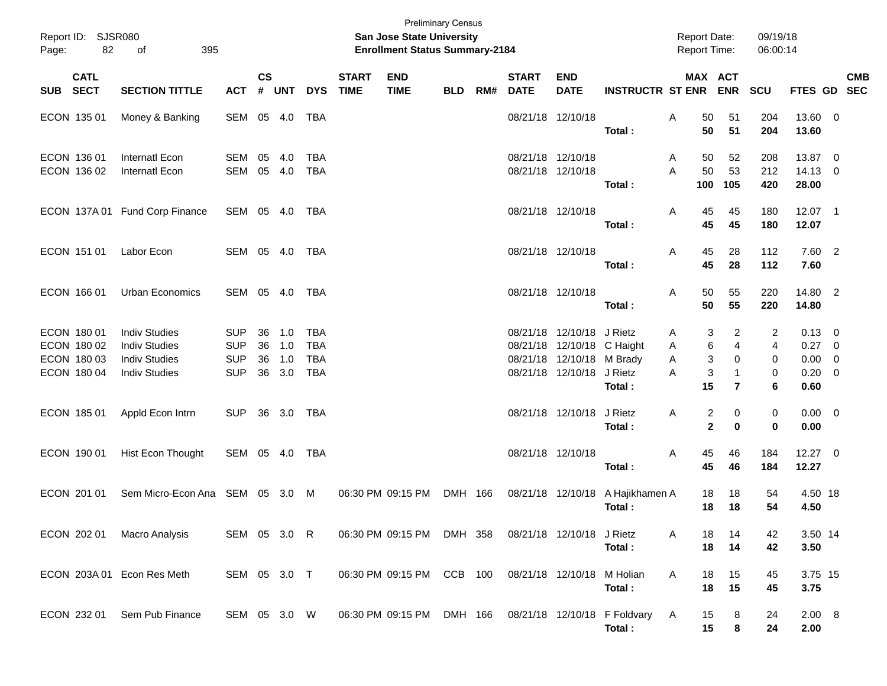Preliminary Census

**San Jose State University**

**Enrollment Status Summary-2184**

Report ID: SJSR080

Report Date: 09/19/18
Report Time: 06:00:14

| SUB | CATL SECT | SECTION TITTLE | ACT | CS # | UNT | DYS | START TIME | END TIME | BLD | RM# | START DATE | END DATE | INSTRUCTR | ST | MAX ENR | ACT ENR | SCU | FTES | GD | CMB SEC |
|---|---|---|---|---|---|---|---|---|---|---|---|---|---|---|---|---|---|---|---|---|
| ECON | 135 01 | Money & Banking | SEM | 05 | 4.0 | TBA | | | | | 08/21/18 | 12/10/18 | | A | 50 | 51 | 204 | 13.60 | 0 | |
| | | | | | | | | | | | | | **Total :** | | **50** | **51** | **204** | **13.60** | | |
| ECON | 136 01 | Internatl Econ | SEM | 05 | 4.0 | TBA | | | | | 08/21/18 | 12/10/18 | | A | 50 | 52 | 208 | 13.87 | 0 | |
| ECON | 136 02 | Internatl Econ | SEM | 05 | 4.0 | TBA | | | | | 08/21/18 | 12/10/18 | | A | 50 | 53 | 212 | 14.13 | 0 | |
| | | | | | | | | | | | | | **Total :** | | **100** | **105** | **420** | **28.00** | | |
| ECON | 137A 01 | Fund Corp Finance | SEM | 05 | 4.0 | TBA | | | | | 08/21/18 | 12/10/18 | | A | 45 | 45 | 180 | 12.07 | 1 | |
| | | | | | | | | | | | | | **Total :** | | **45** | **45** | **180** | **12.07** | | |
| ECON | 151 01 | Labor Econ | SEM | 05 | 4.0 | TBA | | | | | 08/21/18 | 12/10/18 | | A | 45 | 28 | 112 | 7.60 | 2 | |
| | | | | | | | | | | | | | **Total :** | | **45** | **28** | **112** | **7.60** | | |
| ECON | 166 01 | Urban Economics | SEM | 05 | 4.0 | TBA | | | | | 08/21/18 | 12/10/18 | | A | 50 | 55 | 220 | 14.80 | 2 | |
| | | | | | | | | | | | | | **Total :** | | **50** | **55** | **220** | **14.80** | | |
| ECON | 180 01 | Indiv Studies | SUP | 36 | 1.0 | TBA | | | | | 08/21/18 | 12/10/18 | J Rietz | A | 3 | 2 | 2 | 0.13 | 0 | |
| ECON | 180 02 | Indiv Studies | SUP | 36 | 1.0 | TBA | | | | | 08/21/18 | 12/10/18 | C Haight | A | 6 | 4 | 4 | 0.27 | 0 | |
| ECON | 180 03 | Indiv Studies | SUP | 36 | 1.0 | TBA | | | | | 08/21/18 | 12/10/18 | M Brady | A | 3 | 0 | 0 | 0.00 | 0 | |
| ECON | 180 04 | Indiv Studies | SUP | 36 | 3.0 | TBA | | | | | 08/21/18 | 12/10/18 | J Rietz | A | 3 | 1 | 0 | 0.20 | 0 | |
| | | | | | | | | | | | | | **Total :** | | **15** | **7** | **6** | **0.60** | | |
| ECON | 185 01 | Appld Econ Intrn | SUP | 36 | 3.0 | TBA | | | | | 08/21/18 | 12/10/18 | J Rietz | A | 2 | 0 | 0 | 0.00 | 0 | |
| | | | | | | | | | | | | | **Total :** | | **2** | **0** | **0** | **0.00** | | |
| ECON | 190 01 | Hist Econ Thought | SEM | 05 | 4.0 | TBA | | | | | 08/21/18 | 12/10/18 | | A | 45 | 46 | 184 | 12.27 | 0 | |
| | | | | | | | | | | | | | **Total :** | | **45** | **46** | **184** | **12.27** | | |
| ECON | 201 01 | Sem Micro-Econ Ana | SEM | 05 | 3.0 | M | 06:30 PM | 09:15 PM | DMH | 166 | 08/21/18 | 12/10/18 | A Hajikhamen | A | 18 | 18 | 54 | 4.50 | 18 | |
| | | | | | | | | | | | | | **Total :** | | **18** | **18** | **54** | **4.50** | | |
| ECON | 202 01 | Macro Analysis | SEM | 05 | 3.0 | R | 06:30 PM | 09:15 PM | DMH | 358 | 08/21/18 | 12/10/18 | J Rietz | A | 18 | 14 | 42 | 3.50 | 14 | |
| | | | | | | | | | | | | | **Total :** | | **18** | **14** | **42** | **3.50** | | |
| ECON | 203A 01 | Econ Res Meth | SEM | 05 | 3.0 | T | 06:30 PM | 09:15 PM | CCB | 100 | 08/21/18 | 12/10/18 | M Holian | A | 18 | 15 | 45 | 3.75 | 15 | |
| | | | | | | | | | | | | | **Total :** | | **18** | **15** | **45** | **3.75** | | |
| ECON | 232 01 | Sem Pub Finance | SEM | 05 | 3.0 | W | 06:30 PM | 09:15 PM | DMH | 166 | 08/21/18 | 12/10/18 | F Foldvary | A | 15 | 8 | 24 | 2.00 | 8 | |
| | | | | | | | | | | | | | **Total :** | | **15** | **8** | **24** | **2.00** | | |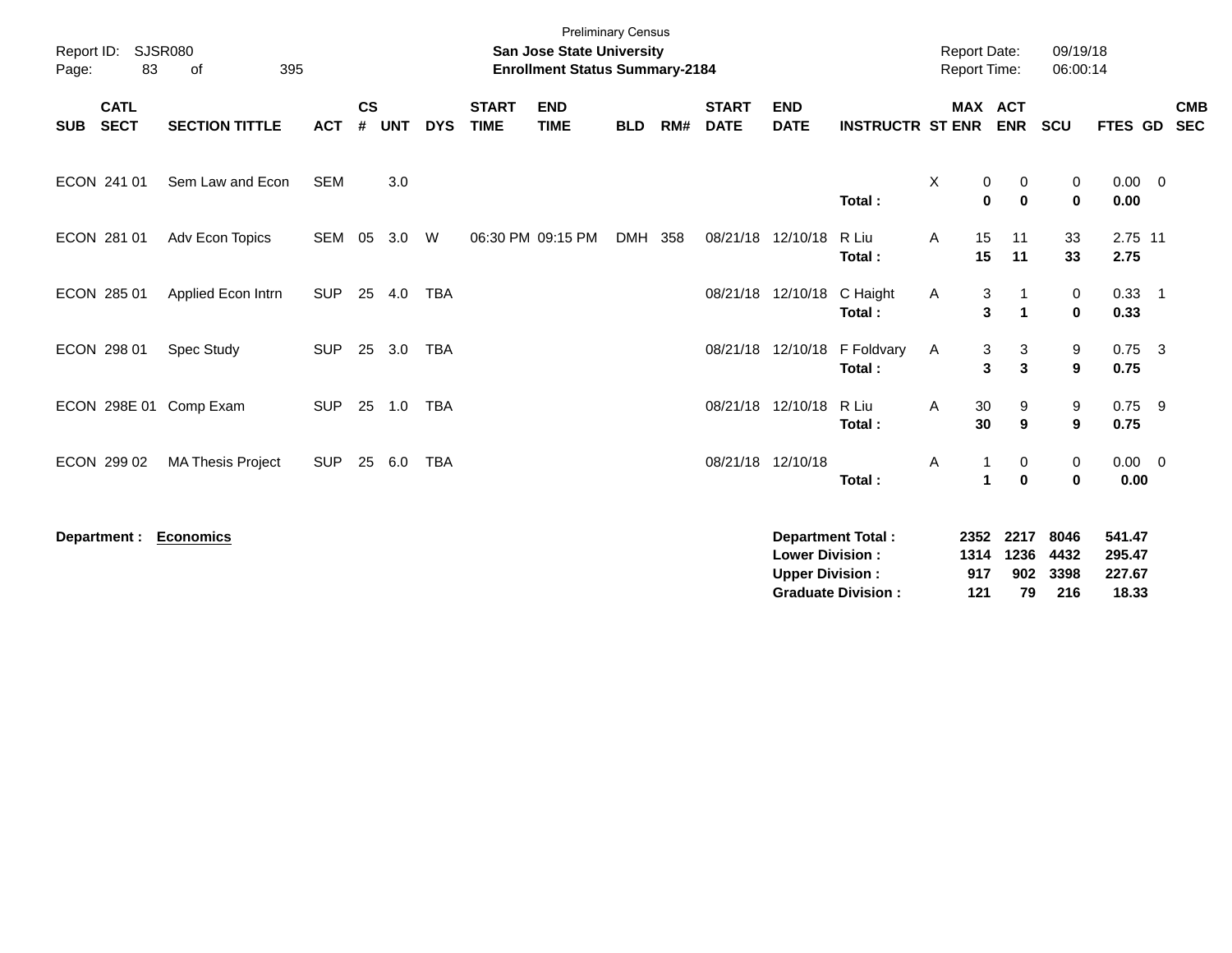Preliminary Census

**San Jose State University**
**Enrollment Status Summary-2184**

Report ID: SJSR080
Page: 83 of 395

Report Date: 09/19/18
Report Time: 06:00:14

| SUB | CATL SECT | SECTION TITTLE | ACT | CS # | UNT | DYS | START TIME | END TIME | BLD | RM# | START DATE | END DATE | INSTRUCTR | ST | MAX ENR | ACT ENR | SCU | FTES | GD | CMB SEC |
|---|---|---|---|---|---|---|---|---|---|---|---|---|---|---|---|---|---|---|---|---|
| ECON | 241 01 | Sem Law and Econ | SEM | | 3.0 | | | | | | | | | X | 0 | 0 | 0 | 0.00 | 0 | |
| | | | | | | | | | | | | | **Total :** | | **0** | **0** | **0** | **0.00** | | |
| ECON | 281 01 | Adv Econ Topics | SEM | 05 | 3.0 | W | 06:30 PM | 09:15 PM | DMH | 358 | 08/21/18 | 12/10/18 | R Liu | A | 15 | 11 | 33 | 2.75 | 11 | |
| | | | | | | | | | | | | | **Total :** | | **15** | **11** | **33** | **2.75** | | |
| ECON | 285 01 | Applied Econ Intrn | SUP | 25 | 4.0 | TBA | | | | | 08/21/18 | 12/10/18 | C Haight | A | 3 | 1 | 0 | 0.33 | 1 | |
| | | | | | | | | | | | | | **Total :** | | **3** | **1** | **0** | **0.33** | | |
| ECON | 298 01 | Spec Study | SUP | 25 | 3.0 | TBA | | | | | 08/21/18 | 12/10/18 | F Foldvary | A | 3 | 3 | 9 | 0.75 | 3 | |
| | | | | | | | | | | | | | **Total :** | | **3** | **3** | **9** | **0.75** | | |
| ECON | 298E 01 | Comp Exam | SUP | 25 | 1.0 | TBA | | | | | 08/21/18 | 12/10/18 | R Liu | A | 30 | 9 | 9 | 0.75 | 9 | |
| | | | | | | | | | | | | | **Total :** | | **30** | **9** | **9** | **0.75** | | |
| ECON | 299 02 | MA Thesis Project | SUP | 25 | 6.0 | TBA | | | | | 08/21/18 | 12/10/18 | | A | 1 | 0 | 0 | 0.00 | 0 | |
| | | | | | | | | | | | | | **Total :** | | **1** | **0** | **0** | **0.00** | | |

**Department :** **Economics**

| | MAX ENR | ACT ENR | SCU | FTES |
|---|---|---|---|---|
| **Department Total :** | **2352** | **2217** | **8046** | **541.47** |
| **Lower Division :** | **1314** | **1236** | **4432** | **295.47** |
| **Upper Division :** | **917** | **902** | **3398** | **227.67** |
| **Graduate Division :** | **121** | **79** | **216** | **18.33** |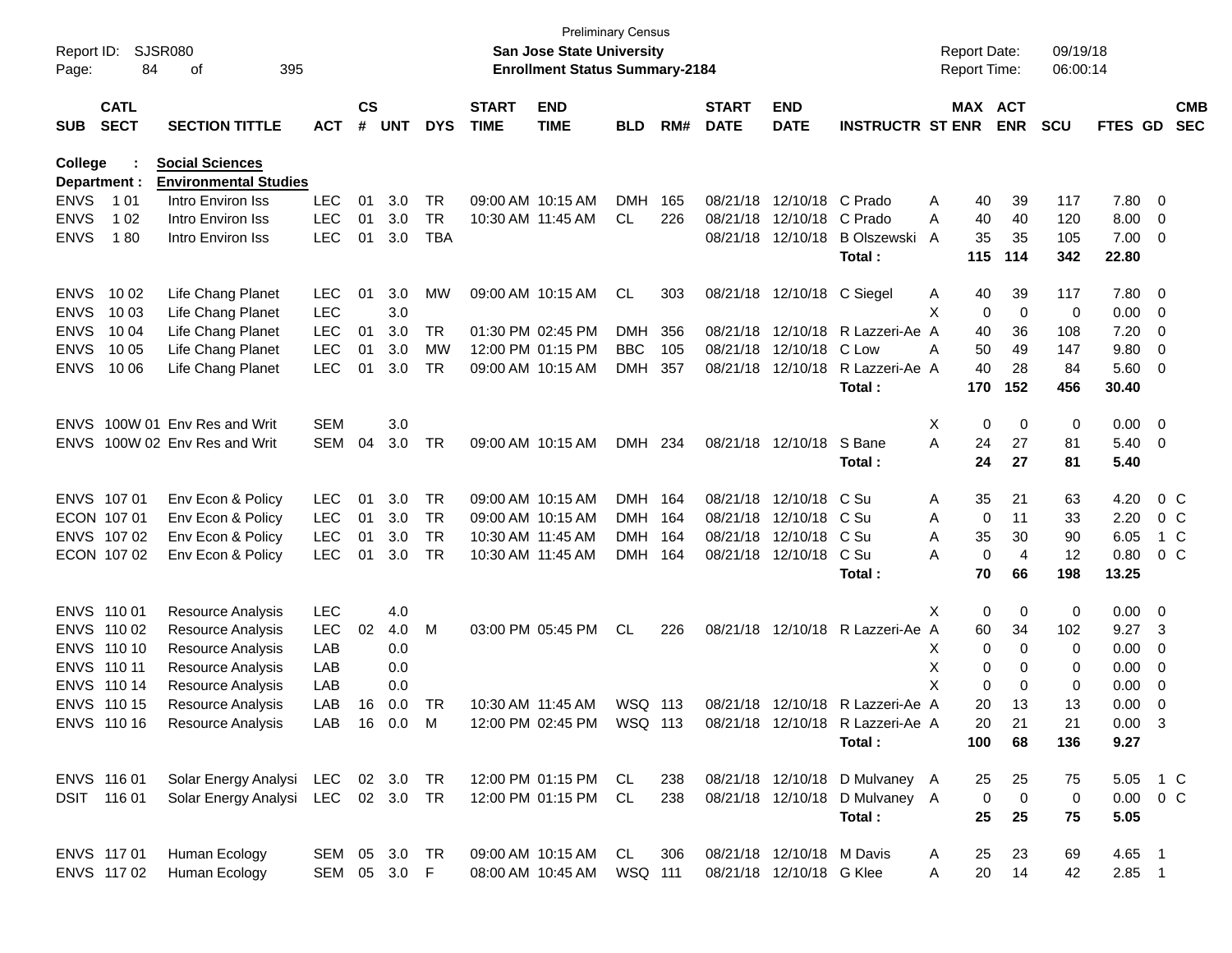Preliminary Census
**San Jose State University**
**Enrollment Status Summary-2184**

Report ID: SJSR080
Report Date: 09/19/18
Report Time: 06:00:14

**College : Social Sciences**
**Department : Environmental Studies**

| SUB | CATL SECT | SECTION TITTLE | ACT | CS # | UNT | DYS | START TIME | END TIME | BLD | RM# | START DATE | END DATE | INSTRUCTR | ST | MAX ENR | ACT ENR | SCU | FTES | GD | CMB SEC |
|---|---|---|---|---|---|---|---|---|---|---|---|---|---|---|---|---|---|---|---|---|
| ENVS | 1 01 | Intro Environ Iss | LEC | 01 | 3.0 | TR | 09:00 AM | 10:15 AM | DMH | 165 | 08/21/18 | 12/10/18 | C Prado | A | 40 | 39 | 117 | 7.80 | 0 | |
| ENVS | 1 02 | Intro Environ Iss | LEC | 01 | 3.0 | TR | 10:30 AM | 11:45 AM | CL | 226 | 08/21/18 | 12/10/18 | C Prado | A | 40 | 40 | 120 | 8.00 | 0 | |
| ENVS | 1 80 | Intro Environ Iss | LEC | 01 | 3.0 | TBA | | | | | 08/21/18 | 12/10/18 | B Olszewski | A | 35 | 35 | 105 | 7.00 | 0 | |
| | | | | | | | | | | | | | **Total :** | | **115** | **114** | **342** | **22.80** | | |
| ENVS | 10 02 | Life Chang Planet | LEC | 01 | 3.0 | MW | 09:00 AM | 10:15 AM | CL | 303 | 08/21/18 | 12/10/18 | C Siegel | A | 40 | 39 | 117 | 7.80 | 0 | |
| ENVS | 10 03 | Life Chang Planet | LEC | | 3.0 | | | | | | | | | X | 0 | 0 | 0 | 0.00 | 0 | |
| ENVS | 10 04 | Life Chang Planet | LEC | 01 | 3.0 | TR | 01:30 PM | 02:45 PM | DMH | 356 | 08/21/18 | 12/10/18 | R Lazzeri-Ae | A | 40 | 36 | 108 | 7.20 | 0 | |
| ENVS | 10 05 | Life Chang Planet | LEC | 01 | 3.0 | MW | 12:00 PM | 01:15 PM | BBC | 105 | 08/21/18 | 12/10/18 | C Low | A | 50 | 49 | 147 | 9.80 | 0 | |
| ENVS | 10 06 | Life Chang Planet | LEC | 01 | 3.0 | TR | 09:00 AM | 10:15 AM | DMH | 357 | 08/21/18 | 12/10/18 | R Lazzeri-Ae | A | 40 | 28 | 84 | 5.60 | 0 | |
| | | | | | | | | | | | | | **Total :** | | **170** | **152** | **456** | **30.40** | | |
| ENVS | 100W 01 | Env Res and Writ | SEM | | 3.0 | | | | | | | | | X | 0 | 0 | 0 | 0.00 | 0 | |
| ENVS | 100W 02 | Env Res and Writ | SEM | 04 | 3.0 | TR | 09:00 AM | 10:15 AM | DMH | 234 | 08/21/18 | 12/10/18 | S Bane | A | 24 | 27 | 81 | 5.40 | 0 | |
| | | | | | | | | | | | | | **Total :** | | **24** | **27** | **81** | **5.40** | | |
| ENVS | 107 01 | Env Econ & Policy | LEC | 01 | 3.0 | TR | 09:00 AM | 10:15 AM | DMH | 164 | 08/21/18 | 12/10/18 | C Su | A | 35 | 21 | 63 | 4.20 | 0 | C |
| ECON | 107 01 | Env Econ & Policy | LEC | 01 | 3.0 | TR | 09:00 AM | 10:15 AM | DMH | 164 | 08/21/18 | 12/10/18 | C Su | A | 0 | 11 | 33 | 2.20 | 0 | C |
| ENVS | 107 02 | Env Econ & Policy | LEC | 01 | 3.0 | TR | 10:30 AM | 11:45 AM | DMH | 164 | 08/21/18 | 12/10/18 | C Su | A | 35 | 30 | 90 | 6.05 | 1 | C |
| ECON | 107 02 | Env Econ & Policy | LEC | 01 | 3.0 | TR | 10:30 AM | 11:45 AM | DMH | 164 | 08/21/18 | 12/10/18 | C Su | A | 0 | 4 | 12 | 0.80 | 0 | C |
| | | | | | | | | | | | | | **Total :** | | **70** | **66** | **198** | **13.25** | | |
| ENVS | 110 01 | Resource Analysis | LEC | | 4.0 | | | | | | | | | X | 0 | 0 | 0 | 0.00 | 0 | |
| ENVS | 110 02 | Resource Analysis | LEC | 02 | 4.0 | M | 03:00 PM | 05:45 PM | CL | 226 | 08/21/18 | 12/10/18 | R Lazzeri-Ae | A | 60 | 34 | 102 | 9.27 | 3 | |
| ENVS | 110 10 | Resource Analysis | LAB | | 0.0 | | | | | | | | | X | 0 | 0 | 0 | 0.00 | 0 | |
| ENVS | 110 11 | Resource Analysis | LAB | | 0.0 | | | | | | | | | X | 0 | 0 | 0 | 0.00 | 0 | |
| ENVS | 110 14 | Resource Analysis | LAB | | 0.0 | | | | | | | | | X | 0 | 0 | 0 | 0.00 | 0 | |
| ENVS | 110 15 | Resource Analysis | LAB | 16 | 0.0 | TR | 10:30 AM | 11:45 AM | WSQ | 113 | 08/21/18 | 12/10/18 | R Lazzeri-Ae | A | 20 | 13 | 13 | 0.00 | 0 | |
| ENVS | 110 16 | Resource Analysis | LAB | 16 | 0.0 | M | 12:00 PM | 02:45 PM | WSQ | 113 | 08/21/18 | 12/10/18 | R Lazzeri-Ae | A | 20 | 21 | 21 | 0.00 | 3 | |
| | | | | | | | | | | | | | **Total :** | | **100** | **68** | **136** | **9.27** | | |
| ENVS | 116 01 | Solar Energy Analysi | LEC | 02 | 3.0 | TR | 12:00 PM | 01:15 PM | CL | 238 | 08/21/18 | 12/10/18 | D Mulvaney | A | 25 | 25 | 75 | 5.05 | 1 | C |
| DSIT | 116 01 | Solar Energy Analysi | LEC | 02 | 3.0 | TR | 12:00 PM | 01:15 PM | CL | 238 | 08/21/18 | 12/10/18 | D Mulvaney | A | 0 | 0 | 0 | 0.00 | 0 | C |
| | | | | | | | | | | | | | **Total :** | | **25** | **25** | **75** | **5.05** | | |
| ENVS | 117 01 | Human Ecology | SEM | 05 | 3.0 | TR | 09:00 AM | 10:15 AM | CL | 306 | 08/21/18 | 12/10/18 | M Davis | A | 25 | 23 | 69 | 4.65 | 1 | |
| ENVS | 117 02 | Human Ecology | SEM | 05 | 3.0 | F | 08:00 AM | 10:45 AM | WSQ | 111 | 08/21/18 | 12/10/18 | G Klee | A | 20 | 14 | 42 | 2.85 | 1 | |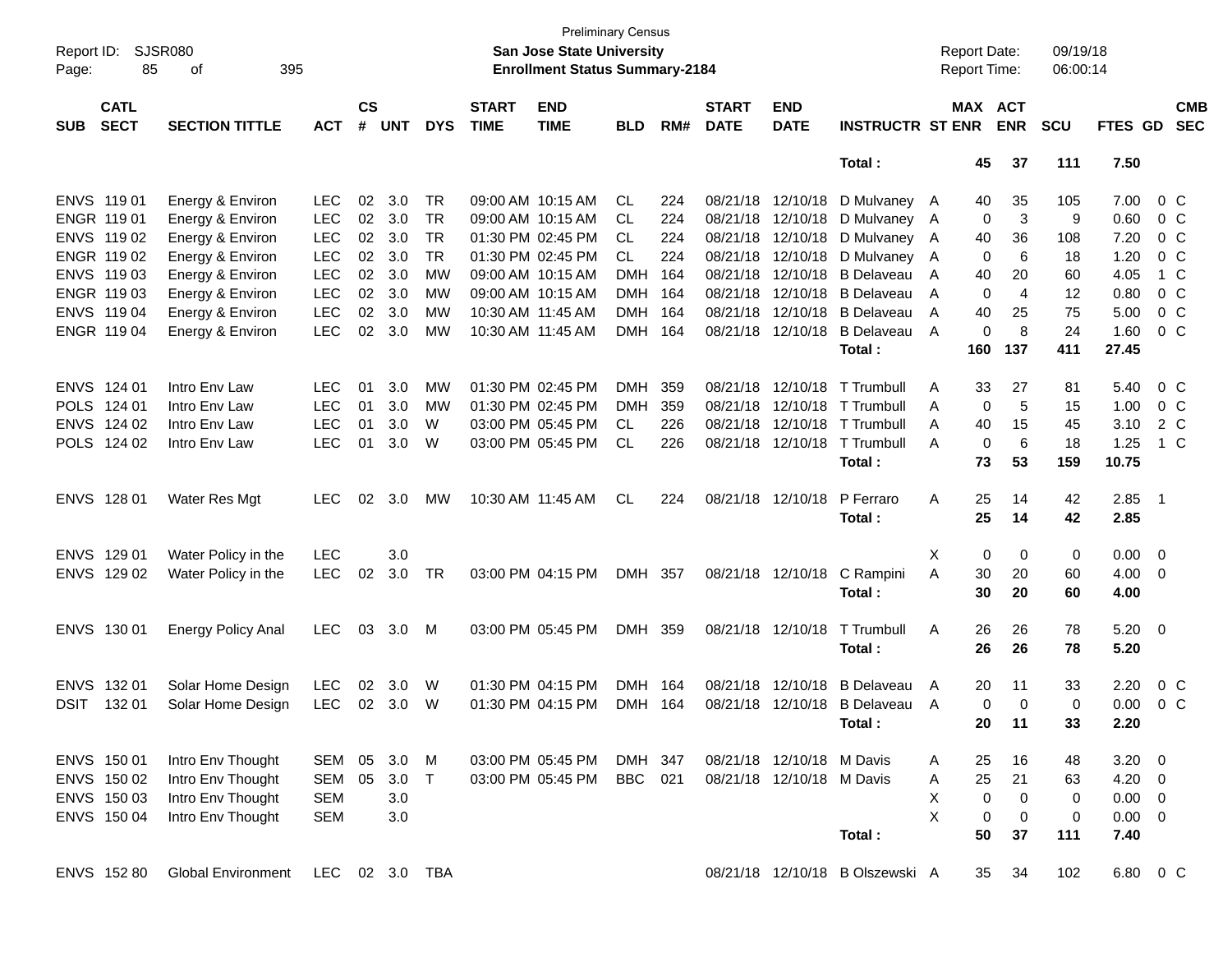Preliminary Census
**San Jose State University**
**Enrollment Status Summary-2184**

Report ID: SJSR080
Report Date: 09/19/18
Report Time: 06:00:14

| SUB | CATL SECT | SECTION TITTLE | ACT | CS # | UNT | DYS | START TIME | END TIME | BLD | RM# | START DATE | END DATE | INSTRUCTR | ST | MAX ENR | ACT ENR | SCU | FTES | GD | CMB SEC |
|---|---|---|---|---|---|---|---|---|---|---|---|---|---|---|---|---|---|---|---|---|
| | | | | | | | | | | | | | **Total :** | | **45** | **37** | **111** | **7.50** | | |
| ENVS | 119 01 | Energy & Environ | LEC | 02 | 3.0 | TR | 09:00 AM | 10:15 AM | CL | 224 | 08/21/18 | 12/10/18 | D Mulvaney | A | 40 | 35 | 105 | 7.00 | 0 | C |
| ENGR | 119 01 | Energy & Environ | LEC | 02 | 3.0 | TR | 09:00 AM | 10:15 AM | CL | 224 | 08/21/18 | 12/10/18 | D Mulvaney | A | 0 | 3 | 9 | 0.60 | 0 | C |
| ENVS | 119 02 | Energy & Environ | LEC | 02 | 3.0 | TR | 01:30 PM | 02:45 PM | CL | 224 | 08/21/18 | 12/10/18 | D Mulvaney | A | 40 | 36 | 108 | 7.20 | 0 | C |
| ENGR | 119 02 | Energy & Environ | LEC | 02 | 3.0 | TR | 01:30 PM | 02:45 PM | CL | 224 | 08/21/18 | 12/10/18 | D Mulvaney | A | 0 | 6 | 18 | 1.20 | 0 | C |
| ENVS | 119 03 | Energy & Environ | LEC | 02 | 3.0 | MW | 09:00 AM | 10:15 AM | DMH | 164 | 08/21/18 | 12/10/18 | B Delaveau | A | 40 | 20 | 60 | 4.05 | 1 | C |
| ENGR | 119 03 | Energy & Environ | LEC | 02 | 3.0 | MW | 09:00 AM | 10:15 AM | DMH | 164 | 08/21/18 | 12/10/18 | B Delaveau | A | 0 | 4 | 12 | 0.80 | 0 | C |
| ENVS | 119 04 | Energy & Environ | LEC | 02 | 3.0 | MW | 10:30 AM | 11:45 AM | DMH | 164 | 08/21/18 | 12/10/18 | B Delaveau | A | 40 | 25 | 75 | 5.00 | 0 | C |
| ENGR | 119 04 | Energy & Environ | LEC | 02 | 3.0 | MW | 10:30 AM | 11:45 AM | DMH | 164 | 08/21/18 | 12/10/18 | B Delaveau | A | 0 | 8 | 24 | 1.60 | 0 | C |
| | | | | | | | | | | | | | **Total :** | | **160** | **137** | **411** | **27.45** | | |
| ENVS | 124 01 | Intro Env Law | LEC | 01 | 3.0 | MW | 01:30 PM | 02:45 PM | DMH | 359 | 08/21/18 | 12/10/18 | T Trumbull | A | 33 | 27 | 81 | 5.40 | 0 | C |
| POLS | 124 01 | Intro Env Law | LEC | 01 | 3.0 | MW | 01:30 PM | 02:45 PM | DMH | 359 | 08/21/18 | 12/10/18 | T Trumbull | A | 0 | 5 | 15 | 1.00 | 0 | C |
| ENVS | 124 02 | Intro Env Law | LEC | 01 | 3.0 | W | 03:00 PM | 05:45 PM | CL | 226 | 08/21/18 | 12/10/18 | T Trumbull | A | 40 | 15 | 45 | 3.10 | 2 | C |
| POLS | 124 02 | Intro Env Law | LEC | 01 | 3.0 | W | 03:00 PM | 05:45 PM | CL | 226 | 08/21/18 | 12/10/18 | T Trumbull | A | 0 | 6 | 18 | 1.25 | 1 | C |
| | | | | | | | | | | | | | **Total :** | | **73** | **53** | **159** | **10.75** | | |
| ENVS | 128 01 | Water Res Mgt | LEC | 02 | 3.0 | MW | 10:30 AM | 11:45 AM | CL | 224 | 08/21/18 | 12/10/18 | P Ferraro | A | 25 | 14 | 42 | 2.85 | 1 | |
| | | | | | | | | | | | | | **Total :** | | **25** | **14** | **42** | **2.85** | | |
| ENVS | 129 01 | Water Policy in the | LEC | | 3.0 | | | | | | | | | X | 0 | 0 | 0 | 0.00 | 0 | |
| ENVS | 129 02 | Water Policy in the | LEC | 02 | 3.0 | TR | 03:00 PM | 04:15 PM | DMH | 357 | 08/21/18 | 12/10/18 | C Rampini | A | 30 | 20 | 60 | 4.00 | 0 | |
| | | | | | | | | | | | | | **Total :** | | **30** | **20** | **60** | **4.00** | | |
| ENVS | 130 01 | Energy Policy Anal | LEC | 03 | 3.0 | M | 03:00 PM | 05:45 PM | DMH | 359 | 08/21/18 | 12/10/18 | T Trumbull | A | 26 | 26 | 78 | 5.20 | 0 | |
| | | | | | | | | | | | | | **Total :** | | **26** | **26** | **78** | **5.20** | | |
| ENVS | 132 01 | Solar Home Design | LEC | 02 | 3.0 | W | 01:30 PM | 04:15 PM | DMH | 164 | 08/21/18 | 12/10/18 | B Delaveau | A | 20 | 11 | 33 | 2.20 | 0 | C |
| DSIT | 132 01 | Solar Home Design | LEC | 02 | 3.0 | W | 01:30 PM | 04:15 PM | DMH | 164 | 08/21/18 | 12/10/18 | B Delaveau | A | 0 | 0 | 0 | 0.00 | 0 | C |
| | | | | | | | | | | | | | **Total :** | | **20** | **11** | **33** | **2.20** | | |
| ENVS | 150 01 | Intro Env Thought | SEM | 05 | 3.0 | M | 03:00 PM | 05:45 PM | DMH | 347 | 08/21/18 | 12/10/18 | M Davis | A | 25 | 16 | 48 | 3.20 | 0 | |
| ENVS | 150 02 | Intro Env Thought | SEM | 05 | 3.0 | T | 03:00 PM | 05:45 PM | BBC | 021 | 08/21/18 | 12/10/18 | M Davis | A | 25 | 21 | 63 | 4.20 | 0 | |
| ENVS | 150 03 | Intro Env Thought | SEM | | 3.0 | | | | | | | | | X | 0 | 0 | 0 | 0.00 | 0 | |
| ENVS | 150 04 | Intro Env Thought | SEM | | 3.0 | | | | | | | | | X | 0 | 0 | 0 | 0.00 | 0 | |
| | | | | | | | | | | | | | **Total :** | | **50** | **37** | **111** | **7.40** | | |
| ENVS | 152 80 | Global Environment | LEC | 02 | 3.0 | TBA | | | | | 08/21/18 | 12/10/18 | B Olszewski | A | 35 | 34 | 102 | 6.80 | 0 | C |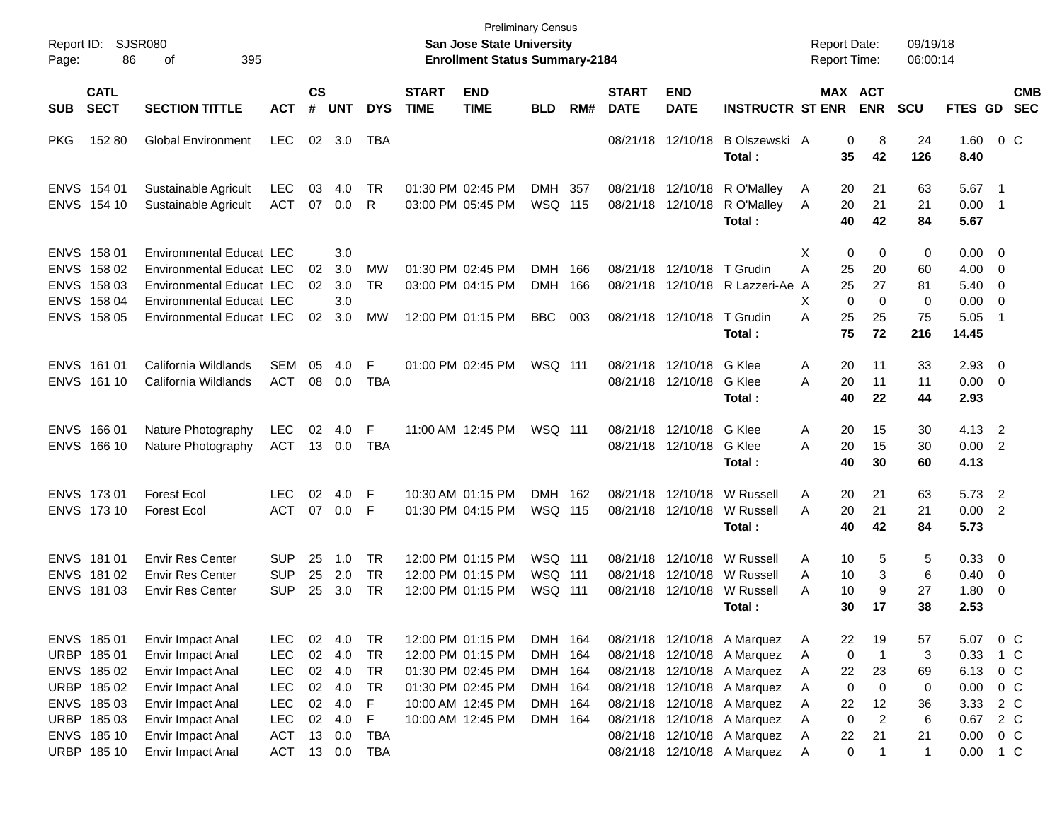| SUB | CATL SECT | SECTION TITTLE | ACT | CS # | UNT | DYS | START TIME | END TIME | BLD | RM# | START DATE | END DATE | INSTRUCTR | ST | MAX ENR | ACT ENR | SCU | FTES | GD | CMB SEC |
|---|---|---|---|---|---|---|---|---|---|---|---|---|---|---|---|---|---|---|---|---|
| PKG | 152 80 | Global Environment | LEC | 02 | 3.0 | TBA | | | | | 08/21/18 | 12/10/18 | B Olszewski | A | 0 | 8 | 24 | 1.60 | 0 | C |
| | | | | | | | | | | | | | **Total :** | | **35** | **42** | **126** | **8.40** | | |
| ENVS | 154 01 | Sustainable Agricult | LEC | 03 | 4.0 | TR | 01:30 PM | 02:45 PM | DMH | 357 | 08/21/18 | 12/10/18 | R O'Malley | A | 20 | 21 | 63 | 5.67 | 1 | |
| ENVS | 154 10 | Sustainable Agricult | ACT | 07 | 0.0 | R | 03:00 PM | 05:45 PM | WSQ | 115 | 08/21/18 | 12/10/18 | R O'Malley | A | 20 | 21 | 21 | 0.00 | 1 | |
| | | | | | | | | | | | | | **Total :** | | **40** | **42** | **84** | **5.67** | | |
| ENVS | 158 01 | Environmental Educat | LEC | | 3.0 | | | | | | | | | X | 0 | 0 | 0 | 0.00 | 0 | |
| ENVS | 158 02 | Environmental Educat | LEC | 02 | 3.0 | MW | 01:30 PM | 02:45 PM | DMH | 166 | 08/21/18 | 12/10/18 | T Grudin | A | 25 | 20 | 60 | 4.00 | 0 | |
| ENVS | 158 03 | Environmental Educat | LEC | 02 | 3.0 | TR | 03:00 PM | 04:15 PM | DMH | 166 | 08/21/18 | 12/10/18 | R Lazzeri-Ae | A | 25 | 27 | 81 | 5.40 | 0 | |
| ENVS | 158 04 | Environmental Educat | LEC | | 3.0 | | | | | | | | | X | 0 | 0 | 0 | 0.00 | 0 | |
| ENVS | 158 05 | Environmental Educat | LEC | 02 | 3.0 | MW | 12:00 PM | 01:15 PM | BBC | 003 | 08/21/18 | 12/10/18 | T Grudin | A | 25 | 25 | 75 | 5.05 | 1 | |
| | | | | | | | | | | | | | **Total :** | | **75** | **72** | **216** | **14.45** | | |
| ENVS | 161 01 | California Wildlands | SEM | 05 | 4.0 | F | 01:00 PM | 02:45 PM | WSQ | 111 | 08/21/18 | 12/10/18 | G Klee | A | 20 | 11 | 33 | 2.93 | 0 | |
| ENVS | 161 10 | California Wildlands | ACT | 08 | 0.0 | TBA | | | | | 08/21/18 | 12/10/18 | G Klee | A | 20 | 11 | 11 | 0.00 | 0 | |
| | | | | | | | | | | | | | **Total :** | | **40** | **22** | **44** | **2.93** | | |
| ENVS | 166 01 | Nature Photography | LEC | 02 | 4.0 | F | 11:00 AM | 12:45 PM | WSQ | 111 | 08/21/18 | 12/10/18 | G Klee | A | 20 | 15 | 30 | 4.13 | 2 | |
| ENVS | 166 10 | Nature Photography | ACT | 13 | 0.0 | TBA | | | | | 08/21/18 | 12/10/18 | G Klee | A | 20 | 15 | 30 | 0.00 | 2 | |
| | | | | | | | | | | | | | **Total :** | | **40** | **30** | **60** | **4.13** | | |
| ENVS | 173 01 | Forest Ecol | LEC | 02 | 4.0 | F | 10:30 AM | 01:15 PM | DMH | 162 | 08/21/18 | 12/10/18 | W Russell | A | 20 | 21 | 63 | 5.73 | 2 | |
| ENVS | 173 10 | Forest Ecol | ACT | 07 | 0.0 | F | 01:30 PM | 04:15 PM | WSQ | 115 | 08/21/18 | 12/10/18 | W Russell | A | 20 | 21 | 21 | 0.00 | 2 | |
| | | | | | | | | | | | | | **Total :** | | **40** | **42** | **84** | **5.73** | | |
| ENVS | 181 01 | Envir Res Center | SUP | 25 | 1.0 | TR | 12:00 PM | 01:15 PM | WSQ | 111 | 08/21/18 | 12/10/18 | W Russell | A | 10 | 5 | 5 | 0.33 | 0 | |
| ENVS | 181 02 | Envir Res Center | SUP | 25 | 2.0 | TR | 12:00 PM | 01:15 PM | WSQ | 111 | 08/21/18 | 12/10/18 | W Russell | A | 10 | 3 | 6 | 0.40 | 0 | |
| ENVS | 181 03 | Envir Res Center | SUP | 25 | 3.0 | TR | 12:00 PM | 01:15 PM | WSQ | 111 | 08/21/18 | 12/10/18 | W Russell | A | 10 | 9 | 27 | 1.80 | 0 | |
| | | | | | | | | | | | | | **Total :** | | **30** | **17** | **38** | **2.53** | | |
| ENVS | 185 01 | Envir Impact Anal | LEC | 02 | 4.0 | TR | 12:00 PM | 01:15 PM | DMH | 164 | 08/21/18 | 12/10/18 | A Marquez | A | 22 | 19 | 57 | 5.07 | 0 | C |
| URBP | 185 01 | Envir Impact Anal | LEC | 02 | 4.0 | TR | 12:00 PM | 01:15 PM | DMH | 164 | 08/21/18 | 12/10/18 | A Marquez | A | 0 | 1 | 3 | 0.33 | 1 | C |
| ENVS | 185 02 | Envir Impact Anal | LEC | 02 | 4.0 | TR | 01:30 PM | 02:45 PM | DMH | 164 | 08/21/18 | 12/10/18 | A Marquez | A | 22 | 23 | 69 | 6.13 | 0 | C |
| URBP | 185 02 | Envir Impact Anal | LEC | 02 | 4.0 | TR | 01:30 PM | 02:45 PM | DMH | 164 | 08/21/18 | 12/10/18 | A Marquez | A | 0 | 0 | 0 | 0.00 | 0 | C |
| ENVS | 185 03 | Envir Impact Anal | LEC | 02 | 4.0 | F | 10:00 AM | 12:45 PM | DMH | 164 | 08/21/18 | 12/10/18 | A Marquez | A | 22 | 12 | 36 | 3.33 | 2 | C |
| URBP | 185 03 | Envir Impact Anal | LEC | 02 | 4.0 | F | 10:00 AM | 12:45 PM | DMH | 164 | 08/21/18 | 12/10/18 | A Marquez | A | 0 | 2 | 6 | 0.67 | 2 | C |
| ENVS | 185 10 | Envir Impact Anal | ACT | 13 | 0.0 | TBA | | | | | 08/21/18 | 12/10/18 | A Marquez | A | 22 | 21 | 21 | 0.00 | 0 | C |
| URBP | 185 10 | Envir Impact Anal | ACT | 13 | 0.0 | TBA | | | | | 08/21/18 | 12/10/18 | A Marquez | A | 0 | 1 | 1 | 0.00 | 1 | C |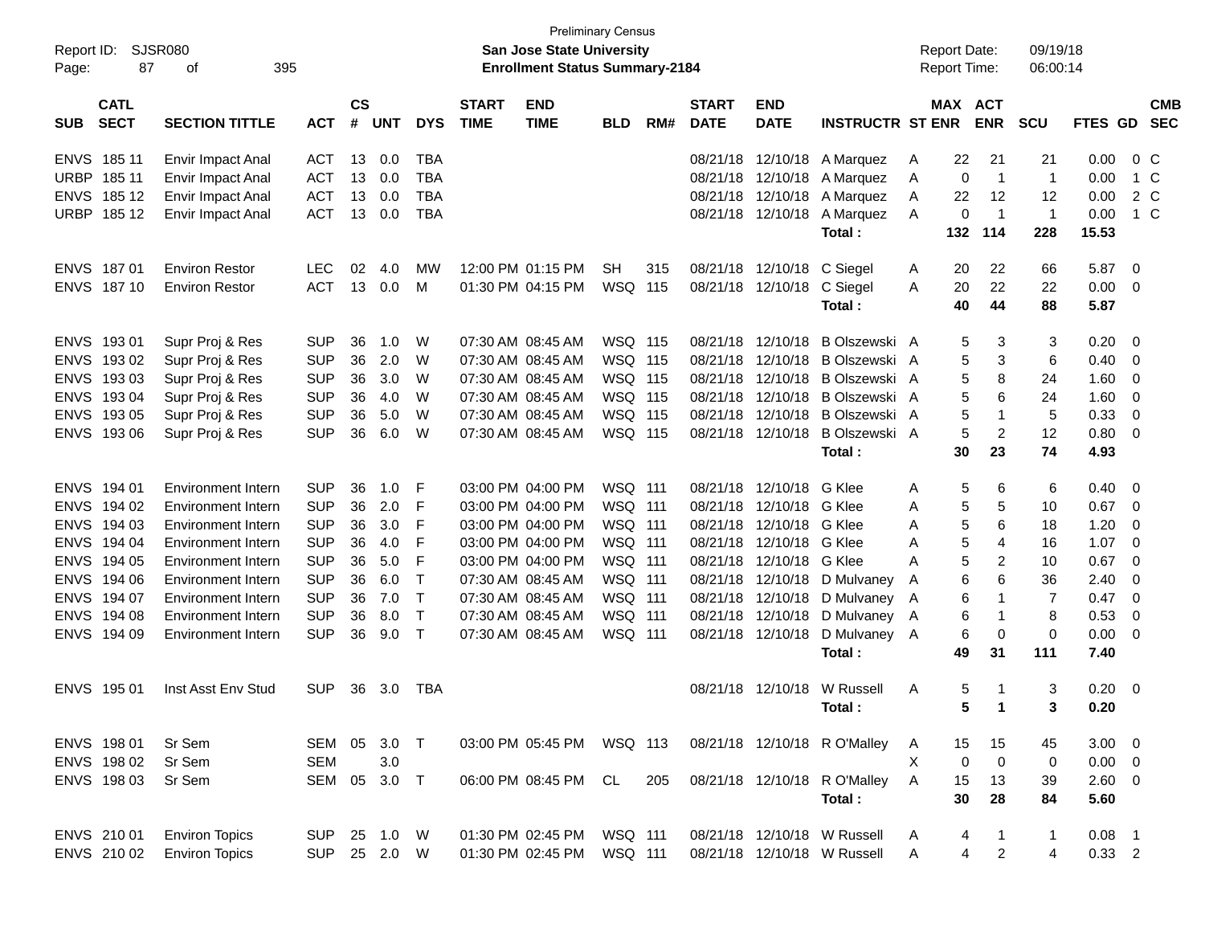Preliminary Census

Report ID: SJSR080 | **San Jose State University** | Report Date: 09/19/18
Page: 87 of 395 | **Enrollment Status Summary-2184** | Report Time: 06:00:14

| SUB | CATL SECT | SECTION TITTLE | ACT | CS # | UNT | DYS | START TIME | END TIME | BLD | RM# | START DATE | END DATE | INSTRUCTR | ST | MAX ENR | ACT ENR | SCU | FTES | GD | CMB SEC |
|---|---|---|---|---|---|---|---|---|---|---|---|---|---|---|---|---|---|---|---|---|
| ENVS | 185 11 | Envir Impact Anal | ACT | 13 | 0.0 | TBA | | | | | 08/21/18 | 12/10/18 | A Marquez | A | 22 | 21 | 21 | 0.00 | 0 | C |
| URBP | 185 11 | Envir Impact Anal | ACT | 13 | 0.0 | TBA | | | | | 08/21/18 | 12/10/18 | A Marquez | A | 0 | 1 | 1 | 0.00 | 1 | C |
| ENVS | 185 12 | Envir Impact Anal | ACT | 13 | 0.0 | TBA | | | | | 08/21/18 | 12/10/18 | A Marquez | A | 22 | 12 | 12 | 0.00 | 2 | C |
| URBP | 185 12 | Envir Impact Anal | ACT | 13 | 0.0 | TBA | | | | | 08/21/18 | 12/10/18 | A Marquez | A | 0 | 1 | 1 | 0.00 | 1 | C |
| | | | | | | | | | | | | | **Total :** | | **132** | **114** | **228** | **15.53** | | |
| ENVS | 187 01 | Environ Restor | LEC | 02 | 4.0 | MW | 12:00 PM | 01:15 PM | SH | 315 | 08/21/18 | 12/10/18 | C Siegel | A | 20 | 22 | 66 | 5.87 | 0 | |
| ENVS | 187 10 | Environ Restor | ACT | 13 | 0.0 | M | 01:30 PM | 04:15 PM | WSQ | 115 | 08/21/18 | 12/10/18 | C Siegel | A | 20 | 22 | 22 | 0.00 | 0 | |
| | | | | | | | | | | | | | **Total :** | | **40** | **44** | **88** | **5.87** | | |
| ENVS | 193 01 | Supr Proj & Res | SUP | 36 | 1.0 | W | 07:30 AM | 08:45 AM | WSQ | 115 | 08/21/18 | 12/10/18 | B Olszewski | A | 5 | 3 | 3 | 0.20 | 0 | |
| ENVS | 193 02 | Supr Proj & Res | SUP | 36 | 2.0 | W | 07:30 AM | 08:45 AM | WSQ | 115 | 08/21/18 | 12/10/18 | B Olszewski | A | 5 | 3 | 6 | 0.40 | 0 | |
| ENVS | 193 03 | Supr Proj & Res | SUP | 36 | 3.0 | W | 07:30 AM | 08:45 AM | WSQ | 115 | 08/21/18 | 12/10/18 | B Olszewski | A | 5 | 8 | 24 | 1.60 | 0 | |
| ENVS | 193 04 | Supr Proj & Res | SUP | 36 | 4.0 | W | 07:30 AM | 08:45 AM | WSQ | 115 | 08/21/18 | 12/10/18 | B Olszewski | A | 5 | 6 | 24 | 1.60 | 0 | |
| ENVS | 193 05 | Supr Proj & Res | SUP | 36 | 5.0 | W | 07:30 AM | 08:45 AM | WSQ | 115 | 08/21/18 | 12/10/18 | B Olszewski | A | 5 | 1 | 5 | 0.33 | 0 | |
| ENVS | 193 06 | Supr Proj & Res | SUP | 36 | 6.0 | W | 07:30 AM | 08:45 AM | WSQ | 115 | 08/21/18 | 12/10/18 | B Olszewski | A | 5 | 2 | 12 | 0.80 | 0 | |
| | | | | | | | | | | | | | **Total :** | | **30** | **23** | **74** | **4.93** | | |
| ENVS | 194 01 | Environment Intern | SUP | 36 | 1.0 | F | 03:00 PM | 04:00 PM | WSQ | 111 | 08/21/18 | 12/10/18 | G Klee | A | 5 | 6 | 6 | 0.40 | 0 | |
| ENVS | 194 02 | Environment Intern | SUP | 36 | 2.0 | F | 03:00 PM | 04:00 PM | WSQ | 111 | 08/21/18 | 12/10/18 | G Klee | A | 5 | 5 | 10 | 0.67 | 0 | |
| ENVS | 194 03 | Environment Intern | SUP | 36 | 3.0 | F | 03:00 PM | 04:00 PM | WSQ | 111 | 08/21/18 | 12/10/18 | G Klee | A | 5 | 6 | 18 | 1.20 | 0 | |
| ENVS | 194 04 | Environment Intern | SUP | 36 | 4.0 | F | 03:00 PM | 04:00 PM | WSQ | 111 | 08/21/18 | 12/10/18 | G Klee | A | 5 | 4 | 16 | 1.07 | 0 | |
| ENVS | 194 05 | Environment Intern | SUP | 36 | 5.0 | F | 03:00 PM | 04:00 PM | WSQ | 111 | 08/21/18 | 12/10/18 | G Klee | A | 5 | 2 | 10 | 0.67 | 0 | |
| ENVS | 194 06 | Environment Intern | SUP | 36 | 6.0 | T | 07:30 AM | 08:45 AM | WSQ | 111 | 08/21/18 | 12/10/18 | D Mulvaney | A | 6 | 6 | 36 | 2.40 | 0 | |
| ENVS | 194 07 | Environment Intern | SUP | 36 | 7.0 | T | 07:30 AM | 08:45 AM | WSQ | 111 | 08/21/18 | 12/10/18 | D Mulvaney | A | 6 | 1 | 7 | 0.47 | 0 | |
| ENVS | 194 08 | Environment Intern | SUP | 36 | 8.0 | T | 07:30 AM | 08:45 AM | WSQ | 111 | 08/21/18 | 12/10/18 | D Mulvaney | A | 6 | 1 | 8 | 0.53 | 0 | |
| ENVS | 194 09 | Environment Intern | SUP | 36 | 9.0 | T | 07:30 AM | 08:45 AM | WSQ | 111 | 08/21/18 | 12/10/18 | D Mulvaney | A | 6 | 0 | 0 | 0.00 | 0 | |
| | | | | | | | | | | | | | **Total :** | | **49** | **31** | **111** | **7.40** | | |
| ENVS | 195 01 | Inst Asst Env Stud | SUP | 36 | 3.0 | TBA | | | | | 08/21/18 | 12/10/18 | W Russell | A | 5 | 1 | 3 | 0.20 | 0 | |
| | | | | | | | | | | | | | **Total :** | | **5** | **1** | **3** | **0.20** | | |
| ENVS | 198 01 | Sr Sem | SEM | 05 | 3.0 | T | 03:00 PM | 05:45 PM | WSQ | 113 | 08/21/18 | 12/10/18 | R O'Malley | A | 15 | 15 | 45 | 3.00 | 0 | |
| ENVS | 198 02 | Sr Sem | SEM | | 3.0 | | | | | | | | | X | 0 | 0 | 0 | 0.00 | 0 | |
| ENVS | 198 03 | Sr Sem | SEM | 05 | 3.0 | T | 06:00 PM | 08:45 PM | CL | 205 | 08/21/18 | 12/10/18 | R O'Malley | A | 15 | 13 | 39 | 2.60 | 0 | |
| | | | | | | | | | | | | | **Total :** | | **30** | **28** | **84** | **5.60** | | |
| ENVS | 210 01 | Environ Topics | SUP | 25 | 1.0 | W | 01:30 PM | 02:45 PM | WSQ | 111 | 08/21/18 | 12/10/18 | W Russell | A | 4 | 1 | 1 | 0.08 | 1 | |
| ENVS | 210 02 | Environ Topics | SUP | 25 | 2.0 | W | 01:30 PM | 02:45 PM | WSQ | 111 | 08/21/18 | 12/10/18 | W Russell | A | 4 | 2 | 4 | 0.33 | 2 | |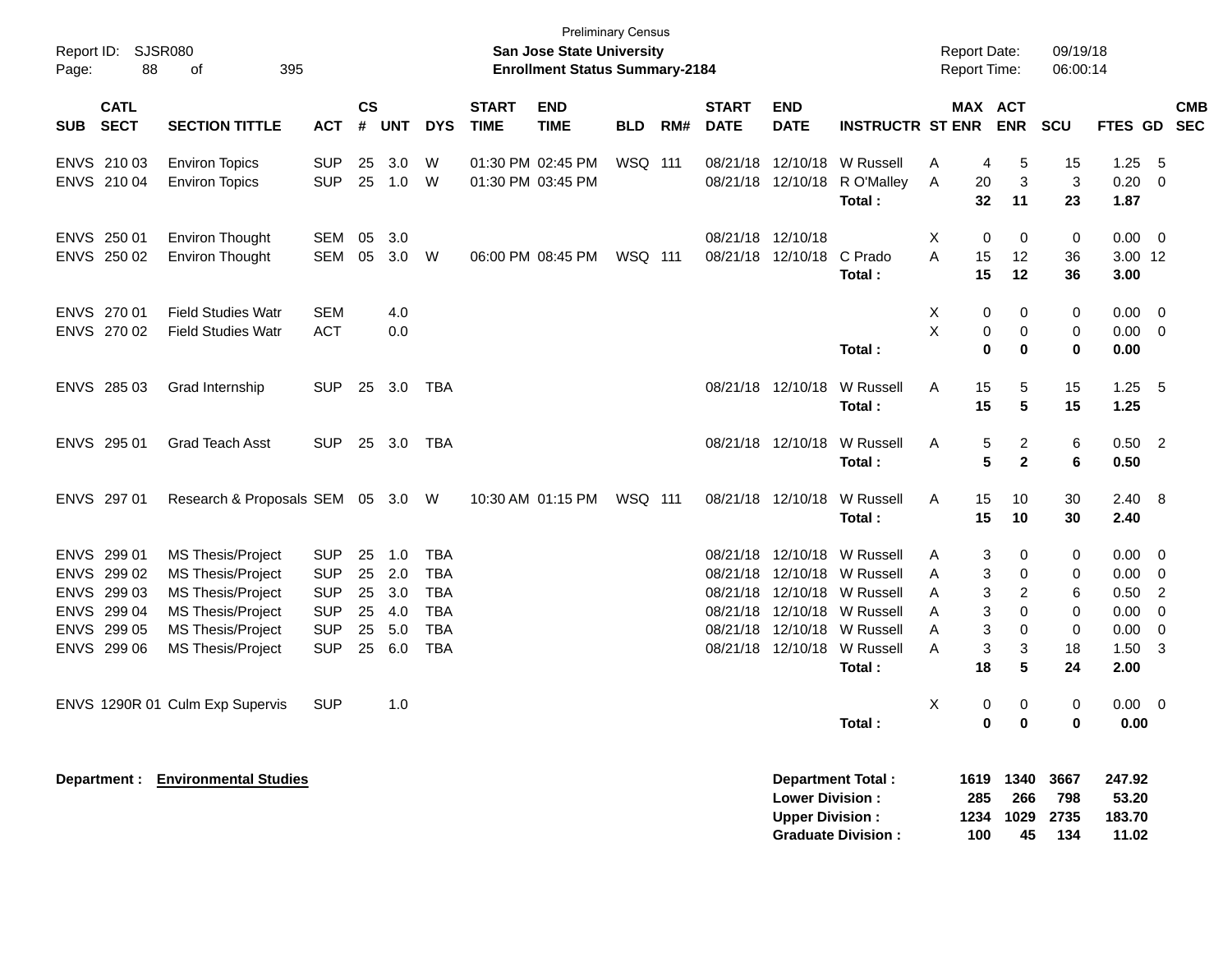Preliminary Census

**San Jose State University**

**Enrollment Status Summary-2184**

Report ID: SJSR080

Report Date: 09/19/18

Report Time: 06:00:14

| SUB | CATL SECT | SECTION TITTLE | ACT | CS # | UNT | DYS | START TIME | END TIME | BLD | RM# | START DATE | END DATE | INSTRUCTR | ST | MAX ENR | ACT ENR | SCU | FTES | GD | CMB SEC |
|---|---|---|---|---|---|---|---|---|---|---|---|---|---|---|---|---|---|---|---|---|
| ENVS | 210 03 | Environ Topics | SUP | 25 | 3.0 | W | 01:30 PM | 02:45 PM | WSQ | 111 | 08/21/18 | 12/10/18 | W Russell | A | 4 | 5 | 15 | 1.25 | 5 | |
| ENVS | 210 04 | Environ Topics | SUP | 25 | 1.0 | W | 01:30 PM | 03:45 PM | | | 08/21/18 | 12/10/18 | R O'Malley | A | 20 | 3 | 3 | 0.20 | 0 | |
| | | | | | | | | | | | | | **Total :** | | **32** | **11** | **23** | **1.87** | | |
| ENVS | 250 01 | Environ Thought | SEM | 05 | 3.0 | | | | | | 08/21/18 | 12/10/18 | | X | 0 | 0 | 0 | 0.00 | 0 | |
| ENVS | 250 02 | Environ Thought | SEM | 05 | 3.0 | W | 06:00 PM | 08:45 PM | WSQ | 111 | 08/21/18 | 12/10/18 | C Prado | A | 15 | 12 | 36 | 3.00 | 12 | |
| | | | | | | | | | | | | | **Total :** | | **15** | **12** | **36** | **3.00** | | |
| ENVS | 270 01 | Field Studies Watr | SEM | | 4.0 | | | | | | | | | X | 0 | 0 | 0 | 0.00 | 0 | |
| ENVS | 270 02 | Field Studies Watr | ACT | | 0.0 | | | | | | | | | X | 0 | 0 | 0 | 0.00 | 0 | |
| | | | | | | | | | | | | | **Total :** | | **0** | **0** | **0** | **0.00** | | |
| ENVS | 285 03 | Grad Internship | SUP | 25 | 3.0 | TBA | | | | | 08/21/18 | 12/10/18 | W Russell | A | 15 | 5 | 15 | 1.25 | 5 | |
| | | | | | | | | | | | | | **Total :** | | **15** | **5** | **15** | **1.25** | | |
| ENVS | 295 01 | Grad Teach Asst | SUP | 25 | 3.0 | TBA | | | | | 08/21/18 | 12/10/18 | W Russell | A | 5 | 2 | 6 | 0.50 | 2 | |
| | | | | | | | | | | | | | **Total :** | | **5** | **2** | **6** | **0.50** | | |
| ENVS | 297 01 | Research & Proposals | SEM | 05 | 3.0 | W | 10:30 AM | 01:15 PM | WSQ | 111 | 08/21/18 | 12/10/18 | W Russell | A | 15 | 10 | 30 | 2.40 | 8 | |
| | | | | | | | | | | | | | **Total :** | | **15** | **10** | **30** | **2.40** | | |
| ENVS | 299 01 | MS Thesis/Project | SUP | 25 | 1.0 | TBA | | | | | 08/21/18 | 12/10/18 | W Russell | A | 3 | 0 | 0 | 0.00 | 0 | |
| ENVS | 299 02 | MS Thesis/Project | SUP | 25 | 2.0 | TBA | | | | | 08/21/18 | 12/10/18 | W Russell | A | 3 | 0 | 0 | 0.00 | 0 | |
| ENVS | 299 03 | MS Thesis/Project | SUP | 25 | 3.0 | TBA | | | | | 08/21/18 | 12/10/18 | W Russell | A | 3 | 2 | 6 | 0.50 | 2 | |
| ENVS | 299 04 | MS Thesis/Project | SUP | 25 | 4.0 | TBA | | | | | 08/21/18 | 12/10/18 | W Russell | A | 3 | 0 | 0 | 0.00 | 0 | |
| ENVS | 299 05 | MS Thesis/Project | SUP | 25 | 5.0 | TBA | | | | | 08/21/18 | 12/10/18 | W Russell | A | 3 | 0 | 0 | 0.00 | 0 | |
| ENVS | 299 06 | MS Thesis/Project | SUP | 25 | 6.0 | TBA | | | | | 08/21/18 | 12/10/18 | W Russell | A | 3 | 3 | 18 | 1.50 | 3 | |
| | | | | | | | | | | | | | **Total :** | | **18** | **5** | **24** | **2.00** | | |
| ENVS | 1290R 01 | Culm Exp Supervis | SUP | | 1.0 | | | | | | | | | X | 0 | 0 | 0 | 0.00 | 0 | |
| | | | | | | | | | | | | | **Total :** | | **0** | **0** | **0** | **0.00** | | |

**Department :** **Environmental Studies**

| | MAX ENR | ACT ENR | SCU | FTES |
|---|---|---|---|---|
| **Department Total :** | **1619** | **1340** | **3667** | **247.92** |
| **Lower Division :** | **285** | **266** | **798** | **53.20** |
| **Upper Division :** | **1234** | **1029** | **2735** | **183.70** |
| **Graduate Division :** | **100** | **45** | **134** | **11.02** |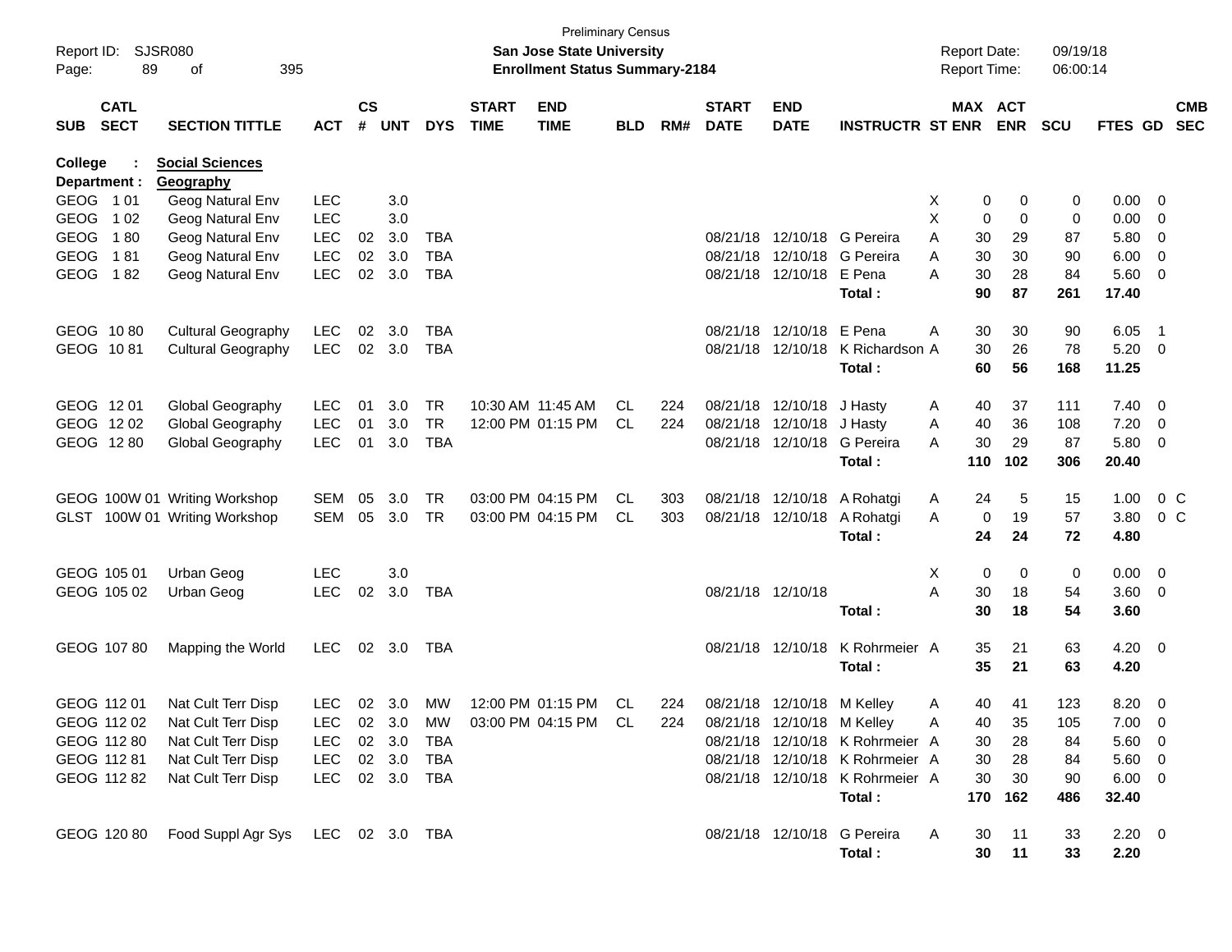Preliminary Census

Report ID: SJSR080
Page: 89 of 395

**San Jose State University**
**Enrollment Status Summary-2184**

Report Date: 09/19/18
Report Time: 06:00:14

**College : Social Sciences**
**Department : Geography**

| SUB | CATL SECT | SECTION TITTLE | ACT | CS # | UNT | DYS | START TIME | END TIME | BLD | RM# | START DATE | END DATE | INSTRUCTR | ST | MAX ENR | ACT ENR | SCU | FTES | GD | CMB SEC |
|---|---|---|---|---|---|---|---|---|---|---|---|---|---|---|---|---|---|---|---|---|
| GEOG | 1 01 | Geog Natural Env | LEC | | 3.0 | | | | | | | | | X | 0 | 0 | 0 | 0.00 | 0 | |
| GEOG | 1 02 | Geog Natural Env | LEC | | 3.0 | | | | | | | | | X | 0 | 0 | 0 | 0.00 | 0 | |
| GEOG | 1 80 | Geog Natural Env | LEC | 02 | 3.0 | TBA | | | | | 08/21/18 | 12/10/18 | G Pereira | A | 30 | 29 | 87 | 5.80 | 0 | |
| GEOG | 1 81 | Geog Natural Env | LEC | 02 | 3.0 | TBA | | | | | 08/21/18 | 12/10/18 | G Pereira | A | 30 | 30 | 90 | 6.00 | 0 | |
| GEOG | 1 82 | Geog Natural Env | LEC | 02 | 3.0 | TBA | | | | | 08/21/18 | 12/10/18 | E Pena | A | 30 | 28 | 84 | 5.60 | 0 | |
| | | | | | | | | | | | | | **Total :** | | **90** | **87** | **261** | **17.40** | | |
| GEOG | 10 80 | Cultural Geography | LEC | 02 | 3.0 | TBA | | | | | 08/21/18 | 12/10/18 | E Pena | A | 30 | 30 | 90 | 6.05 | 1 | |
| GEOG | 10 81 | Cultural Geography | LEC | 02 | 3.0 | TBA | | | | | 08/21/18 | 12/10/18 | K Richardson | A | 30 | 26 | 78 | 5.20 | 0 | |
| | | | | | | | | | | | | | **Total :** | | **60** | **56** | **168** | **11.25** | | |
| GEOG | 12 01 | Global Geography | LEC | 01 | 3.0 | TR | 10:30 AM | 11:45 AM | CL | 224 | 08/21/18 | 12/10/18 | J Hasty | A | 40 | 37 | 111 | 7.40 | 0 | |
| GEOG | 12 02 | Global Geography | LEC | 01 | 3.0 | TR | 12:00 PM | 01:15 PM | CL | 224 | 08/21/18 | 12/10/18 | J Hasty | A | 40 | 36 | 108 | 7.20 | 0 | |
| GEOG | 12 80 | Global Geography | LEC | 01 | 3.0 | TBA | | | | | 08/21/18 | 12/10/18 | G Pereira | A | 30 | 29 | 87 | 5.80 | 0 | |
| | | | | | | | | | | | | | **Total :** | | **110** | **102** | **306** | **20.40** | | |
| GEOG | 100W 01 | Writing Workshop | SEM | 05 | 3.0 | TR | 03:00 PM | 04:15 PM | CL | 303 | 08/21/18 | 12/10/18 | A Rohatgi | A | 24 | 5 | 15 | 1.00 | 0 | C |
| GLST | 100W 01 | Writing Workshop | SEM | 05 | 3.0 | TR | 03:00 PM | 04:15 PM | CL | 303 | 08/21/18 | 12/10/18 | A Rohatgi | A | 0 | 19 | 57 | 3.80 | 0 | C |
| | | | | | | | | | | | | | **Total :** | | **24** | **24** | **72** | **4.80** | | |
| GEOG | 105 01 | Urban Geog | LEC | | 3.0 | | | | | | | | | X | 0 | 0 | 0 | 0.00 | 0 | |
| GEOG | 105 02 | Urban Geog | LEC | 02 | 3.0 | TBA | | | | | 08/21/18 | 12/10/18 | | A | 30 | 18 | 54 | 3.60 | 0 | |
| | | | | | | | | | | | | | **Total :** | | **30** | **18** | **54** | **3.60** | | |
| GEOG | 107 80 | Mapping the World | LEC | 02 | 3.0 | TBA | | | | | 08/21/18 | 12/10/18 | K Rohrmeier | A | 35 | 21 | 63 | 4.20 | 0 | |
| | | | | | | | | | | | | | **Total :** | | **35** | **21** | **63** | **4.20** | | |
| GEOG | 112 01 | Nat Cult Terr Disp | LEC | 02 | 3.0 | MW | 12:00 PM | 01:15 PM | CL | 224 | 08/21/18 | 12/10/18 | M Kelley | A | 40 | 41 | 123 | 8.20 | 0 | |
| GEOG | 112 02 | Nat Cult Terr Disp | LEC | 02 | 3.0 | MW | 03:00 PM | 04:15 PM | CL | 224 | 08/21/18 | 12/10/18 | M Kelley | A | 40 | 35 | 105 | 7.00 | 0 | |
| GEOG | 112 80 | Nat Cult Terr Disp | LEC | 02 | 3.0 | TBA | | | | | 08/21/18 | 12/10/18 | K Rohrmeier | A | 30 | 28 | 84 | 5.60 | 0 | |
| GEOG | 112 81 | Nat Cult Terr Disp | LEC | 02 | 3.0 | TBA | | | | | 08/21/18 | 12/10/18 | K Rohrmeier | A | 30 | 28 | 84 | 5.60 | 0 | |
| GEOG | 112 82 | Nat Cult Terr Disp | LEC | 02 | 3.0 | TBA | | | | | 08/21/18 | 12/10/18 | K Rohrmeier | A | 30 | 30 | 90 | 6.00 | 0 | |
| | | | | | | | | | | | | | **Total :** | | **170** | **162** | **486** | **32.40** | | |
| GEOG | 120 80 | Food Suppl Agr Sys | LEC | 02 | 3.0 | TBA | | | | | 08/21/18 | 12/10/18 | G Pereira | A | 30 | 11 | 33 | 2.20 | 0 | |
| | | | | | | | | | | | | | **Total :** | | **30** | **11** | **33** | **2.20** | | |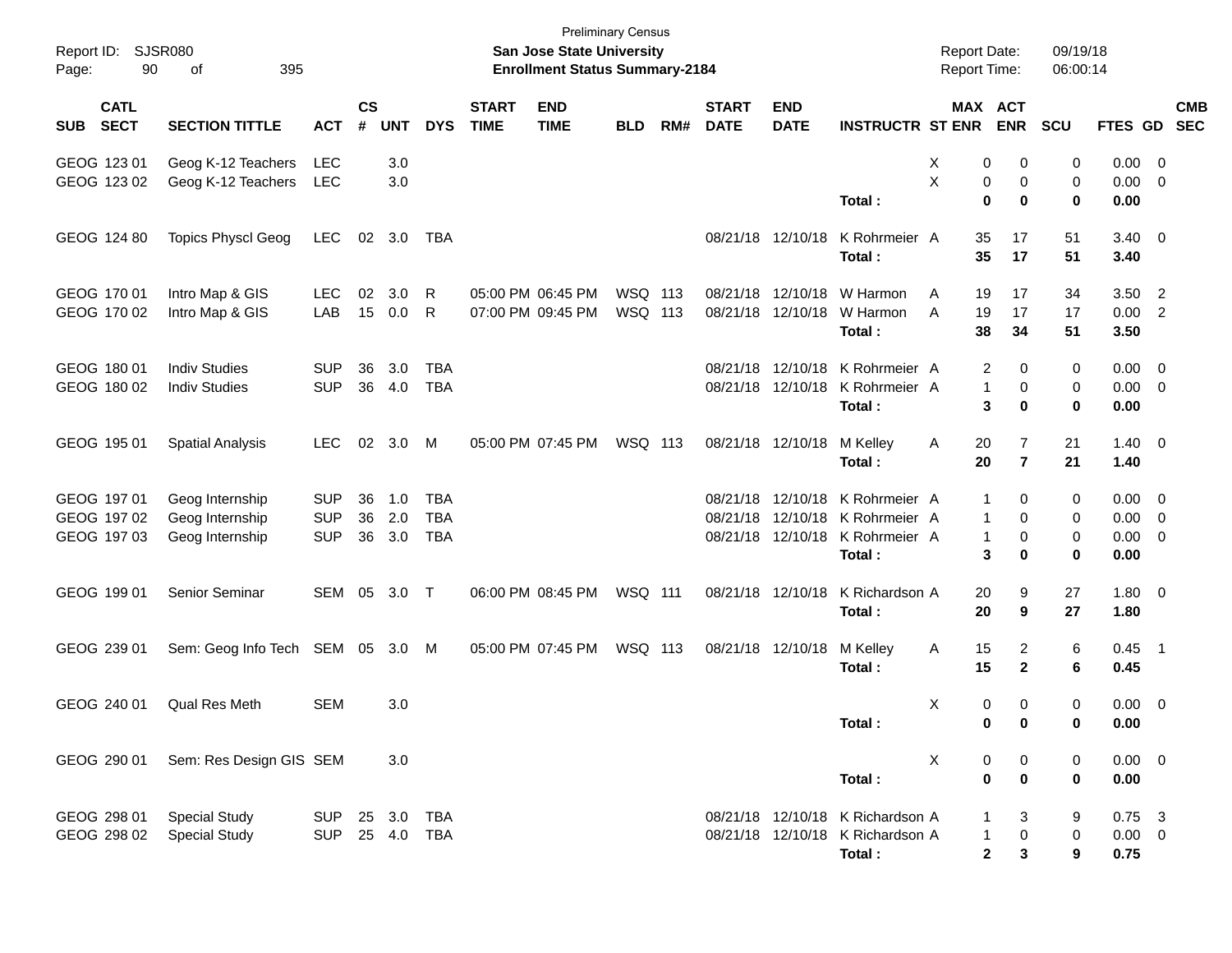Preliminary Census

**San Jose State University**

**Enrollment Status Summary-2184**

Report ID: SJSR080

Report Date: 09/19/18

Report Time: 06:00:14

| SUB | CATL SECT | SECTION TITTLE | ACT | CS # | UNT | DYS | START TIME | END TIME | BLD | RM# | START DATE | END DATE | INSTRUCTR | ST | MAX ENR | ACT ENR | SCU | FTES | GD | CMB SEC |
|---|---|---|---|---|---|---|---|---|---|---|---|---|---|---|---|---|---|---|---|---|
| GEOG | 123 01 | Geog K-12 Teachers | LEC | | 3.0 | | | | | | | | | X | 0 | 0 | 0 | 0.00 | 0 | |
| GEOG | 123 02 | Geog K-12 Teachers | LEC | | 3.0 | | | | | | | | | X | 0 | 0 | 0 | 0.00 | 0 | |
| | | | | | | | | | | | | | **Total :** | | **0** | **0** | **0** | **0.00** | | |
| GEOG | 124 80 | Topics Physcl Geog | LEC | 02 | 3.0 | TBA | | | | | 08/21/18 | 12/10/18 | K Rohrmeier | A | 35 | 17 | 51 | 3.40 | 0 | |
| | | | | | | | | | | | | | **Total :** | | **35** | **17** | **51** | **3.40** | | |
| GEOG | 170 01 | Intro Map & GIS | LEC | 02 | 3.0 | R | 05:00 PM | 06:45 PM | WSQ | 113 | 08/21/18 | 12/10/18 | W Harmon | A | 19 | 17 | 34 | 3.50 | 2 | |
| GEOG | 170 02 | Intro Map & GIS | LAB | 15 | 0.0 | R | 07:00 PM | 09:45 PM | WSQ | 113 | 08/21/18 | 12/10/18 | W Harmon | A | 19 | 17 | 17 | 0.00 | 2 | |
| | | | | | | | | | | | | | **Total :** | | **38** | **34** | **51** | **3.50** | | |
| GEOG | 180 01 | Indiv Studies | SUP | 36 | 3.0 | TBA | | | | | 08/21/18 | 12/10/18 | K Rohrmeier | A | 2 | 0 | 0 | 0.00 | 0 | |
| GEOG | 180 02 | Indiv Studies | SUP | 36 | 4.0 | TBA | | | | | 08/21/18 | 12/10/18 | K Rohrmeier | A | 1 | 0 | 0 | 0.00 | 0 | |
| | | | | | | | | | | | | | **Total :** | | **3** | **0** | **0** | **0.00** | | |
| GEOG | 195 01 | Spatial Analysis | LEC | 02 | 3.0 | M | 05:00 PM | 07:45 PM | WSQ | 113 | 08/21/18 | 12/10/18 | M Kelley | A | 20 | 7 | 21 | 1.40 | 0 | |
| | | | | | | | | | | | | | **Total :** | | **20** | **7** | **21** | **1.40** | | |
| GEOG | 197 01 | Geog Internship | SUP | 36 | 1.0 | TBA | | | | | 08/21/18 | 12/10/18 | K Rohrmeier | A | 1 | 0 | 0 | 0.00 | 0 | |
| GEOG | 197 02 | Geog Internship | SUP | 36 | 2.0 | TBA | | | | | 08/21/18 | 12/10/18 | K Rohrmeier | A | 1 | 0 | 0 | 0.00 | 0 | |
| GEOG | 197 03 | Geog Internship | SUP | 36 | 3.0 | TBA | | | | | 08/21/18 | 12/10/18 | K Rohrmeier | A | 1 | 0 | 0 | 0.00 | 0 | |
| | | | | | | | | | | | | | **Total :** | | **3** | **0** | **0** | **0.00** | | |
| GEOG | 199 01 | Senior Seminar | SEM | 05 | 3.0 | T | 06:00 PM | 08:45 PM | WSQ | 111 | 08/21/18 | 12/10/18 | K Richardson | A | 20 | 9 | 27 | 1.80 | 0 | |
| | | | | | | | | | | | | | **Total :** | | **20** | **9** | **27** | **1.80** | | |
| GEOG | 239 01 | Sem: Geog Info Tech | SEM | 05 | 3.0 | M | 05:00 PM | 07:45 PM | WSQ | 113 | 08/21/18 | 12/10/18 | M Kelley | A | 15 | 2 | 6 | 0.45 | 1 | |
| | | | | | | | | | | | | | **Total :** | | **15** | **2** | **6** | **0.45** | | |
| GEOG | 240 01 | Qual Res Meth | SEM | | 3.0 | | | | | | | | | X | 0 | 0 | 0 | 0.00 | 0 | |
| | | | | | | | | | | | | | **Total :** | | **0** | **0** | **0** | **0.00** | | |
| GEOG | 290 01 | Sem: Res Design GIS | SEM | | 3.0 | | | | | | | | | X | 0 | 0 | 0 | 0.00 | 0 | |
| | | | | | | | | | | | | | **Total :** | | **0** | **0** | **0** | **0.00** | | |
| GEOG | 298 01 | Special Study | SUP | 25 | 3.0 | TBA | | | | | 08/21/18 | 12/10/18 | K Richardson | A | 1 | 3 | 9 | 0.75 | 3 | |
| GEOG | 298 02 | Special Study | SUP | 25 | 4.0 | TBA | | | | | 08/21/18 | 12/10/18 | K Richardson | A | 1 | 0 | 0 | 0.00 | 0 | |
| | | | | | | | | | | | | | **Total :** | | **2** | **3** | **9** | **0.75** | | |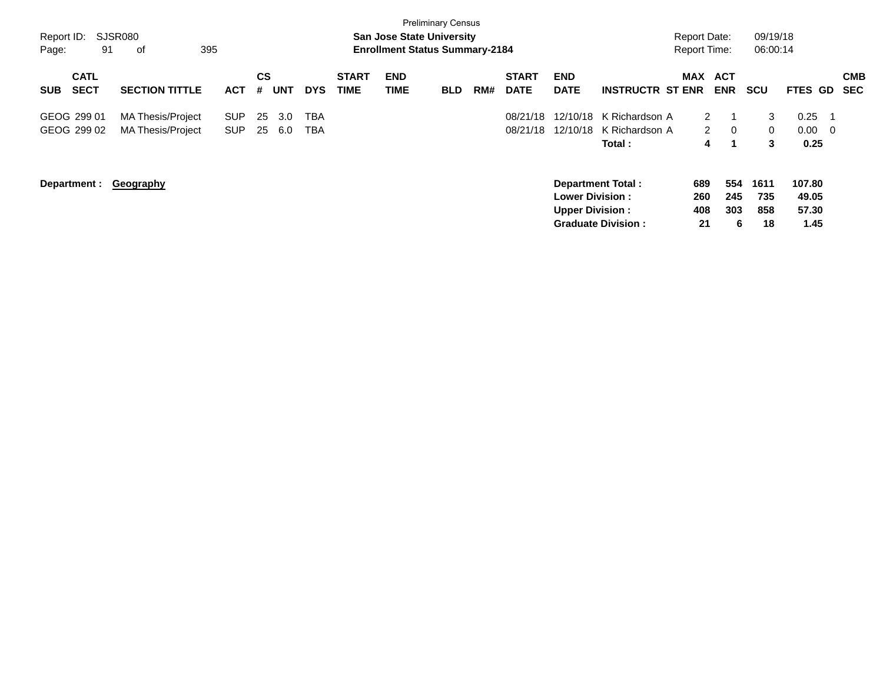Preliminary Census

**San Jose State University**
**Enrollment Status Summary-2184**

Report ID: SJSR080
Report Date: 09/19/18
Report Time: 06:00:14

| SUB | CATL SECT | SECTION TITTLE | ACT | CS # | UNT | DYS | START TIME | END TIME | BLD | RM# | START DATE | END DATE | INSTRUCTR | ST | MAX ENR | ACT ENR | SCU | FTES | GD | CMB SEC |
|---|---|---|---|---|---|---|---|---|---|---|---|---|---|---|---|---|---|---|---|---|
| GEOG | 299 01 | MA Thesis/Project | SUP | 25 | 3.0 | TBA | | | | | 08/21/18 | 12/10/18 | K Richardson | A | 2 | 1 | 3 | 0.25 | 1 | |
| GEOG | 299 02 | MA Thesis/Project | SUP | 25 | 6.0 | TBA | | | | | 08/21/18 | 12/10/18 | K Richardson | A | 2 | 0 | 0 | 0.00 | 0 | |
| | | | | | | | | | | | | | **Total :** | | **4** | **1** | **3** | **0.25** | | |

**Department :** **Geography**

| | MAX ENR | ACT ENR | SCU | FTES |
|---|---|---|---|---|
| **Department Total :** | **689** | **554** | **1611** | **107.80** |
| **Lower Division :** | **260** | **245** | **735** | **49.05** |
| **Upper Division :** | **408** | **303** | **858** | **57.30** |
| **Graduate Division :** | **21** | **6** | **18** | **1.45** |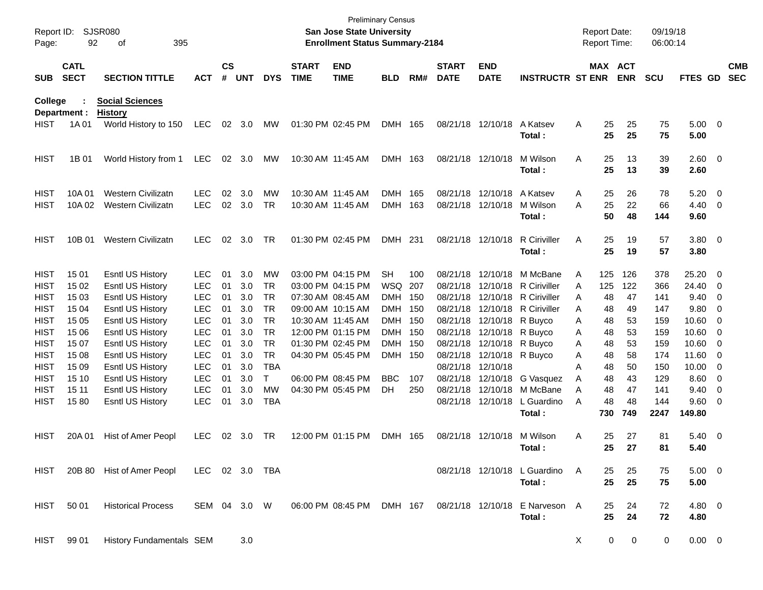Preliminary Census
**San Jose State University**
**Enrollment Status Summary-2184**

Report ID: SJSR080
Report Date: 09/19/18
Report Time: 06:00:14

**College : Social Sciences**
**Department : History**

| SUB | CATL SECT | SECTION TITTLE | ACT | CS # | UNT | DYS | START TIME | END TIME | BLD | RM# | START DATE | END DATE | INSTRUCTR | ST | MAX ENR | ACT ENR | SCU | FTES | GD | CMB SEC |
|---|---|---|---|---|---|---|---|---|---|---|---|---|---|---|---|---|---|---|---|---|
| HIST | 1A 01 | World History to 150 | LEC | 02 | 3.0 | MW | 01:30 PM | 02:45 PM | DMH | 165 | 08/21/18 | 12/10/18 | A Katsev | A | 25 | 25 | 75 | 5.00 | 0 | |
| | | | | | | | | | | | | | **Total :** | | **25** | **25** | **75** | **5.00** | | |
| HIST | 1B 01 | World History from 1 | LEC | 02 | 3.0 | MW | 10:30 AM | 11:45 AM | DMH | 163 | 08/21/18 | 12/10/18 | M Wilson | A | 25 | 13 | 39 | 2.60 | 0 | |
| | | | | | | | | | | | | | **Total :** | | **25** | **13** | **39** | **2.60** | | |
| HIST | 10A 01 | Western Civilizatn | LEC | 02 | 3.0 | MW | 10:30 AM | 11:45 AM | DMH | 165 | 08/21/18 | 12/10/18 | A Katsev | A | 25 | 26 | 78 | 5.20 | 0 | |
| HIST | 10A 02 | Western Civilizatn | LEC | 02 | 3.0 | TR | 10:30 AM | 11:45 AM | DMH | 163 | 08/21/18 | 12/10/18 | M Wilson | A | 25 | 22 | 66 | 4.40 | 0 | |
| | | | | | | | | | | | | | **Total :** | | **50** | **48** | **144** | **9.60** | | |
| HIST | 10B 01 | Western Civilizatn | LEC | 02 | 3.0 | TR | 01:30 PM | 02:45 PM | DMH | 231 | 08/21/18 | 12/10/18 | R Ciriviller | A | 25 | 19 | 57 | 3.80 | 0 | |
| | | | | | | | | | | | | | **Total :** | | **25** | **19** | **57** | **3.80** | | |
| HIST | 15 01 | Esntl US History | LEC | 01 | 3.0 | MW | 03:00 PM | 04:15 PM | SH | 100 | 08/21/18 | 12/10/18 | M McBane | A | 125 | 126 | 378 | 25.20 | 0 | |
| HIST | 15 02 | Esntl US History | LEC | 01 | 3.0 | TR | 03:00 PM | 04:15 PM | WSQ | 207 | 08/21/18 | 12/10/18 | R Ciriviller | A | 125 | 122 | 366 | 24.40 | 0 | |
| HIST | 15 03 | Esntl US History | LEC | 01 | 3.0 | TR | 07:30 AM | 08:45 AM | DMH | 150 | 08/21/18 | 12/10/18 | R Ciriviller | A | 48 | 47 | 141 | 9.40 | 0 | |
| HIST | 15 04 | Esntl US History | LEC | 01 | 3.0 | TR | 09:00 AM | 10:15 AM | DMH | 150 | 08/21/18 | 12/10/18 | R Ciriviller | A | 48 | 49 | 147 | 9.80 | 0 | |
| HIST | 15 05 | Esntl US History | LEC | 01 | 3.0 | TR | 10:30 AM | 11:45 AM | DMH | 150 | 08/21/18 | 12/10/18 | R Buyco | A | 48 | 53 | 159 | 10.60 | 0 | |
| HIST | 15 06 | Esntl US History | LEC | 01 | 3.0 | TR | 12:00 PM | 01:15 PM | DMH | 150 | 08/21/18 | 12/10/18 | R Buyco | A | 48 | 53 | 159 | 10.60 | 0 | |
| HIST | 15 07 | Esntl US History | LEC | 01 | 3.0 | TR | 01:30 PM | 02:45 PM | DMH | 150 | 08/21/18 | 12/10/18 | R Buyco | A | 48 | 53 | 159 | 10.60 | 0 | |
| HIST | 15 08 | Esntl US History | LEC | 01 | 3.0 | TR | 04:30 PM | 05:45 PM | DMH | 150 | 08/21/18 | 12/10/18 | R Buyco | A | 48 | 58 | 174 | 11.60 | 0 | |
| HIST | 15 09 | Esntl US History | LEC | 01 | 3.0 | TBA | | | | | 08/21/18 | 12/10/18 | | A | 48 | 50 | 150 | 10.00 | 0 | |
| HIST | 15 10 | Esntl US History | LEC | 01 | 3.0 | T | 06:00 PM | 08:45 PM | BBC | 107 | 08/21/18 | 12/10/18 | G Vasquez | A | 48 | 43 | 129 | 8.60 | 0 | |
| HIST | 15 11 | Esntl US History | LEC | 01 | 3.0 | MW | 04:30 PM | 05:45 PM | DH | 250 | 08/21/18 | 12/10/18 | M McBane | A | 48 | 47 | 141 | 9.40 | 0 | |
| HIST | 15 80 | Esntl US History | LEC | 01 | 3.0 | TBA | | | | | 08/21/18 | 12/10/18 | L Guardino | A | 48 | 48 | 144 | 9.60 | 0 | |
| | | | | | | | | | | | | | **Total :** | | **730** | **749** | **2247** | **149.80** | | |
| HIST | 20A 01 | Hist of Amer Peopl | LEC | 02 | 3.0 | TR | 12:00 PM | 01:15 PM | DMH | 165 | 08/21/18 | 12/10/18 | M Wilson | A | 25 | 27 | 81 | 5.40 | 0 | |
| | | | | | | | | | | | | | **Total :** | | **25** | **27** | **81** | **5.40** | | |
| HIST | 20B 80 | Hist of Amer Peopl | LEC | 02 | 3.0 | TBA | | | | | 08/21/18 | 12/10/18 | L Guardino | A | 25 | 25 | 75 | 5.00 | 0 | |
| | | | | | | | | | | | | | **Total :** | | **25** | **25** | **75** | **5.00** | | |
| HIST | 50 01 | Historical Process | SEM | 04 | 3.0 | W | 06:00 PM | 08:45 PM | DMH | 167 | 08/21/18 | 12/10/18 | E Narveson | A | 25 | 24 | 72 | 4.80 | 0 | |
| | | | | | | | | | | | | | **Total :** | | **25** | **24** | **72** | **4.80** | | |
| HIST | 99 01 | History Fundamentals | SEM | | 3.0 | | | | | | | | | X | 0 | 0 | 0 | 0.00 | 0 | |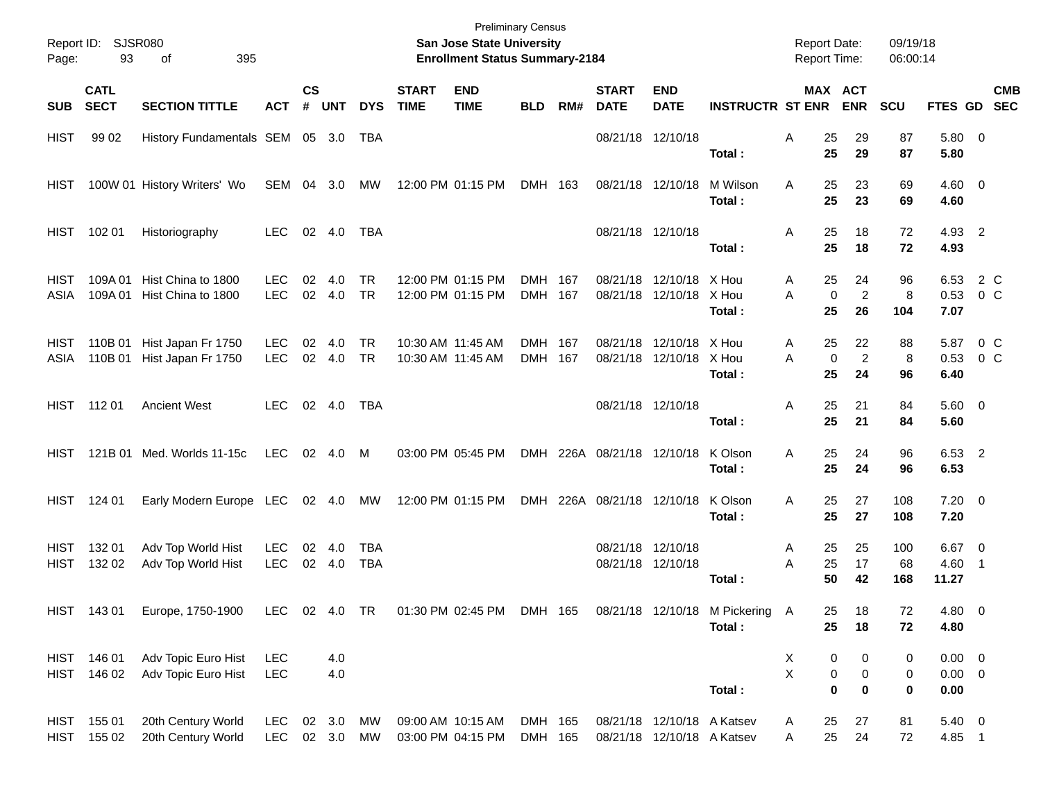Preliminary Census
**San Jose State University**
**Enrollment Status Summary-2184**

Report ID: SJSR080
Report Date: 09/19/18
Report Time: 06:00:14

| SUB | CATL SECT | SECTION TITTLE | ACT | CS # | UNT | DYS | START TIME | END TIME | BLD | RM# | START DATE | END DATE | INSTRUCTR | ST | MAX ENR | ACT ENR | SCU | FTES | GD | CMB SEC |
|---|---|---|---|---|---|---|---|---|---|---|---|---|---|---|---|---|---|---|---|---|
| HIST | 99 02 | History Fundamentals | SEM | 05 | 3.0 | TBA | | | | | 08/21/18 | 12/10/18 | | A | 25 | 29 | 87 | 5.80 | 0 | |
| | | | | | | | | | | | | | **Total :** | | **25** | **29** | **87** | **5.80** | | |
| HIST | 100W 01 | History Writers' Wo | SEM | 04 | 3.0 | MW | 12:00 PM | 01:15 PM | DMH | 163 | 08/21/18 | 12/10/18 | M Wilson | A | 25 | 23 | 69 | 4.60 | 0 | |
| | | | | | | | | | | | | | **Total :** | | **25** | **23** | **69** | **4.60** | | |
| HIST | 102 01 | Historiography | LEC | 02 | 4.0 | TBA | | | | | 08/21/18 | 12/10/18 | | A | 25 | 18 | 72 | 4.93 | 2 | |
| | | | | | | | | | | | | | **Total :** | | **25** | **18** | **72** | **4.93** | | |
| HIST | 109A 01 | Hist China to 1800 | LEC | 02 | 4.0 | TR | 12:00 PM | 01:15 PM | DMH | 167 | 08/21/18 | 12/10/18 | X Hou | A | 25 | 24 | 96 | 6.53 | 2 | C |
| ASIA | 109A 01 | Hist China to 1800 | LEC | 02 | 4.0 | TR | 12:00 PM | 01:15 PM | DMH | 167 | 08/21/18 | 12/10/18 | X Hou | A | 0 | 2 | 8 | 0.53 | 0 | C |
| | | | | | | | | | | | | | **Total :** | | **25** | **26** | **104** | **7.07** | | |
| HIST | 110B 01 | Hist Japan Fr 1750 | LEC | 02 | 4.0 | TR | 10:30 AM | 11:45 AM | DMH | 167 | 08/21/18 | 12/10/18 | X Hou | A | 25 | 22 | 88 | 5.87 | 0 | C |
| ASIA | 110B 01 | Hist Japan Fr 1750 | LEC | 02 | 4.0 | TR | 10:30 AM | 11:45 AM | DMH | 167 | 08/21/18 | 12/10/18 | X Hou | A | 0 | 2 | 8 | 0.53 | 0 | C |
| | | | | | | | | | | | | | **Total :** | | **25** | **24** | **96** | **6.40** | | |
| HIST | 112 01 | Ancient West | LEC | 02 | 4.0 | TBA | | | | | 08/21/18 | 12/10/18 | | A | 25 | 21 | 84 | 5.60 | 0 | |
| | | | | | | | | | | | | | **Total :** | | **25** | **21** | **84** | **5.60** | | |
| HIST | 121B 01 | Med. Worlds 11-15c | LEC | 02 | 4.0 | M | 03:00 PM | 05:45 PM | DMH | 226A | 08/21/18 | 12/10/18 | K Olson | A | 25 | 24 | 96 | 6.53 | 2 | |
| | | | | | | | | | | | | | **Total :** | | **25** | **24** | **96** | **6.53** | | |
| HIST | 124 01 | Early Modern Europe | LEC | 02 | 4.0 | MW | 12:00 PM | 01:15 PM | DMH | 226A | 08/21/18 | 12/10/18 | K Olson | A | 25 | 27 | 108 | 7.20 | 0 | |
| | | | | | | | | | | | | | **Total :** | | **25** | **27** | **108** | **7.20** | | |
| HIST | 132 01 | Adv Top World Hist | LEC | 02 | 4.0 | TBA | | | | | 08/21/18 | 12/10/18 | | A | 25 | 25 | 100 | 6.67 | 0 | |
| HIST | 132 02 | Adv Top World Hist | LEC | 02 | 4.0 | TBA | | | | | 08/21/18 | 12/10/18 | | A | 25 | 17 | 68 | 4.60 | 1 | |
| | | | | | | | | | | | | | **Total :** | | **50** | **42** | **168** | **11.27** | | |
| HIST | 143 01 | Europe, 1750-1900 | LEC | 02 | 4.0 | TR | 01:30 PM | 02:45 PM | DMH | 165 | 08/21/18 | 12/10/18 | M Pickering | A | 25 | 18 | 72 | 4.80 | 0 | |
| | | | | | | | | | | | | | **Total :** | | **25** | **18** | **72** | **4.80** | | |
| HIST | 146 01 | Adv Topic Euro Hist | LEC | | 4.0 | | | | | | | | | X | 0 | 0 | 0 | 0.00 | 0 | |
| HIST | 146 02 | Adv Topic Euro Hist | LEC | | 4.0 | | | | | | | | | X | 0 | 0 | 0 | 0.00 | 0 | |
| | | | | | | | | | | | | | **Total :** | | **0** | **0** | **0** | **0.00** | | |
| HIST | 155 01 | 20th Century World | LEC | 02 | 3.0 | MW | 09:00 AM | 10:15 AM | DMH | 165 | 08/21/18 | 12/10/18 | A Katsev | A | 25 | 27 | 81 | 5.40 | 0 | |
| HIST | 155 02 | 20th Century World | LEC | 02 | 3.0 | MW | 03:00 PM | 04:15 PM | DMH | 165 | 08/21/18 | 12/10/18 | A Katsev | A | 25 | 24 | 72 | 4.85 | 1 | |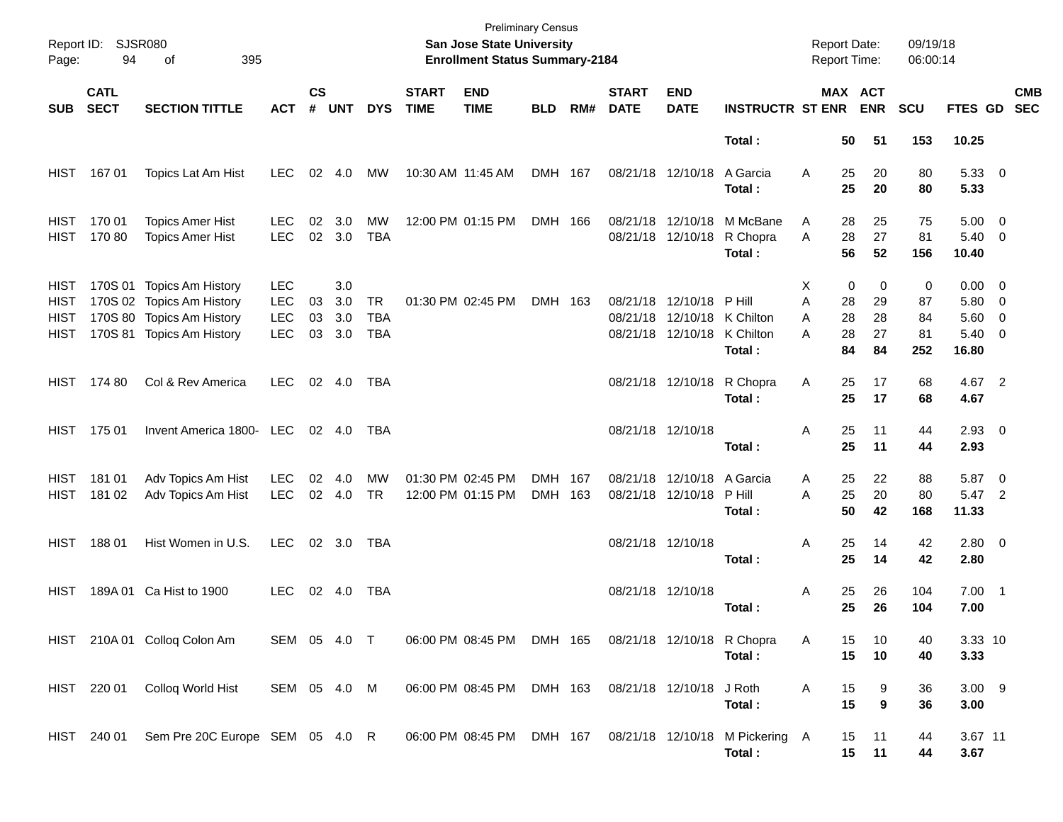Preliminary Census
**San Jose State University**
**Enrollment Status Summary-2184**

Report ID: SJSR080
Report Date: 09/19/18
Report Time: 06:00:14

| SUB | CATL SECT | SECTION TITTLE | ACT | CS # | UNT | DYS | START TIME | END TIME | BLD | RM# | START DATE | END DATE | INSTRUCTR | ST | MAX ENR | ACT ENR | SCU | FTES | GD | CMB SEC |
|---|---|---|---|---|---|---|---|---|---|---|---|---|---|---|---|---|---|---|---|---|
| | | | | | | | | | | | | | **Total :** | | **50** | **51** | **153** | **10.25** | | |
| HIST | 167 01 | Topics Lat Am Hist | LEC | 02 | 4.0 | MW | 10:30 AM | 11:45 AM | DMH | 167 | 08/21/18 | 12/10/18 | A Garcia | A | 25 | 20 | 80 | 5.33 | 0 | |
| | | | | | | | | | | | | | **Total :** | | **25** | **20** | **80** | **5.33** | | |
| HIST | 170 01 | Topics Amer Hist | LEC | 02 | 3.0 | MW | 12:00 PM | 01:15 PM | DMH | 166 | 08/21/18 | 12/10/18 | M McBane | A | 28 | 25 | 75 | 5.00 | 0 | |
| HIST | 170 80 | Topics Amer Hist | LEC | 02 | 3.0 | TBA | | | | | 08/21/18 | 12/10/18 | R Chopra | A | 28 | 27 | 81 | 5.40 | 0 | |
| | | | | | | | | | | | | | **Total :** | | **56** | **52** | **156** | **10.40** | | |
| HIST | 170S 01 | Topics Am History | LEC | | 3.0 | | | | | | | | | X | 0 | 0 | 0 | 0.00 | 0 | |
| HIST | 170S 02 | Topics Am History | LEC | 03 | 3.0 | TR | 01:30 PM | 02:45 PM | DMH | 163 | 08/21/18 | 12/10/18 | P Hill | A | 28 | 29 | 87 | 5.80 | 0 | |
| HIST | 170S 80 | Topics Am History | LEC | 03 | 3.0 | TBA | | | | | 08/21/18 | 12/10/18 | K Chilton | A | 28 | 28 | 84 | 5.60 | 0 | |
| HIST | 170S 81 | Topics Am History | LEC | 03 | 3.0 | TBA | | | | | 08/21/18 | 12/10/18 | K Chilton | A | 28 | 27 | 81 | 5.40 | 0 | |
| | | | | | | | | | | | | | **Total :** | | **84** | **84** | **252** | **16.80** | | |
| HIST | 174 80 | Col & Rev America | LEC | 02 | 4.0 | TBA | | | | | 08/21/18 | 12/10/18 | R Chopra | A | 25 | 17 | 68 | 4.67 | 2 | |
| | | | | | | | | | | | | | **Total :** | | **25** | **17** | **68** | **4.67** | | |
| HIST | 175 01 | Invent America 1800- | LEC | 02 | 4.0 | TBA | | | | | 08/21/18 | 12/10/18 | | A | 25 | 11 | 44 | 2.93 | 0 | |
| | | | | | | | | | | | | | **Total :** | | **25** | **11** | **44** | **2.93** | | |
| HIST | 181 01 | Adv Topics Am Hist | LEC | 02 | 4.0 | MW | 01:30 PM | 02:45 PM | DMH | 167 | 08/21/18 | 12/10/18 | A Garcia | A | 25 | 22 | 88 | 5.87 | 0 | |
| HIST | 181 02 | Adv Topics Am Hist | LEC | 02 | 4.0 | TR | 12:00 PM | 01:15 PM | DMH | 163 | 08/21/18 | 12/10/18 | P Hill | A | 25 | 20 | 80 | 5.47 | 2 | |
| | | | | | | | | | | | | | **Total :** | | **50** | **42** | **168** | **11.33** | | |
| HIST | 188 01 | Hist Women in U.S. | LEC | 02 | 3.0 | TBA | | | | | 08/21/18 | 12/10/18 | | A | 25 | 14 | 42 | 2.80 | 0 | |
| | | | | | | | | | | | | | **Total :** | | **25** | **14** | **42** | **2.80** | | |
| HIST | 189A 01 | Ca Hist to 1900 | LEC | 02 | 4.0 | TBA | | | | | 08/21/18 | 12/10/18 | | A | 25 | 26 | 104 | 7.00 | 1 | |
| | | | | | | | | | | | | | **Total :** | | **25** | **26** | **104** | **7.00** | | |
| HIST | 210A 01 | Colloq Colon Am | SEM | 05 | 4.0 | T | 06:00 PM | 08:45 PM | DMH | 165 | 08/21/18 | 12/10/18 | R Chopra | A | 15 | 10 | 40 | 3.33 | 10 | |
| | | | | | | | | | | | | | **Total :** | | **15** | **10** | **40** | **3.33** | | |
| HIST | 220 01 | Colloq World Hist | SEM | 05 | 4.0 | M | 06:00 PM | 08:45 PM | DMH | 163 | 08/21/18 | 12/10/18 | J Roth | A | 15 | 9 | 36 | 3.00 | 9 | |
| | | | | | | | | | | | | | **Total :** | | **15** | **9** | **36** | **3.00** | | |
| HIST | 240 01 | Sem Pre 20C Europe | SEM | 05 | 4.0 | R | 06:00 PM | 08:45 PM | DMH | 167 | 08/21/18 | 12/10/18 | M Pickering | A | 15 | 11 | 44 | 3.67 | 11 | |
| | | | | | | | | | | | | | **Total :** | | **15** | **11** | **44** | **3.67** | | |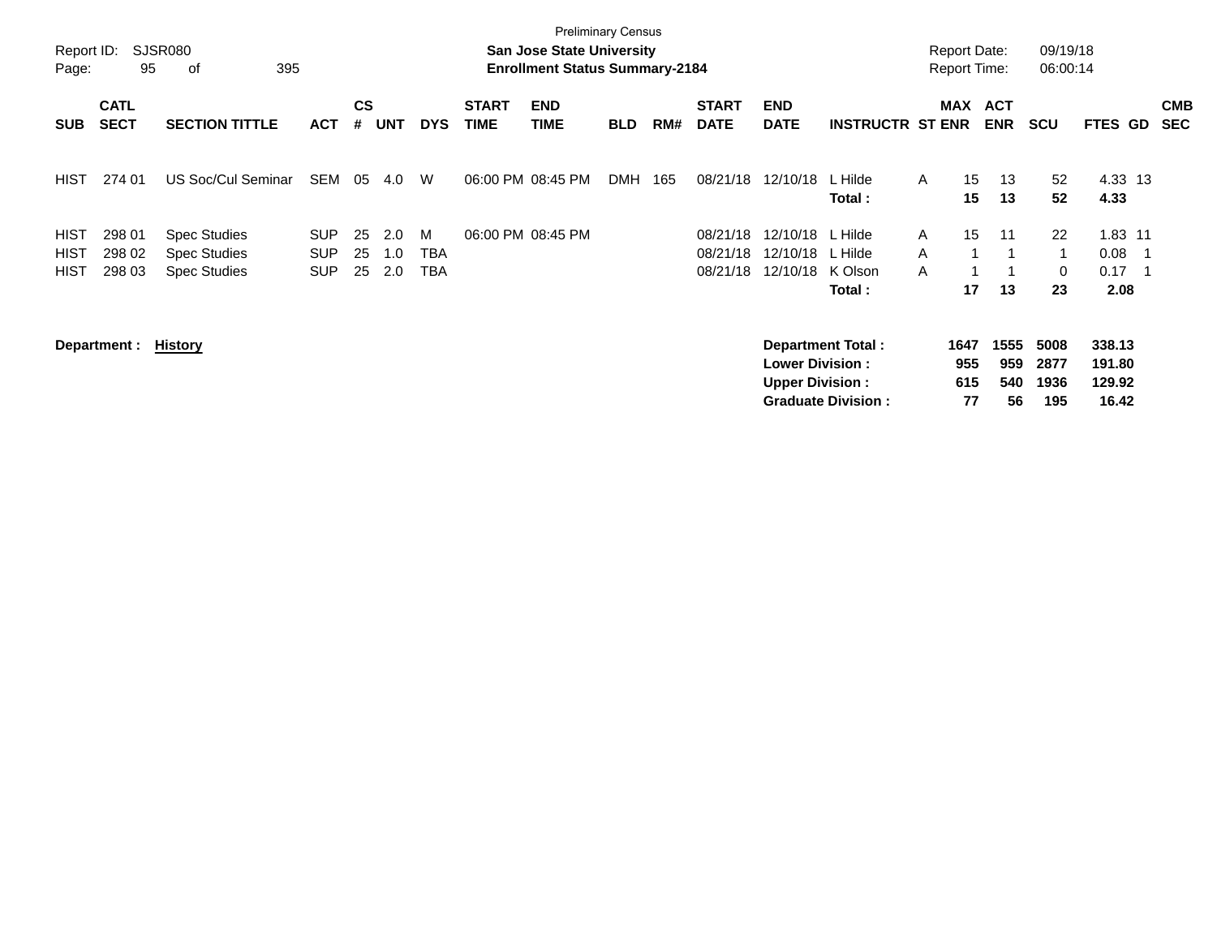Preliminary Census

**San Jose State University**
**Enrollment Status Summary-2184**

Report ID: SJSR080
Report Date: 09/19/18
Report Time: 06:00:14

| SUB | CATL SECT | SECTION TITTLE | ACT | CS # | UNT | DYS | START TIME | END TIME | BLD | RM# | START DATE | END DATE | INSTRUCTR | ST | MAX ENR | ACT ENR | SCU | FTES | GD | CMB SEC |
|---|---|---|---|---|---|---|---|---|---|---|---|---|---|---|---|---|---|---|---|---|
| HIST | 274 01 | US Soc/Cul Seminar | SEM | 05 | 4.0 | W | 06:00 PM | 08:45 PM | DMH | 165 | 08/21/18 | 12/10/18 | L Hilde | A | 15 | 13 | 52 | 4.33 | 13 | |
| | | | | | | | | | | | | | **Total :** | | **15** | **13** | **52** | **4.33** | | |
| HIST | 298 01 | Spec Studies | SUP | 25 | 2.0 | M | 06:00 PM | 08:45 PM | | | 08/21/18 | 12/10/18 | L Hilde | A | 15 | 11 | 22 | 1.83 | 11 | |
| HIST | 298 02 | Spec Studies | SUP | 25 | 1.0 | TBA | | | | | 08/21/18 | 12/10/18 | L Hilde | A | 1 | 1 | 1 | 0.08 | 1 | |
| HIST | 298 03 | Spec Studies | SUP | 25 | 2.0 | TBA | | | | | 08/21/18 | 12/10/18 | K Olson | A | 1 | 1 | 0 | 0.17 | 1 | |
| | | | | | | | | | | | | | **Total :** | | **17** | **13** | **23** | **2.08** | | |

**Department :** **History**

| | MAX ENR | ACT ENR | SCU | FTES |
|---|---|---|---|---|
| **Department Total :** | **1647** | **1555** | **5008** | **338.13** |
| **Lower Division :** | **955** | **959** | **2877** | **191.80** |
| **Upper Division :** | **615** | **540** | **1936** | **129.92** |
| **Graduate Division :** | **77** | **56** | **195** | **16.42** |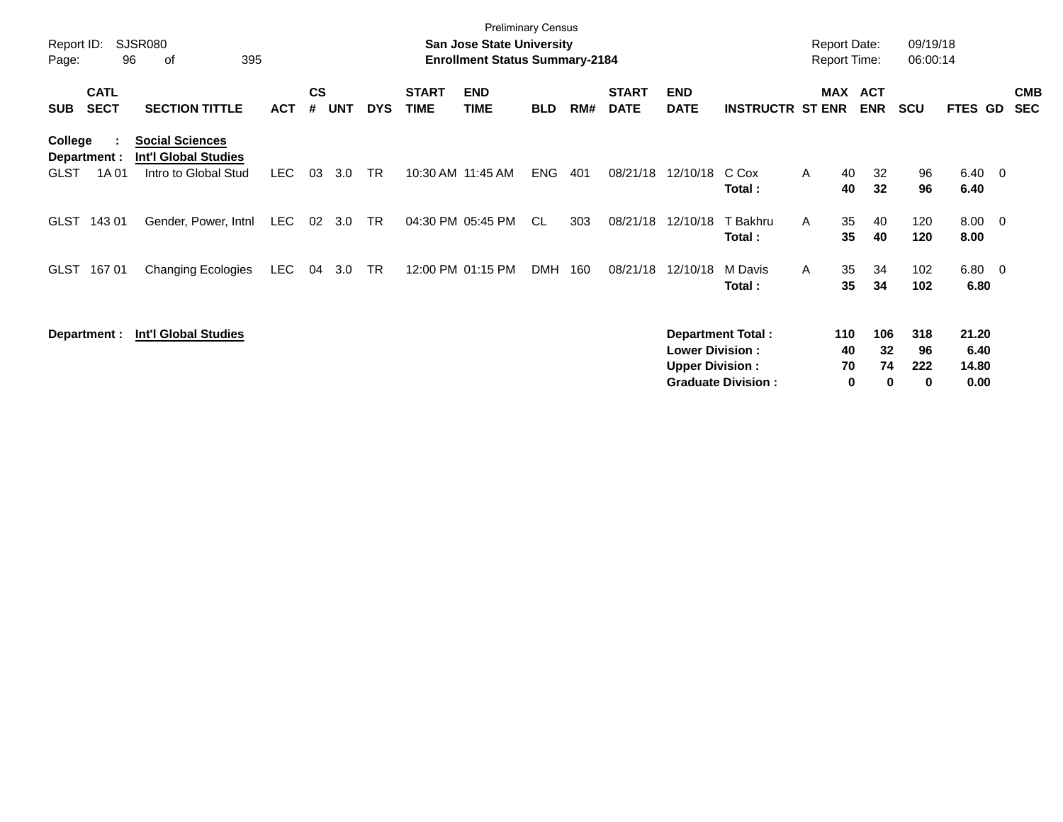Preliminary Census

**San Jose State University**
**Enrollment Status Summary-2184**

Report ID: SJSR080
Report Date: 09/19/18
Report Time: 06:00:14

| SUB | CATL SECT | SECTION TITTLE | ACT | CS # | UNT | DYS | START TIME | END TIME | BLD | RM# | START DATE | END DATE | INSTRUCTR | ST | MAX ENR | ACT ENR | SCU | FTES | GD | CMB SEC |
|---|---|---|---|---|---|---|---|---|---|---|---|---|---|---|---|---|---|---|---|---|
| **College :** | | **Social Sciences** | | | | | | | | | | | | | | | | | | |
| **Department :** | | **Int'l Global Studies** | | | | | | | | | | | | | | | | | | |
| GLST | 1A 01 | Intro to Global Stud | LEC | 03 | 3.0 | TR | 10:30 AM | 11:45 AM | ENG | 401 | 08/21/18 | 12/10/18 | C Cox | A | 40 | 32 | 96 | 6.40 | 0 | |
| | | | | | | | | | | | | | **Total :** | | **40** | **32** | **96** | **6.40** | | |
| GLST | 143 01 | Gender, Power, Intnl | LEC | 02 | 3.0 | TR | 04:30 PM | 05:45 PM | CL | 303 | 08/21/18 | 12/10/18 | T Bakhru | A | 35 | 40 | 120 | 8.00 | 0 | |
| | | | | | | | | | | | | | **Total :** | | **35** | **40** | **120** | **8.00** | | |
| GLST | 167 01 | Changing Ecologies | LEC | 04 | 3.0 | TR | 12:00 PM | 01:15 PM | DMH | 160 | 08/21/18 | 12/10/18 | M Davis | A | 35 | 34 | 102 | 6.80 | 0 | |
| | | | | | | | | | | | | | **Total :** | | **35** | **34** | **102** | **6.80** | | |

**Department :** **Int'l Global Studies**

| | MAX ENR | ACT ENR | SCU | FTES |
|---|---|---|---|---|
| **Department Total :** | **110** | **106** | **318** | **21.20** |
| **Lower Division :** | **40** | **32** | **96** | **6.40** |
| **Upper Division :** | **70** | **74** | **222** | **14.80** |
| **Graduate Division :** | **0** | **0** | **0** | **0.00** |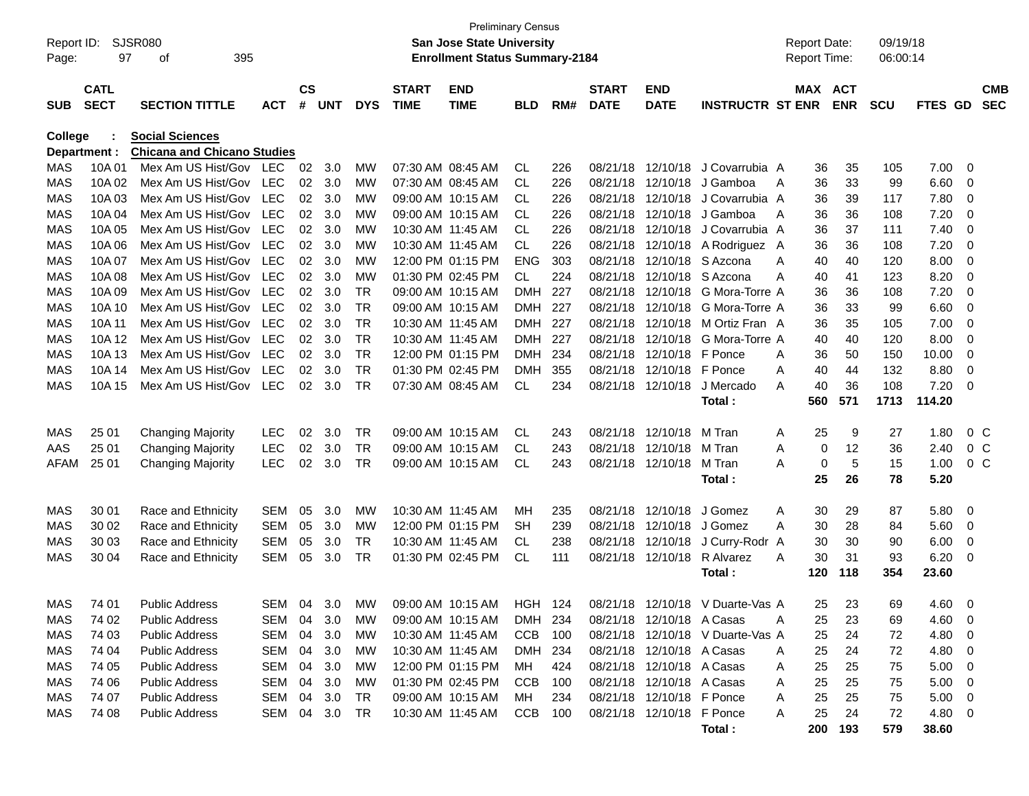Preliminary Census

Report ID: SJSR080
Page: 97 of 395

**San Jose State University**
**Enrollment Status Summary-2184**

Report Date: 09/19/18
Report Time: 06:00:14

**College : Social Sciences**
**Department : Chicana and Chicano Studies**

| SUB | CATL SECT | SECTION TITTLE | ACT | CS # | UNT | DYS | START TIME | END TIME | BLD | RM# | START DATE | END DATE | INSTRUCTR | ST | MAX ENR | ACT ENR | SCU | FTES | GD | CMB SEC |
|---|---|---|---|---|---|---|---|---|---|---|---|---|---|---|---|---|---|---|---|---|
| MAS | 10A 01 | Mex Am US Hist/Gov | LEC | 02 | 3.0 | MW | 07:30 AM | 08:45 AM | CL | 226 | 08/21/18 | 12/10/18 | J Covarrubia | A | 36 | 35 | 105 | 7.00 | 0 | |
| MAS | 10A 02 | Mex Am US Hist/Gov | LEC | 02 | 3.0 | MW | 07:30 AM | 08:45 AM | CL | 226 | 08/21/18 | 12/10/18 | J Gamboa | A | 36 | 33 | 99 | 6.60 | 0 | |
| MAS | 10A 03 | Mex Am US Hist/Gov | LEC | 02 | 3.0 | MW | 09:00 AM | 10:15 AM | CL | 226 | 08/21/18 | 12/10/18 | J Covarrubia | A | 36 | 39 | 117 | 7.80 | 0 | |
| MAS | 10A 04 | Mex Am US Hist/Gov | LEC | 02 | 3.0 | MW | 09:00 AM | 10:15 AM | CL | 226 | 08/21/18 | 12/10/18 | J Gamboa | A | 36 | 36 | 108 | 7.20 | 0 | |
| MAS | 10A 05 | Mex Am US Hist/Gov | LEC | 02 | 3.0 | MW | 10:30 AM | 11:45 AM | CL | 226 | 08/21/18 | 12/10/18 | J Covarrubia | A | 36 | 37 | 111 | 7.40 | 0 | |
| MAS | 10A 06 | Mex Am US Hist/Gov | LEC | 02 | 3.0 | MW | 10:30 AM | 11:45 AM | CL | 226 | 08/21/18 | 12/10/18 | A Rodriguez | A | 36 | 36 | 108 | 7.20 | 0 | |
| MAS | 10A 07 | Mex Am US Hist/Gov | LEC | 02 | 3.0 | MW | 12:00 PM | 01:15 PM | ENG | 303 | 08/21/18 | 12/10/18 | S Azcona | A | 40 | 40 | 120 | 8.00 | 0 | |
| MAS | 10A 08 | Mex Am US Hist/Gov | LEC | 02 | 3.0 | MW | 01:30 PM | 02:45 PM | CL | 224 | 08/21/18 | 12/10/18 | S Azcona | A | 40 | 41 | 123 | 8.20 | 0 | |
| MAS | 10A 09 | Mex Am US Hist/Gov | LEC | 02 | 3.0 | TR | 09:00 AM | 10:15 AM | DMH | 227 | 08/21/18 | 12/10/18 | G Mora-Torre | A | 36 | 36 | 108 | 7.20 | 0 | |
| MAS | 10A 10 | Mex Am US Hist/Gov | LEC | 02 | 3.0 | TR | 09:00 AM | 10:15 AM | DMH | 227 | 08/21/18 | 12/10/18 | G Mora-Torre | A | 36 | 33 | 99 | 6.60 | 0 | |
| MAS | 10A 11 | Mex Am US Hist/Gov | LEC | 02 | 3.0 | TR | 10:30 AM | 11:45 AM | DMH | 227 | 08/21/18 | 12/10/18 | M Ortiz Fran | A | 36 | 35 | 105 | 7.00 | 0 | |
| MAS | 10A 12 | Mex Am US Hist/Gov | LEC | 02 | 3.0 | TR | 10:30 AM | 11:45 AM | DMH | 227 | 08/21/18 | 12/10/18 | G Mora-Torre | A | 40 | 40 | 120 | 8.00 | 0 | |
| MAS | 10A 13 | Mex Am US Hist/Gov | LEC | 02 | 3.0 | TR | 12:00 PM | 01:15 PM | DMH | 234 | 08/21/18 | 12/10/18 | F Ponce | A | 36 | 50 | 150 | 10.00 | 0 | |
| MAS | 10A 14 | Mex Am US Hist/Gov | LEC | 02 | 3.0 | TR | 01:30 PM | 02:45 PM | DMH | 355 | 08/21/18 | 12/10/18 | F Ponce | A | 40 | 44 | 132 | 8.80 | 0 | |
| MAS | 10A 15 | Mex Am US Hist/Gov | LEC | 02 | 3.0 | TR | 07:30 AM | 08:45 AM | CL | 234 | 08/21/18 | 12/10/18 | J Mercado | A | 40 | 36 | 108 | 7.20 | 0 | |
| | | | | | | | | | | | | | **Total :** | | **560** | **571** | **1713** | **114.20** | | |
| MAS | 25 01 | Changing Majority | LEC | 02 | 3.0 | TR | 09:00 AM | 10:15 AM | CL | 243 | 08/21/18 | 12/10/18 | M Tran | A | 25 | 9 | 27 | 1.80 | 0 | C |
| AAS | 25 01 | Changing Majority | LEC | 02 | 3.0 | TR | 09:00 AM | 10:15 AM | CL | 243 | 08/21/18 | 12/10/18 | M Tran | A | 0 | 12 | 36 | 2.40 | 0 | C |
| AFAM | 25 01 | Changing Majority | LEC | 02 | 3.0 | TR | 09:00 AM | 10:15 AM | CL | 243 | 08/21/18 | 12/10/18 | M Tran | A | 0 | 5 | 15 | 1.00 | 0 | C |
| | | | | | | | | | | | | | **Total :** | | **25** | **26** | **78** | **5.20** | | |
| MAS | 30 01 | Race and Ethnicity | SEM | 05 | 3.0 | MW | 10:30 AM | 11:45 AM | MH | 235 | 08/21/18 | 12/10/18 | J Gomez | A | 30 | 29 | 87 | 5.80 | 0 | |
| MAS | 30 02 | Race and Ethnicity | SEM | 05 | 3.0 | MW | 12:00 PM | 01:15 PM | SH | 239 | 08/21/18 | 12/10/18 | J Gomez | A | 30 | 28 | 84 | 5.60 | 0 | |
| MAS | 30 03 | Race and Ethnicity | SEM | 05 | 3.0 | TR | 10:30 AM | 11:45 AM | CL | 238 | 08/21/18 | 12/10/18 | J Curry-Rodr | A | 30 | 30 | 90 | 6.00 | 0 | |
| MAS | 30 04 | Race and Ethnicity | SEM | 05 | 3.0 | TR | 01:30 PM | 02:45 PM | CL | 111 | 08/21/18 | 12/10/18 | R Alvarez | A | 30 | 31 | 93 | 6.20 | 0 | |
| | | | | | | | | | | | | | **Total :** | | **120** | **118** | **354** | **23.60** | | |
| MAS | 74 01 | Public Address | SEM | 04 | 3.0 | MW | 09:00 AM | 10:15 AM | HGH | 124 | 08/21/18 | 12/10/18 | V Duarte-Vas | A | 25 | 23 | 69 | 4.60 | 0 | |
| MAS | 74 02 | Public Address | SEM | 04 | 3.0 | MW | 09:00 AM | 10:15 AM | DMH | 234 | 08/21/18 | 12/10/18 | A Casas | A | 25 | 23 | 69 | 4.60 | 0 | |
| MAS | 74 03 | Public Address | SEM | 04 | 3.0 | MW | 10:30 AM | 11:45 AM | CCB | 100 | 08/21/18 | 12/10/18 | V Duarte-Vas | A | 25 | 24 | 72 | 4.80 | 0 | |
| MAS | 74 04 | Public Address | SEM | 04 | 3.0 | MW | 10:30 AM | 11:45 AM | DMH | 234 | 08/21/18 | 12/10/18 | A Casas | A | 25 | 24 | 72 | 4.80 | 0 | |
| MAS | 74 05 | Public Address | SEM | 04 | 3.0 | MW | 12:00 PM | 01:15 PM | MH | 424 | 08/21/18 | 12/10/18 | A Casas | A | 25 | 25 | 75 | 5.00 | 0 | |
| MAS | 74 06 | Public Address | SEM | 04 | 3.0 | MW | 01:30 PM | 02:45 PM | CCB | 100 | 08/21/18 | 12/10/18 | A Casas | A | 25 | 25 | 75 | 5.00 | 0 | |
| MAS | 74 07 | Public Address | SEM | 04 | 3.0 | TR | 09:00 AM | 10:15 AM | MH | 234 | 08/21/18 | 12/10/18 | F Ponce | A | 25 | 25 | 75 | 5.00 | 0 | |
| MAS | 74 08 | Public Address | SEM | 04 | 3.0 | TR | 10:30 AM | 11:45 AM | CCB | 100 | 08/21/18 | 12/10/18 | F Ponce | A | 25 | 24 | 72 | 4.80 | 0 | |
| | | | | | | | | | | | | | **Total :** | | **200** | **193** | **579** | **38.60** | | |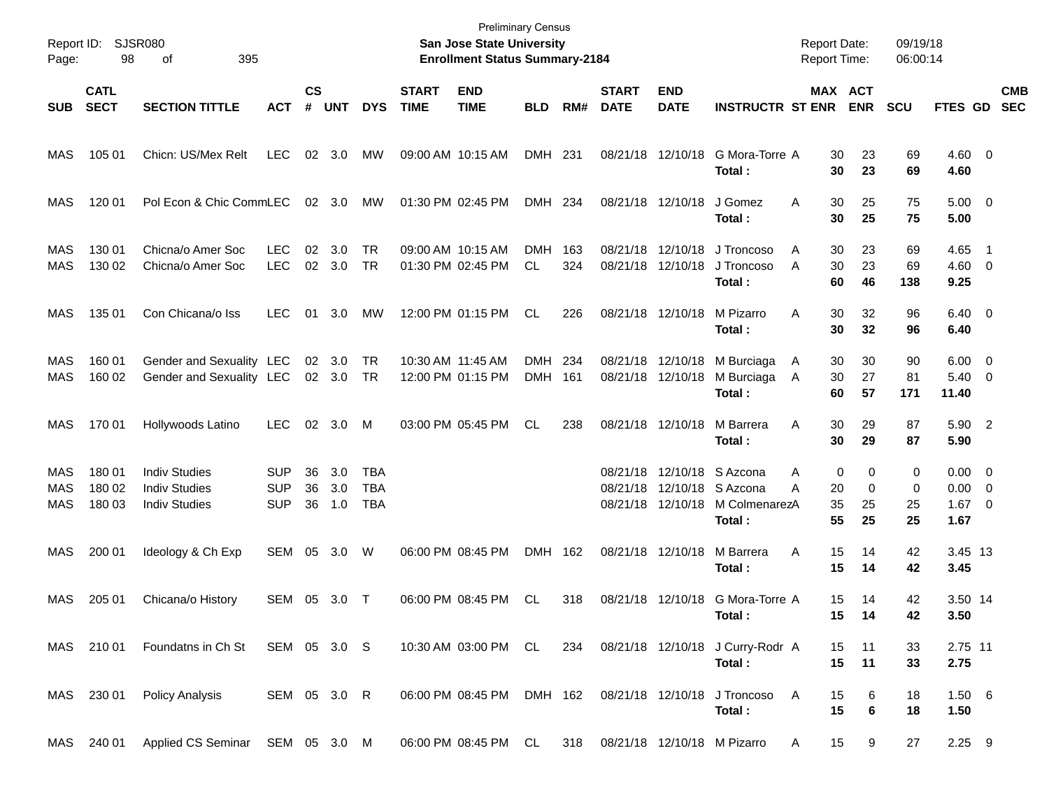Preliminary Census

**San Jose State University**

**Enrollment Status Summary-2184**

Report ID: SJSR080

Report Date: 09/19/18
Report Time: 06:00:14

| SUB | CATL SECT | SECTION TITTLE | ACT | CS # | UNT | DYS | START TIME | END TIME | BLD | RM# | START DATE | END DATE | INSTRUCTR | ST | MAX ENR | ACT ENR | SCU | FTES | GD | CMB SEC |
|---|---|---|---|---|---|---|---|---|---|---|---|---|---|---|---|---|---|---|---|---|
| MAS | 105 01 | Chicn: US/Mex Relt | LEC | 02 | 3.0 | MW | 09:00 AM | 10:15 AM | DMH | 231 | 08/21/18 | 12/10/18 | G Mora-Torre | A | 30 | 23 | 69 | 4.60 | 0 | |
| | | | | | | | | | | | | | **Total :** | | **30** | **23** | **69** | **4.60** | | |
| MAS | 120 01 | Pol Econ & Chic Comm | LEC | 02 | 3.0 | MW | 01:30 PM | 02:45 PM | DMH | 234 | 08/21/18 | 12/10/18 | J Gomez | A | 30 | 25 | 75 | 5.00 | 0 | |
| | | | | | | | | | | | | | **Total :** | | **30** | **25** | **75** | **5.00** | | |
| MAS | 130 01 | Chicna/o Amer Soc | LEC | 02 | 3.0 | TR | 09:00 AM | 10:15 AM | DMH | 163 | 08/21/18 | 12/10/18 | J Troncoso | A | 30 | 23 | 69 | 4.65 | 1 | |
| MAS | 130 02 | Chicna/o Amer Soc | LEC | 02 | 3.0 | TR | 01:30 PM | 02:45 PM | CL | 324 | 08/21/18 | 12/10/18 | J Troncoso | A | 30 | 23 | 69 | 4.60 | 0 | |
| | | | | | | | | | | | | | **Total :** | | **60** | **46** | **138** | **9.25** | | |
| MAS | 135 01 | Con Chicana/o Iss | LEC | 01 | 3.0 | MW | 12:00 PM | 01:15 PM | CL | 226 | 08/21/18 | 12/10/18 | M Pizarro | A | 30 | 32 | 96 | 6.40 | 0 | |
| | | | | | | | | | | | | | **Total :** | | **30** | **32** | **96** | **6.40** | | |
| MAS | 160 01 | Gender and Sexuality | LEC | 02 | 3.0 | TR | 10:30 AM | 11:45 AM | DMH | 234 | 08/21/18 | 12/10/18 | M Burciaga | A | 30 | 30 | 90 | 6.00 | 0 | |
| MAS | 160 02 | Gender and Sexuality | LEC | 02 | 3.0 | TR | 12:00 PM | 01:15 PM | DMH | 161 | 08/21/18 | 12/10/18 | M Burciaga | A | 30 | 27 | 81 | 5.40 | 0 | |
| | | | | | | | | | | | | | **Total :** | | **60** | **57** | **171** | **11.40** | | |
| MAS | 170 01 | Hollywoods Latino | LEC | 02 | 3.0 | M | 03:00 PM | 05:45 PM | CL | 238 | 08/21/18 | 12/10/18 | M Barrera | A | 30 | 29 | 87 | 5.90 | 2 | |
| | | | | | | | | | | | | | **Total :** | | **30** | **29** | **87** | **5.90** | | |
| MAS | 180 01 | Indiv Studies | SUP | 36 | 3.0 | TBA | | | | | 08/21/18 | 12/10/18 | S Azcona | A | 0 | 0 | 0 | 0.00 | 0 | |
| MAS | 180 02 | Indiv Studies | SUP | 36 | 3.0 | TBA | | | | | 08/21/18 | 12/10/18 | S Azcona | A | 20 | 0 | 0 | 0.00 | 0 | |
| MAS | 180 03 | Indiv Studies | SUP | 36 | 1.0 | TBA | | | | | 08/21/18 | 12/10/18 | M Colmenarez | A | 35 | 25 | 25 | 1.67 | 0 | |
| | | | | | | | | | | | | | **Total :** | | **55** | **25** | **25** | **1.67** | | |
| MAS | 200 01 | Ideology & Ch Exp | SEM | 05 | 3.0 | W | 06:00 PM | 08:45 PM | DMH | 162 | 08/21/18 | 12/10/18 | M Barrera | A | 15 | 14 | 42 | 3.45 | 13 | |
| | | | | | | | | | | | | | **Total :** | | **15** | **14** | **42** | **3.45** | | |
| MAS | 205 01 | Chicana/o History | SEM | 05 | 3.0 | T | 06:00 PM | 08:45 PM | CL | 318 | 08/21/18 | 12/10/18 | G Mora-Torre | A | 15 | 14 | 42 | 3.50 | 14 | |
| | | | | | | | | | | | | | **Total :** | | **15** | **14** | **42** | **3.50** | | |
| MAS | 210 01 | Foundatns in Ch St | SEM | 05 | 3.0 | S | 10:30 AM | 03:00 PM | CL | 234 | 08/21/18 | 12/10/18 | J Curry-Rodr | A | 15 | 11 | 33 | 2.75 | 11 | |
| | | | | | | | | | | | | | **Total :** | | **15** | **11** | **33** | **2.75** | | |
| MAS | 230 01 | Policy Analysis | SEM | 05 | 3.0 | R | 06:00 PM | 08:45 PM | DMH | 162 | 08/21/18 | 12/10/18 | J Troncoso | A | 15 | 6 | 18 | 1.50 | 6 | |
| | | | | | | | | | | | | | **Total :** | | **15** | **6** | **18** | **1.50** | | |
| MAS | 240 01 | Applied CS Seminar | SEM | 05 | 3.0 | M | 06:00 PM | 08:45 PM | CL | 318 | 08/21/18 | 12/10/18 | M Pizarro | A | 15 | 9 | 27 | 2.25 | 9 | |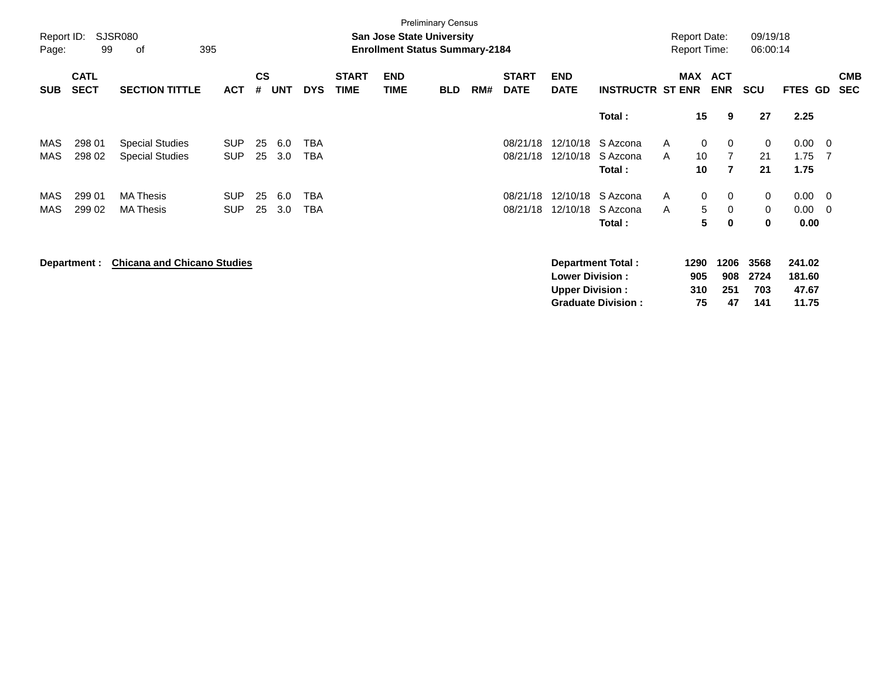Preliminary Census

Report ID: SJSR080 | San Jose State University | Report Date: 09/19/18
Page: 99 of 395 | Enrollment Status Summary-2184 | Report Time: 06:00:14

| SUB | CATL SECT | SECTION TITTLE | ACT | CS # | UNT | DYS | START TIME | END TIME | BLD | RM# | START DATE | END DATE | INSTRUCTR | ST | MAX ENR | ACT ENR | SCU | FTES | GD | CMB SEC |
|---|---|---|---|---|---|---|---|---|---|---|---|---|---|---|---|---|---|---|---|---|
| | | | | | | | | | | | | | **Total :** | | **15** | **9** | **27** | **2.25** | | |
| MAS | 298 01 | Special Studies | SUP | 25 | 6.0 | TBA | | | | | 08/21/18 | 12/10/18 | S Azcona | A | 0 | 0 | 0 | 0.00 | 0 | |
| MAS | 298 02 | Special Studies | SUP | 25 | 3.0 | TBA | | | | | 08/21/18 | 12/10/18 | S Azcona | A | 10 | 7 | 21 | 1.75 | 7 | |
| | | | | | | | | | | | | | **Total :** | | **10** | **7** | **21** | **1.75** | | |
| MAS | 299 01 | MA Thesis | SUP | 25 | 6.0 | TBA | | | | | 08/21/18 | 12/10/18 | S Azcona | A | 0 | 0 | 0 | 0.00 | 0 | |
| MAS | 299 02 | MA Thesis | SUP | 25 | 3.0 | TBA | | | | | 08/21/18 | 12/10/18 | S Azcona | A | 5 | 0 | 0 | 0.00 | 0 | |
| | | | | | | | | | | | | | **Total :** | | **5** | **0** | **0** | **0.00** | | |

**Department :** **Chicana and Chicano Studies**

| | MAX ENR | ACT ENR | SCU | FTES |
|---|---|---|---|---|
| **Department Total :** | **1290** | **1206** | **3568** | **241.02** |
| **Lower Division :** | **905** | **908** | **2724** | **181.60** |
| **Upper Division :** | **310** | **251** | **703** | **47.67** |
| **Graduate Division :** | **75** | **47** | **141** | **11.75** |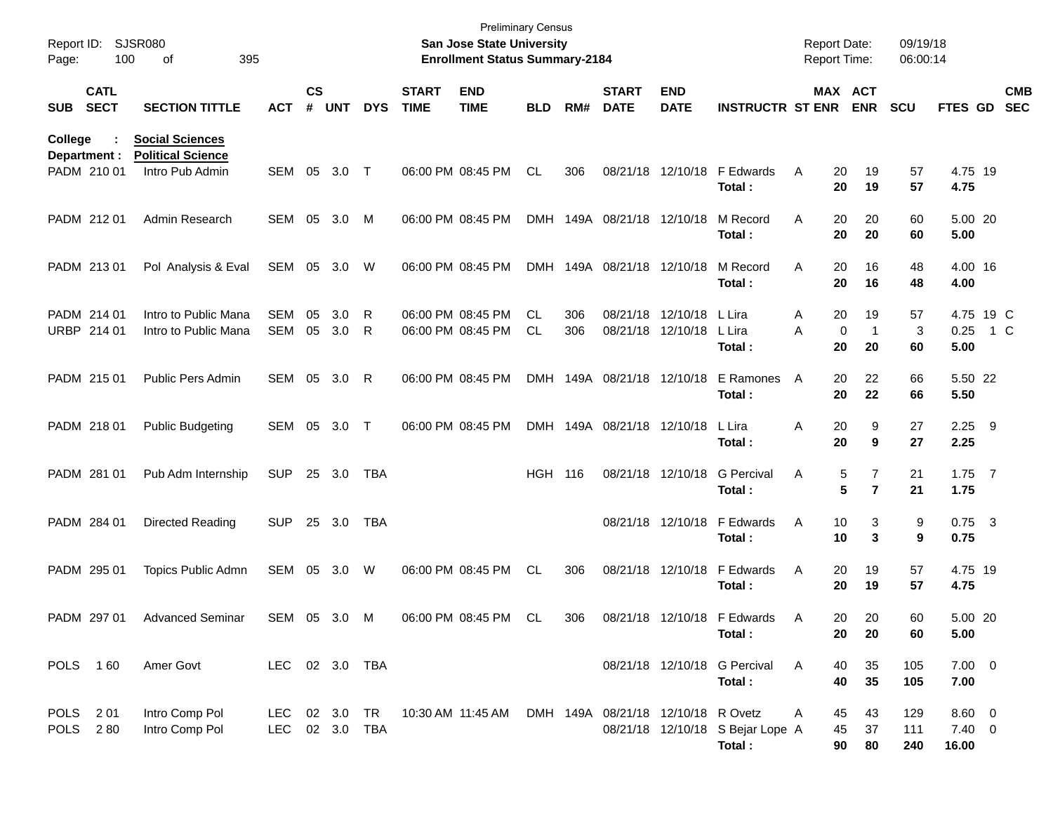Preliminary Census
**San Jose State University**
**Enrollment Status Summary-2184**

Report ID: SJSR080
Report Date: 09/19/18
Report Time: 06:00:14

**College : Social Sciences**
**Department : Political Science**

| SUB | CATL SECT | SECTION TITTLE | ACT | CS # | UNT | DYS | START TIME | END TIME | BLD | RM# | START DATE | END DATE | INSTRUCTR | ST | MAX ENR | ACT ENR | SCU | FTES | GD | CMB SEC |
|---|---|---|---|---|---|---|---|---|---|---|---|---|---|---|---|---|---|---|---|---|
| PADM | 210 01 | Intro Pub Admin | SEM | 05 | 3.0 | T | 06:00 PM | 08:45 PM | CL | 306 | 08/21/18 | 12/10/18 | F Edwards | A | 20 | 19 | 57 | 4.75 | 19 | |
| | | | | | | | | | | | | | **Total :** | | **20** | **19** | **57** | **4.75** | | |
| PADM | 212 01 | Admin Research | SEM | 05 | 3.0 | M | 06:00 PM | 08:45 PM | DMH | 149A | 08/21/18 | 12/10/18 | M Record | A | 20 | 20 | 60 | 5.00 | 20 | |
| | | | | | | | | | | | | | **Total :** | | **20** | **20** | **60** | **5.00** | | |
| PADM | 213 01 | Pol Analysis & Eval | SEM | 05 | 3.0 | W | 06:00 PM | 08:45 PM | DMH | 149A | 08/21/18 | 12/10/18 | M Record | A | 20 | 16 | 48 | 4.00 | 16 | |
| | | | | | | | | | | | | | **Total :** | | **20** | **16** | **48** | **4.00** | | |
| PADM | 214 01 | Intro to Public Mana | SEM | 05 | 3.0 | R | 06:00 PM | 08:45 PM | CL | 306 | 08/21/18 | 12/10/18 | L Lira | A | 20 | 19 | 57 | 4.75 | 19 | C |
| URBP | 214 01 | Intro to Public Mana | SEM | 05 | 3.0 | R | 06:00 PM | 08:45 PM | CL | 306 | 08/21/18 | 12/10/18 | L Lira | A | 0 | 1 | 3 | 0.25 | 1 | C |
| | | | | | | | | | | | | | **Total :** | | **20** | **20** | **60** | **5.00** | | |
| PADM | 215 01 | Public Pers Admin | SEM | 05 | 3.0 | R | 06:00 PM | 08:45 PM | DMH | 149A | 08/21/18 | 12/10/18 | E Ramones | A | 20 | 22 | 66 | 5.50 | 22 | |
| | | | | | | | | | | | | | **Total :** | | **20** | **22** | **66** | **5.50** | | |
| PADM | 218 01 | Public Budgeting | SEM | 05 | 3.0 | T | 06:00 PM | 08:45 PM | DMH | 149A | 08/21/18 | 12/10/18 | L Lira | A | 20 | 9 | 27 | 2.25 | 9 | |
| | | | | | | | | | | | | | **Total :** | | **20** | **9** | **27** | **2.25** | | |
| PADM | 281 01 | Pub Adm Internship | SUP | 25 | 3.0 | TBA | | | HGH | 116 | 08/21/18 | 12/10/18 | G Percival | A | 5 | 7 | 21 | 1.75 | 7 | |
| | | | | | | | | | | | | | **Total :** | | **5** | **7** | **21** | **1.75** | | |
| PADM | 284 01 | Directed Reading | SUP | 25 | 3.0 | TBA | | | | | 08/21/18 | 12/10/18 | F Edwards | A | 10 | 3 | 9 | 0.75 | 3 | |
| | | | | | | | | | | | | | **Total :** | | **10** | **3** | **9** | **0.75** | | |
| PADM | 295 01 | Topics Public Admn | SEM | 05 | 3.0 | W | 06:00 PM | 08:45 PM | CL | 306 | 08/21/18 | 12/10/18 | F Edwards | A | 20 | 19 | 57 | 4.75 | 19 | |
| | | | | | | | | | | | | | **Total :** | | **20** | **19** | **57** | **4.75** | | |
| PADM | 297 01 | Advanced Seminar | SEM | 05 | 3.0 | M | 06:00 PM | 08:45 PM | CL | 306 | 08/21/18 | 12/10/18 | F Edwards | A | 20 | 20 | 60 | 5.00 | 20 | |
| | | | | | | | | | | | | | **Total :** | | **20** | **20** | **60** | **5.00** | | |
| POLS | 1 60 | Amer Govt | LEC | 02 | 3.0 | TBA | | | | | 08/21/18 | 12/10/18 | G Percival | A | 40 | 35 | 105 | 7.00 | 0 | |
| | | | | | | | | | | | | | **Total :** | | **40** | **35** | **105** | **7.00** | | |
| POLS | 2 01 | Intro Comp Pol | LEC | 02 | 3.0 | TR | 10:30 AM | 11:45 AM | DMH | 149A | 08/21/18 | 12/10/18 | R Ovetz | A | 45 | 43 | 129 | 8.60 | 0 | |
| POLS | 2 80 | Intro Comp Pol | LEC | 02 | 3.0 | TBA | | | | | 08/21/18 | 12/10/18 | S Bejar Lope | A | 45 | 37 | 111 | 7.40 | 0 | |
| | | | | | | | | | | | | | **Total :** | | **90** | **80** | **240** | **16.00** | | |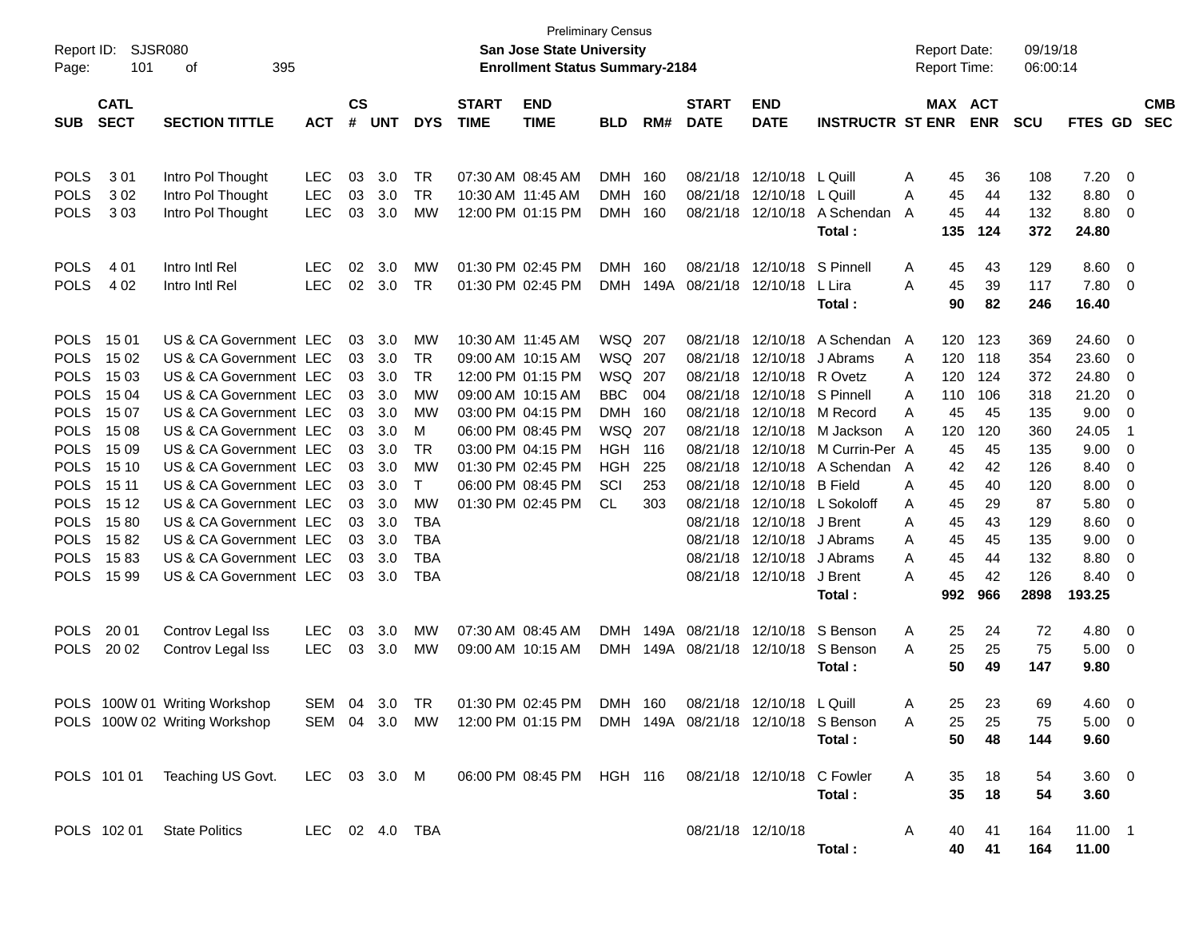Preliminary Census

**San Jose State University**

**Enrollment Status Summary-2184**

Report ID: SJSR080 | Report Date: 09/19/18 | Report Time: 06:00:14

| SUB | CATL SECT | SECTION TITTLE | ACT | CS # | UNT | DYS | START TIME | END TIME | BLD | RM# | START DATE | END DATE | INSTRUCTR | ST | MAX ENR | ACT ENR | SCU | FTES | GD | CMB SEC |
|---|---|---|---|---|---|---|---|---|---|---|---|---|---|---|---|---|---|---|---|---|
| POLS | 3 01 | Intro Pol Thought | LEC | 03 | 3.0 | TR | 07:30 AM | 08:45 AM | DMH | 160 | 08/21/18 | 12/10/18 | L Quill | A | 45 | 36 | 108 | 7.20 | 0 | |
| POLS | 3 02 | Intro Pol Thought | LEC | 03 | 3.0 | TR | 10:30 AM | 11:45 AM | DMH | 160 | 08/21/18 | 12/10/18 | L Quill | A | 45 | 44 | 132 | 8.80 | 0 | |
| POLS | 3 03 | Intro Pol Thought | LEC | 03 | 3.0 | MW | 12:00 PM | 01:15 PM | DMH | 160 | 08/21/18 | 12/10/18 | A Schendan | A | 45 | 44 | 132 | 8.80 | 0 | |
| | | | | | | | | | | | | | **Total :** | | **135** | **124** | **372** | **24.80** | | |
| POLS | 4 01 | Intro Intl Rel | LEC | 02 | 3.0 | MW | 01:30 PM | 02:45 PM | DMH | 160 | 08/21/18 | 12/10/18 | S Pinnell | A | 45 | 43 | 129 | 8.60 | 0 | |
| POLS | 4 02 | Intro Intl Rel | LEC | 02 | 3.0 | TR | 01:30 PM | 02:45 PM | DMH | 149A | 08/21/18 | 12/10/18 | L Lira | A | 45 | 39 | 117 | 7.80 | 0 | |
| | | | | | | | | | | | | | **Total :** | | **90** | **82** | **246** | **16.40** | | |
| POLS | 15 01 | US & CA Government | LEC | 03 | 3.0 | MW | 10:30 AM | 11:45 AM | WSQ | 207 | 08/21/18 | 12/10/18 | A Schendan | A | 120 | 123 | 369 | 24.60 | 0 | |
| POLS | 15 02 | US & CA Government | LEC | 03 | 3.0 | TR | 09:00 AM | 10:15 AM | WSQ | 207 | 08/21/18 | 12/10/18 | J Abrams | A | 120 | 118 | 354 | 23.60 | 0 | |
| POLS | 15 03 | US & CA Government | LEC | 03 | 3.0 | TR | 12:00 PM | 01:15 PM | WSQ | 207 | 08/21/18 | 12/10/18 | R Ovetz | A | 120 | 124 | 372 | 24.80 | 0 | |
| POLS | 15 04 | US & CA Government | LEC | 03 | 3.0 | MW | 09:00 AM | 10:15 AM | BBC | 004 | 08/21/18 | 12/10/18 | S Pinnell | A | 110 | 106 | 318 | 21.20 | 0 | |
| POLS | 15 07 | US & CA Government | LEC | 03 | 3.0 | MW | 03:00 PM | 04:15 PM | DMH | 160 | 08/21/18 | 12/10/18 | M Record | A | 45 | 45 | 135 | 9.00 | 0 | |
| POLS | 15 08 | US & CA Government | LEC | 03 | 3.0 | M | 06:00 PM | 08:45 PM | WSQ | 207 | 08/21/18 | 12/10/18 | M Jackson | A | 120 | 120 | 360 | 24.05 | 1 | |
| POLS | 15 09 | US & CA Government | LEC | 03 | 3.0 | TR | 03:00 PM | 04:15 PM | HGH | 116 | 08/21/18 | 12/10/18 | M Currin-Per | A | 45 | 45 | 135 | 9.00 | 0 | |
| POLS | 15 10 | US & CA Government | LEC | 03 | 3.0 | MW | 01:30 PM | 02:45 PM | HGH | 225 | 08/21/18 | 12/10/18 | A Schendan | A | 42 | 42 | 126 | 8.40 | 0 | |
| POLS | 15 11 | US & CA Government | LEC | 03 | 3.0 | T | 06:00 PM | 08:45 PM | SCI | 253 | 08/21/18 | 12/10/18 | B Field | A | 45 | 40 | 120 | 8.00 | 0 | |
| POLS | 15 12 | US & CA Government | LEC | 03 | 3.0 | MW | 01:30 PM | 02:45 PM | CL | 303 | 08/21/18 | 12/10/18 | L Sokoloff | A | 45 | 29 | 87 | 5.80 | 0 | |
| POLS | 15 80 | US & CA Government | LEC | 03 | 3.0 | TBA | | | | | 08/21/18 | 12/10/18 | J Brent | A | 45 | 43 | 129 | 8.60 | 0 | |
| POLS | 15 82 | US & CA Government | LEC | 03 | 3.0 | TBA | | | | | 08/21/18 | 12/10/18 | J Abrams | A | 45 | 45 | 135 | 9.00 | 0 | |
| POLS | 15 83 | US & CA Government | LEC | 03 | 3.0 | TBA | | | | | 08/21/18 | 12/10/18 | J Abrams | A | 45 | 44 | 132 | 8.80 | 0 | |
| POLS | 15 99 | US & CA Government | LEC | 03 | 3.0 | TBA | | | | | 08/21/18 | 12/10/18 | J Brent | A | 45 | 42 | 126 | 8.40 | 0 | |
| | | | | | | | | | | | | | **Total :** | | **992** | **966** | **2898** | **193.25** | | |
| POLS | 20 01 | Controv Legal Iss | LEC | 03 | 3.0 | MW | 07:30 AM | 08:45 AM | DMH | 149A | 08/21/18 | 12/10/18 | S Benson | A | 25 | 24 | 72 | 4.80 | 0 | |
| POLS | 20 02 | Controv Legal Iss | LEC | 03 | 3.0 | MW | 09:00 AM | 10:15 AM | DMH | 149A | 08/21/18 | 12/10/18 | S Benson | A | 25 | 25 | 75 | 5.00 | 0 | |
| | | | | | | | | | | | | | **Total :** | | **50** | **49** | **147** | **9.80** | | |
| POLS | 100W 01 | Writing Workshop | SEM | 04 | 3.0 | TR | 01:30 PM | 02:45 PM | DMH | 160 | 08/21/18 | 12/10/18 | L Quill | A | 25 | 23 | 69 | 4.60 | 0 | |
| POLS | 100W 02 | Writing Workshop | SEM | 04 | 3.0 | MW | 12:00 PM | 01:15 PM | DMH | 149A | 08/21/18 | 12/10/18 | S Benson | A | 25 | 25 | 75 | 5.00 | 0 | |
| | | | | | | | | | | | | | **Total :** | | **50** | **48** | **144** | **9.60** | | |
| POLS | 101 01 | Teaching US Govt. | LEC | 03 | 3.0 | M | 06:00 PM | 08:45 PM | HGH | 116 | 08/21/18 | 12/10/18 | C Fowler | A | 35 | 18 | 54 | 3.60 | 0 | |
| | | | | | | | | | | | | | **Total :** | | **35** | **18** | **54** | **3.60** | | |
| POLS | 102 01 | State Politics | LEC | 02 | 4.0 | TBA | | | | | 08/21/18 | 12/10/18 | | A | 40 | 41 | 164 | 11.00 | 1 | |
| | | | | | | | | | | | | | **Total :** | | **40** | **41** | **164** | **11.00** | | |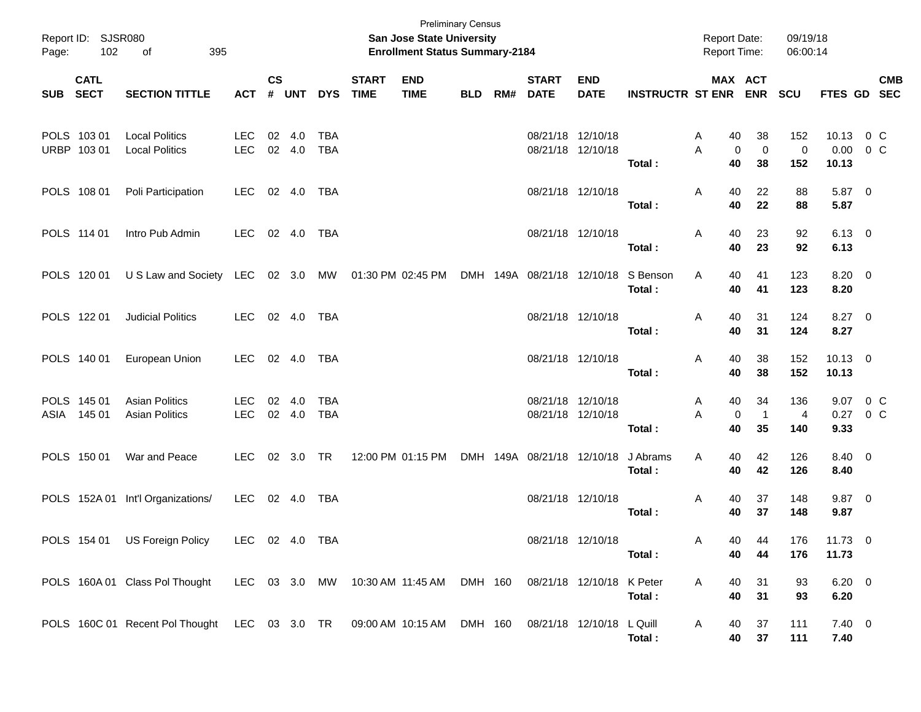Preliminary Census
**San Jose State University**
**Enrollment Status Summary-2184**

Report ID: SJSR080
Report Date: 09/19/18
Report Time: 06:00:14

| SUB | CATL SECT | SECTION TITTLE | ACT | CS # | UNT | DYS | START TIME | END TIME | BLD | RM# | START DATE | END DATE | INSTRUCTR | ST | MAX ENR | ACT ENR | SCU | FTES | GD | CMB SEC |
|---|---|---|---|---|---|---|---|---|---|---|---|---|---|---|---|---|---|---|---|---|
| POLS | 103 01 | Local Politics | LEC | 02 | 4.0 | TBA | | | | | 08/21/18 | 12/10/18 | | A | 40 | 38 | 152 | 10.13 | 0 | C |
| URBP | 103 01 | Local Politics | LEC | 02 | 4.0 | TBA | | | | | 08/21/18 | 12/10/18 | | A | 0 | 0 | 0 | 0.00 | 0 | C |
| | | | | | | | | | | | | | **Total :** | | **40** | **38** | **152** | **10.13** | | |
| POLS | 108 01 | Poli Participation | LEC | 02 | 4.0 | TBA | | | | | 08/21/18 | 12/10/18 | | A | 40 | 22 | 88 | 5.87 | 0 | |
| | | | | | | | | | | | | | **Total :** | | **40** | **22** | **88** | **5.87** | | |
| POLS | 114 01 | Intro Pub Admin | LEC | 02 | 4.0 | TBA | | | | | 08/21/18 | 12/10/18 | | A | 40 | 23 | 92 | 6.13 | 0 | |
| | | | | | | | | | | | | | **Total :** | | **40** | **23** | **92** | **6.13** | | |
| POLS | 120 01 | U S Law and Society | LEC | 02 | 3.0 | MW | 01:30 PM | 02:45 PM | DMH | 149A | 08/21/18 | 12/10/18 | S Benson | A | 40 | 41 | 123 | 8.20 | 0 | |
| | | | | | | | | | | | | | **Total :** | | **40** | **41** | **123** | **8.20** | | |
| POLS | 122 01 | Judicial Politics | LEC | 02 | 4.0 | TBA | | | | | 08/21/18 | 12/10/18 | | A | 40 | 31 | 124 | 8.27 | 0 | |
| | | | | | | | | | | | | | **Total :** | | **40** | **31** | **124** | **8.27** | | |
| POLS | 140 01 | European Union | LEC | 02 | 4.0 | TBA | | | | | 08/21/18 | 12/10/18 | | A | 40 | 38 | 152 | 10.13 | 0 | |
| | | | | | | | | | | | | | **Total :** | | **40** | **38** | **152** | **10.13** | | |
| POLS | 145 01 | Asian Politics | LEC | 02 | 4.0 | TBA | | | | | 08/21/18 | 12/10/18 | | A | 40 | 34 | 136 | 9.07 | 0 | C |
| ASIA | 145 01 | Asian Politics | LEC | 02 | 4.0 | TBA | | | | | 08/21/18 | 12/10/18 | | A | 0 | 1 | 4 | 0.27 | 0 | C |
| | | | | | | | | | | | | | **Total :** | | **40** | **35** | **140** | **9.33** | | |
| POLS | 150 01 | War and Peace | LEC | 02 | 3.0 | TR | 12:00 PM | 01:15 PM | DMH | 149A | 08/21/18 | 12/10/18 | J Abrams | A | 40 | 42 | 126 | 8.40 | 0 | |
| | | | | | | | | | | | | | **Total :** | | **40** | **42** | **126** | **8.40** | | |
| POLS | 152A 01 | Int'l Organizations/ | LEC | 02 | 4.0 | TBA | | | | | 08/21/18 | 12/10/18 | | A | 40 | 37 | 148 | 9.87 | 0 | |
| | | | | | | | | | | | | | **Total :** | | **40** | **37** | **148** | **9.87** | | |
| POLS | 154 01 | US Foreign Policy | LEC | 02 | 4.0 | TBA | | | | | 08/21/18 | 12/10/18 | | A | 40 | 44 | 176 | 11.73 | 0 | |
| | | | | | | | | | | | | | **Total :** | | **40** | **44** | **176** | **11.73** | | |
| POLS | 160A 01 | Class Pol Thought | LEC | 03 | 3.0 | MW | 10:30 AM | 11:45 AM | DMH | 160 | 08/21/18 | 12/10/18 | K Peter | A | 40 | 31 | 93 | 6.20 | 0 | |
| | | | | | | | | | | | | | **Total :** | | **40** | **31** | **93** | **6.20** | | |
| POLS | 160C 01 | Recent Pol Thought | LEC | 03 | 3.0 | TR | 09:00 AM | 10:15 AM | DMH | 160 | 08/21/18 | 12/10/18 | L Quill | A | 40 | 37 | 111 | 7.40 | 0 | |
| | | | | | | | | | | | | | **Total :** | | **40** | **37** | **111** | **7.40** | | |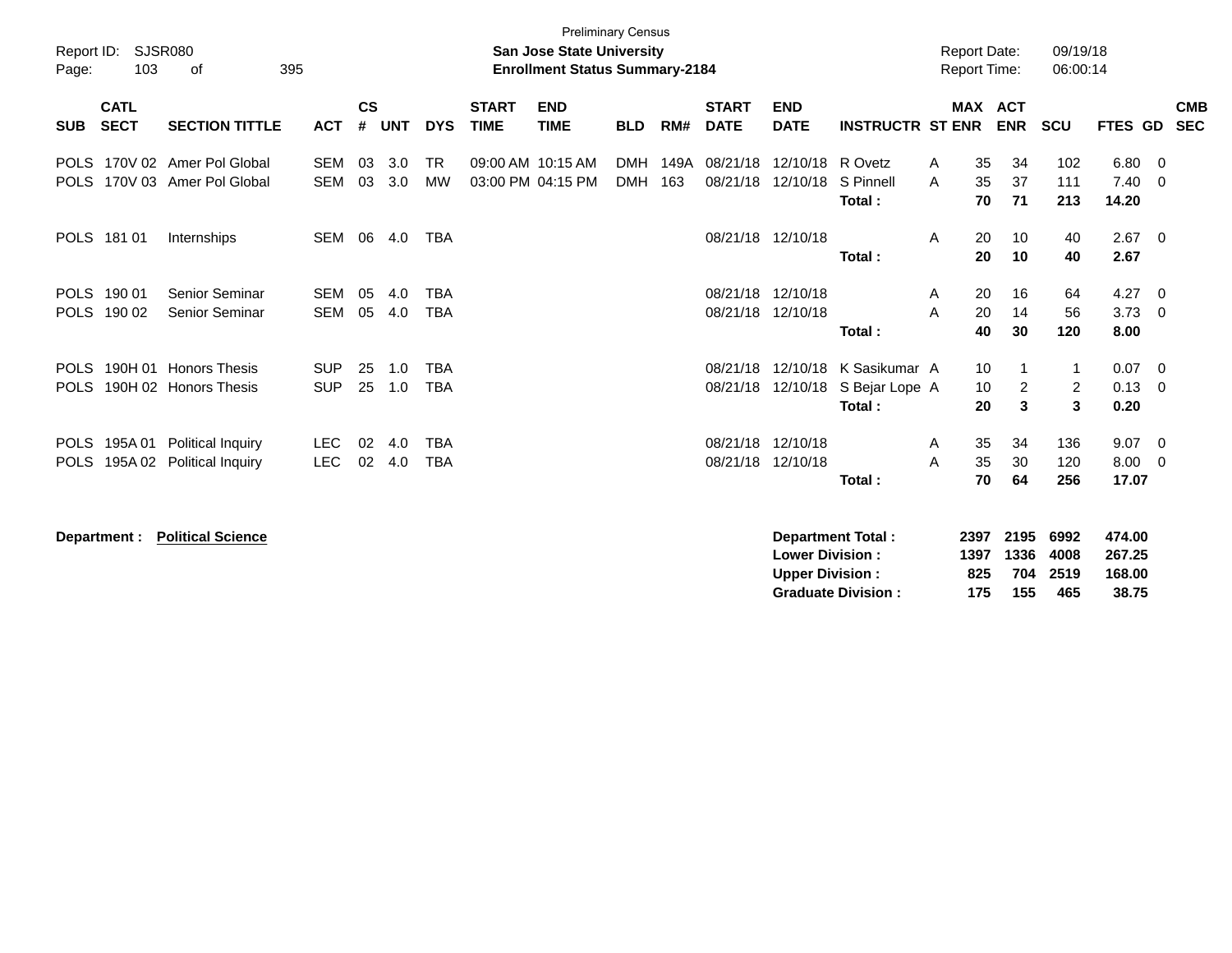Preliminary Census

**San Jose State University**
**Enrollment Status Summary-2184**

Report ID: SJSR080
Report Date: 09/19/18
Report Time: 06:00:14

| SUB | CATL SECT | SECTION TITTLE | ACT | CS # | UNT | DYS | START TIME | END TIME | BLD | RM# | START DATE | END DATE | INSTRUCTR | ST | MAX ENR | ACT ENR | SCU | FTES | GD | CMB SEC |
|---|---|---|---|---|---|---|---|---|---|---|---|---|---|---|---|---|---|---|---|---|
| POLS | 170V 02 | Amer Pol Global | SEM | 03 | 3.0 | TR | 09:00 AM | 10:15 AM | DMH | 149A | 08/21/18 | 12/10/18 | R Ovetz | A | 35 | 34 | 102 | 6.80 | 0 | |
| POLS | 170V 03 | Amer Pol Global | SEM | 03 | 3.0 | MW | 03:00 PM | 04:15 PM | DMH | 163 | 08/21/18 | 12/10/18 | S Pinnell | A | 35 | 37 | 111 | 7.40 | 0 | |
| | | | | | | | | | | | | | **Total :** | | **70** | **71** | **213** | **14.20** | | |
| POLS | 181 01 | Internships | SEM | 06 | 4.0 | TBA | | | | | 08/21/18 | 12/10/18 | | A | 20 | 10 | 40 | 2.67 | 0 | |
| | | | | | | | | | | | | | **Total :** | | **20** | **10** | **40** | **2.67** | | |
| POLS | 190 01 | Senior Seminar | SEM | 05 | 4.0 | TBA | | | | | 08/21/18 | 12/10/18 | | A | 20 | 16 | 64 | 4.27 | 0 | |
| POLS | 190 02 | Senior Seminar | SEM | 05 | 4.0 | TBA | | | | | 08/21/18 | 12/10/18 | | A | 20 | 14 | 56 | 3.73 | 0 | |
| | | | | | | | | | | | | | **Total :** | | **40** | **30** | **120** | **8.00** | | |
| POLS | 190H 01 | Honors Thesis | SUP | 25 | 1.0 | TBA | | | | | 08/21/18 | 12/10/18 | K Sasikumar | A | 10 | 1 | 1 | 0.07 | 0 | |
| POLS | 190H 02 | Honors Thesis | SUP | 25 | 1.0 | TBA | | | | | 08/21/18 | 12/10/18 | S Bejar Lope | A | 10 | 2 | 2 | 0.13 | 0 | |
| | | | | | | | | | | | | | **Total :** | | **20** | **3** | **3** | **0.20** | | |
| POLS | 195A 01 | Political Inquiry | LEC | 02 | 4.0 | TBA | | | | | 08/21/18 | 12/10/18 | | A | 35 | 34 | 136 | 9.07 | 0 | |
| POLS | 195A 02 | Political Inquiry | LEC | 02 | 4.0 | TBA | | | | | 08/21/18 | 12/10/18 | | A | 35 | 30 | 120 | 8.00 | 0 | |
| | | | | | | | | | | | | | **Total :** | | **70** | **64** | **256** | **17.07** | | |

**Department : Political Science**

| | MAX ENR | ACT ENR | SCU | FTES |
|---|---|---|---|---|
| **Department Total :** | **2397** | **2195** | **6992** | **474.00** |
| **Lower Division :** | **1397** | **1336** | **4008** | **267.25** |
| **Upper Division :** | **825** | **704** | **2519** | **168.00** |
| **Graduate Division :** | **175** | **155** | **465** | **38.75** |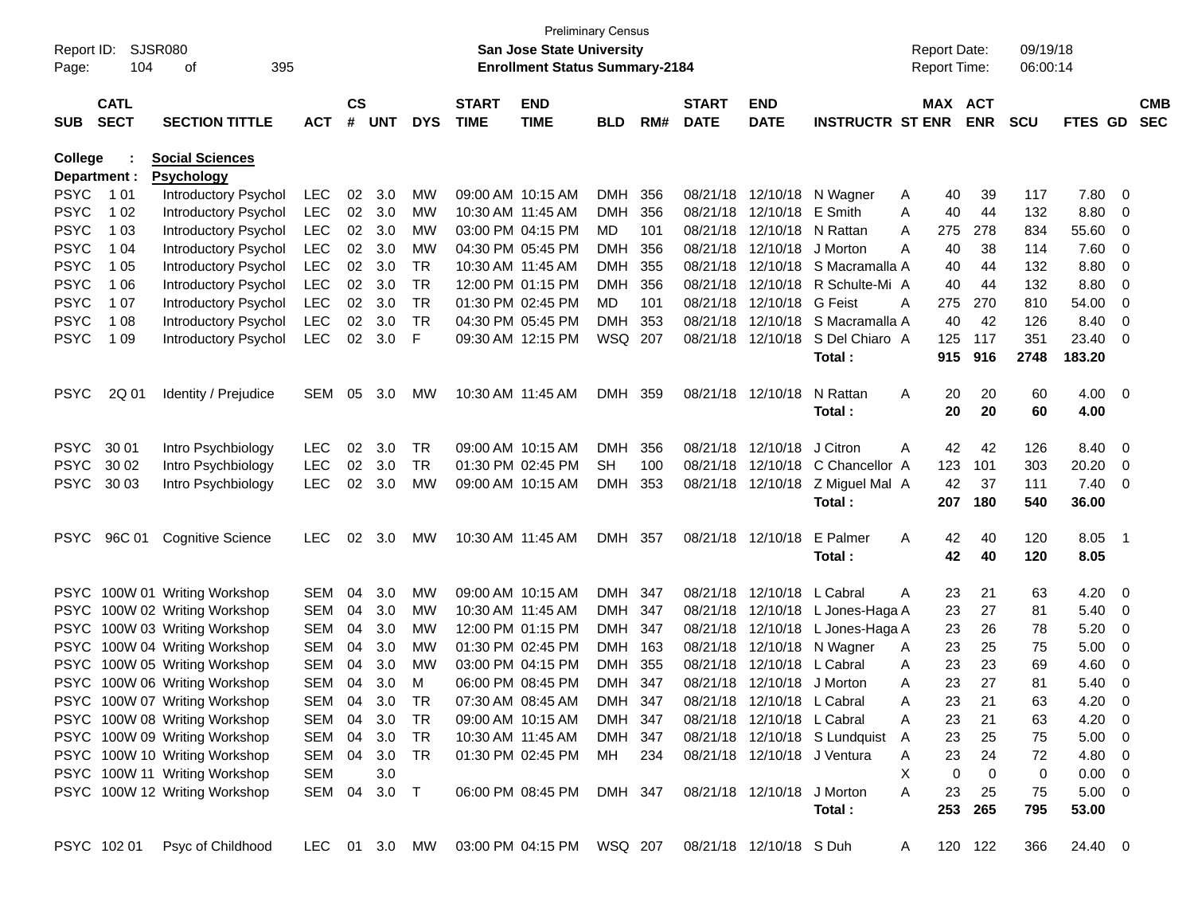Preliminary Census

**San Jose State University**

**Enrollment Status Summary-2184**

Report ID: SJSR080
Report Date: 09/19/18
Report Time: 06:00:14

**College : Social Sciences**

**Department : Psychology**

| SUB | CATL SECT | SECTION TITTLE | ACT | CS # | UNT | DYS | START TIME | END TIME | BLD | RM# | START DATE | END DATE | INSTRUCTR | ST | MAX ENR | ACT ENR | SCU | FTES | GD | CMB SEC |
|---|---|---|---|---|---|---|---|---|---|---|---|---|---|---|---|---|---|---|---|---|
| PSYC | 1 01 | Introductory Psychol | LEC | 02 | 3.0 | MW | 09:00 AM | 10:15 AM | DMH | 356 | 08/21/18 | 12/10/18 | N Wagner | A | 40 | 39 | 117 | 7.80 | 0 | |
| PSYC | 1 02 | Introductory Psychol | LEC | 02 | 3.0 | MW | 10:30 AM | 11:45 AM | DMH | 356 | 08/21/18 | 12/10/18 | E Smith | A | 40 | 44 | 132 | 8.80 | 0 | |
| PSYC | 1 03 | Introductory Psychol | LEC | 02 | 3.0 | MW | 03:00 PM | 04:15 PM | MD | 101 | 08/21/18 | 12/10/18 | N Rattan | A | 275 | 278 | 834 | 55.60 | 0 | |
| PSYC | 1 04 | Introductory Psychol | LEC | 02 | 3.0 | MW | 04:30 PM | 05:45 PM | DMH | 356 | 08/21/18 | 12/10/18 | J Morton | A | 40 | 38 | 114 | 7.60 | 0 | |
| PSYC | 1 05 | Introductory Psychol | LEC | 02 | 3.0 | TR | 10:30 AM | 11:45 AM | DMH | 355 | 08/21/18 | 12/10/18 | S Macramalla | A | 40 | 44 | 132 | 8.80 | 0 | |
| PSYC | 1 06 | Introductory Psychol | LEC | 02 | 3.0 | TR | 12:00 PM | 01:15 PM | DMH | 356 | 08/21/18 | 12/10/18 | R Schulte-Mi | A | 40 | 44 | 132 | 8.80 | 0 | |
| PSYC | 1 07 | Introductory Psychol | LEC | 02 | 3.0 | TR | 01:30 PM | 02:45 PM | MD | 101 | 08/21/18 | 12/10/18 | G Feist | A | 275 | 270 | 810 | 54.00 | 0 | |
| PSYC | 1 08 | Introductory Psychol | LEC | 02 | 3.0 | TR | 04:30 PM | 05:45 PM | DMH | 353 | 08/21/18 | 12/10/18 | S Macramalla | A | 40 | 42 | 126 | 8.40 | 0 | |
| PSYC | 1 09 | Introductory Psychol | LEC | 02 | 3.0 | F | 09:30 AM | 12:15 PM | WSQ | 207 | 08/21/18 | 12/10/18 | S Del Chiaro | A | 125 | 117 | 351 | 23.40 | 0 | |
| | | | | | | | | | | | | | **Total :** | | **915** | **916** | **2748** | **183.20** | | |
| PSYC | 2Q 01 | Identity / Prejudice | SEM | 05 | 3.0 | MW | 10:30 AM | 11:45 AM | DMH | 359 | 08/21/18 | 12/10/18 | N Rattan | A | 20 | 20 | 60 | 4.00 | 0 | |
| | | | | | | | | | | | | | **Total :** | | **20** | **20** | **60** | **4.00** | | |
| PSYC | 30 01 | Intro Psychbiology | LEC | 02 | 3.0 | TR | 09:00 AM | 10:15 AM | DMH | 356 | 08/21/18 | 12/10/18 | J Citron | A | 42 | 42 | 126 | 8.40 | 0 | |
| PSYC | 30 02 | Intro Psychbiology | LEC | 02 | 3.0 | TR | 01:30 PM | 02:45 PM | SH | 100 | 08/21/18 | 12/10/18 | C Chancellor | A | 123 | 101 | 303 | 20.20 | 0 | |
| PSYC | 30 03 | Intro Psychbiology | LEC | 02 | 3.0 | MW | 09:00 AM | 10:15 AM | DMH | 353 | 08/21/18 | 12/10/18 | Z Miguel Mal | A | 42 | 37 | 111 | 7.40 | 0 | |
| | | | | | | | | | | | | | **Total :** | | **207** | **180** | **540** | **36.00** | | |
| PSYC | 96C 01 | Cognitive Science | LEC | 02 | 3.0 | MW | 10:30 AM | 11:45 AM | DMH | 357 | 08/21/18 | 12/10/18 | E Palmer | A | 42 | 40 | 120 | 8.05 | 1 | |
| | | | | | | | | | | | | | **Total :** | | **42** | **40** | **120** | **8.05** | | |
| PSYC | 100W 01 | Writing Workshop | SEM | 04 | 3.0 | MW | 09:00 AM | 10:15 AM | DMH | 347 | 08/21/18 | 12/10/18 | L Cabral | A | 23 | 21 | 63 | 4.20 | 0 | |
| PSYC | 100W 02 | Writing Workshop | SEM | 04 | 3.0 | MW | 10:30 AM | 11:45 AM | DMH | 347 | 08/21/18 | 12/10/18 | L Jones-Haga | A | 23 | 27 | 81 | 5.40 | 0 | |
| PSYC | 100W 03 | Writing Workshop | SEM | 04 | 3.0 | MW | 12:00 PM | 01:15 PM | DMH | 347 | 08/21/18 | 12/10/18 | L Jones-Haga | A | 23 | 26 | 78 | 5.20 | 0 | |
| PSYC | 100W 04 | Writing Workshop | SEM | 04 | 3.0 | MW | 01:30 PM | 02:45 PM | DMH | 163 | 08/21/18 | 12/10/18 | N Wagner | A | 23 | 25 | 75 | 5.00 | 0 | |
| PSYC | 100W 05 | Writing Workshop | SEM | 04 | 3.0 | MW | 03:00 PM | 04:15 PM | DMH | 355 | 08/21/18 | 12/10/18 | L Cabral | A | 23 | 23 | 69 | 4.60 | 0 | |
| PSYC | 100W 06 | Writing Workshop | SEM | 04 | 3.0 | M | 06:00 PM | 08:45 PM | DMH | 347 | 08/21/18 | 12/10/18 | J Morton | A | 23 | 27 | 81 | 5.40 | 0 | |
| PSYC | 100W 07 | Writing Workshop | SEM | 04 | 3.0 | TR | 07:30 AM | 08:45 AM | DMH | 347 | 08/21/18 | 12/10/18 | L Cabral | A | 23 | 21 | 63 | 4.20 | 0 | |
| PSYC | 100W 08 | Writing Workshop | SEM | 04 | 3.0 | TR | 09:00 AM | 10:15 AM | DMH | 347 | 08/21/18 | 12/10/18 | L Cabral | A | 23 | 21 | 63 | 4.20 | 0 | |
| PSYC | 100W 09 | Writing Workshop | SEM | 04 | 3.0 | TR | 10:30 AM | 11:45 AM | DMH | 347 | 08/21/18 | 12/10/18 | S Lundquist | A | 23 | 25 | 75 | 5.00 | 0 | |
| PSYC | 100W 10 | Writing Workshop | SEM | 04 | 3.0 | TR | 01:30 PM | 02:45 PM | MH | 234 | 08/21/18 | 12/10/18 | J Ventura | A | 23 | 24 | 72 | 4.80 | 0 | |
| PSYC | 100W 11 | Writing Workshop | SEM | | 3.0 | | | | | | | | | X | 0 | 0 | 0 | 0.00 | 0 | |
| PSYC | 100W 12 | Writing Workshop | SEM | 04 | 3.0 | T | 06:00 PM | 08:45 PM | DMH | 347 | 08/21/18 | 12/10/18 | J Morton | A | 23 | 25 | 75 | 5.00 | 0 | |
| | | | | | | | | | | | | | **Total :** | | **253** | **265** | **795** | **53.00** | | |
| PSYC | 102 01 | Psyc of Childhood | LEC | 01 | 3.0 | MW | 03:00 PM | 04:15 PM | WSQ | 207 | 08/21/18 | 12/10/18 | S Duh | A | 120 | 122 | 366 | 24.40 | 0 | |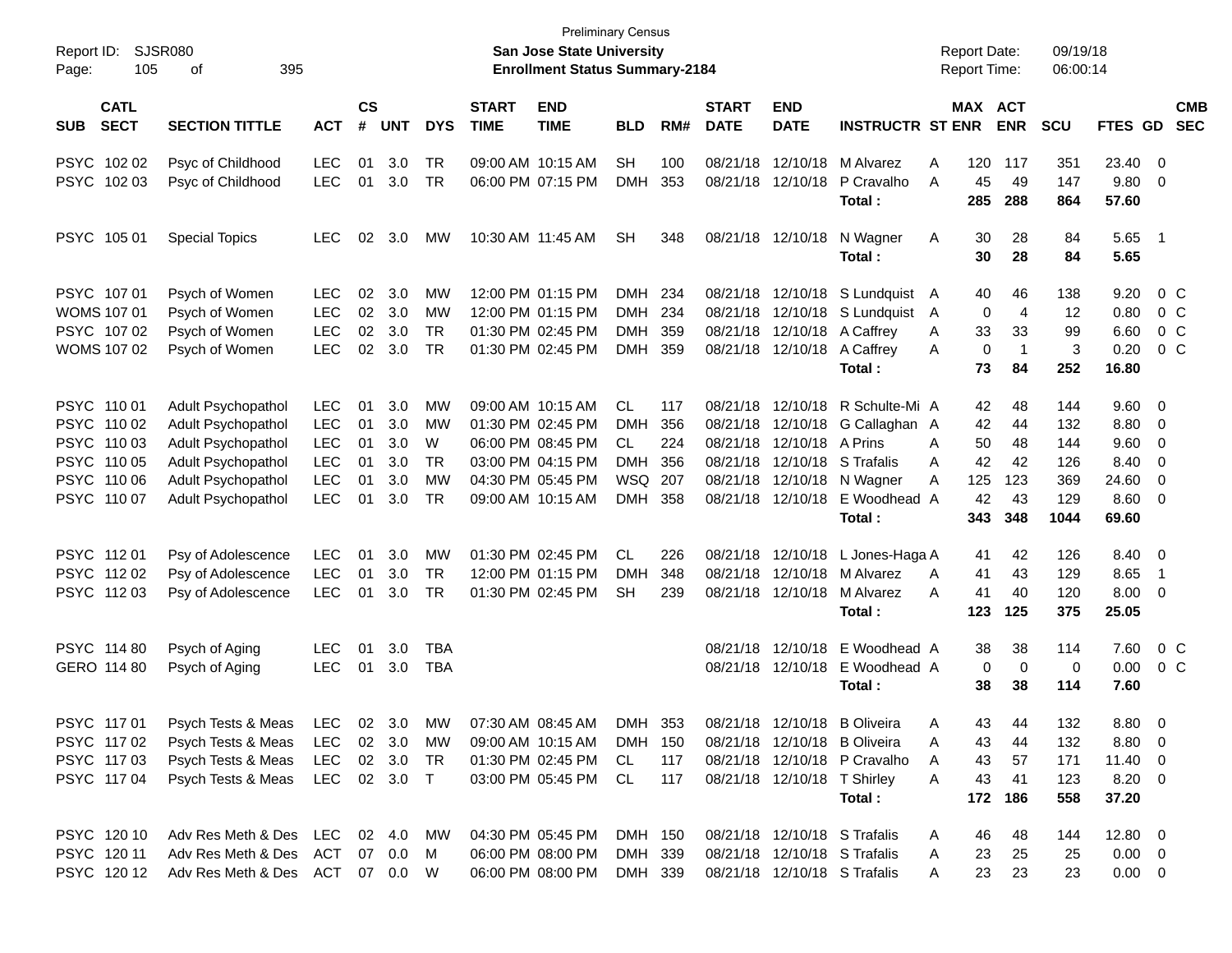Preliminary Census

**San Jose State University**

**Enrollment Status Summary-2184**

Report ID: SJSR080
Report Date: 09/19/18
Report Time: 06:00:14

| SUB | CATL SECT | SECTION TITTLE | ACT | CS # | UNT | DYS | START TIME | END TIME | BLD | RM# | START DATE | END DATE | INSTRUCTR | ST | MAX ENR | ACT ENR | SCU | FTES | GD | CMB SEC |
|---|---|---|---|---|---|---|---|---|---|---|---|---|---|---|---|---|---|---|---|---|
| PSYC | 102 02 | Psyc of Childhood | LEC | 01 | 3.0 | TR | 09:00 AM | 10:15 AM | SH | 100 | 08/21/18 | 12/10/18 | M Alvarez | A | 120 | 117 | 351 | 23.40 | 0 | |
| PSYC | 102 03 | Psyc of Childhood | LEC | 01 | 3.0 | TR | 06:00 PM | 07:15 PM | DMH | 353 | 08/21/18 | 12/10/18 | P Cravalho | A | 45 | 49 | 147 | 9.80 | 0 | |
| | | | | | | | | | | | | | **Total :** | | **285** | **288** | **864** | **57.60** | | |
| PSYC | 105 01 | Special Topics | LEC | 02 | 3.0 | MW | 10:30 AM | 11:45 AM | SH | 348 | 08/21/18 | 12/10/18 | N Wagner | A | 30 | 28 | 84 | 5.65 | 1 | |
| | | | | | | | | | | | | | **Total :** | | **30** | **28** | **84** | **5.65** | | |
| PSYC | 107 01 | Psych of Women | LEC | 02 | 3.0 | MW | 12:00 PM | 01:15 PM | DMH | 234 | 08/21/18 | 12/10/18 | S Lundquist | A | 40 | 46 | 138 | 9.20 | 0 | C |
| WOMS | 107 01 | Psych of Women | LEC | 02 | 3.0 | MW | 12:00 PM | 01:15 PM | DMH | 234 | 08/21/18 | 12/10/18 | S Lundquist | A | 0 | 4 | 12 | 0.80 | 0 | C |
| PSYC | 107 02 | Psych of Women | LEC | 02 | 3.0 | TR | 01:30 PM | 02:45 PM | DMH | 359 | 08/21/18 | 12/10/18 | A Caffrey | A | 33 | 33 | 99 | 6.60 | 0 | C |
| WOMS | 107 02 | Psych of Women | LEC | 02 | 3.0 | TR | 01:30 PM | 02:45 PM | DMH | 359 | 08/21/18 | 12/10/18 | A Caffrey | A | 0 | 1 | 3 | 0.20 | 0 | C |
| | | | | | | | | | | | | | **Total :** | | **73** | **84** | **252** | **16.80** | | |
| PSYC | 110 01 | Adult Psychopathol | LEC | 01 | 3.0 | MW | 09:00 AM | 10:15 AM | CL | 117 | 08/21/18 | 12/10/18 | R Schulte-Mi | A | 42 | 48 | 144 | 9.60 | 0 | |
| PSYC | 110 02 | Adult Psychopathol | LEC | 01 | 3.0 | MW | 01:30 PM | 02:45 PM | DMH | 356 | 08/21/18 | 12/10/18 | G Callaghan | A | 42 | 44 | 132 | 8.80 | 0 | |
| PSYC | 110 03 | Adult Psychopathol | LEC | 01 | 3.0 | W | 06:00 PM | 08:45 PM | CL | 224 | 08/21/18 | 12/10/18 | A Prins | A | 50 | 48 | 144 | 9.60 | 0 | |
| PSYC | 110 05 | Adult Psychopathol | LEC | 01 | 3.0 | TR | 03:00 PM | 04:15 PM | DMH | 356 | 08/21/18 | 12/10/18 | S Trafalis | A | 42 | 42 | 126 | 8.40 | 0 | |
| PSYC | 110 06 | Adult Psychopathol | LEC | 01 | 3.0 | MW | 04:30 PM | 05:45 PM | WSQ | 207 | 08/21/18 | 12/10/18 | N Wagner | A | 125 | 123 | 369 | 24.60 | 0 | |
| PSYC | 110 07 | Adult Psychopathol | LEC | 01 | 3.0 | TR | 09:00 AM | 10:15 AM | DMH | 358 | 08/21/18 | 12/10/18 | E Woodhead | A | 42 | 43 | 129 | 8.60 | 0 | |
| | | | | | | | | | | | | | **Total :** | | **343** | **348** | **1044** | **69.60** | | |
| PSYC | 112 01 | Psy of Adolescence | LEC | 01 | 3.0 | MW | 01:30 PM | 02:45 PM | CL | 226 | 08/21/18 | 12/10/18 | L Jones-Haga | A | 41 | 42 | 126 | 8.40 | 0 | |
| PSYC | 112 02 | Psy of Adolescence | LEC | 01 | 3.0 | TR | 12:00 PM | 01:15 PM | DMH | 348 | 08/21/18 | 12/10/18 | M Alvarez | A | 41 | 43 | 129 | 8.65 | 1 | |
| PSYC | 112 03 | Psy of Adolescence | LEC | 01 | 3.0 | TR | 01:30 PM | 02:45 PM | SH | 239 | 08/21/18 | 12/10/18 | M Alvarez | A | 41 | 40 | 120 | 8.00 | 0 | |
| | | | | | | | | | | | | | **Total :** | | **123** | **125** | **375** | **25.05** | | |
| PSYC | 114 80 | Psych of Aging | LEC | 01 | 3.0 | TBA | | | | | 08/21/18 | 12/10/18 | E Woodhead | A | 38 | 38 | 114 | 7.60 | 0 | C |
| GERO | 114 80 | Psych of Aging | LEC | 01 | 3.0 | TBA | | | | | 08/21/18 | 12/10/18 | E Woodhead | A | 0 | 0 | 0 | 0.00 | 0 | C |
| | | | | | | | | | | | | | **Total :** | | **38** | **38** | **114** | **7.60** | | |
| PSYC | 117 01 | Psych Tests & Meas | LEC | 02 | 3.0 | MW | 07:30 AM | 08:45 AM | DMH | 353 | 08/21/18 | 12/10/18 | B Oliveira | A | 43 | 44 | 132 | 8.80 | 0 | |
| PSYC | 117 02 | Psych Tests & Meas | LEC | 02 | 3.0 | MW | 09:00 AM | 10:15 AM | DMH | 150 | 08/21/18 | 12/10/18 | B Oliveira | A | 43 | 44 | 132 | 8.80 | 0 | |
| PSYC | 117 03 | Psych Tests & Meas | LEC | 02 | 3.0 | TR | 01:30 PM | 02:45 PM | CL | 117 | 08/21/18 | 12/10/18 | P Cravalho | A | 43 | 57 | 171 | 11.40 | 0 | |
| PSYC | 117 04 | Psych Tests & Meas | LEC | 02 | 3.0 | T | 03:00 PM | 05:45 PM | CL | 117 | 08/21/18 | 12/10/18 | T Shirley | A | 43 | 41 | 123 | 8.20 | 0 | |
| | | | | | | | | | | | | | **Total :** | | **172** | **186** | **558** | **37.20** | | |
| PSYC | 120 10 | Adv Res Meth & Des | LEC | 02 | 4.0 | MW | 04:30 PM | 05:45 PM | DMH | 150 | 08/21/18 | 12/10/18 | S Trafalis | A | 46 | 48 | 144 | 12.80 | 0 | |
| PSYC | 120 11 | Adv Res Meth & Des | ACT | 07 | 0.0 | M | 06:00 PM | 08:00 PM | DMH | 339 | 08/21/18 | 12/10/18 | S Trafalis | A | 23 | 25 | 25 | 0.00 | 0 | |
| PSYC | 120 12 | Adv Res Meth & Des | ACT | 07 | 0.0 | W | 06:00 PM | 08:00 PM | DMH | 339 | 08/21/18 | 12/10/18 | S Trafalis | A | 23 | 23 | 23 | 0.00 | 0 | |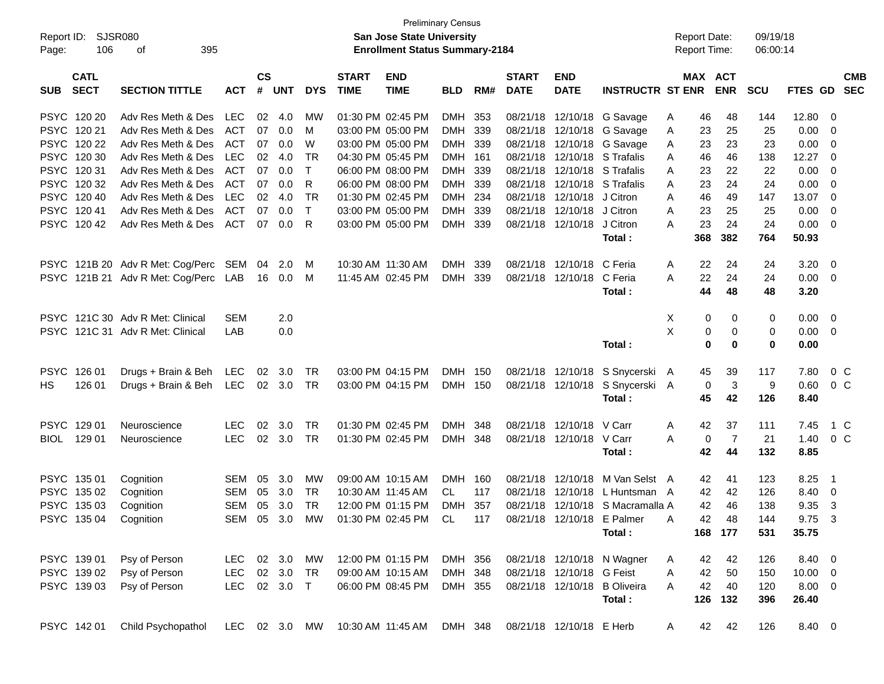Preliminary Census

Report ID: SJSR080 | San Jose State University | Report Date: 09/19/18
Page: 106 of 395 | Enrollment Status Summary-2184 | Report Time: 06:00:14

| SUB | CATL SECT | SECTION TITTLE | ACT | CS # | UNT | DYS | START TIME | END TIME | BLD | RM# | START DATE | END DATE | INSTRUCTR | ST | MAX ENR | ACT ENR | SCU | FTES | GD | CMB SEC |
|---|---|---|---|---|---|---|---|---|---|---|---|---|---|---|---|---|---|---|---|---|
| PSYC | 120 20 | Adv Res Meth & Des | LEC | 02 | 4.0 | MW | 01:30 PM | 02:45 PM | DMH | 353 | 08/21/18 | 12/10/18 | G Savage | A | 46 | 48 | 144 | 12.80 | 0 | |
| PSYC | 120 21 | Adv Res Meth & Des | ACT | 07 | 0.0 | M | 03:00 PM | 05:00 PM | DMH | 339 | 08/21/18 | 12/10/18 | G Savage | A | 23 | 25 | 25 | 0.00 | 0 | |
| PSYC | 120 22 | Adv Res Meth & Des | ACT | 07 | 0.0 | W | 03:00 PM | 05:00 PM | DMH | 339 | 08/21/18 | 12/10/18 | G Savage | A | 23 | 23 | 23 | 0.00 | 0 | |
| PSYC | 120 30 | Adv Res Meth & Des | LEC | 02 | 4.0 | TR | 04:30 PM | 05:45 PM | DMH | 161 | 08/21/18 | 12/10/18 | S Trafalis | A | 46 | 46 | 138 | 12.27 | 0 | |
| PSYC | 120 31 | Adv Res Meth & Des | ACT | 07 | 0.0 | T | 06:00 PM | 08:00 PM | DMH | 339 | 08/21/18 | 12/10/18 | S Trafalis | A | 23 | 22 | 22 | 0.00 | 0 | |
| PSYC | 120 32 | Adv Res Meth & Des | ACT | 07 | 0.0 | R | 06:00 PM | 08:00 PM | DMH | 339 | 08/21/18 | 12/10/18 | S Trafalis | A | 23 | 24 | 24 | 0.00 | 0 | |
| PSYC | 120 40 | Adv Res Meth & Des | LEC | 02 | 4.0 | TR | 01:30 PM | 02:45 PM | DMH | 234 | 08/21/18 | 12/10/18 | J Citron | A | 46 | 49 | 147 | 13.07 | 0 | |
| PSYC | 120 41 | Adv Res Meth & Des | ACT | 07 | 0.0 | T | 03:00 PM | 05:00 PM | DMH | 339 | 08/21/18 | 12/10/18 | J Citron | A | 23 | 25 | 25 | 0.00 | 0 | |
| PSYC | 120 42 | Adv Res Meth & Des | ACT | 07 | 0.0 | R | 03:00 PM | 05:00 PM | DMH | 339 | 08/21/18 | 12/10/18 | J Citron | A | 23 | 24 | 24 | 0.00 | 0 | |
| | | | | | | | | | | | | | **Total :** | | **368** | **382** | **764** | **50.93** | | |
| PSYC | 121B 20 | Adv R Met: Cog/Perc | SEM | 04 | 2.0 | M | 10:30 AM | 11:30 AM | DMH | 339 | 08/21/18 | 12/10/18 | C Feria | A | 22 | 24 | 24 | 3.20 | 0 | |
| PSYC | 121B 21 | Adv R Met: Cog/Perc | LAB | 16 | 0.0 | M | 11:45 AM | 02:45 PM | DMH | 339 | 08/21/18 | 12/10/18 | C Feria | A | 22 | 24 | 24 | 0.00 | 0 | |
| | | | | | | | | | | | | | **Total :** | | **44** | **48** | **48** | **3.20** | | |
| PSYC | 121C 30 | Adv R Met: Clinical | SEM | | 2.0 | | | | | | | | | X | 0 | 0 | 0 | 0.00 | 0 | |
| PSYC | 121C 31 | Adv R Met: Clinical | LAB | | 0.0 | | | | | | | | | X | 0 | 0 | 0 | 0.00 | 0 | |
| | | | | | | | | | | | | | **Total :** | | **0** | **0** | **0** | **0.00** | | |
| PSYC | 126 01 | Drugs + Brain & Beh | LEC | 02 | 3.0 | TR | 03:00 PM | 04:15 PM | DMH | 150 | 08/21/18 | 12/10/18 | S Snycerski | A | 45 | 39 | 117 | 7.80 | 0 | C |
| HS | 126 01 | Drugs + Brain & Beh | LEC | 02 | 3.0 | TR | 03:00 PM | 04:15 PM | DMH | 150 | 08/21/18 | 12/10/18 | S Snycerski | A | 0 | 3 | 9 | 0.60 | 0 | C |
| | | | | | | | | | | | | | **Total :** | | **45** | **42** | **126** | **8.40** | | |
| PSYC | 129 01 | Neuroscience | LEC | 02 | 3.0 | TR | 01:30 PM | 02:45 PM | DMH | 348 | 08/21/18 | 12/10/18 | V Carr | A | 42 | 37 | 111 | 7.45 | 1 | C |
| BIOL | 129 01 | Neuroscience | LEC | 02 | 3.0 | TR | 01:30 PM | 02:45 PM | DMH | 348 | 08/21/18 | 12/10/18 | V Carr | A | 0 | 7 | 21 | 1.40 | 0 | C |
| | | | | | | | | | | | | | **Total :** | | **42** | **44** | **132** | **8.85** | | |
| PSYC | 135 01 | Cognition | SEM | 05 | 3.0 | MW | 09:00 AM | 10:15 AM | DMH | 160 | 08/21/18 | 12/10/18 | M Van Selst | A | 42 | 41 | 123 | 8.25 | 1 | |
| PSYC | 135 02 | Cognition | SEM | 05 | 3.0 | TR | 10:30 AM | 11:45 AM | CL | 117 | 08/21/18 | 12/10/18 | L Huntsman | A | 42 | 42 | 126 | 8.40 | 0 | |
| PSYC | 135 03 | Cognition | SEM | 05 | 3.0 | TR | 12:00 PM | 01:15 PM | DMH | 357 | 08/21/18 | 12/10/18 | S Macramalla | A | 42 | 46 | 138 | 9.35 | 3 | |
| PSYC | 135 04 | Cognition | SEM | 05 | 3.0 | MW | 01:30 PM | 02:45 PM | CL | 117 | 08/21/18 | 12/10/18 | E Palmer | A | 42 | 48 | 144 | 9.75 | 3 | |
| | | | | | | | | | | | | | **Total :** | | **168** | **177** | **531** | **35.75** | | |
| PSYC | 139 01 | Psy of Person | LEC | 02 | 3.0 | MW | 12:00 PM | 01:15 PM | DMH | 356 | 08/21/18 | 12/10/18 | N Wagner | A | 42 | 42 | 126 | 8.40 | 0 | |
| PSYC | 139 02 | Psy of Person | LEC | 02 | 3.0 | TR | 09:00 AM | 10:15 AM | DMH | 348 | 08/21/18 | 12/10/18 | G Feist | A | 42 | 50 | 150 | 10.00 | 0 | |
| PSYC | 139 03 | Psy of Person | LEC | 02 | 3.0 | T | 06:00 PM | 08:45 PM | DMH | 355 | 08/21/18 | 12/10/18 | B Oliveira | A | 42 | 40 | 120 | 8.00 | 0 | |
| | | | | | | | | | | | | | **Total :** | | **126** | **132** | **396** | **26.40** | | |
| PSYC | 142 01 | Child Psychopathol | LEC | 02 | 3.0 | MW | 10:30 AM | 11:45 AM | DMH | 348 | 08/21/18 | 12/10/18 | E Herb | A | 42 | 42 | 126 | 8.40 | 0 | |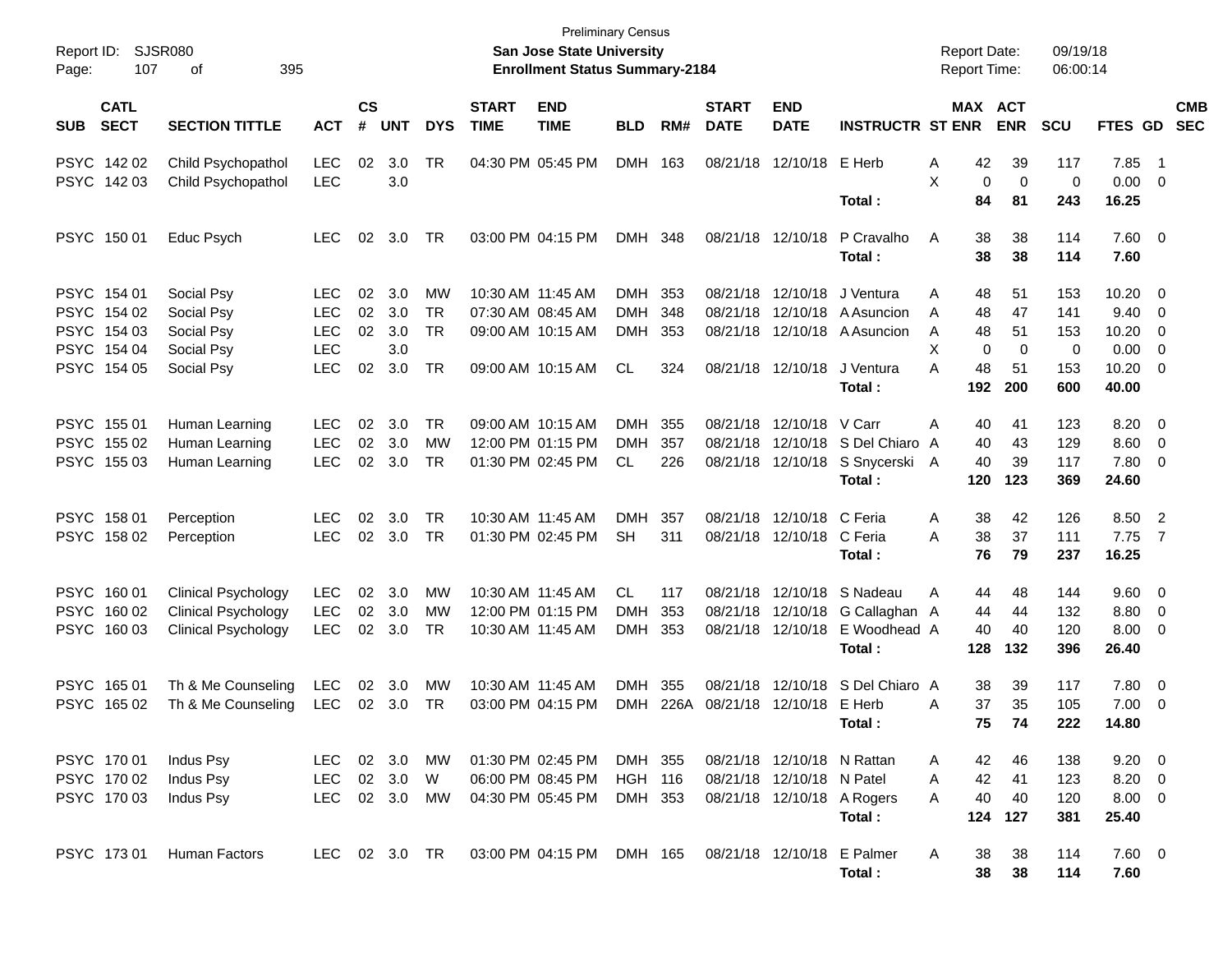Preliminary Census

**San Jose State University**

**Enrollment Status Summary-2184**

Report ID: SJSR080
Report Date: 09/19/18
Report Time: 06:00:14

| SUB | CATL SECT | SECTION TITTLE | ACT | CS # | UNT | DYS | START TIME | END TIME | BLD | RM# | START DATE | END DATE | INSTRUCTR | ST | MAX ENR | ACT ENR | SCU | FTES | GD | CMB SEC |
|---|---|---|---|---|---|---|---|---|---|---|---|---|---|---|---|---|---|---|---|---|
| PSYC | 142 02 | Child Psychopathol | LEC | 02 | 3.0 | TR | 04:30 PM | 05:45 PM | DMH | 163 | 08/21/18 | 12/10/18 | E Herb | A | 42 | 39 | 117 | 7.85 | 1 | |
| PSYC | 142 03 | Child Psychopathol | LEC | | 3.0 | | | | | | | | | X | 0 | 0 | 0 | 0.00 | 0 | |
| | | | | | | | | | | | | | **Total :** | | **84** | **81** | **243** | **16.25** | | |
| PSYC | 150 01 | Educ Psych | LEC | 02 | 3.0 | TR | 03:00 PM | 04:15 PM | DMH | 348 | 08/21/18 | 12/10/18 | P Cravalho | A | 38 | 38 | 114 | 7.60 | 0 | |
| | | | | | | | | | | | | | **Total :** | | **38** | **38** | **114** | **7.60** | | |
| PSYC | 154 01 | Social Psy | LEC | 02 | 3.0 | MW | 10:30 AM | 11:45 AM | DMH | 353 | 08/21/18 | 12/10/18 | J Ventura | A | 48 | 51 | 153 | 10.20 | 0 | |
| PSYC | 154 02 | Social Psy | LEC | 02 | 3.0 | TR | 07:30 AM | 08:45 AM | DMH | 348 | 08/21/18 | 12/10/18 | A Asuncion | A | 48 | 47 | 141 | 9.40 | 0 | |
| PSYC | 154 03 | Social Psy | LEC | 02 | 3.0 | TR | 09:00 AM | 10:15 AM | DMH | 353 | 08/21/18 | 12/10/18 | A Asuncion | A | 48 | 51 | 153 | 10.20 | 0 | |
| PSYC | 154 04 | Social Psy | LEC | | 3.0 | | | | | | | | | X | 0 | 0 | 0 | 0.00 | 0 | |
| PSYC | 154 05 | Social Psy | LEC | 02 | 3.0 | TR | 09:00 AM | 10:15 AM | CL | 324 | 08/21/18 | 12/10/18 | J Ventura | A | 48 | 51 | 153 | 10.20 | 0 | |
| | | | | | | | | | | | | | **Total :** | | **192** | **200** | **600** | **40.00** | | |
| PSYC | 155 01 | Human Learning | LEC | 02 | 3.0 | TR | 09:00 AM | 10:15 AM | DMH | 355 | 08/21/18 | 12/10/18 | V Carr | A | 40 | 41 | 123 | 8.20 | 0 | |
| PSYC | 155 02 | Human Learning | LEC | 02 | 3.0 | MW | 12:00 PM | 01:15 PM | DMH | 357 | 08/21/18 | 12/10/18 | S Del Chiaro | A | 40 | 43 | 129 | 8.60 | 0 | |
| PSYC | 155 03 | Human Learning | LEC | 02 | 3.0 | TR | 01:30 PM | 02:45 PM | CL | 226 | 08/21/18 | 12/10/18 | S Snycerski | A | 40 | 39 | 117 | 7.80 | 0 | |
| | | | | | | | | | | | | | **Total :** | | **120** | **123** | **369** | **24.60** | | |
| PSYC | 158 01 | Perception | LEC | 02 | 3.0 | TR | 10:30 AM | 11:45 AM | DMH | 357 | 08/21/18 | 12/10/18 | C Feria | A | 38 | 42 | 126 | 8.50 | 2 | |
| PSYC | 158 02 | Perception | LEC | 02 | 3.0 | TR | 01:30 PM | 02:45 PM | SH | 311 | 08/21/18 | 12/10/18 | C Feria | A | 38 | 37 | 111 | 7.75 | 7 | |
| | | | | | | | | | | | | | **Total :** | | **76** | **79** | **237** | **16.25** | | |
| PSYC | 160 01 | Clinical Psychology | LEC | 02 | 3.0 | MW | 10:30 AM | 11:45 AM | CL | 117 | 08/21/18 | 12/10/18 | S Nadeau | A | 44 | 48 | 144 | 9.60 | 0 | |
| PSYC | 160 02 | Clinical Psychology | LEC | 02 | 3.0 | MW | 12:00 PM | 01:15 PM | DMH | 353 | 08/21/18 | 12/10/18 | G Callaghan | A | 44 | 44 | 132 | 8.80 | 0 | |
| PSYC | 160 03 | Clinical Psychology | LEC | 02 | 3.0 | TR | 10:30 AM | 11:45 AM | DMH | 353 | 08/21/18 | 12/10/18 | E Woodhead | A | 40 | 40 | 120 | 8.00 | 0 | |
| | | | | | | | | | | | | | **Total :** | | **128** | **132** | **396** | **26.40** | | |
| PSYC | 165 01 | Th & Me Counseling | LEC | 02 | 3.0 | MW | 10:30 AM | 11:45 AM | DMH | 355 | 08/21/18 | 12/10/18 | S Del Chiaro | A | 38 | 39 | 117 | 7.80 | 0 | |
| PSYC | 165 02 | Th & Me Counseling | LEC | 02 | 3.0 | TR | 03:00 PM | 04:15 PM | DMH | 226A | 08/21/18 | 12/10/18 | E Herb | A | 37 | 35 | 105 | 7.00 | 0 | |
| | | | | | | | | | | | | | **Total :** | | **75** | **74** | **222** | **14.80** | | |
| PSYC | 170 01 | Indus Psy | LEC | 02 | 3.0 | MW | 01:30 PM | 02:45 PM | DMH | 355 | 08/21/18 | 12/10/18 | N Rattan | A | 42 | 46 | 138 | 9.20 | 0 | |
| PSYC | 170 02 | Indus Psy | LEC | 02 | 3.0 | W | 06:00 PM | 08:45 PM | HGH | 116 | 08/21/18 | 12/10/18 | N Patel | A | 42 | 41 | 123 | 8.20 | 0 | |
| PSYC | 170 03 | Indus Psy | LEC | 02 | 3.0 | MW | 04:30 PM | 05:45 PM | DMH | 353 | 08/21/18 | 12/10/18 | A Rogers | A | 40 | 40 | 120 | 8.00 | 0 | |
| | | | | | | | | | | | | | **Total :** | | **124** | **127** | **381** | **25.40** | | |
| PSYC | 173 01 | Human Factors | LEC | 02 | 3.0 | TR | 03:00 PM | 04:15 PM | DMH | 165 | 08/21/18 | 12/10/18 | E Palmer | A | 38 | 38 | 114 | 7.60 | 0 | |
| | | | | | | | | | | | | | **Total :** | | **38** | **38** | **114** | **7.60** | | |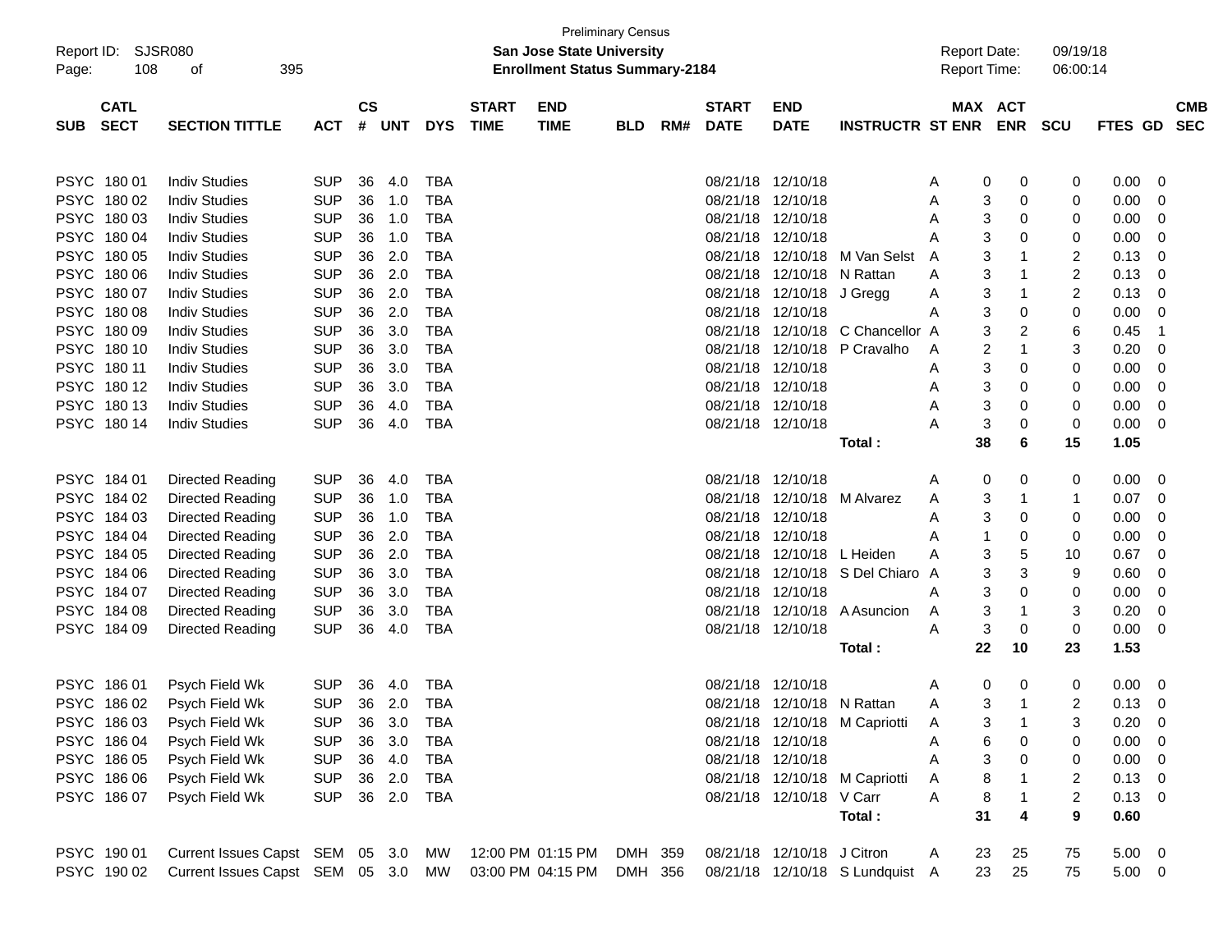Preliminary Census

**San Jose State University**

**Enrollment Status Summary-2184**

Report ID: SJSR080

Report Date: 09/19/18

Report Time: 06:00:14

| SUB | CATL SECT | SECTION TITTLE | ACT | CS # | UNT | DYS | START TIME | END TIME | BLD | RM# | START DATE | END DATE | INSTRUCTR | ST | MAX ENR | ACT ENR | SCU | FTES | GD | CMB SEC |
|---|---|---|---|---|---|---|---|---|---|---|---|---|---|---|---|---|---|---|---|---|
| PSYC | 180 01 | Indiv Studies | SUP | 36 | 4.0 | TBA | | | | | 08/21/18 | 12/10/18 | | A | 0 | 0 | 0 | 0.00 | 0 | |
| PSYC | 180 02 | Indiv Studies | SUP | 36 | 1.0 | TBA | | | | | 08/21/18 | 12/10/18 | | A | 3 | 0 | 0 | 0.00 | 0 | |
| PSYC | 180 03 | Indiv Studies | SUP | 36 | 1.0 | TBA | | | | | 08/21/18 | 12/10/18 | | A | 3 | 0 | 0 | 0.00 | 0 | |
| PSYC | 180 04 | Indiv Studies | SUP | 36 | 1.0 | TBA | | | | | 08/21/18 | 12/10/18 | | A | 3 | 0 | 0 | 0.00 | 0 | |
| PSYC | 180 05 | Indiv Studies | SUP | 36 | 2.0 | TBA | | | | | 08/21/18 | 12/10/18 | M Van Selst | A | 3 | 1 | 2 | 0.13 | 0 | |
| PSYC | 180 06 | Indiv Studies | SUP | 36 | 2.0 | TBA | | | | | 08/21/18 | 12/10/18 | N Rattan | A | 3 | 1 | 2 | 0.13 | 0 | |
| PSYC | 180 07 | Indiv Studies | SUP | 36 | 2.0 | TBA | | | | | 08/21/18 | 12/10/18 | J Gregg | A | 3 | 1 | 2 | 0.13 | 0 | |
| PSYC | 180 08 | Indiv Studies | SUP | 36 | 2.0 | TBA | | | | | 08/21/18 | 12/10/18 | | A | 3 | 0 | 0 | 0.00 | 0 | |
| PSYC | 180 09 | Indiv Studies | SUP | 36 | 3.0 | TBA | | | | | 08/21/18 | 12/10/18 | C Chancellor | A | 3 | 2 | 6 | 0.45 | 1 | |
| PSYC | 180 10 | Indiv Studies | SUP | 36 | 3.0 | TBA | | | | | 08/21/18 | 12/10/18 | P Cravalho | A | 2 | 1 | 3 | 0.20 | 0 | |
| PSYC | 180 11 | Indiv Studies | SUP | 36 | 3.0 | TBA | | | | | 08/21/18 | 12/10/18 | | A | 3 | 0 | 0 | 0.00 | 0 | |
| PSYC | 180 12 | Indiv Studies | SUP | 36 | 3.0 | TBA | | | | | 08/21/18 | 12/10/18 | | A | 3 | 0 | 0 | 0.00 | 0 | |
| PSYC | 180 13 | Indiv Studies | SUP | 36 | 4.0 | TBA | | | | | 08/21/18 | 12/10/18 | | A | 3 | 0 | 0 | 0.00 | 0 | |
| PSYC | 180 14 | Indiv Studies | SUP | 36 | 4.0 | TBA | | | | | 08/21/18 | 12/10/18 | | A | 3 | 0 | 0 | 0.00 | 0 | |
| | | | | | | | | | | | | | **Total :** | | **38** | **6** | **15** | **1.05** | | |
| PSYC | 184 01 | Directed Reading | SUP | 36 | 4.0 | TBA | | | | | 08/21/18 | 12/10/18 | | A | 0 | 0 | 0 | 0.00 | 0 | |
| PSYC | 184 02 | Directed Reading | SUP | 36 | 1.0 | TBA | | | | | 08/21/18 | 12/10/18 | M Alvarez | A | 3 | 1 | 1 | 0.07 | 0 | |
| PSYC | 184 03 | Directed Reading | SUP | 36 | 1.0 | TBA | | | | | 08/21/18 | 12/10/18 | | A | 3 | 0 | 0 | 0.00 | 0 | |
| PSYC | 184 04 | Directed Reading | SUP | 36 | 2.0 | TBA | | | | | 08/21/18 | 12/10/18 | | A | 1 | 0 | 0 | 0.00 | 0 | |
| PSYC | 184 05 | Directed Reading | SUP | 36 | 2.0 | TBA | | | | | 08/21/18 | 12/10/18 | L Heiden | A | 3 | 5 | 10 | 0.67 | 0 | |
| PSYC | 184 06 | Directed Reading | SUP | 36 | 3.0 | TBA | | | | | 08/21/18 | 12/10/18 | S Del Chiaro | A | 3 | 3 | 9 | 0.60 | 0 | |
| PSYC | 184 07 | Directed Reading | SUP | 36 | 3.0 | TBA | | | | | 08/21/18 | 12/10/18 | | A | 3 | 0 | 0 | 0.00 | 0 | |
| PSYC | 184 08 | Directed Reading | SUP | 36 | 3.0 | TBA | | | | | 08/21/18 | 12/10/18 | A Asuncion | A | 3 | 1 | 3 | 0.20 | 0 | |
| PSYC | 184 09 | Directed Reading | SUP | 36 | 4.0 | TBA | | | | | 08/21/18 | 12/10/18 | | A | 3 | 0 | 0 | 0.00 | 0 | |
| | | | | | | | | | | | | | **Total :** | | **22** | **10** | **23** | **1.53** | | |
| PSYC | 186 01 | Psych Field Wk | SUP | 36 | 4.0 | TBA | | | | | 08/21/18 | 12/10/18 | | A | 0 | 0 | 0 | 0.00 | 0 | |
| PSYC | 186 02 | Psych Field Wk | SUP | 36 | 2.0 | TBA | | | | | 08/21/18 | 12/10/18 | N Rattan | A | 3 | 1 | 2 | 0.13 | 0 | |
| PSYC | 186 03 | Psych Field Wk | SUP | 36 | 3.0 | TBA | | | | | 08/21/18 | 12/10/18 | M Capriotti | A | 3 | 1 | 3 | 0.20 | 0 | |
| PSYC | 186 04 | Psych Field Wk | SUP | 36 | 3.0 | TBA | | | | | 08/21/18 | 12/10/18 | | A | 6 | 0 | 0 | 0.00 | 0 | |
| PSYC | 186 05 | Psych Field Wk | SUP | 36 | 4.0 | TBA | | | | | 08/21/18 | 12/10/18 | | A | 3 | 0 | 0 | 0.00 | 0 | |
| PSYC | 186 06 | Psych Field Wk | SUP | 36 | 2.0 | TBA | | | | | 08/21/18 | 12/10/18 | M Capriotti | A | 8 | 1 | 2 | 0.13 | 0 | |
| PSYC | 186 07 | Psych Field Wk | SUP | 36 | 2.0 | TBA | | | | | 08/21/18 | 12/10/18 | V Carr | A | 8 | 1 | 2 | 0.13 | 0 | |
| | | | | | | | | | | | | | **Total :** | | **31** | **4** | **9** | **0.60** | | |
| PSYC | 190 01 | Current Issues Capst | SEM | 05 | 3.0 | MW | 12:00 PM | 01:15 PM | DMH | 359 | 08/21/18 | 12/10/18 | J Citron | A | 23 | 25 | 75 | 5.00 | 0 | |
| PSYC | 190 02 | Current Issues Capst | SEM | 05 | 3.0 | MW | 03:00 PM | 04:15 PM | DMH | 356 | 08/21/18 | 12/10/18 | S Lundquist | A | 23 | 25 | 75 | 5.00 | 0 | |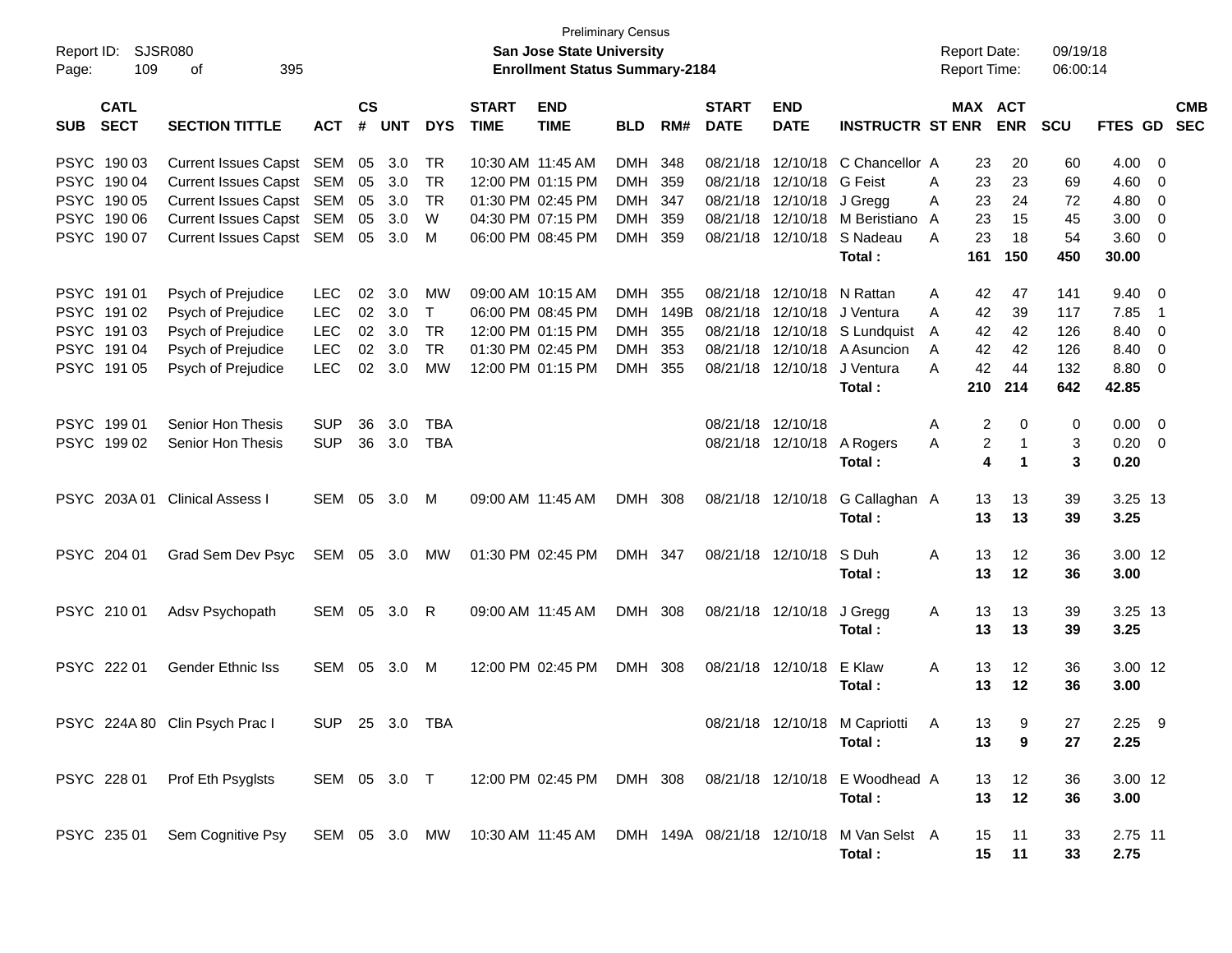Preliminary Census
**San Jose State University**
**Enrollment Status Summary-2184**

Report ID: SJSR080
Report Date: 09/19/18
Report Time: 06:00:14

| SUB | CATL SECT | SECTION TITTLE | ACT | CS # | UNT | DYS | START TIME | END TIME | BLD | RM# | START DATE | END DATE | INSTRUCTR | ST | MAX ENR | ACT ENR | SCU | FTES | GD | CMB SEC |
|---|---|---|---|---|---|---|---|---|---|---|---|---|---|---|---|---|---|---|---|---|
| PSYC | 190 03 | Current Issues Capst | SEM | 05 | 3.0 | TR | 10:30 AM | 11:45 AM | DMH | 348 | 08/21/18 | 12/10/18 | C Chancellor | A | 23 | 20 | 60 | 4.00 | 0 | |
| PSYC | 190 04 | Current Issues Capst | SEM | 05 | 3.0 | TR | 12:00 PM | 01:15 PM | DMH | 359 | 08/21/18 | 12/10/18 | G Feist | A | 23 | 23 | 69 | 4.60 | 0 | |
| PSYC | 190 05 | Current Issues Capst | SEM | 05 | 3.0 | TR | 01:30 PM | 02:45 PM | DMH | 347 | 08/21/18 | 12/10/18 | J Gregg | A | 23 | 24 | 72 | 4.80 | 0 | |
| PSYC | 190 06 | Current Issues Capst | SEM | 05 | 3.0 | W | 04:30 PM | 07:15 PM | DMH | 359 | 08/21/18 | 12/10/18 | M Beristiano | A | 23 | 15 | 45 | 3.00 | 0 | |
| PSYC | 190 07 | Current Issues Capst | SEM | 05 | 3.0 | M | 06:00 PM | 08:45 PM | DMH | 359 | 08/21/18 | 12/10/18 | S Nadeau | A | 23 | 18 | 54 | 3.60 | 0 | |
| | | | | | | | | | | | | | **Total :** | | **161** | **150** | **450** | **30.00** | | |
| PSYC | 191 01 | Psych of Prejudice | LEC | 02 | 3.0 | MW | 09:00 AM | 10:15 AM | DMH | 355 | 08/21/18 | 12/10/18 | N Rattan | A | 42 | 47 | 141 | 9.40 | 0 | |
| PSYC | 191 02 | Psych of Prejudice | LEC | 02 | 3.0 | T | 06:00 PM | 08:45 PM | DMH | 149B | 08/21/18 | 12/10/18 | J Ventura | A | 42 | 39 | 117 | 7.85 | 1 | |
| PSYC | 191 03 | Psych of Prejudice | LEC | 02 | 3.0 | TR | 12:00 PM | 01:15 PM | DMH | 355 | 08/21/18 | 12/10/18 | S Lundquist | A | 42 | 42 | 126 | 8.40 | 0 | |
| PSYC | 191 04 | Psych of Prejudice | LEC | 02 | 3.0 | TR | 01:30 PM | 02:45 PM | DMH | 353 | 08/21/18 | 12/10/18 | A Asuncion | A | 42 | 42 | 126 | 8.40 | 0 | |
| PSYC | 191 05 | Psych of Prejudice | LEC | 02 | 3.0 | MW | 12:00 PM | 01:15 PM | DMH | 355 | 08/21/18 | 12/10/18 | J Ventura | A | 42 | 44 | 132 | 8.80 | 0 | |
| | | | | | | | | | | | | | **Total :** | | **210** | **214** | **642** | **42.85** | | |
| PSYC | 199 01 | Senior Hon Thesis | SUP | 36 | 3.0 | TBA | | | | | 08/21/18 | 12/10/18 | | A | 2 | 0 | 0 | 0.00 | 0 | |
| PSYC | 199 02 | Senior Hon Thesis | SUP | 36 | 3.0 | TBA | | | | | 08/21/18 | 12/10/18 | A Rogers | A | 2 | 1 | 3 | 0.20 | 0 | |
| | | | | | | | | | | | | | **Total :** | | **4** | **1** | **3** | **0.20** | | |
| PSYC | 203A 01 | Clinical Assess I | SEM | 05 | 3.0 | M | 09:00 AM | 11:45 AM | DMH | 308 | 08/21/18 | 12/10/18 | G Callaghan | A | 13 | 13 | 39 | 3.25 | 13 | |
| | | | | | | | | | | | | | **Total :** | | **13** | **13** | **39** | **3.25** | | |
| PSYC | 204 01 | Grad Sem Dev Psyc | SEM | 05 | 3.0 | MW | 01:30 PM | 02:45 PM | DMH | 347 | 08/21/18 | 12/10/18 | S Duh | A | 13 | 12 | 36 | 3.00 | 12 | |
| | | | | | | | | | | | | | **Total :** | | **13** | **12** | **36** | **3.00** | | |
| PSYC | 210 01 | Adsv Psychopath | SEM | 05 | 3.0 | R | 09:00 AM | 11:45 AM | DMH | 308 | 08/21/18 | 12/10/18 | J Gregg | A | 13 | 13 | 39 | 3.25 | 13 | |
| | | | | | | | | | | | | | **Total :** | | **13** | **13** | **39** | **3.25** | | |
| PSYC | 222 01 | Gender Ethnic Iss | SEM | 05 | 3.0 | M | 12:00 PM | 02:45 PM | DMH | 308 | 08/21/18 | 12/10/18 | E Klaw | A | 13 | 12 | 36 | 3.00 | 12 | |
| | | | | | | | | | | | | | **Total :** | | **13** | **12** | **36** | **3.00** | | |
| PSYC | 224A 80 | Clin Psych Prac I | SUP | 25 | 3.0 | TBA | | | | | 08/21/18 | 12/10/18 | M Capriotti | A | 13 | 9 | 27 | 2.25 | 9 | |
| | | | | | | | | | | | | | **Total :** | | **13** | **9** | **27** | **2.25** | | |
| PSYC | 228 01 | Prof Eth Psyglsts | SEM | 05 | 3.0 | T | 12:00 PM | 02:45 PM | DMH | 308 | 08/21/18 | 12/10/18 | E Woodhead | A | 13 | 12 | 36 | 3.00 | 12 | |
| | | | | | | | | | | | | | **Total :** | | **13** | **12** | **36** | **3.00** | | |
| PSYC | 235 01 | Sem Cognitive Psy | SEM | 05 | 3.0 | MW | 10:30 AM | 11:45 AM | DMH | 149A | 08/21/18 | 12/10/18 | M Van Selst | A | 15 | 11 | 33 | 2.75 | 11 | |
| | | | | | | | | | | | | | **Total :** | | **15** | **11** | **33** | **2.75** | | |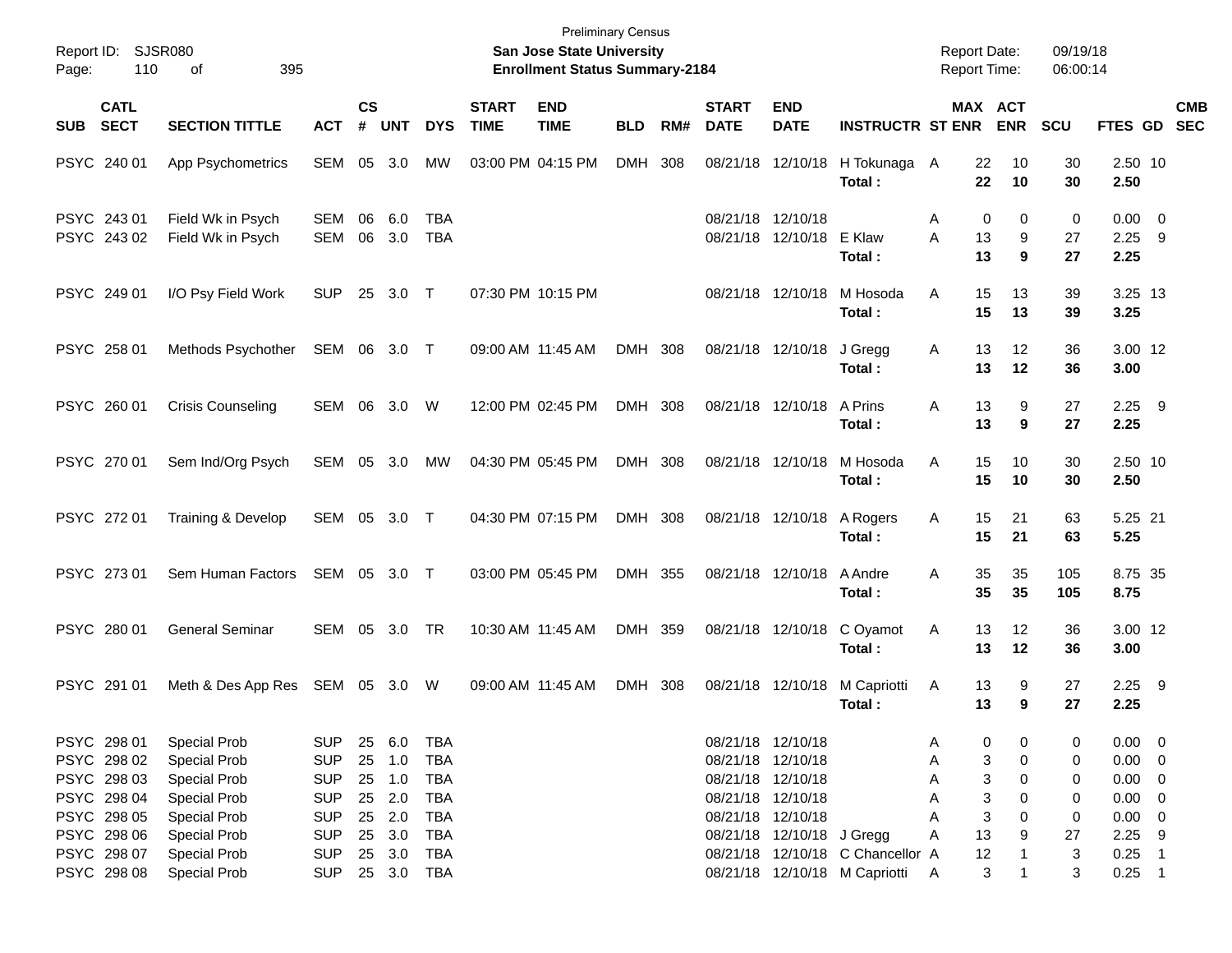Preliminary Census

**San Jose State University**

**Enrollment Status Summary-2184**

Report ID: SJSR080

Report Date: 09/19/18
Report Time: 06:00:14

| SUB | CATL SECT | SECTION TITTLE | ACT | CS # | UNT | DYS | START TIME | END TIME | BLD | RM# | START DATE | END DATE | INSTRUCTR | ST | MAX ENR | ACT ENR | SCU | FTES | GD | CMB SEC |
|---|---|---|---|---|---|---|---|---|---|---|---|---|---|---|---|---|---|---|---|---|
| PSYC | 240 01 | App Psychometrics | SEM | 05 | 3.0 | MW | 03:00 PM | 04:15 PM | DMH | 308 | 08/21/18 | 12/10/18 | H Tokunaga | A | 22 | 10 | 30 | 2.50 | 10 | |
| | | | | | | | | | | | | | **Total :** | | **22** | **10** | **30** | **2.50** | | |
| PSYC | 243 01 | Field Wk in Psych | SEM | 06 | 6.0 | TBA | | | | | 08/21/18 | 12/10/18 | | A | 0 | 0 | 0 | 0.00 | 0 | |
| PSYC | 243 02 | Field Wk in Psych | SEM | 06 | 3.0 | TBA | | | | | 08/21/18 | 12/10/18 | E Klaw | A | 13 | 9 | 27 | 2.25 | 9 | |
| | | | | | | | | | | | | | **Total :** | | **13** | **9** | **27** | **2.25** | | |
| PSYC | 249 01 | I/O Psy Field Work | SUP | 25 | 3.0 | T | 07:30 PM | 10:15 PM | | | 08/21/18 | 12/10/18 | M Hosoda | A | 15 | 13 | 39 | 3.25 | 13 | |
| | | | | | | | | | | | | | **Total :** | | **15** | **13** | **39** | **3.25** | | |
| PSYC | 258 01 | Methods Psychother | SEM | 06 | 3.0 | T | 09:00 AM | 11:45 AM | DMH | 308 | 08/21/18 | 12/10/18 | J Gregg | A | 13 | 12 | 36 | 3.00 | 12 | |
| | | | | | | | | | | | | | **Total :** | | **13** | **12** | **36** | **3.00** | | |
| PSYC | 260 01 | Crisis Counseling | SEM | 06 | 3.0 | W | 12:00 PM | 02:45 PM | DMH | 308 | 08/21/18 | 12/10/18 | A Prins | A | 13 | 9 | 27 | 2.25 | 9 | |
| | | | | | | | | | | | | | **Total :** | | **13** | **9** | **27** | **2.25** | | |
| PSYC | 270 01 | Sem Ind/Org Psych | SEM | 05 | 3.0 | MW | 04:30 PM | 05:45 PM | DMH | 308 | 08/21/18 | 12/10/18 | M Hosoda | A | 15 | 10 | 30 | 2.50 | 10 | |
| | | | | | | | | | | | | | **Total :** | | **15** | **10** | **30** | **2.50** | | |
| PSYC | 272 01 | Training & Develop | SEM | 05 | 3.0 | T | 04:30 PM | 07:15 PM | DMH | 308 | 08/21/18 | 12/10/18 | A Rogers | A | 15 | 21 | 63 | 5.25 | 21 | |
| | | | | | | | | | | | | | **Total :** | | **15** | **21** | **63** | **5.25** | | |
| PSYC | 273 01 | Sem Human Factors | SEM | 05 | 3.0 | T | 03:00 PM | 05:45 PM | DMH | 355 | 08/21/18 | 12/10/18 | A Andre | A | 35 | 35 | 105 | 8.75 | 35 | |
| | | | | | | | | | | | | | **Total :** | | **35** | **35** | **105** | **8.75** | | |
| PSYC | 280 01 | General Seminar | SEM | 05 | 3.0 | TR | 10:30 AM | 11:45 AM | DMH | 359 | 08/21/18 | 12/10/18 | C Oyamot | A | 13 | 12 | 36 | 3.00 | 12 | |
| | | | | | | | | | | | | | **Total :** | | **13** | **12** | **36** | **3.00** | | |
| PSYC | 291 01 | Meth & Des App Res | SEM | 05 | 3.0 | W | 09:00 AM | 11:45 AM | DMH | 308 | 08/21/18 | 12/10/18 | M Capriotti | A | 13 | 9 | 27 | 2.25 | 9 | |
| | | | | | | | | | | | | | **Total :** | | **13** | **9** | **27** | **2.25** | | |
| PSYC | 298 01 | Special Prob | SUP | 25 | 6.0 | TBA | | | | | 08/21/18 | 12/10/18 | | A | 0 | 0 | 0 | 0.00 | 0 | |
| PSYC | 298 02 | Special Prob | SUP | 25 | 1.0 | TBA | | | | | 08/21/18 | 12/10/18 | | A | 3 | 0 | 0 | 0.00 | 0 | |
| PSYC | 298 03 | Special Prob | SUP | 25 | 1.0 | TBA | | | | | 08/21/18 | 12/10/18 | | A | 3 | 0 | 0 | 0.00 | 0 | |
| PSYC | 298 04 | Special Prob | SUP | 25 | 2.0 | TBA | | | | | 08/21/18 | 12/10/18 | | A | 3 | 0 | 0 | 0.00 | 0 | |
| PSYC | 298 05 | Special Prob | SUP | 25 | 2.0 | TBA | | | | | 08/21/18 | 12/10/18 | | A | 3 | 0 | 0 | 0.00 | 0 | |
| PSYC | 298 06 | Special Prob | SUP | 25 | 3.0 | TBA | | | | | 08/21/18 | 12/10/18 | J Gregg | A | 13 | 9 | 27 | 2.25 | 9 | |
| PSYC | 298 07 | Special Prob | SUP | 25 | 3.0 | TBA | | | | | 08/21/18 | 12/10/18 | C Chancellor | A | 12 | 1 | 3 | 0.25 | 1 | |
| PSYC | 298 08 | Special Prob | SUP | 25 | 3.0 | TBA | | | | | 08/21/18 | 12/10/18 | M Capriotti | A | 3 | 1 | 3 | 0.25 | 1 | |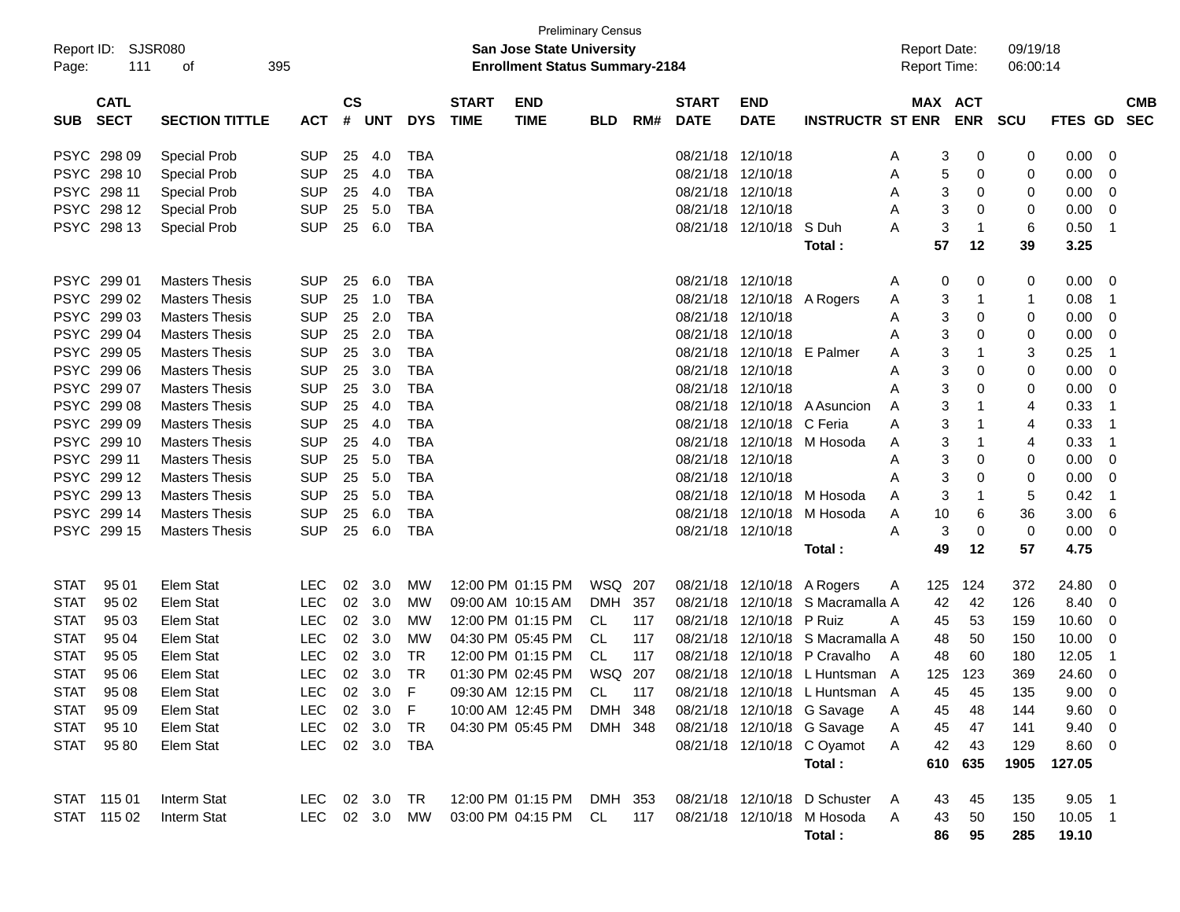Preliminary Census

Report ID: SJSR080

**San Jose State University**

**Enrollment Status Summary-2184**

Report Date: 09/19/18

Report Time: 06:00:14

| SUB | CATL SECT | SECTION TITTLE | ACT | CS # | UNT | DYS | START TIME | END TIME | BLD | RM# | START DATE | END DATE | INSTRUCTR | ST | MAX ENR | ACT ENR | SCU | FTES | GD | CMB SEC |
|---|---|---|---|---|---|---|---|---|---|---|---|---|---|---|---|---|---|---|---|---|
| PSYC | 298 09 | Special Prob | SUP | 25 | 4.0 | TBA | | | | | 08/21/18 | 12/10/18 | | A | 3 | 0 | 0 | 0.00 | 0 | |
| PSYC | 298 10 | Special Prob | SUP | 25 | 4.0 | TBA | | | | | 08/21/18 | 12/10/18 | | A | 5 | 0 | 0 | 0.00 | 0 | |
| PSYC | 298 11 | Special Prob | SUP | 25 | 4.0 | TBA | | | | | 08/21/18 | 12/10/18 | | A | 3 | 0 | 0 | 0.00 | 0 | |
| PSYC | 298 12 | Special Prob | SUP | 25 | 5.0 | TBA | | | | | 08/21/18 | 12/10/18 | | A | 3 | 0 | 0 | 0.00 | 0 | |
| PSYC | 298 13 | Special Prob | SUP | 25 | 6.0 | TBA | | | | | 08/21/18 | 12/10/18 | S Duh | A | 3 | 1 | 6 | 0.50 | 1 | |
| | | | | | | | | | | | | | **Total :** | | **57** | **12** | **39** | **3.25** | | |
| PSYC | 299 01 | Masters Thesis | SUP | 25 | 6.0 | TBA | | | | | 08/21/18 | 12/10/18 | | A | 0 | 0 | 0 | 0.00 | 0 | |
| PSYC | 299 02 | Masters Thesis | SUP | 25 | 1.0 | TBA | | | | | 08/21/18 | 12/10/18 | A Rogers | A | 3 | 1 | 1 | 0.08 | 1 | |
| PSYC | 299 03 | Masters Thesis | SUP | 25 | 2.0 | TBA | | | | | 08/21/18 | 12/10/18 | | A | 3 | 0 | 0 | 0.00 | 0 | |
| PSYC | 299 04 | Masters Thesis | SUP | 25 | 2.0 | TBA | | | | | 08/21/18 | 12/10/18 | | A | 3 | 0 | 0 | 0.00 | 0 | |
| PSYC | 299 05 | Masters Thesis | SUP | 25 | 3.0 | TBA | | | | | 08/21/18 | 12/10/18 | E Palmer | A | 3 | 1 | 3 | 0.25 | 1 | |
| PSYC | 299 06 | Masters Thesis | SUP | 25 | 3.0 | TBA | | | | | 08/21/18 | 12/10/18 | | A | 3 | 0 | 0 | 0.00 | 0 | |
| PSYC | 299 07 | Masters Thesis | SUP | 25 | 3.0 | TBA | | | | | 08/21/18 | 12/10/18 | | A | 3 | 0 | 0 | 0.00 | 0 | |
| PSYC | 299 08 | Masters Thesis | SUP | 25 | 4.0 | TBA | | | | | 08/21/18 | 12/10/18 | A Asuncion | A | 3 | 1 | 4 | 0.33 | 1 | |
| PSYC | 299 09 | Masters Thesis | SUP | 25 | 4.0 | TBA | | | | | 08/21/18 | 12/10/18 | C Feria | A | 3 | 1 | 4 | 0.33 | 1 | |
| PSYC | 299 10 | Masters Thesis | SUP | 25 | 4.0 | TBA | | | | | 08/21/18 | 12/10/18 | M Hosoda | A | 3 | 1 | 4 | 0.33 | 1 | |
| PSYC | 299 11 | Masters Thesis | SUP | 25 | 5.0 | TBA | | | | | 08/21/18 | 12/10/18 | | A | 3 | 0 | 0 | 0.00 | 0 | |
| PSYC | 299 12 | Masters Thesis | SUP | 25 | 5.0 | TBA | | | | | 08/21/18 | 12/10/18 | | A | 3 | 0 | 0 | 0.00 | 0 | |
| PSYC | 299 13 | Masters Thesis | SUP | 25 | 5.0 | TBA | | | | | 08/21/18 | 12/10/18 | M Hosoda | A | 3 | 1 | 5 | 0.42 | 1 | |
| PSYC | 299 14 | Masters Thesis | SUP | 25 | 6.0 | TBA | | | | | 08/21/18 | 12/10/18 | M Hosoda | A | 10 | 6 | 36 | 3.00 | 6 | |
| PSYC | 299 15 | Masters Thesis | SUP | 25 | 6.0 | TBA | | | | | 08/21/18 | 12/10/18 | | A | 3 | 0 | 0 | 0.00 | 0 | |
| | | | | | | | | | | | | | **Total :** | | **49** | **12** | **57** | **4.75** | | |
| STAT | 95 01 | Elem Stat | LEC | 02 | 3.0 | MW | 12:00 PM | 01:15 PM | WSQ | 207 | 08/21/18 | 12/10/18 | A Rogers | A | 125 | 124 | 372 | 24.80 | 0 | |
| STAT | 95 02 | Elem Stat | LEC | 02 | 3.0 | MW | 09:00 AM | 10:15 AM | DMH | 357 | 08/21/18 | 12/10/18 | S Macramalla | A | 42 | 42 | 126 | 8.40 | 0 | |
| STAT | 95 03 | Elem Stat | LEC | 02 | 3.0 | MW | 12:00 PM | 01:15 PM | CL | 117 | 08/21/18 | 12/10/18 | P Ruiz | A | 45 | 53 | 159 | 10.60 | 0 | |
| STAT | 95 04 | Elem Stat | LEC | 02 | 3.0 | MW | 04:30 PM | 05:45 PM | CL | 117 | 08/21/18 | 12/10/18 | S Macramalla | A | 48 | 50 | 150 | 10.00 | 0 | |
| STAT | 95 05 | Elem Stat | LEC | 02 | 3.0 | TR | 12:00 PM | 01:15 PM | CL | 117 | 08/21/18 | 12/10/18 | P Cravalho | A | 48 | 60 | 180 | 12.05 | 1 | |
| STAT | 95 06 | Elem Stat | LEC | 02 | 3.0 | TR | 01:30 PM | 02:45 PM | WSQ | 207 | 08/21/18 | 12/10/18 | L Huntsman | A | 125 | 123 | 369 | 24.60 | 0 | |
| STAT | 95 08 | Elem Stat | LEC | 02 | 3.0 | F | 09:30 AM | 12:15 PM | CL | 117 | 08/21/18 | 12/10/18 | L Huntsman | A | 45 | 45 | 135 | 9.00 | 0 | |
| STAT | 95 09 | Elem Stat | LEC | 02 | 3.0 | F | 10:00 AM | 12:45 PM | DMH | 348 | 08/21/18 | 12/10/18 | G Savage | A | 45 | 48 | 144 | 9.60 | 0 | |
| STAT | 95 10 | Elem Stat | LEC | 02 | 3.0 | TR | 04:30 PM | 05:45 PM | DMH | 348 | 08/21/18 | 12/10/18 | G Savage | A | 45 | 47 | 141 | 9.40 | 0 | |
| STAT | 95 80 | Elem Stat | LEC | 02 | 3.0 | TBA | | | | | 08/21/18 | 12/10/18 | C Oyamot | A | 42 | 43 | 129 | 8.60 | 0 | |
| | | | | | | | | | | | | | **Total :** | | **610** | **635** | **1905** | **127.05** | | |
| STAT | 115 01 | Interm Stat | LEC | 02 | 3.0 | TR | 12:00 PM | 01:15 PM | DMH | 353 | 08/21/18 | 12/10/18 | D Schuster | A | 43 | 45 | 135 | 9.05 | 1 | |
| STAT | 115 02 | Interm Stat | LEC | 02 | 3.0 | MW | 03:00 PM | 04:15 PM | CL | 117 | 08/21/18 | 12/10/18 | M Hosoda | A | 43 | 50 | 150 | 10.05 | 1 | |
| | | | | | | | | | | | | | **Total :** | | **86** | **95** | **285** | **19.10** | | |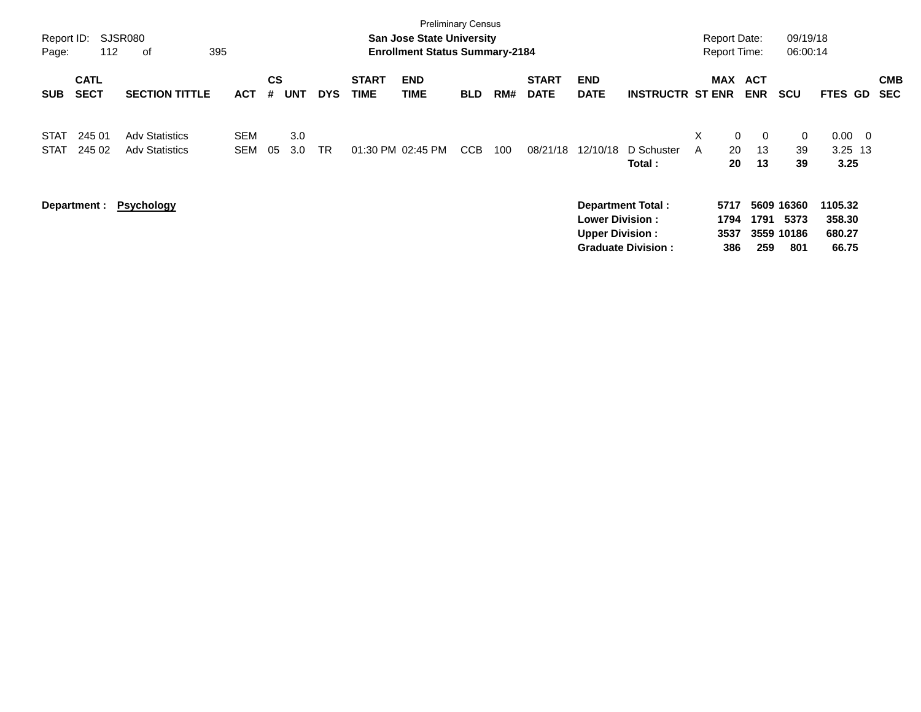Preliminary Census

**San Jose State University**
**Enrollment Status Summary-2184**

Report ID: SJSR080
Report Date: 09/19/18
Report Time: 06:00:14

| SUB | CATL SECT | SECTION TITTLE | ACT | CS # | UNT | DYS | START TIME | END TIME | BLD | RM# | START DATE | END DATE | INSTRUCTR | ST | MAX ENR | ACT ENR | SCU | FTES | GD | CMB SEC |
|---|---|---|---|---|---|---|---|---|---|---|---|---|---|---|---|---|---|---|---|---|
| STAT | 245 01 | Adv Statistics | SEM | | 3.0 | | | | | | | | | X | 0 | 0 | 0 | 0.00 | 0 | |
| STAT | 245 02 | Adv Statistics | SEM | 05 | 3.0 | TR | 01:30 PM | 02:45 PM | CCB | 100 | 08/21/18 | 12/10/18 | D Schuster | A | 20 | 13 | 39 | 3.25 | 13 | |
| | | | | | | | | | | | | | **Total :** | | **20** | **13** | **39** | **3.25** | | |

**Department : Psychology**

| | MAX ENR | ACT ENR | SCU | FTES |
|---|---|---|---|---|
| **Department Total :** | **5717** | **5609** | **16360** | **1105.32** |
| **Lower Division :** | **1794** | **1791** | **5373** | **358.30** |
| **Upper Division :** | **3537** | **3559** | **10186** | **680.27** |
| **Graduate Division :** | **386** | **259** | **801** | **66.75** |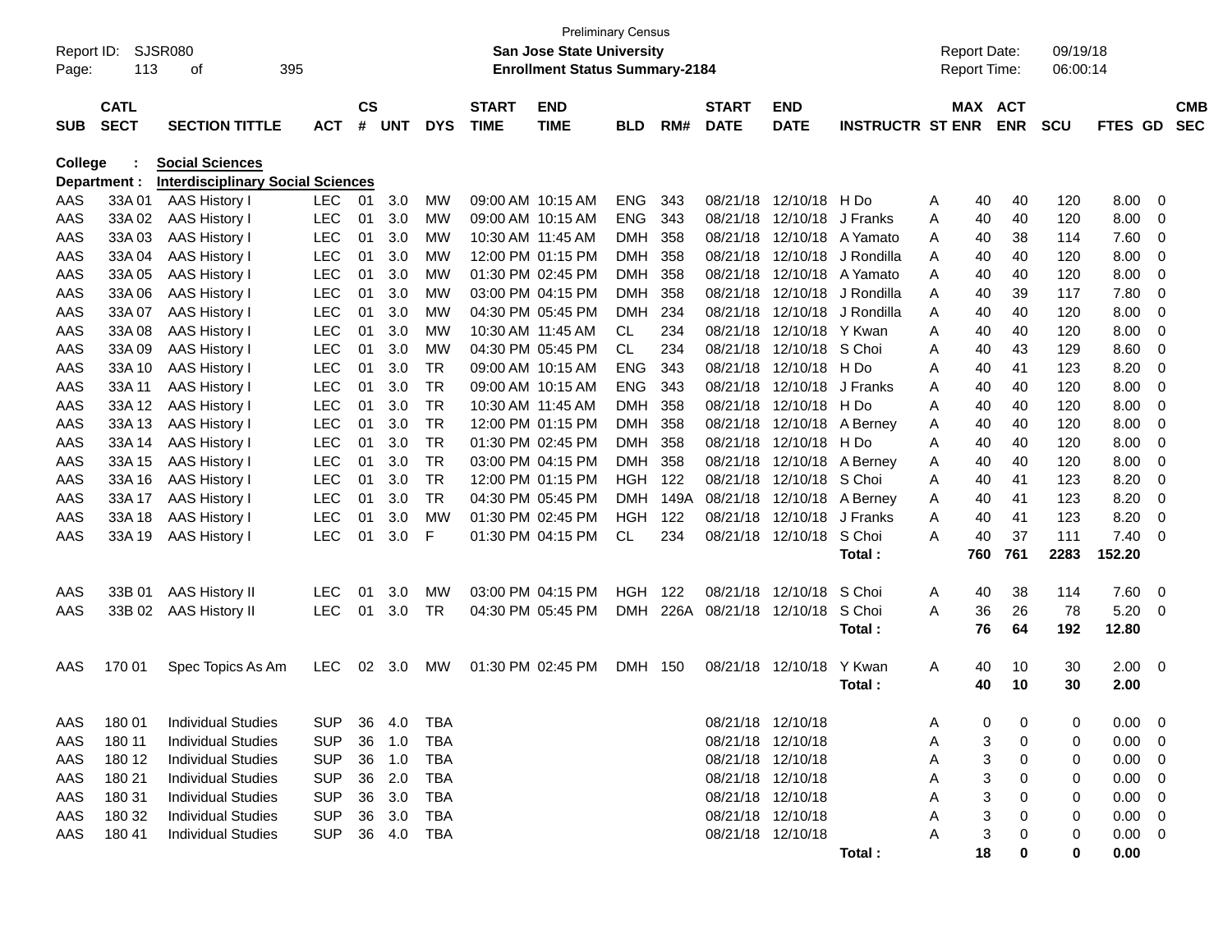Preliminary Census

**San Jose State University**

**Enrollment Status Summary-2184**

Report ID: SJSR080

Report Date: 09/19/18

Report Time: 06:00:14

**College : Social Sciences**

**Department : Interdisciplinary Social Sciences**

| SUB | CATL SECT | SECTION TITTLE | ACT | CS # | UNT | DYS | START TIME | END TIME | BLD | RM# | START DATE | END DATE | INSTRUCTR | ST | MAX ENR | ACT ENR | SCU | FTES | GD | CMB SEC |
|---|---|---|---|---|---|---|---|---|---|---|---|---|---|---|---|---|---|---|---|---|
| AAS | 33A 01 | AAS History I | LEC | 01 | 3.0 | MW | 09:00 AM | 10:15 AM | ENG | 343 | 08/21/18 | 12/10/18 | H Do | A | 40 | 40 | 120 | 8.00 | 0 | |
| AAS | 33A 02 | AAS History I | LEC | 01 | 3.0 | MW | 09:00 AM | 10:15 AM | ENG | 343 | 08/21/18 | 12/10/18 | J Franks | A | 40 | 40 | 120 | 8.00 | 0 | |
| AAS | 33A 03 | AAS History I | LEC | 01 | 3.0 | MW | 10:30 AM | 11:45 AM | DMH | 358 | 08/21/18 | 12/10/18 | A Yamato | A | 40 | 38 | 114 | 7.60 | 0 | |
| AAS | 33A 04 | AAS History I | LEC | 01 | 3.0 | MW | 12:00 PM | 01:15 PM | DMH | 358 | 08/21/18 | 12/10/18 | J Rondilla | A | 40 | 40 | 120 | 8.00 | 0 | |
| AAS | 33A 05 | AAS History I | LEC | 01 | 3.0 | MW | 01:30 PM | 02:45 PM | DMH | 358 | 08/21/18 | 12/10/18 | A Yamato | A | 40 | 40 | 120 | 8.00 | 0 | |
| AAS | 33A 06 | AAS History I | LEC | 01 | 3.0 | MW | 03:00 PM | 04:15 PM | DMH | 358 | 08/21/18 | 12/10/18 | J Rondilla | A | 40 | 39 | 117 | 7.80 | 0 | |
| AAS | 33A 07 | AAS History I | LEC | 01 | 3.0 | MW | 04:30 PM | 05:45 PM | DMH | 234 | 08/21/18 | 12/10/18 | J Rondilla | A | 40 | 40 | 120 | 8.00 | 0 | |
| AAS | 33A 08 | AAS History I | LEC | 01 | 3.0 | MW | 10:30 AM | 11:45 AM | CL | 234 | 08/21/18 | 12/10/18 | Y Kwan | A | 40 | 40 | 120 | 8.00 | 0 | |
| AAS | 33A 09 | AAS History I | LEC | 01 | 3.0 | MW | 04:30 PM | 05:45 PM | CL | 234 | 08/21/18 | 12/10/18 | S Choi | A | 40 | 43 | 129 | 8.60 | 0 | |
| AAS | 33A 10 | AAS History I | LEC | 01 | 3.0 | TR | 09:00 AM | 10:15 AM | ENG | 343 | 08/21/18 | 12/10/18 | H Do | A | 40 | 41 | 123 | 8.20 | 0 | |
| AAS | 33A 11 | AAS History I | LEC | 01 | 3.0 | TR | 09:00 AM | 10:15 AM | ENG | 343 | 08/21/18 | 12/10/18 | J Franks | A | 40 | 40 | 120 | 8.00 | 0 | |
| AAS | 33A 12 | AAS History I | LEC | 01 | 3.0 | TR | 10:30 AM | 11:45 AM | DMH | 358 | 08/21/18 | 12/10/18 | H Do | A | 40 | 40 | 120 | 8.00 | 0 | |
| AAS | 33A 13 | AAS History I | LEC | 01 | 3.0 | TR | 12:00 PM | 01:15 PM | DMH | 358 | 08/21/18 | 12/10/18 | A Berney | A | 40 | 40 | 120 | 8.00 | 0 | |
| AAS | 33A 14 | AAS History I | LEC | 01 | 3.0 | TR | 01:30 PM | 02:45 PM | DMH | 358 | 08/21/18 | 12/10/18 | H Do | A | 40 | 40 | 120 | 8.00 | 0 | |
| AAS | 33A 15 | AAS History I | LEC | 01 | 3.0 | TR | 03:00 PM | 04:15 PM | DMH | 358 | 08/21/18 | 12/10/18 | A Berney | A | 40 | 40 | 120 | 8.00 | 0 | |
| AAS | 33A 16 | AAS History I | LEC | 01 | 3.0 | TR | 12:00 PM | 01:15 PM | HGH | 122 | 08/21/18 | 12/10/18 | S Choi | A | 40 | 41 | 123 | 8.20 | 0 | |
| AAS | 33A 17 | AAS History I | LEC | 01 | 3.0 | TR | 04:30 PM | 05:45 PM | DMH | 149A | 08/21/18 | 12/10/18 | A Berney | A | 40 | 41 | 123 | 8.20 | 0 | |
| AAS | 33A 18 | AAS History I | LEC | 01 | 3.0 | MW | 01:30 PM | 02:45 PM | HGH | 122 | 08/21/18 | 12/10/18 | J Franks | A | 40 | 41 | 123 | 8.20 | 0 | |
| AAS | 33A 19 | AAS History I | LEC | 01 | 3.0 | F | 01:30 PM | 04:15 PM | CL | 234 | 08/21/18 | 12/10/18 | S Choi | A | 40 | 37 | 111 | 7.40 | 0 | |
| | | | | | | | | | | | | | **Total :** | | **760** | **761** | **2283** | **152.20** | | |
| AAS | 33B 01 | AAS History II | LEC | 01 | 3.0 | MW | 03:00 PM | 04:15 PM | HGH | 122 | 08/21/18 | 12/10/18 | S Choi | A | 40 | 38 | 114 | 7.60 | 0 | |
| AAS | 33B 02 | AAS History II | LEC | 01 | 3.0 | TR | 04:30 PM | 05:45 PM | DMH | 226A | 08/21/18 | 12/10/18 | S Choi | A | 36 | 26 | 78 | 5.20 | 0 | |
| | | | | | | | | | | | | | **Total :** | | **76** | **64** | **192** | **12.80** | | |
| AAS | 170 01 | Spec Topics As Am | LEC | 02 | 3.0 | MW | 01:30 PM | 02:45 PM | DMH | 150 | 08/21/18 | 12/10/18 | Y Kwan | A | 40 | 10 | 30 | 2.00 | 0 | |
| | | | | | | | | | | | | | **Total :** | | **40** | **10** | **30** | **2.00** | | |
| AAS | 180 01 | Individual Studies | SUP | 36 | 4.0 | TBA | | | | | 08/21/18 | 12/10/18 | | A | 0 | 0 | 0 | 0.00 | 0 | |
| AAS | 180 11 | Individual Studies | SUP | 36 | 1.0 | TBA | | | | | 08/21/18 | 12/10/18 | | A | 3 | 0 | 0 | 0.00 | 0 | |
| AAS | 180 12 | Individual Studies | SUP | 36 | 1.0 | TBA | | | | | 08/21/18 | 12/10/18 | | A | 3 | 0 | 0 | 0.00 | 0 | |
| AAS | 180 21 | Individual Studies | SUP | 36 | 2.0 | TBA | | | | | 08/21/18 | 12/10/18 | | A | 3 | 0 | 0 | 0.00 | 0 | |
| AAS | 180 31 | Individual Studies | SUP | 36 | 3.0 | TBA | | | | | 08/21/18 | 12/10/18 | | A | 3 | 0 | 0 | 0.00 | 0 | |
| AAS | 180 32 | Individual Studies | SUP | 36 | 3.0 | TBA | | | | | 08/21/18 | 12/10/18 | | A | 3 | 0 | 0 | 0.00 | 0 | |
| AAS | 180 41 | Individual Studies | SUP | 36 | 4.0 | TBA | | | | | 08/21/18 | 12/10/18 | | A | 3 | 0 | 0 | 0.00 | 0 | |
| | | | | | | | | | | | | | **Total :** | | **18** | **0** | **0** | **0.00** | | |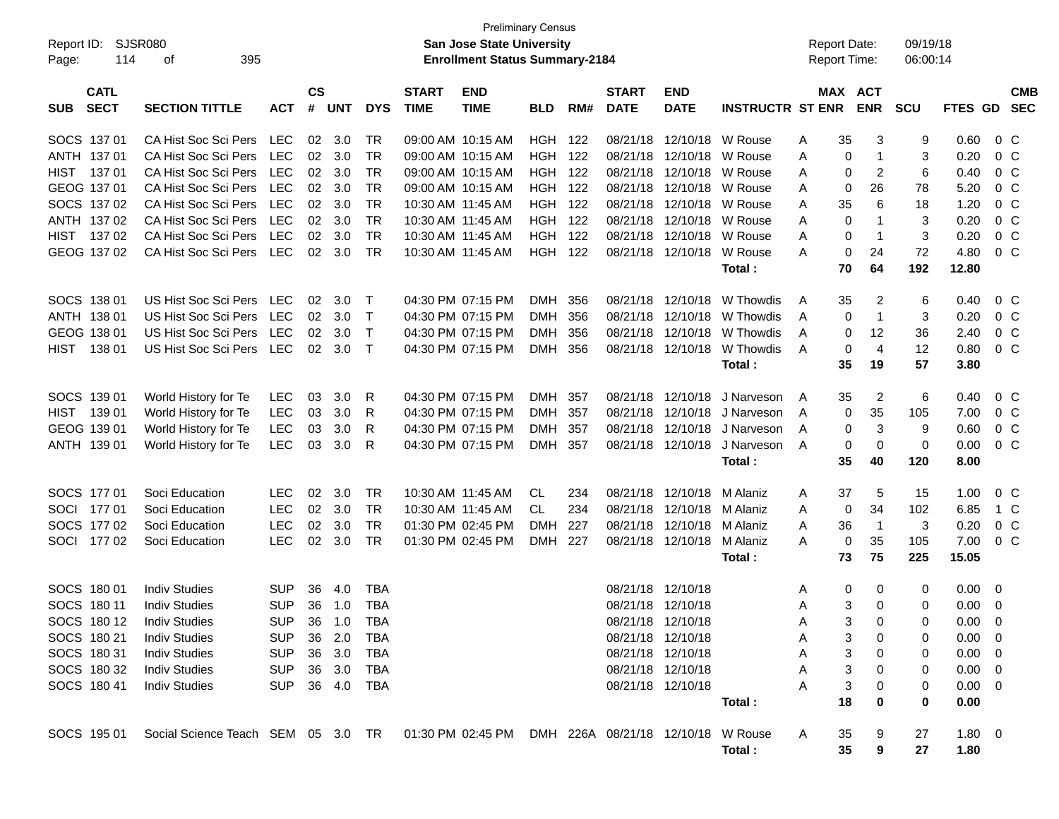Preliminary Census

**San Jose State University**
**Enrollment Status Summary-2184**

Report ID: SJSR080
Report Date: 09/19/18
Report Time: 06:00:14

| SUB | CATL SECT | SECTION TITTLE | ACT | CS # | UNT | DYS | START TIME | END TIME | BLD | RM# | START DATE | END DATE | INSTRUCTR | ST | MAX ENR | ACT ENR | SCU | FTES | GD | CMB SEC |
|---|---|---|---|---|---|---|---|---|---|---|---|---|---|---|---|---|---|---|---|---|
| SOCS | 137 01 | CA Hist Soc Sci Pers | LEC | 02 | 3.0 | TR | 09:00 AM | 10:15 AM | HGH | 122 | 08/21/18 | 12/10/18 | W Rouse | A | 35 | 3 | 9 | 0.60 | 0 | C |
| ANTH | 137 01 | CA Hist Soc Sci Pers | LEC | 02 | 3.0 | TR | 09:00 AM | 10:15 AM | HGH | 122 | 08/21/18 | 12/10/18 | W Rouse | A | 0 | 1 | 3 | 0.20 | 0 | C |
| HIST | 137 01 | CA Hist Soc Sci Pers | LEC | 02 | 3.0 | TR | 09:00 AM | 10:15 AM | HGH | 122 | 08/21/18 | 12/10/18 | W Rouse | A | 0 | 2 | 6 | 0.40 | 0 | C |
| GEOG | 137 01 | CA Hist Soc Sci Pers | LEC | 02 | 3.0 | TR | 09:00 AM | 10:15 AM | HGH | 122 | 08/21/18 | 12/10/18 | W Rouse | A | 0 | 26 | 78 | 5.20 | 0 | C |
| SOCS | 137 02 | CA Hist Soc Sci Pers | LEC | 02 | 3.0 | TR | 10:30 AM | 11:45 AM | HGH | 122 | 08/21/18 | 12/10/18 | W Rouse | A | 35 | 6 | 18 | 1.20 | 0 | C |
| ANTH | 137 02 | CA Hist Soc Sci Pers | LEC | 02 | 3.0 | TR | 10:30 AM | 11:45 AM | HGH | 122 | 08/21/18 | 12/10/18 | W Rouse | A | 0 | 1 | 3 | 0.20 | 0 | C |
| HIST | 137 02 | CA Hist Soc Sci Pers | LEC | 02 | 3.0 | TR | 10:30 AM | 11:45 AM | HGH | 122 | 08/21/18 | 12/10/18 | W Rouse | A | 0 | 1 | 3 | 0.20 | 0 | C |
| GEOG | 137 02 | CA Hist Soc Sci Pers | LEC | 02 | 3.0 | TR | 10:30 AM | 11:45 AM | HGH | 122 | 08/21/18 | 12/10/18 | W Rouse | A | 0 | 24 | 72 | 4.80 | 0 | C |
| | | | | | | | | | | | | | **Total :** | | **70** | **64** | **192** | **12.80** | | |
| SOCS | 138 01 | US Hist Soc Sci Pers | LEC | 02 | 3.0 | T | 04:30 PM | 07:15 PM | DMH | 356 | 08/21/18 | 12/10/18 | W Thowdis | A | 35 | 2 | 6 | 0.40 | 0 | C |
| ANTH | 138 01 | US Hist Soc Sci Pers | LEC | 02 | 3.0 | T | 04:30 PM | 07:15 PM | DMH | 356 | 08/21/18 | 12/10/18 | W Thowdis | A | 0 | 1 | 3 | 0.20 | 0 | C |
| GEOG | 138 01 | US Hist Soc Sci Pers | LEC | 02 | 3.0 | T | 04:30 PM | 07:15 PM | DMH | 356 | 08/21/18 | 12/10/18 | W Thowdis | A | 0 | 12 | 36 | 2.40 | 0 | C |
| HIST | 138 01 | US Hist Soc Sci Pers | LEC | 02 | 3.0 | T | 04:30 PM | 07:15 PM | DMH | 356 | 08/21/18 | 12/10/18 | W Thowdis | A | 0 | 4 | 12 | 0.80 | 0 | C |
| | | | | | | | | | | | | | **Total :** | | **35** | **19** | **57** | **3.80** | | |
| SOCS | 139 01 | World History for Te | LEC | 03 | 3.0 | R | 04:30 PM | 07:15 PM | DMH | 357 | 08/21/18 | 12/10/18 | J Narveson | A | 35 | 2 | 6 | 0.40 | 0 | C |
| HIST | 139 01 | World History for Te | LEC | 03 | 3.0 | R | 04:30 PM | 07:15 PM | DMH | 357 | 08/21/18 | 12/10/18 | J Narveson | A | 0 | 35 | 105 | 7.00 | 0 | C |
| GEOG | 139 01 | World History for Te | LEC | 03 | 3.0 | R | 04:30 PM | 07:15 PM | DMH | 357 | 08/21/18 | 12/10/18 | J Narveson | A | 0 | 3 | 9 | 0.60 | 0 | C |
| ANTH | 139 01 | World History for Te | LEC | 03 | 3.0 | R | 04:30 PM | 07:15 PM | DMH | 357 | 08/21/18 | 12/10/18 | J Narveson | A | 0 | 0 | 0 | 0.00 | 0 | C |
| | | | | | | | | | | | | | **Total :** | | **35** | **40** | **120** | **8.00** | | |
| SOCS | 177 01 | Soci Education | LEC | 02 | 3.0 | TR | 10:30 AM | 11:45 AM | CL | 234 | 08/21/18 | 12/10/18 | M Alaniz | A | 37 | 5 | 15 | 1.00 | 0 | C |
| SOCI | 177 01 | Soci Education | LEC | 02 | 3.0 | TR | 10:30 AM | 11:45 AM | CL | 234 | 08/21/18 | 12/10/18 | M Alaniz | A | 0 | 34 | 102 | 6.85 | 1 | C |
| SOCS | 177 02 | Soci Education | LEC | 02 | 3.0 | TR | 01:30 PM | 02:45 PM | DMH | 227 | 08/21/18 | 12/10/18 | M Alaniz | A | 36 | 1 | 3 | 0.20 | 0 | C |
| SOCI | 177 02 | Soci Education | LEC | 02 | 3.0 | TR | 01:30 PM | 02:45 PM | DMH | 227 | 08/21/18 | 12/10/18 | M Alaniz | A | 0 | 35 | 105 | 7.00 | 0 | C |
| | | | | | | | | | | | | | **Total :** | | **73** | **75** | **225** | **15.05** | | |
| SOCS | 180 01 | Indiv Studies | SUP | 36 | 4.0 | TBA | | | | | 08/21/18 | 12/10/18 | | A | 0 | 0 | 0 | 0.00 | 0 | |
| SOCS | 180 11 | Indiv Studies | SUP | 36 | 1.0 | TBA | | | | | 08/21/18 | 12/10/18 | | A | 3 | 0 | 0 | 0.00 | 0 | |
| SOCS | 180 12 | Indiv Studies | SUP | 36 | 1.0 | TBA | | | | | 08/21/18 | 12/10/18 | | A | 3 | 0 | 0 | 0.00 | 0 | |
| SOCS | 180 21 | Indiv Studies | SUP | 36 | 2.0 | TBA | | | | | 08/21/18 | 12/10/18 | | A | 3 | 0 | 0 | 0.00 | 0 | |
| SOCS | 180 31 | Indiv Studies | SUP | 36 | 3.0 | TBA | | | | | 08/21/18 | 12/10/18 | | A | 3 | 0 | 0 | 0.00 | 0 | |
| SOCS | 180 32 | Indiv Studies | SUP | 36 | 3.0 | TBA | | | | | 08/21/18 | 12/10/18 | | A | 3 | 0 | 0 | 0.00 | 0 | |
| SOCS | 180 41 | Indiv Studies | SUP | 36 | 4.0 | TBA | | | | | 08/21/18 | 12/10/18 | | A | 3 | 0 | 0 | 0.00 | 0 | |
| | | | | | | | | | | | | | **Total :** | | **18** | **0** | **0** | **0.00** | | |
| SOCS | 195 01 | Social Science Teach | SEM | 05 | 3.0 | TR | 01:30 PM | 02:45 PM | DMH | 226A | 08/21/18 | 12/10/18 | W Rouse | A | 35 | 9 | 27 | 1.80 | 0 | |
| | | | | | | | | | | | | | **Total :** | | **35** | **9** | **27** | **1.80** | | |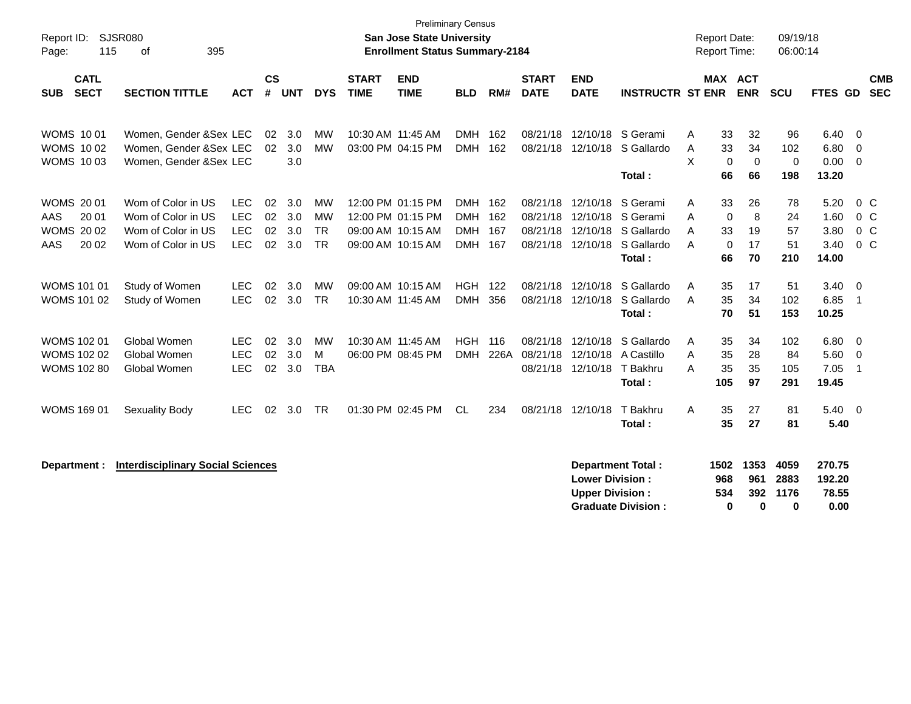Preliminary Census

**San Jose State University**

**Enrollment Status Summary-2184**

Report ID: SJSR080

Report Date: 09/19/18

Report Time: 06:00:14

| SUB | CATL SECT | SECTION TITTLE | ACT | CS # | UNT | DYS | START TIME | END TIME | BLD | RM# | START DATE | END DATE | INSTRUCTR | ST | MAX ENR | ACT ENR | SCU | FTES | GD | CMB SEC |
|---|---|---|---|---|---|---|---|---|---|---|---|---|---|---|---|---|---|---|---|---|
| WOMS | 10 01 | Women, Gender &Sex | LEC | 02 | 3.0 | MW | 10:30 AM | 11:45 AM | DMH | 162 | 08/21/18 | 12/10/18 | S Gerami | A | 33 | 32 | 96 | 6.40 | 0 | |
| WOMS | 10 02 | Women, Gender &Sex | LEC | 02 | 3.0 | MW | 03:00 PM | 04:15 PM | DMH | 162 | 08/21/18 | 12/10/18 | S Gallardo | A | 33 | 34 | 102 | 6.80 | 0 | |
| WOMS | 10 03 | Women, Gender &Sex | LEC | | 3.0 | | | | | | | | | X | 0 | 0 | 0 | 0.00 | 0 | |
| | | | | | | | | | | | | | **Total :** | | **66** | **66** | **198** | **13.20** | | |
| WOMS | 20 01 | Wom of Color in US | LEC | 02 | 3.0 | MW | 12:00 PM | 01:15 PM | DMH | 162 | 08/21/18 | 12/10/18 | S Gerami | A | 33 | 26 | 78 | 5.20 | 0 | C |
| AAS | 20 01 | Wom of Color in US | LEC | 02 | 3.0 | MW | 12:00 PM | 01:15 PM | DMH | 162 | 08/21/18 | 12/10/18 | S Gerami | A | 0 | 8 | 24 | 1.60 | 0 | C |
| WOMS | 20 02 | Wom of Color in US | LEC | 02 | 3.0 | TR | 09:00 AM | 10:15 AM | DMH | 167 | 08/21/18 | 12/10/18 | S Gallardo | A | 33 | 19 | 57 | 3.80 | 0 | C |
| AAS | 20 02 | Wom of Color in US | LEC | 02 | 3.0 | TR | 09:00 AM | 10:15 AM | DMH | 167 | 08/21/18 | 12/10/18 | S Gallardo | A | 0 | 17 | 51 | 3.40 | 0 | C |
| | | | | | | | | | | | | | **Total :** | | **66** | **70** | **210** | **14.00** | | |
| WOMS | 101 01 | Study of Women | LEC | 02 | 3.0 | MW | 09:00 AM | 10:15 AM | HGH | 122 | 08/21/18 | 12/10/18 | S Gallardo | A | 35 | 17 | 51 | 3.40 | 0 | |
| WOMS | 101 02 | Study of Women | LEC | 02 | 3.0 | TR | 10:30 AM | 11:45 AM | DMH | 356 | 08/21/18 | 12/10/18 | S Gallardo | A | 35 | 34 | 102 | 6.85 | 1 | |
| | | | | | | | | | | | | | **Total :** | | **70** | **51** | **153** | **10.25** | | |
| WOMS | 102 01 | Global Women | LEC | 02 | 3.0 | MW | 10:30 AM | 11:45 AM | HGH | 116 | 08/21/18 | 12/10/18 | S Gallardo | A | 35 | 34 | 102 | 6.80 | 0 | |
| WOMS | 102 02 | Global Women | LEC | 02 | 3.0 | M | 06:00 PM | 08:45 PM | DMH | 226A | 08/21/18 | 12/10/18 | A Castillo | A | 35 | 28 | 84 | 5.60 | 0 | |
| WOMS | 102 80 | Global Women | LEC | 02 | 3.0 | TBA | | | | | 08/21/18 | 12/10/18 | T Bakhru | A | 35 | 35 | 105 | 7.05 | 1 | |
| | | | | | | | | | | | | | **Total :** | | **105** | **97** | **291** | **19.45** | | |
| WOMS | 169 01 | Sexuality Body | LEC | 02 | 3.0 | TR | 01:30 PM | 02:45 PM | CL | 234 | 08/21/18 | 12/10/18 | T Bakhru | A | 35 | 27 | 81 | 5.40 | 0 | |
| | | | | | | | | | | | | | **Total :** | | **35** | **27** | **81** | **5.40** | | |

**Department :** **Interdisciplinary Social Sciences**

| | MAX ENR | ACT ENR | SCU | FTES |
|---|---|---|---|---|
| **Department Total :** | **1502** | **1353** | **4059** | **270.75** |
| **Lower Division :** | **968** | **961** | **2883** | **192.20** |
| **Upper Division :** | **534** | **392** | **1176** | **78.55** |
| **Graduate Division :** | **0** | **0** | **0** | **0.00** |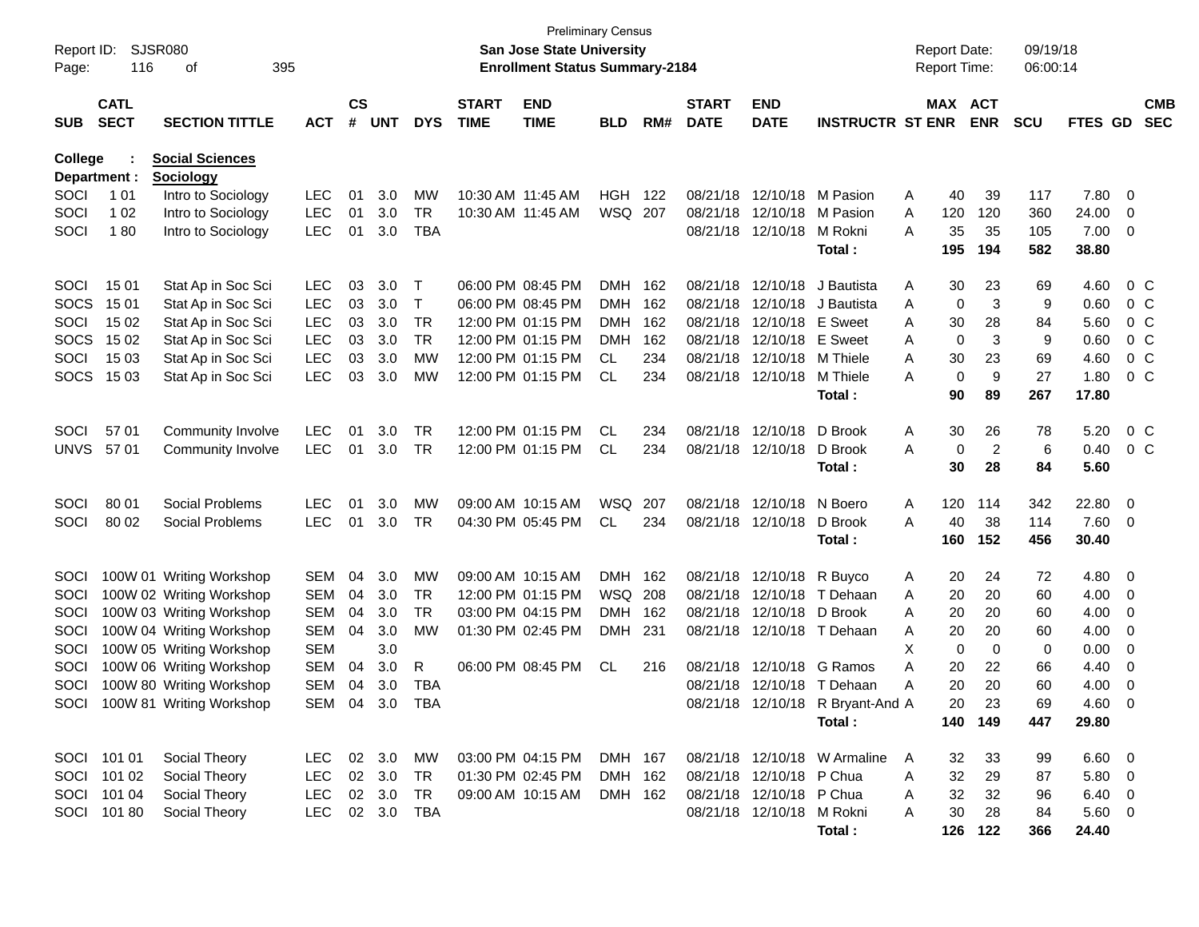Preliminary Census
**San Jose State University**
**Enrollment Status Summary-2184**

Report ID: SJSR080
Report Date: 09/19/18
Report Time: 06:00:14

**College : Social Sciences**
**Department : Sociology**

| SUB | CATL SECT | SECTION TITTLE | ACT | CS # | UNT | DYS | START TIME | END TIME | BLD | RM# | START DATE | END DATE | INSTRUCTR | ST | MAX ENR | ACT ENR | SCU | FTES | GD | CMB SEC |
|---|---|---|---|---|---|---|---|---|---|---|---|---|---|---|---|---|---|---|---|---|
| SOCI | 1 01 | Intro to Sociology | LEC | 01 | 3.0 | MW | 10:30 AM | 11:45 AM | HGH | 122 | 08/21/18 | 12/10/18 | M Pasion | A | 40 | 39 | 117 | 7.80 | 0 | |
| SOCI | 1 02 | Intro to Sociology | LEC | 01 | 3.0 | TR | 10:30 AM | 11:45 AM | WSQ | 207 | 08/21/18 | 12/10/18 | M Pasion | A | 120 | 120 | 360 | 24.00 | 0 | |
| SOCI | 1 80 | Intro to Sociology | LEC | 01 | 3.0 | TBA | | | | | 08/21/18 | 12/10/18 | M Rokni | A | 35 | 35 | 105 | 7.00 | 0 | |
| | | | | | | | | | | | | | **Total :** | | **195** | **194** | **582** | **38.80** | | |
| SOCI | 15 01 | Stat Ap in Soc Sci | LEC | 03 | 3.0 | T | 06:00 PM | 08:45 PM | DMH | 162 | 08/21/18 | 12/10/18 | J Bautista | A | 30 | 23 | 69 | 4.60 | 0 | C |
| SOCS | 15 01 | Stat Ap in Soc Sci | LEC | 03 | 3.0 | T | 06:00 PM | 08:45 PM | DMH | 162 | 08/21/18 | 12/10/18 | J Bautista | A | 0 | 3 | 9 | 0.60 | 0 | C |
| SOCI | 15 02 | Stat Ap in Soc Sci | LEC | 03 | 3.0 | TR | 12:00 PM | 01:15 PM | DMH | 162 | 08/21/18 | 12/10/18 | E Sweet | A | 30 | 28 | 84 | 5.60 | 0 | C |
| SOCS | 15 02 | Stat Ap in Soc Sci | LEC | 03 | 3.0 | TR | 12:00 PM | 01:15 PM | DMH | 162 | 08/21/18 | 12/10/18 | E Sweet | A | 0 | 3 | 9 | 0.60 | 0 | C |
| SOCI | 15 03 | Stat Ap in Soc Sci | LEC | 03 | 3.0 | MW | 12:00 PM | 01:15 PM | CL | 234 | 08/21/18 | 12/10/18 | M Thiele | A | 30 | 23 | 69 | 4.60 | 0 | C |
| SOCS | 15 03 | Stat Ap in Soc Sci | LEC | 03 | 3.0 | MW | 12:00 PM | 01:15 PM | CL | 234 | 08/21/18 | 12/10/18 | M Thiele | A | 0 | 9 | 27 | 1.80 | 0 | C |
| | | | | | | | | | | | | | **Total :** | | **90** | **89** | **267** | **17.80** | | |
| SOCI | 57 01 | Community Involve | LEC | 01 | 3.0 | TR | 12:00 PM | 01:15 PM | CL | 234 | 08/21/18 | 12/10/18 | D Brook | A | 30 | 26 | 78 | 5.20 | 0 | C |
| UNVS | 57 01 | Community Involve | LEC | 01 | 3.0 | TR | 12:00 PM | 01:15 PM | CL | 234 | 08/21/18 | 12/10/18 | D Brook | A | 0 | 2 | 6 | 0.40 | 0 | C |
| | | | | | | | | | | | | | **Total :** | | **30** | **28** | **84** | **5.60** | | |
| SOCI | 80 01 | Social Problems | LEC | 01 | 3.0 | MW | 09:00 AM | 10:15 AM | WSQ | 207 | 08/21/18 | 12/10/18 | N Boero | A | 120 | 114 | 342 | 22.80 | 0 | |
| SOCI | 80 02 | Social Problems | LEC | 01 | 3.0 | TR | 04:30 PM | 05:45 PM | CL | 234 | 08/21/18 | 12/10/18 | D Brook | A | 40 | 38 | 114 | 7.60 | 0 | |
| | | | | | | | | | | | | | **Total :** | | **160** | **152** | **456** | **30.40** | | |
| SOCI | 100W 01 | Writing Workshop | SEM | 04 | 3.0 | MW | 09:00 AM | 10:15 AM | DMH | 162 | 08/21/18 | 12/10/18 | R Buyco | A | 20 | 24 | 72 | 4.80 | 0 | |
| SOCI | 100W 02 | Writing Workshop | SEM | 04 | 3.0 | TR | 12:00 PM | 01:15 PM | WSQ | 208 | 08/21/18 | 12/10/18 | T Dehaan | A | 20 | 20 | 60 | 4.00 | 0 | |
| SOCI | 100W 03 | Writing Workshop | SEM | 04 | 3.0 | TR | 03:00 PM | 04:15 PM | DMH | 162 | 08/21/18 | 12/10/18 | D Brook | A | 20 | 20 | 60 | 4.00 | 0 | |
| SOCI | 100W 04 | Writing Workshop | SEM | 04 | 3.0 | MW | 01:30 PM | 02:45 PM | DMH | 231 | 08/21/18 | 12/10/18 | T Dehaan | A | 20 | 20 | 60 | 4.00 | 0 | |
| SOCI | 100W 05 | Writing Workshop | SEM | | 3.0 | | | | | | | | | X | 0 | 0 | 0 | 0.00 | 0 | |
| SOCI | 100W 06 | Writing Workshop | SEM | 04 | 3.0 | R | 06:00 PM | 08:45 PM | CL | 216 | 08/21/18 | 12/10/18 | G Ramos | A | 20 | 22 | 66 | 4.40 | 0 | |
| SOCI | 100W 80 | Writing Workshop | SEM | 04 | 3.0 | TBA | | | | | 08/21/18 | 12/10/18 | T Dehaan | A | 20 | 20 | 60 | 4.00 | 0 | |
| SOCI | 100W 81 | Writing Workshop | SEM | 04 | 3.0 | TBA | | | | | 08/21/18 | 12/10/18 | R Bryant-And | A | 20 | 23 | 69 | 4.60 | 0 | |
| | | | | | | | | | | | | | **Total :** | | **140** | **149** | **447** | **29.80** | | |
| SOCI | 101 01 | Social Theory | LEC | 02 | 3.0 | MW | 03:00 PM | 04:15 PM | DMH | 167 | 08/21/18 | 12/10/18 | W Armaline | A | 32 | 33 | 99 | 6.60 | 0 | |
| SOCI | 101 02 | Social Theory | LEC | 02 | 3.0 | TR | 01:30 PM | 02:45 PM | DMH | 162 | 08/21/18 | 12/10/18 | P Chua | A | 32 | 29 | 87 | 5.80 | 0 | |
| SOCI | 101 04 | Social Theory | LEC | 02 | 3.0 | TR | 09:00 AM | 10:15 AM | DMH | 162 | 08/21/18 | 12/10/18 | P Chua | A | 32 | 32 | 96 | 6.40 | 0 | |
| SOCI | 101 80 | Social Theory | LEC | 02 | 3.0 | TBA | | | | | 08/21/18 | 12/10/18 | M Rokni | A | 30 | 28 | 84 | 5.60 | 0 | |
| | | | | | | | | | | | | | **Total :** | | **126** | **122** | **366** | **24.40** | | |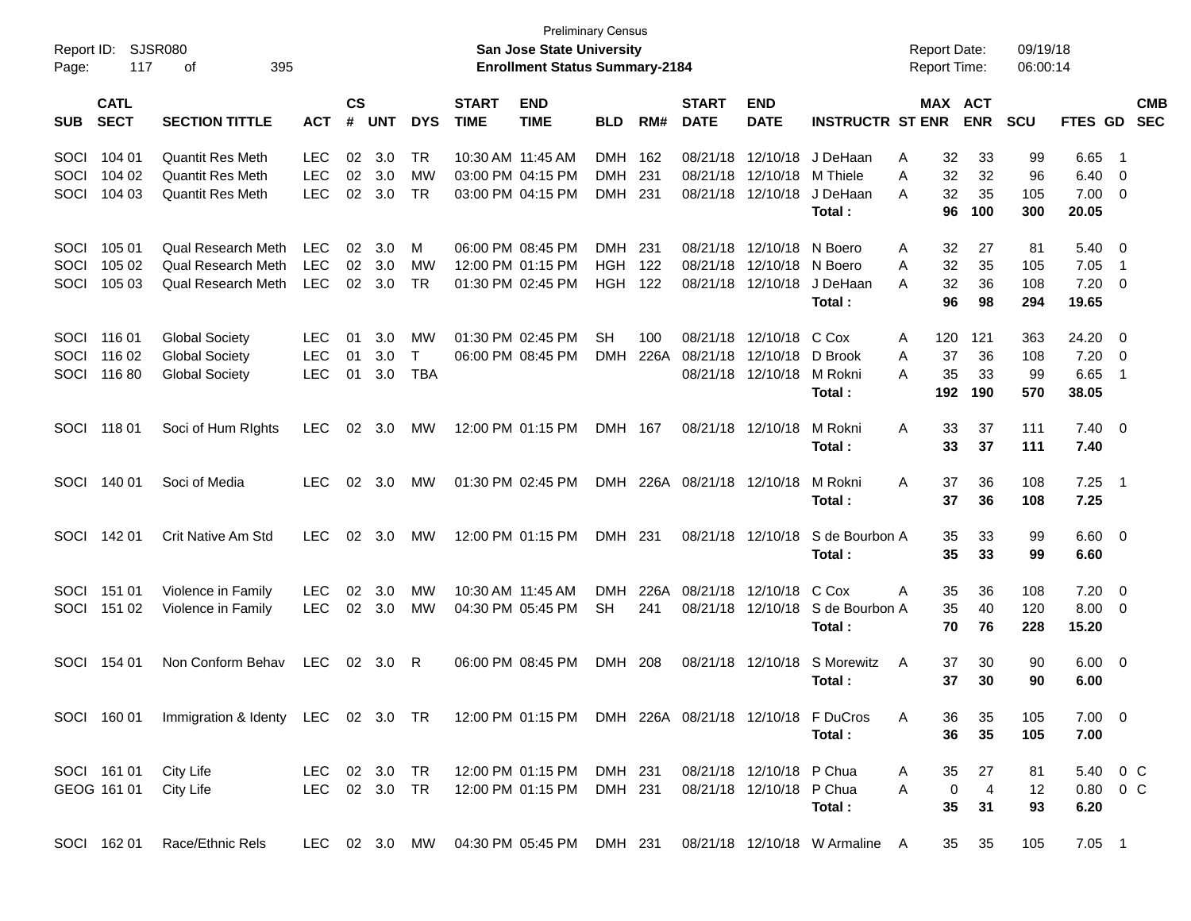Preliminary Census

Report ID: SJSR080

**San Jose State University**

**Enrollment Status Summary-2184**

Report Date: 09/19/18

Report Time: 06:00:14

| SUB | CATL SECT | SECTION TITTLE | ACT | CS # | UNT | DYS | START TIME | END TIME | BLD | RM# | START DATE | END DATE | INSTRUCTR | ST | MAX ENR | ACT ENR | SCU | FTES | GD | CMB SEC |
|---|---|---|---|---|---|---|---|---|---|---|---|---|---|---|---|---|---|---|---|---|
| SOCI | 104 01 | Quantit Res Meth | LEC | 02 | 3.0 | TR | 10:30 AM | 11:45 AM | DMH | 162 | 08/21/18 | 12/10/18 | J DeHaan | A | 32 | 33 | 99 | 6.65 | 1 | |
| SOCI | 104 02 | Quantit Res Meth | LEC | 02 | 3.0 | MW | 03:00 PM | 04:15 PM | DMH | 231 | 08/21/18 | 12/10/18 | M Thiele | A | 32 | 32 | 96 | 6.40 | 0 | |
| SOCI | 104 03 | Quantit Res Meth | LEC | 02 | 3.0 | TR | 03:00 PM | 04:15 PM | DMH | 231 | 08/21/18 | 12/10/18 | J DeHaan | A | 32 | 35 | 105 | 7.00 | 0 | |
| | | | | | | | | | | | | | **Total :** | | **96** | **100** | **300** | **20.05** | | |
| SOCI | 105 01 | Qual Research Meth | LEC | 02 | 3.0 | M | 06:00 PM | 08:45 PM | DMH | 231 | 08/21/18 | 12/10/18 | N Boero | A | 32 | 27 | 81 | 5.40 | 0 | |
| SOCI | 105 02 | Qual Research Meth | LEC | 02 | 3.0 | MW | 12:00 PM | 01:15 PM | HGH | 122 | 08/21/18 | 12/10/18 | N Boero | A | 32 | 35 | 105 | 7.05 | 1 | |
| SOCI | 105 03 | Qual Research Meth | LEC | 02 | 3.0 | TR | 01:30 PM | 02:45 PM | HGH | 122 | 08/21/18 | 12/10/18 | J DeHaan | A | 32 | 36 | 108 | 7.20 | 0 | |
| | | | | | | | | | | | | | **Total :** | | **96** | **98** | **294** | **19.65** | | |
| SOCI | 116 01 | Global Society | LEC | 01 | 3.0 | MW | 01:30 PM | 02:45 PM | SH | 100 | 08/21/18 | 12/10/18 | C Cox | A | 120 | 121 | 363 | 24.20 | 0 | |
| SOCI | 116 02 | Global Society | LEC | 01 | 3.0 | T | 06:00 PM | 08:45 PM | DMH | 226A | 08/21/18 | 12/10/18 | D Brook | A | 37 | 36 | 108 | 7.20 | 0 | |
| SOCI | 116 80 | Global Society | LEC | 01 | 3.0 | TBA | | | | | 08/21/18 | 12/10/18 | M Rokni | A | 35 | 33 | 99 | 6.65 | 1 | |
| | | | | | | | | | | | | | **Total :** | | **192** | **190** | **570** | **38.05** | | |
| SOCI | 118 01 | Soci of Hum RIghts | LEC | 02 | 3.0 | MW | 12:00 PM | 01:15 PM | DMH | 167 | 08/21/18 | 12/10/18 | M Rokni | A | 33 | 37 | 111 | 7.40 | 0 | |
| | | | | | | | | | | | | | **Total :** | | **33** | **37** | **111** | **7.40** | | |
| SOCI | 140 01 | Soci of Media | LEC | 02 | 3.0 | MW | 01:30 PM | 02:45 PM | DMH | 226A | 08/21/18 | 12/10/18 | M Rokni | A | 37 | 36 | 108 | 7.25 | 1 | |
| | | | | | | | | | | | | | **Total :** | | **37** | **36** | **108** | **7.25** | | |
| SOCI | 142 01 | Crit Native Am Std | LEC | 02 | 3.0 | MW | 12:00 PM | 01:15 PM | DMH | 231 | 08/21/18 | 12/10/18 | S de Bourbon | A | 35 | 33 | 99 | 6.60 | 0 | |
| | | | | | | | | | | | | | **Total :** | | **35** | **33** | **99** | **6.60** | | |
| SOCI | 151 01 | Violence in Family | LEC | 02 | 3.0 | MW | 10:30 AM | 11:45 AM | DMH | 226A | 08/21/18 | 12/10/18 | C Cox | A | 35 | 36 | 108 | 7.20 | 0 | |
| SOCI | 151 02 | Violence in Family | LEC | 02 | 3.0 | MW | 04:30 PM | 05:45 PM | SH | 241 | 08/21/18 | 12/10/18 | S de Bourbon | A | 35 | 40 | 120 | 8.00 | 0 | |
| | | | | | | | | | | | | | **Total :** | | **70** | **76** | **228** | **15.20** | | |
| SOCI | 154 01 | Non Conform Behav | LEC | 02 | 3.0 | R | 06:00 PM | 08:45 PM | DMH | 208 | 08/21/18 | 12/10/18 | S Morewitz | A | 37 | 30 | 90 | 6.00 | 0 | |
| | | | | | | | | | | | | | **Total :** | | **37** | **30** | **90** | **6.00** | | |
| SOCI | 160 01 | Immigration & Identy | LEC | 02 | 3.0 | TR | 12:00 PM | 01:15 PM | DMH | 226A | 08/21/18 | 12/10/18 | F DuCros | A | 36 | 35 | 105 | 7.00 | 0 | |
| | | | | | | | | | | | | | **Total :** | | **36** | **35** | **105** | **7.00** | | |
| SOCI | 161 01 | City Life | LEC | 02 | 3.0 | TR | 12:00 PM | 01:15 PM | DMH | 231 | 08/21/18 | 12/10/18 | P Chua | A | 35 | 27 | 81 | 5.40 | 0 | C |
| GEOG | 161 01 | City Life | LEC | 02 | 3.0 | TR | 12:00 PM | 01:15 PM | DMH | 231 | 08/21/18 | 12/10/18 | P Chua | A | 0 | 4 | 12 | 0.80 | 0 | C |
| | | | | | | | | | | | | | **Total :** | | **35** | **31** | **93** | **6.20** | | |
| SOCI | 162 01 | Race/Ethnic Rels | LEC | 02 | 3.0 | MW | 04:30 PM | 05:45 PM | DMH | 231 | 08/21/18 | 12/10/18 | W Armaline | A | 35 | 35 | 105 | 7.05 | 1 | |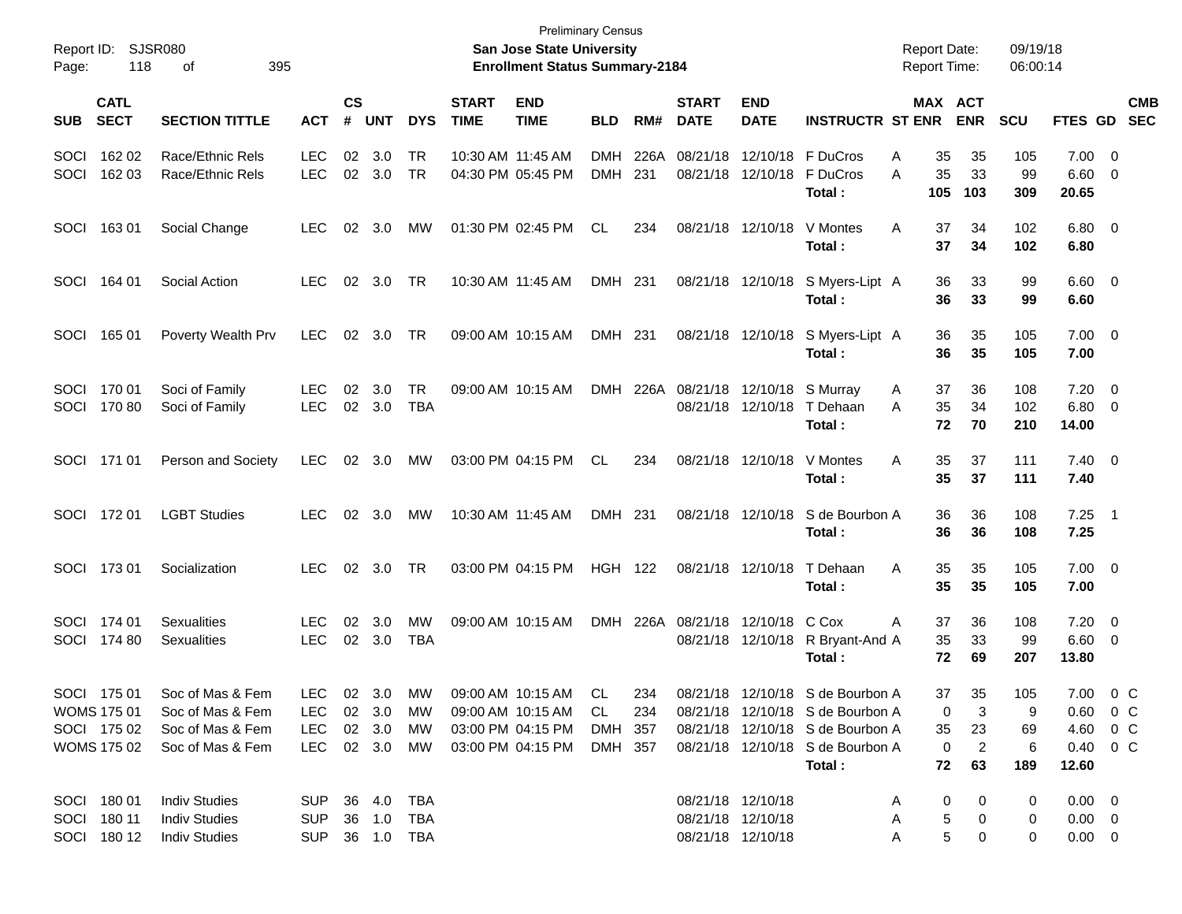Preliminary Census

Report ID: SJSR080
Page: 118 of 395

**San Jose State University**
**Enrollment Status Summary-2184**

Report Date: 09/19/18
Report Time: 06:00:14

| SUB | CATL SECT | SECTION TITTLE | ACT | CS # | UNT | DYS | START TIME | END TIME | BLD | RM# | START DATE | END DATE | INSTRUCTR | ST | MAX ENR | ACT ENR | SCU | FTES | GD | CMB SEC |
|---|---|---|---|---|---|---|---|---|---|---|---|---|---|---|---|---|---|---|---|---|
| SOCI | 162 02 | Race/Ethnic Rels | LEC | 02 | 3.0 | TR | 10:30 AM | 11:45 AM | DMH | 226A | 08/21/18 | 12/10/18 | F DuCros | A | 35 | 35 | 105 | 7.00 | 0 | |
| SOCI | 162 03 | Race/Ethnic Rels | LEC | 02 | 3.0 | TR | 04:30 PM | 05:45 PM | DMH | 231 | 08/21/18 | 12/10/18 | F DuCros | A | 35 | 33 | 99 | 6.60 | 0 | |
| | | | | | | | | | | | | | **Total :** | | **105** | **103** | **309** | **20.65** | | |
| SOCI | 163 01 | Social Change | LEC | 02 | 3.0 | MW | 01:30 PM | 02:45 PM | CL | 234 | 08/21/18 | 12/10/18 | V Montes | A | 37 | 34 | 102 | 6.80 | 0 | |
| | | | | | | | | | | | | | **Total :** | | **37** | **34** | **102** | **6.80** | | |
| SOCI | 164 01 | Social Action | LEC | 02 | 3.0 | TR | 10:30 AM | 11:45 AM | DMH | 231 | 08/21/18 | 12/10/18 | S Myers-Lipt | A | 36 | 33 | 99 | 6.60 | 0 | |
| | | | | | | | | | | | | | **Total :** | | **36** | **33** | **99** | **6.60** | | |
| SOCI | 165 01 | Poverty Wealth Prv | LEC | 02 | 3.0 | TR | 09:00 AM | 10:15 AM | DMH | 231 | 08/21/18 | 12/10/18 | S Myers-Lipt | A | 36 | 35 | 105 | 7.00 | 0 | |
| | | | | | | | | | | | | | **Total :** | | **36** | **35** | **105** | **7.00** | | |
| SOCI | 170 01 | Soci of Family | LEC | 02 | 3.0 | TR | 09:00 AM | 10:15 AM | DMH | 226A | 08/21/18 | 12/10/18 | S Murray | A | 37 | 36 | 108 | 7.20 | 0 | |
| SOCI | 170 80 | Soci of Family | LEC | 02 | 3.0 | TBA | | | | | 08/21/18 | 12/10/18 | T Dehaan | A | 35 | 34 | 102 | 6.80 | 0 | |
| | | | | | | | | | | | | | **Total :** | | **72** | **70** | **210** | **14.00** | | |
| SOCI | 171 01 | Person and Society | LEC | 02 | 3.0 | MW | 03:00 PM | 04:15 PM | CL | 234 | 08/21/18 | 12/10/18 | V Montes | A | 35 | 37 | 111 | 7.40 | 0 | |
| | | | | | | | | | | | | | **Total :** | | **35** | **37** | **111** | **7.40** | | |
| SOCI | 172 01 | LGBT Studies | LEC | 02 | 3.0 | MW | 10:30 AM | 11:45 AM | DMH | 231 | 08/21/18 | 12/10/18 | S de Bourbon | A | 36 | 36 | 108 | 7.25 | 1 | |
| | | | | | | | | | | | | | **Total :** | | **36** | **36** | **108** | **7.25** | | |
| SOCI | 173 01 | Socialization | LEC | 02 | 3.0 | TR | 03:00 PM | 04:15 PM | HGH | 122 | 08/21/18 | 12/10/18 | T Dehaan | A | 35 | 35 | 105 | 7.00 | 0 | |
| | | | | | | | | | | | | | **Total :** | | **35** | **35** | **105** | **7.00** | | |
| SOCI | 174 01 | Sexualities | LEC | 02 | 3.0 | MW | 09:00 AM | 10:15 AM | DMH | 226A | 08/21/18 | 12/10/18 | C Cox | A | 37 | 36 | 108 | 7.20 | 0 | |
| SOCI | 174 80 | Sexualities | LEC | 02 | 3.0 | TBA | | | | | 08/21/18 | 12/10/18 | R Bryant-And | A | 35 | 33 | 99 | 6.60 | 0 | |
| | | | | | | | | | | | | | **Total :** | | **72** | **69** | **207** | **13.80** | | |
| SOCI | 175 01 | Soc of Mas & Fem | LEC | 02 | 3.0 | MW | 09:00 AM | 10:15 AM | CL | 234 | 08/21/18 | 12/10/18 | S de Bourbon | A | 37 | 35 | 105 | 7.00 | 0 | C |
| WOMS | 175 01 | Soc of Mas & Fem | LEC | 02 | 3.0 | MW | 09:00 AM | 10:15 AM | CL | 234 | 08/21/18 | 12/10/18 | S de Bourbon | A | 0 | 3 | 9 | 0.60 | 0 | C |
| SOCI | 175 02 | Soc of Mas & Fem | LEC | 02 | 3.0 | MW | 03:00 PM | 04:15 PM | DMH | 357 | 08/21/18 | 12/10/18 | S de Bourbon | A | 35 | 23 | 69 | 4.60 | 0 | C |
| WOMS | 175 02 | Soc of Mas & Fem | LEC | 02 | 3.0 | MW | 03:00 PM | 04:15 PM | DMH | 357 | 08/21/18 | 12/10/18 | S de Bourbon | A | 0 | 2 | 6 | 0.40 | 0 | C |
| | | | | | | | | | | | | | **Total :** | | **72** | **63** | **189** | **12.60** | | |
| SOCI | 180 01 | Indiv Studies | SUP | 36 | 4.0 | TBA | | | | | 08/21/18 | 12/10/18 | | A | 0 | 0 | 0 | 0.00 | 0 | |
| SOCI | 180 11 | Indiv Studies | SUP | 36 | 1.0 | TBA | | | | | 08/21/18 | 12/10/18 | | A | 5 | 0 | 0 | 0.00 | 0 | |
| SOCI | 180 12 | Indiv Studies | SUP | 36 | 1.0 | TBA | | | | | 08/21/18 | 12/10/18 | | A | 5 | 0 | 0 | 0.00 | 0 | |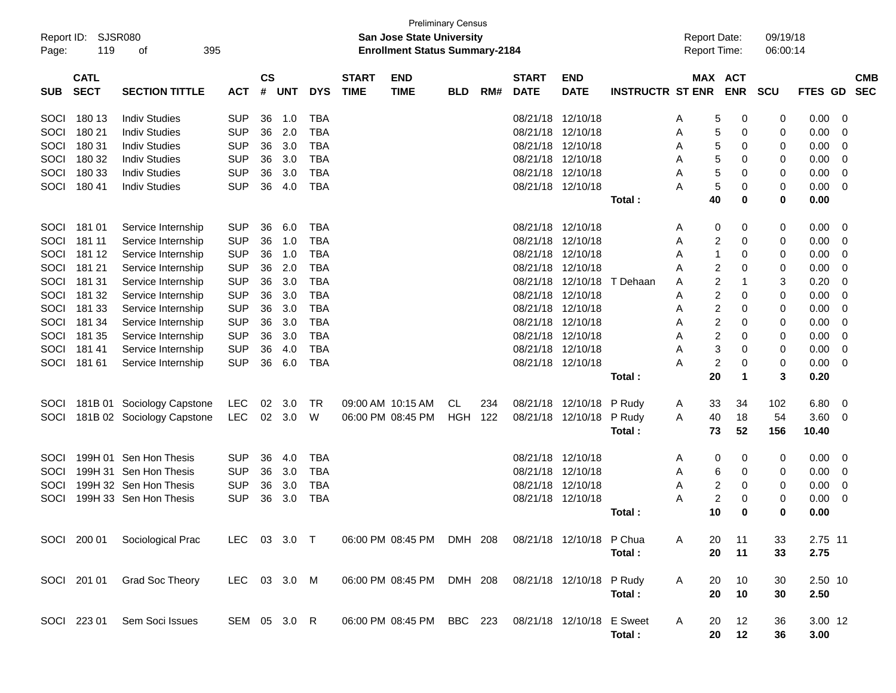Preliminary Census
San Jose State University
Enrollment Status Summary-2184

Report ID: SJSR080
Report Date: 09/19/18
Report Time: 06:00:14

| SUB | CATL SECT | SECTION TITTLE | ACT | CS # | UNT | DYS | START TIME | END TIME | BLD | RM# | START DATE | END DATE | INSTRUCTR | ST | MAX ENR | ACT ENR | SCU | FTES | GD | CMB SEC |
|---|---|---|---|---|---|---|---|---|---|---|---|---|---|---|---|---|---|---|---|---|
| SOCI | 180 13 | Indiv Studies | SUP | 36 | 1.0 | TBA | | | | | 08/21/18 | 12/10/18 | | A | 5 | 0 | 0 | 0.00 | 0 | |
| SOCI | 180 21 | Indiv Studies | SUP | 36 | 2.0 | TBA | | | | | 08/21/18 | 12/10/18 | | A | 5 | 0 | 0 | 0.00 | 0 | |
| SOCI | 180 31 | Indiv Studies | SUP | 36 | 3.0 | TBA | | | | | 08/21/18 | 12/10/18 | | A | 5 | 0 | 0 | 0.00 | 0 | |
| SOCI | 180 32 | Indiv Studies | SUP | 36 | 3.0 | TBA | | | | | 08/21/18 | 12/10/18 | | A | 5 | 0 | 0 | 0.00 | 0 | |
| SOCI | 180 33 | Indiv Studies | SUP | 36 | 3.0 | TBA | | | | | 08/21/18 | 12/10/18 | | A | 5 | 0 | 0 | 0.00 | 0 | |
| SOCI | 180 41 | Indiv Studies | SUP | 36 | 4.0 | TBA | | | | | 08/21/18 | 12/10/18 | | A | 5 | 0 | 0 | 0.00 | 0 | |
| | | | | | | | | | | | | | **Total :** | | **40** | **0** | **0** | **0.00** | | |
| SOCI | 181 01 | Service Internship | SUP | 36 | 6.0 | TBA | | | | | 08/21/18 | 12/10/18 | | A | 0 | 0 | 0 | 0.00 | 0 | |
| SOCI | 181 11 | Service Internship | SUP | 36 | 1.0 | TBA | | | | | 08/21/18 | 12/10/18 | | A | 2 | 0 | 0 | 0.00 | 0 | |
| SOCI | 181 12 | Service Internship | SUP | 36 | 1.0 | TBA | | | | | 08/21/18 | 12/10/18 | | A | 1 | 0 | 0 | 0.00 | 0 | |
| SOCI | 181 21 | Service Internship | SUP | 36 | 2.0 | TBA | | | | | 08/21/18 | 12/10/18 | | A | 2 | 0 | 0 | 0.00 | 0 | |
| SOCI | 181 31 | Service Internship | SUP | 36 | 3.0 | TBA | | | | | 08/21/18 | 12/10/18 | T Dehaan | A | 2 | 1 | 3 | 0.20 | 0 | |
| SOCI | 181 32 | Service Internship | SUP | 36 | 3.0 | TBA | | | | | 08/21/18 | 12/10/18 | | A | 2 | 0 | 0 | 0.00 | 0 | |
| SOCI | 181 33 | Service Internship | SUP | 36 | 3.0 | TBA | | | | | 08/21/18 | 12/10/18 | | A | 2 | 0 | 0 | 0.00 | 0 | |
| SOCI | 181 34 | Service Internship | SUP | 36 | 3.0 | TBA | | | | | 08/21/18 | 12/10/18 | | A | 2 | 0 | 0 | 0.00 | 0 | |
| SOCI | 181 35 | Service Internship | SUP | 36 | 3.0 | TBA | | | | | 08/21/18 | 12/10/18 | | A | 2 | 0 | 0 | 0.00 | 0 | |
| SOCI | 181 41 | Service Internship | SUP | 36 | 4.0 | TBA | | | | | 08/21/18 | 12/10/18 | | A | 3 | 0 | 0 | 0.00 | 0 | |
| SOCI | 181 61 | Service Internship | SUP | 36 | 6.0 | TBA | | | | | 08/21/18 | 12/10/18 | | A | 2 | 0 | 0 | 0.00 | 0 | |
| | | | | | | | | | | | | | **Total :** | | **20** | **1** | **3** | **0.20** | | |
| SOCI | 181B 01 | Sociology Capstone | LEC | 02 | 3.0 | TR | 09:00 AM | 10:15 AM | CL | 234 | 08/21/18 | 12/10/18 | P Rudy | A | 33 | 34 | 102 | 6.80 | 0 | |
| SOCI | 181B 02 | Sociology Capstone | LEC | 02 | 3.0 | W | 06:00 PM | 08:45 PM | HGH | 122 | 08/21/18 | 12/10/18 | P Rudy | A | 40 | 18 | 54 | 3.60 | 0 | |
| | | | | | | | | | | | | | **Total :** | | **73** | **52** | **156** | **10.40** | | |
| SOCI | 199H 01 | Sen Hon Thesis | SUP | 36 | 4.0 | TBA | | | | | 08/21/18 | 12/10/18 | | A | 0 | 0 | 0 | 0.00 | 0 | |
| SOCI | 199H 31 | Sen Hon Thesis | SUP | 36 | 3.0 | TBA | | | | | 08/21/18 | 12/10/18 | | A | 6 | 0 | 0 | 0.00 | 0 | |
| SOCI | 199H 32 | Sen Hon Thesis | SUP | 36 | 3.0 | TBA | | | | | 08/21/18 | 12/10/18 | | A | 2 | 0 | 0 | 0.00 | 0 | |
| SOCI | 199H 33 | Sen Hon Thesis | SUP | 36 | 3.0 | TBA | | | | | 08/21/18 | 12/10/18 | | A | 2 | 0 | 0 | 0.00 | 0 | |
| | | | | | | | | | | | | | **Total :** | | **10** | **0** | **0** | **0.00** | | |
| SOCI | 200 01 | Sociological Prac | LEC | 03 | 3.0 | T | 06:00 PM | 08:45 PM | DMH | 208 | 08/21/18 | 12/10/18 | P Chua | A | 20 | 11 | 33 | 2.75 | 11 | |
| | | | | | | | | | | | | | **Total :** | | **20** | **11** | **33** | **2.75** | | |
| SOCI | 201 01 | Grad Soc Theory | LEC | 03 | 3.0 | M | 06:00 PM | 08:45 PM | DMH | 208 | 08/21/18 | 12/10/18 | P Rudy | A | 20 | 10 | 30 | 2.50 | 10 | |
| | | | | | | | | | | | | | **Total :** | | **20** | **10** | **30** | **2.50** | | |
| SOCI | 223 01 | Sem Soci Issues | SEM | 05 | 3.0 | R | 06:00 PM | 08:45 PM | BBC | 223 | 08/21/18 | 12/10/18 | E Sweet | A | 20 | 12 | 36 | 3.00 | 12 | |
| | | | | | | | | | | | | | **Total :** | | **20** | **12** | **36** | **3.00** | | |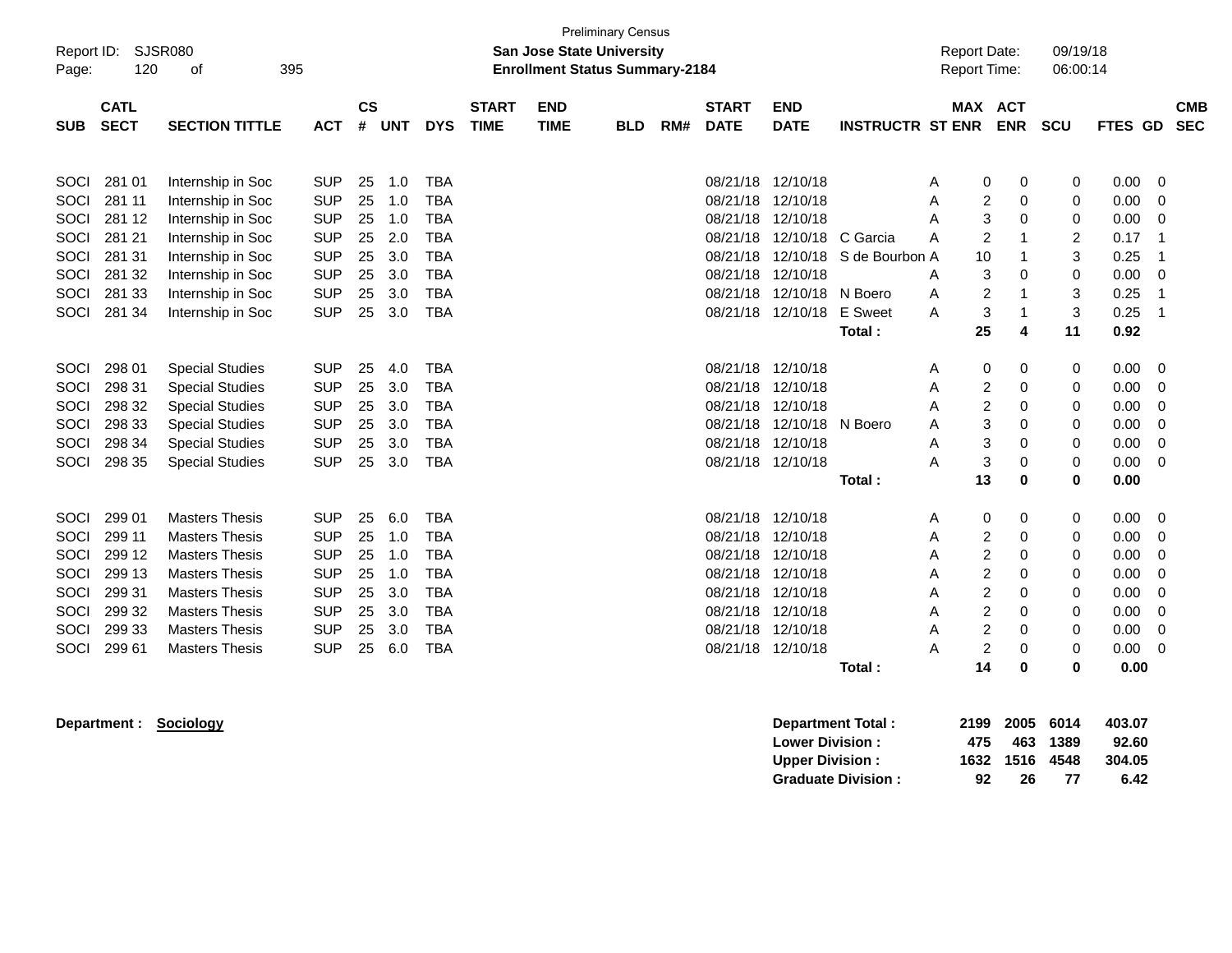Preliminary Census

Report ID: SJSR080

**San Jose State University**

**Enrollment Status Summary-2184**

Report Date: 09/19/18

Report Time: 06:00:14

| SUB | CATL SECT | SECTION TITTLE | ACT | CS # | UNT | DYS | START TIME | END TIME | BLD | RM# | START DATE | END DATE | INSTRUCTR | ST | MAX ENR | ACT ENR | SCU | FTES | GD | CMB SEC |
|---|---|---|---|---|---|---|---|---|---|---|---|---|---|---|---|---|---|---|---|---|
| SOCI | 281 01 | Internship in Soc | SUP | 25 | 1.0 | TBA | | | | | 08/21/18 | 12/10/18 | | A | 0 | 0 | 0 | 0.00 | 0 | |
| SOCI | 281 11 | Internship in Soc | SUP | 25 | 1.0 | TBA | | | | | 08/21/18 | 12/10/18 | | A | 2 | 0 | 0 | 0.00 | 0 | |
| SOCI | 281 12 | Internship in Soc | SUP | 25 | 1.0 | TBA | | | | | 08/21/18 | 12/10/18 | | A | 3 | 0 | 0 | 0.00 | 0 | |
| SOCI | 281 21 | Internship in Soc | SUP | 25 | 2.0 | TBA | | | | | 08/21/18 | 12/10/18 | C Garcia | A | 2 | 1 | 2 | 0.17 | 1 | |
| SOCI | 281 31 | Internship in Soc | SUP | 25 | 3.0 | TBA | | | | | 08/21/18 | 12/10/18 | S de Bourbon | A | 10 | 1 | 3 | 0.25 | 1 | |
| SOCI | 281 32 | Internship in Soc | SUP | 25 | 3.0 | TBA | | | | | 08/21/18 | 12/10/18 | | A | 3 | 0 | 0 | 0.00 | 0 | |
| SOCI | 281 33 | Internship in Soc | SUP | 25 | 3.0 | TBA | | | | | 08/21/18 | 12/10/18 | N Boero | A | 2 | 1 | 3 | 0.25 | 1 | |
| SOCI | 281 34 | Internship in Soc | SUP | 25 | 3.0 | TBA | | | | | 08/21/18 | 12/10/18 | E Sweet | A | 3 | 1 | 3 | 0.25 | 1 | |
| | | | | | | | | | | | | | **Total :** | | **25** | **4** | **11** | **0.92** | | |
| SOCI | 298 01 | Special Studies | SUP | 25 | 4.0 | TBA | | | | | 08/21/18 | 12/10/18 | | A | 0 | 0 | 0 | 0.00 | 0 | |
| SOCI | 298 31 | Special Studies | SUP | 25 | 3.0 | TBA | | | | | 08/21/18 | 12/10/18 | | A | 2 | 0 | 0 | 0.00 | 0 | |
| SOCI | 298 32 | Special Studies | SUP | 25 | 3.0 | TBA | | | | | 08/21/18 | 12/10/18 | | A | 2 | 0 | 0 | 0.00 | 0 | |
| SOCI | 298 33 | Special Studies | SUP | 25 | 3.0 | TBA | | | | | 08/21/18 | 12/10/18 | N Boero | A | 3 | 0 | 0 | 0.00 | 0 | |
| SOCI | 298 34 | Special Studies | SUP | 25 | 3.0 | TBA | | | | | 08/21/18 | 12/10/18 | | A | 3 | 0 | 0 | 0.00 | 0 | |
| SOCI | 298 35 | Special Studies | SUP | 25 | 3.0 | TBA | | | | | 08/21/18 | 12/10/18 | | A | 3 | 0 | 0 | 0.00 | 0 | |
| | | | | | | | | | | | | | **Total :** | | **13** | **0** | **0** | **0.00** | | |
| SOCI | 299 01 | Masters Thesis | SUP | 25 | 6.0 | TBA | | | | | 08/21/18 | 12/10/18 | | A | 0 | 0 | 0 | 0.00 | 0 | |
| SOCI | 299 11 | Masters Thesis | SUP | 25 | 1.0 | TBA | | | | | 08/21/18 | 12/10/18 | | A | 2 | 0 | 0 | 0.00 | 0 | |
| SOCI | 299 12 | Masters Thesis | SUP | 25 | 1.0 | TBA | | | | | 08/21/18 | 12/10/18 | | A | 2 | 0 | 0 | 0.00 | 0 | |
| SOCI | 299 13 | Masters Thesis | SUP | 25 | 1.0 | TBA | | | | | 08/21/18 | 12/10/18 | | A | 2 | 0 | 0 | 0.00 | 0 | |
| SOCI | 299 31 | Masters Thesis | SUP | 25 | 3.0 | TBA | | | | | 08/21/18 | 12/10/18 | | A | 2 | 0 | 0 | 0.00 | 0 | |
| SOCI | 299 32 | Masters Thesis | SUP | 25 | 3.0 | TBA | | | | | 08/21/18 | 12/10/18 | | A | 2 | 0 | 0 | 0.00 | 0 | |
| SOCI | 299 33 | Masters Thesis | SUP | 25 | 3.0 | TBA | | | | | 08/21/18 | 12/10/18 | | A | 2 | 0 | 0 | 0.00 | 0 | |
| SOCI | 299 61 | Masters Thesis | SUP | 25 | 6.0 | TBA | | | | | 08/21/18 | 12/10/18 | | A | 2 | 0 | 0 | 0.00 | 0 | |
| | | | | | | | | | | | | | **Total :** | | **14** | **0** | **0** | **0.00** | | |

**Department :** **Sociology**

| | MAX ENR | ACT ENR | SCU | FTES |
|---|---|---|---|---|
| **Department Total :** | **2199** | **2005** | **6014** | **403.07** |
| **Lower Division :** | **475** | **463** | **1389** | **92.60** |
| **Upper Division :** | **1632** | **1516** | **4548** | **304.05** |
| **Graduate Division :** | **92** | **26** | **77** | **6.42** |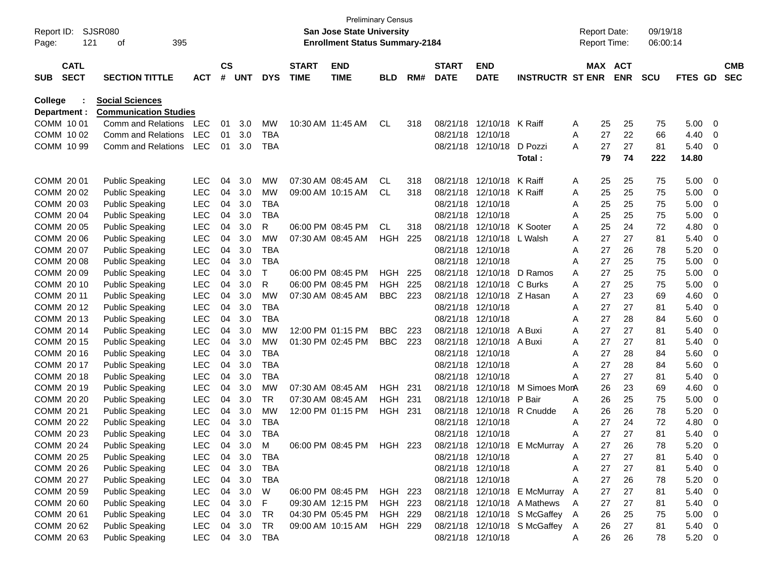Preliminary Census
**San Jose State University**
**Enrollment Status Summary-2184**

Report ID: SJSR080
Report Date: 09/19/18
Report Time: 06:00:14

**College : Social Sciences**
**Department : Communication Studies**

| SUB | CATL SECT | SECTION TITTLE | ACT | CS # | UNT | DYS | START TIME | END TIME | BLD | RM# | START DATE | END DATE | INSTRUCTR | ST | MAX ENR | ACT ENR | SCU | FTES | GD | CMB SEC |
|---|---|---|---|---|---|---|---|---|---|---|---|---|---|---|---|---|---|---|---|---|
| COMM | 10 01 | Comm and Relations | LEC | 01 | 3.0 | MW | 10:30 AM | 11:45 AM | CL | 318 | 08/21/18 | 12/10/18 | K Raiff | A | 25 | 25 | 75 | 5.00 | 0 | |
| COMM | 10 02 | Comm and Relations | LEC | 01 | 3.0 | TBA | | | | | 08/21/18 | 12/10/18 | | A | 27 | 22 | 66 | 4.40 | 0 | |
| COMM | 10 99 | Comm and Relations | LEC | 01 | 3.0 | TBA | | | | | 08/21/18 | 12/10/18 | D Pozzi | A | 27 | 27 | 81 | 5.40 | 0 | |
| | | | | | | | | | | | | | **Total :** | | **79** | **74** | **222** | **14.80** | | |
| COMM | 20 01 | Public Speaking | LEC | 04 | 3.0 | MW | 07:30 AM | 08:45 AM | CL | 318 | 08/21/18 | 12/10/18 | K Raiff | A | 25 | 25 | 75 | 5.00 | 0 | |
| COMM | 20 02 | Public Speaking | LEC | 04 | 3.0 | MW | 09:00 AM | 10:15 AM | CL | 318 | 08/21/18 | 12/10/18 | K Raiff | A | 25 | 25 | 75 | 5.00 | 0 | |
| COMM | 20 03 | Public Speaking | LEC | 04 | 3.0 | TBA | | | | | 08/21/18 | 12/10/18 | | A | 25 | 25 | 75 | 5.00 | 0 | |
| COMM | 20 04 | Public Speaking | LEC | 04 | 3.0 | TBA | | | | | 08/21/18 | 12/10/18 | | A | 25 | 25 | 75 | 5.00 | 0 | |
| COMM | 20 05 | Public Speaking | LEC | 04 | 3.0 | R | 06:00 PM | 08:45 PM | CL | 318 | 08/21/18 | 12/10/18 | K Sooter | A | 25 | 24 | 72 | 4.80 | 0 | |
| COMM | 20 06 | Public Speaking | LEC | 04 | 3.0 | MW | 07:30 AM | 08:45 AM | HGH | 225 | 08/21/18 | 12/10/18 | L Walsh | A | 27 | 27 | 81 | 5.40 | 0 | |
| COMM | 20 07 | Public Speaking | LEC | 04 | 3.0 | TBA | | | | | 08/21/18 | 12/10/18 | | A | 27 | 26 | 78 | 5.20 | 0 | |
| COMM | 20 08 | Public Speaking | LEC | 04 | 3.0 | TBA | | | | | 08/21/18 | 12/10/18 | | A | 27 | 25 | 75 | 5.00 | 0 | |
| COMM | 20 09 | Public Speaking | LEC | 04 | 3.0 | T | 06:00 PM | 08:45 PM | HGH | 225 | 08/21/18 | 12/10/18 | D Ramos | A | 27 | 25 | 75 | 5.00 | 0 | |
| COMM | 20 10 | Public Speaking | LEC | 04 | 3.0 | R | 06:00 PM | 08:45 PM | HGH | 225 | 08/21/18 | 12/10/18 | C Burks | A | 27 | 25 | 75 | 5.00 | 0 | |
| COMM | 20 11 | Public Speaking | LEC | 04 | 3.0 | MW | 07:30 AM | 08:45 AM | BBC | 223 | 08/21/18 | 12/10/18 | Z Hasan | A | 27 | 23 | 69 | 4.60 | 0 | |
| COMM | 20 12 | Public Speaking | LEC | 04 | 3.0 | TBA | | | | | 08/21/18 | 12/10/18 | | A | 27 | 27 | 81 | 5.40 | 0 | |
| COMM | 20 13 | Public Speaking | LEC | 04 | 3.0 | TBA | | | | | 08/21/18 | 12/10/18 | | A | 27 | 28 | 84 | 5.60 | 0 | |
| COMM | 20 14 | Public Speaking | LEC | 04 | 3.0 | MW | 12:00 PM | 01:15 PM | BBC | 223 | 08/21/18 | 12/10/18 | A Buxi | A | 27 | 27 | 81 | 5.40 | 0 | |
| COMM | 20 15 | Public Speaking | LEC | 04 | 3.0 | MW | 01:30 PM | 02:45 PM | BBC | 223 | 08/21/18 | 12/10/18 | A Buxi | A | 27 | 27 | 81 | 5.40 | 0 | |
| COMM | 20 16 | Public Speaking | LEC | 04 | 3.0 | TBA | | | | | 08/21/18 | 12/10/18 | | A | 27 | 28 | 84 | 5.60 | 0 | |
| COMM | 20 17 | Public Speaking | LEC | 04 | 3.0 | TBA | | | | | 08/21/18 | 12/10/18 | | A | 27 | 28 | 84 | 5.60 | 0 | |
| COMM | 20 18 | Public Speaking | LEC | 04 | 3.0 | TBA | | | | | 08/21/18 | 12/10/18 | | A | 27 | 27 | 81 | 5.40 | 0 | |
| COMM | 20 19 | Public Speaking | LEC | 04 | 3.0 | MW | 07:30 AM | 08:45 AM | HGH | 231 | 08/21/18 | 12/10/18 | M Simoes Mon | A | 26 | 23 | 69 | 4.60 | 0 | |
| COMM | 20 20 | Public Speaking | LEC | 04 | 3.0 | TR | 07:30 AM | 08:45 AM | HGH | 231 | 08/21/18 | 12/10/18 | P Bair | A | 26 | 25 | 75 | 5.00 | 0 | |
| COMM | 20 21 | Public Speaking | LEC | 04 | 3.0 | MW | 12:00 PM | 01:15 PM | HGH | 231 | 08/21/18 | 12/10/18 | R Cnudde | A | 26 | 26 | 78 | 5.20 | 0 | |
| COMM | 20 22 | Public Speaking | LEC | 04 | 3.0 | TBA | | | | | 08/21/18 | 12/10/18 | | A | 27 | 24 | 72 | 4.80 | 0 | |
| COMM | 20 23 | Public Speaking | LEC | 04 | 3.0 | TBA | | | | | 08/21/18 | 12/10/18 | | A | 27 | 27 | 81 | 5.40 | 0 | |
| COMM | 20 24 | Public Speaking | LEC | 04 | 3.0 | M | 06:00 PM | 08:45 PM | HGH | 223 | 08/21/18 | 12/10/18 | E McMurray | A | 27 | 26 | 78 | 5.20 | 0 | |
| COMM | 20 25 | Public Speaking | LEC | 04 | 3.0 | TBA | | | | | 08/21/18 | 12/10/18 | | A | 27 | 27 | 81 | 5.40 | 0 | |
| COMM | 20 26 | Public Speaking | LEC | 04 | 3.0 | TBA | | | | | 08/21/18 | 12/10/18 | | A | 27 | 27 | 81 | 5.40 | 0 | |
| COMM | 20 27 | Public Speaking | LEC | 04 | 3.0 | TBA | | | | | 08/21/18 | 12/10/18 | | A | 27 | 26 | 78 | 5.20 | 0 | |
| COMM | 20 59 | Public Speaking | LEC | 04 | 3.0 | W | 06:00 PM | 08:45 PM | HGH | 223 | 08/21/18 | 12/10/18 | E McMurray | A | 27 | 27 | 81 | 5.40 | 0 | |
| COMM | 20 60 | Public Speaking | LEC | 04 | 3.0 | F | 09:30 AM | 12:15 PM | HGH | 223 | 08/21/18 | 12/10/18 | A Mathews | A | 27 | 27 | 81 | 5.40 | 0 | |
| COMM | 20 61 | Public Speaking | LEC | 04 | 3.0 | TR | 04:30 PM | 05:45 PM | HGH | 229 | 08/21/18 | 12/10/18 | S McGaffey | A | 26 | 25 | 75 | 5.00 | 0 | |
| COMM | 20 62 | Public Speaking | LEC | 04 | 3.0 | TR | 09:00 AM | 10:15 AM | HGH | 229 | 08/21/18 | 12/10/18 | S McGaffey | A | 26 | 27 | 81 | 5.40 | 0 | |
| COMM | 20 63 | Public Speaking | LEC | 04 | 3.0 | TBA | | | | | 08/21/18 | 12/10/18 | | A | 26 | 26 | 78 | 5.20 | 0 | |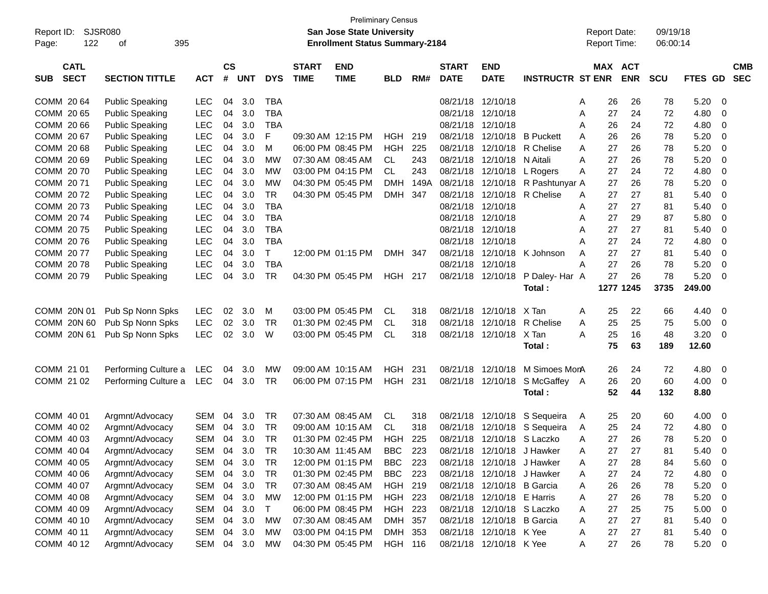Preliminary Census
**San Jose State University**
**Enrollment Status Summary-2184**

Report ID: SJSR080
Report Date: 09/19/18
Report Time: 06:00:14

| SUB | CATL SECT | SECTION TITTLE | ACT | CS # | UNT | DYS | START TIME | END TIME | BLD | RM# | START DATE | END DATE | INSTRUCTR | ST | MAX ENR | ACT ENR | SCU | FTES | GD | CMB SEC |
|---|---|---|---|---|---|---|---|---|---|---|---|---|---|---|---|---|---|---|---|---|
| COMM | 20 64 | Public Speaking | LEC | 04 | 3.0 | TBA | | | | | 08/21/18 | 12/10/18 | | A | 26 | 26 | 78 | 5.20 | 0 | |
| COMM | 20 65 | Public Speaking | LEC | 04 | 3.0 | TBA | | | | | 08/21/18 | 12/10/18 | | A | 27 | 24 | 72 | 4.80 | 0 | |
| COMM | 20 66 | Public Speaking | LEC | 04 | 3.0 | TBA | | | | | 08/21/18 | 12/10/18 | | A | 26 | 24 | 72 | 4.80 | 0 | |
| COMM | 20 67 | Public Speaking | LEC | 04 | 3.0 | F | 09:30 AM | 12:15 PM | HGH | 219 | 08/21/18 | 12/10/18 | B Puckett | A | 26 | 26 | 78 | 5.20 | 0 | |
| COMM | 20 68 | Public Speaking | LEC | 04 | 3.0 | M | 06:00 PM | 08:45 PM | HGH | 225 | 08/21/18 | 12/10/18 | R Chelise | A | 27 | 26 | 78 | 5.20 | 0 | |
| COMM | 20 69 | Public Speaking | LEC | 04 | 3.0 | MW | 07:30 AM | 08:45 AM | CL | 243 | 08/21/18 | 12/10/18 | N Aitali | A | 27 | 26 | 78 | 5.20 | 0 | |
| COMM | 20 70 | Public Speaking | LEC | 04 | 3.0 | MW | 03:00 PM | 04:15 PM | CL | 243 | 08/21/18 | 12/10/18 | L Rogers | A | 27 | 24 | 72 | 4.80 | 0 | |
| COMM | 20 71 | Public Speaking | LEC | 04 | 3.0 | MW | 04:30 PM | 05:45 PM | DMH | 149A | 08/21/18 | 12/10/18 | R Pashtunyar | A | 27 | 26 | 78 | 5.20 | 0 | |
| COMM | 20 72 | Public Speaking | LEC | 04 | 3.0 | TR | 04:30 PM | 05:45 PM | DMH | 347 | 08/21/18 | 12/10/18 | R Chelise | A | 27 | 27 | 81 | 5.40 | 0 | |
| COMM | 20 73 | Public Speaking | LEC | 04 | 3.0 | TBA | | | | | 08/21/18 | 12/10/18 | | A | 27 | 27 | 81 | 5.40 | 0 | |
| COMM | 20 74 | Public Speaking | LEC | 04 | 3.0 | TBA | | | | | 08/21/18 | 12/10/18 | | A | 27 | 29 | 87 | 5.80 | 0 | |
| COMM | 20 75 | Public Speaking | LEC | 04 | 3.0 | TBA | | | | | 08/21/18 | 12/10/18 | | A | 27 | 27 | 81 | 5.40 | 0 | |
| COMM | 20 76 | Public Speaking | LEC | 04 | 3.0 | TBA | | | | | 08/21/18 | 12/10/18 | | A | 27 | 24 | 72 | 4.80 | 0 | |
| COMM | 20 77 | Public Speaking | LEC | 04 | 3.0 | T | 12:00 PM | 01:15 PM | DMH | 347 | 08/21/18 | 12/10/18 | K Johnson | A | 27 | 27 | 81 | 5.40 | 0 | |
| COMM | 20 78 | Public Speaking | LEC | 04 | 3.0 | TBA | | | | | 08/21/18 | 12/10/18 | | A | 27 | 26 | 78 | 5.20 | 0 | |
| COMM | 20 79 | Public Speaking | LEC | 04 | 3.0 | TR | 04:30 PM | 05:45 PM | HGH | 217 | 08/21/18 | 12/10/18 | P Daley- Har | A | 27 | 26 | 78 | 5.20 | 0 | |
| | | | | | | | | | | | | | **Total :** | | **1277** | **1245** | **3735** | **249.00** | | |
| COMM | 20N 01 | Pub Sp Nonn Spks | LEC | 02 | 3.0 | M | 03:00 PM | 05:45 PM | CL | 318 | 08/21/18 | 12/10/18 | X Tan | A | 25 | 22 | 66 | 4.40 | 0 | |
| COMM | 20N 60 | Pub Sp Nonn Spks | LEC | 02 | 3.0 | TR | 01:30 PM | 02:45 PM | CL | 318 | 08/21/18 | 12/10/18 | R Chelise | A | 25 | 25 | 75 | 5.00 | 0 | |
| COMM | 20N 61 | Pub Sp Nonn Spks | LEC | 02 | 3.0 | W | 03:00 PM | 05:45 PM | CL | 318 | 08/21/18 | 12/10/18 | X Tan | A | 25 | 16 | 48 | 3.20 | 0 | |
| | | | | | | | | | | | | | **Total :** | | **75** | **63** | **189** | **12.60** | | |
| COMM | 21 01 | Performing Culture a | LEC | 04 | 3.0 | MW | 09:00 AM | 10:15 AM | HGH | 231 | 08/21/18 | 12/10/18 | M Simoes Mon | A | 26 | 24 | 72 | 4.80 | 0 | |
| COMM | 21 02 | Performing Culture a | LEC | 04 | 3.0 | TR | 06:00 PM | 07:15 PM | HGH | 231 | 08/21/18 | 12/10/18 | S McGaffey | A | 26 | 20 | 60 | 4.00 | 0 | |
| | | | | | | | | | | | | | **Total :** | | **52** | **44** | **132** | **8.80** | | |
| COMM | 40 01 | Argmnt/Advocacy | SEM | 04 | 3.0 | TR | 07:30 AM | 08:45 AM | CL | 318 | 08/21/18 | 12/10/18 | S Sequeira | A | 25 | 20 | 60 | 4.00 | 0 | |
| COMM | 40 02 | Argmnt/Advocacy | SEM | 04 | 3.0 | TR | 09:00 AM | 10:15 AM | CL | 318 | 08/21/18 | 12/10/18 | S Sequeira | A | 25 | 24 | 72 | 4.80 | 0 | |
| COMM | 40 03 | Argmnt/Advocacy | SEM | 04 | 3.0 | TR | 01:30 PM | 02:45 PM | HGH | 225 | 08/21/18 | 12/10/18 | S Laczko | A | 27 | 26 | 78 | 5.20 | 0 | |
| COMM | 40 04 | Argmnt/Advocacy | SEM | 04 | 3.0 | TR | 10:30 AM | 11:45 AM | BBC | 223 | 08/21/18 | 12/10/18 | J Hawker | A | 27 | 27 | 81 | 5.40 | 0 | |
| COMM | 40 05 | Argmnt/Advocacy | SEM | 04 | 3.0 | TR | 12:00 PM | 01:15 PM | BBC | 223 | 08/21/18 | 12/10/18 | J Hawker | A | 27 | 28 | 84 | 5.60 | 0 | |
| COMM | 40 06 | Argmnt/Advocacy | SEM | 04 | 3.0 | TR | 01:30 PM | 02:45 PM | BBC | 223 | 08/21/18 | 12/10/18 | J Hawker | A | 27 | 24 | 72 | 4.80 | 0 | |
| COMM | 40 07 | Argmnt/Advocacy | SEM | 04 | 3.0 | TR | 07:30 AM | 08:45 AM | HGH | 219 | 08/21/18 | 12/10/18 | B Garcia | A | 26 | 26 | 78 | 5.20 | 0 | |
| COMM | 40 08 | Argmnt/Advocacy | SEM | 04 | 3.0 | MW | 12:00 PM | 01:15 PM | HGH | 223 | 08/21/18 | 12/10/18 | E Harris | A | 27 | 26 | 78 | 5.20 | 0 | |
| COMM | 40 09 | Argmnt/Advocacy | SEM | 04 | 3.0 | T | 06:00 PM | 08:45 PM | HGH | 223 | 08/21/18 | 12/10/18 | S Laczko | A | 27 | 25 | 75 | 5.00 | 0 | |
| COMM | 40 10 | Argmnt/Advocacy | SEM | 04 | 3.0 | MW | 07:30 AM | 08:45 AM | DMH | 357 | 08/21/18 | 12/10/18 | B Garcia | A | 27 | 27 | 81 | 5.40 | 0 | |
| COMM | 40 11 | Argmnt/Advocacy | SEM | 04 | 3.0 | MW | 03:00 PM | 04:15 PM | DMH | 353 | 08/21/18 | 12/10/18 | K Yee | A | 27 | 27 | 81 | 5.40 | 0 | |
| COMM | 40 12 | Argmnt/Advocacy | SEM | 04 | 3.0 | MW | 04:30 PM | 05:45 PM | HGH | 116 | 08/21/18 | 12/10/18 | K Yee | A | 27 | 26 | 78 | 5.20 | 0 | |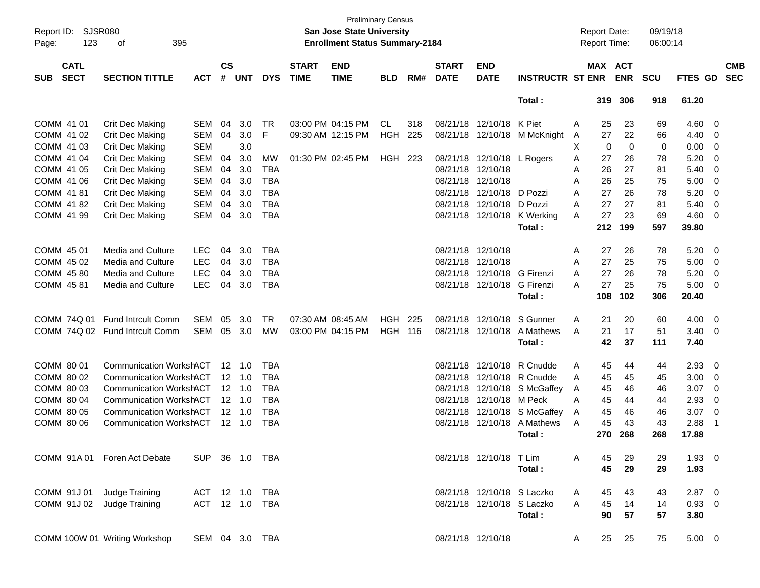Preliminary Census
**San Jose State University**
**Enrollment Status Summary-2184**

Report ID: SJSR080
Report Date: 09/19/18
Report Time: 06:00:14

| SUB | CATL SECT | SECTION TITTLE | ACT | CS # | UNT | DYS | START TIME | END TIME | BLD | RM# | START DATE | END DATE | INSTRUCTR | ST | MAX ENR | ACT ENR | SCU | FTES | GD | CMB SEC |
|---|---|---|---|---|---|---|---|---|---|---|---|---|---|---|---|---|---|---|---|---|
| | | | | | | | | | | | | | **Total :** | | **319** | **306** | **918** | **61.20** | | |
| COMM | 41 01 | Crit Dec Making | SEM | 04 | 3.0 | TR | 03:00 PM | 04:15 PM | CL | 318 | 08/21/18 | 12/10/18 | K Piet | A | 25 | 23 | 69 | 4.60 | 0 | |
| COMM | 41 02 | Crit Dec Making | SEM | 04 | 3.0 | F | 09:30 AM | 12:15 PM | HGH | 225 | 08/21/18 | 12/10/18 | M McKnight | A | 27 | 22 | 66 | 4.40 | 0 | |
| COMM | 41 03 | Crit Dec Making | SEM | | 3.0 | | | | | | | | | X | 0 | 0 | 0 | 0.00 | 0 | |
| COMM | 41 04 | Crit Dec Making | SEM | 04 | 3.0 | MW | 01:30 PM | 02:45 PM | HGH | 223 | 08/21/18 | 12/10/18 | L Rogers | A | 27 | 26 | 78 | 5.20 | 0 | |
| COMM | 41 05 | Crit Dec Making | SEM | 04 | 3.0 | TBA | | | | | 08/21/18 | 12/10/18 | | A | 26 | 27 | 81 | 5.40 | 0 | |
| COMM | 41 06 | Crit Dec Making | SEM | 04 | 3.0 | TBA | | | | | 08/21/18 | 12/10/18 | | A | 26 | 25 | 75 | 5.00 | 0 | |
| COMM | 41 81 | Crit Dec Making | SEM | 04 | 3.0 | TBA | | | | | 08/21/18 | 12/10/18 | D Pozzi | A | 27 | 26 | 78 | 5.20 | 0 | |
| COMM | 41 82 | Crit Dec Making | SEM | 04 | 3.0 | TBA | | | | | 08/21/18 | 12/10/18 | D Pozzi | A | 27 | 27 | 81 | 5.40 | 0 | |
| COMM | 41 99 | Crit Dec Making | SEM | 04 | 3.0 | TBA | | | | | 08/21/18 | 12/10/18 | K Werking | A | 27 | 23 | 69 | 4.60 | 0 | |
| | | | | | | | | | | | | | **Total :** | | **212** | **199** | **597** | **39.80** | | |
| COMM | 45 01 | Media and Culture | LEC | 04 | 3.0 | TBA | | | | | 08/21/18 | 12/10/18 | | A | 27 | 26 | 78 | 5.20 | 0 | |
| COMM | 45 02 | Media and Culture | LEC | 04 | 3.0 | TBA | | | | | 08/21/18 | 12/10/18 | | A | 27 | 25 | 75 | 5.00 | 0 | |
| COMM | 45 80 | Media and Culture | LEC | 04 | 3.0 | TBA | | | | | 08/21/18 | 12/10/18 | G Firenzi | A | 27 | 26 | 78 | 5.20 | 0 | |
| COMM | 45 81 | Media and Culture | LEC | 04 | 3.0 | TBA | | | | | 08/21/18 | 12/10/18 | G Firenzi | A | 27 | 25 | 75 | 5.00 | 0 | |
| | | | | | | | | | | | | | **Total :** | | **108** | **102** | **306** | **20.40** | | |
| COMM | 74Q 01 | Fund Intrcult Comm | SEM | 05 | 3.0 | TR | 07:30 AM | 08:45 AM | HGH | 225 | 08/21/18 | 12/10/18 | S Gunner | A | 21 | 20 | 60 | 4.00 | 0 | |
| COMM | 74Q 02 | Fund Intrcult Comm | SEM | 05 | 3.0 | MW | 03:00 PM | 04:15 PM | HGH | 116 | 08/21/18 | 12/10/18 | A Mathews | A | 21 | 17 | 51 | 3.40 | 0 | |
| | | | | | | | | | | | | | **Total :** | | **42** | **37** | **111** | **7.40** | | |
| COMM | 80 01 | Communication Workshop | ACT | 12 | 1.0 | TBA | | | | | 08/21/18 | 12/10/18 | R Cnudde | A | 45 | 44 | 44 | 2.93 | 0 | |
| COMM | 80 02 | Communication Workshop | ACT | 12 | 1.0 | TBA | | | | | 08/21/18 | 12/10/18 | R Cnudde | A | 45 | 45 | 45 | 3.00 | 0 | |
| COMM | 80 03 | Communication Workshop | ACT | 12 | 1.0 | TBA | | | | | 08/21/18 | 12/10/18 | S McGaffey | A | 45 | 46 | 46 | 3.07 | 0 | |
| COMM | 80 04 | Communication Workshop | ACT | 12 | 1.0 | TBA | | | | | 08/21/18 | 12/10/18 | M Peck | A | 45 | 44 | 44 | 2.93 | 0 | |
| COMM | 80 05 | Communication Workshop | ACT | 12 | 1.0 | TBA | | | | | 08/21/18 | 12/10/18 | S McGaffey | A | 45 | 46 | 46 | 3.07 | 0 | |
| COMM | 80 06 | Communication Workshop | ACT | 12 | 1.0 | TBA | | | | | 08/21/18 | 12/10/18 | A Mathews | A | 45 | 43 | 43 | 2.88 | 1 | |
| | | | | | | | | | | | | | **Total :** | | **270** | **268** | **268** | **17.88** | | |
| COMM | 91A 01 | Foren Act Debate | SUP | 36 | 1.0 | TBA | | | | | 08/21/18 | 12/10/18 | T Lim | A | 45 | 29 | 29 | 1.93 | 0 | |
| | | | | | | | | | | | | | **Total :** | | **45** | **29** | **29** | **1.93** | | |
| COMM | 91J 01 | Judge Training | ACT | 12 | 1.0 | TBA | | | | | 08/21/18 | 12/10/18 | S Laczko | A | 45 | 43 | 43 | 2.87 | 0 | |
| COMM | 91J 02 | Judge Training | ACT | 12 | 1.0 | TBA | | | | | 08/21/18 | 12/10/18 | S Laczko | A | 45 | 14 | 14 | 0.93 | 0 | |
| | | | | | | | | | | | | | **Total :** | | **90** | **57** | **57** | **3.80** | | |
| COMM | 100W 01 | Writing Workshop | SEM | 04 | 3.0 | TBA | | | | | 08/21/18 | 12/10/18 | | A | 25 | 25 | 75 | 5.00 | 0 | |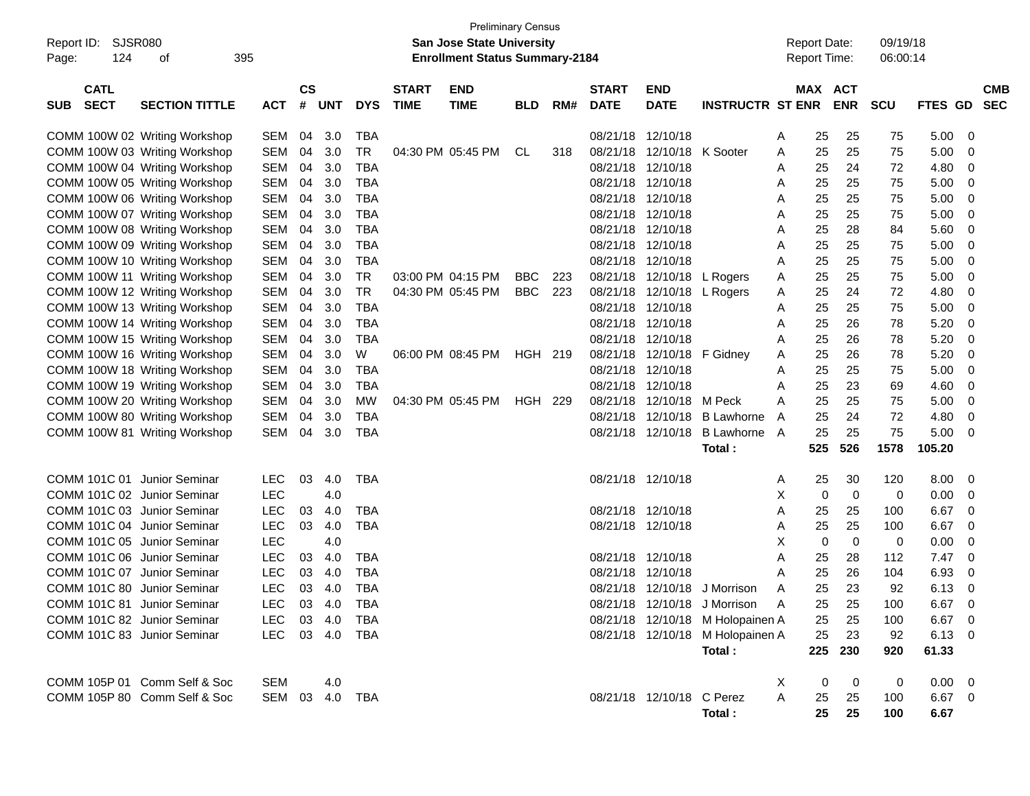Preliminary Census

**San Jose State University**

**Enrollment Status Summary-2184**

Report ID: SJSR080

Report Date: 09/19/18
Report Time: 06:00:14

| SUB | CATL SECT | SECTION TITTLE | ACT | CS # | UNT | DYS | START TIME | END TIME | BLD | RM# | START DATE | END DATE | INSTRUCTR | ST | MAX ENR | ACT ENR | SCU | FTES | GD | CMB SEC |
|---|---|---|---|---|---|---|---|---|---|---|---|---|---|---|---|---|---|---|---|---|
| COMM | 100W 02 | Writing Workshop | SEM | 04 | 3.0 | TBA | | | | | 08/21/18 | 12/10/18 | | A | 25 | 25 | 75 | 5.00 | 0 | |
| COMM | 100W 03 | Writing Workshop | SEM | 04 | 3.0 | TR | 04:30 PM | 05:45 PM | CL | 318 | 08/21/18 | 12/10/18 | K Sooter | A | 25 | 25 | 75 | 5.00 | 0 | |
| COMM | 100W 04 | Writing Workshop | SEM | 04 | 3.0 | TBA | | | | | 08/21/18 | 12/10/18 | | A | 25 | 24 | 72 | 4.80 | 0 | |
| COMM | 100W 05 | Writing Workshop | SEM | 04 | 3.0 | TBA | | | | | 08/21/18 | 12/10/18 | | A | 25 | 25 | 75 | 5.00 | 0 | |
| COMM | 100W 06 | Writing Workshop | SEM | 04 | 3.0 | TBA | | | | | 08/21/18 | 12/10/18 | | A | 25 | 25 | 75 | 5.00 | 0 | |
| COMM | 100W 07 | Writing Workshop | SEM | 04 | 3.0 | TBA | | | | | 08/21/18 | 12/10/18 | | A | 25 | 25 | 75 | 5.00 | 0 | |
| COMM | 100W 08 | Writing Workshop | SEM | 04 | 3.0 | TBA | | | | | 08/21/18 | 12/10/18 | | A | 25 | 28 | 84 | 5.60 | 0 | |
| COMM | 100W 09 | Writing Workshop | SEM | 04 | 3.0 | TBA | | | | | 08/21/18 | 12/10/18 | | A | 25 | 25 | 75 | 5.00 | 0 | |
| COMM | 100W 10 | Writing Workshop | SEM | 04 | 3.0 | TBA | | | | | 08/21/18 | 12/10/18 | | A | 25 | 25 | 75 | 5.00 | 0 | |
| COMM | 100W 11 | Writing Workshop | SEM | 04 | 3.0 | TR | 03:00 PM | 04:15 PM | BBC | 223 | 08/21/18 | 12/10/18 | L Rogers | A | 25 | 25 | 75 | 5.00 | 0 | |
| COMM | 100W 12 | Writing Workshop | SEM | 04 | 3.0 | TR | 04:30 PM | 05:45 PM | BBC | 223 | 08/21/18 | 12/10/18 | L Rogers | A | 25 | 24 | 72 | 4.80 | 0 | |
| COMM | 100W 13 | Writing Workshop | SEM | 04 | 3.0 | TBA | | | | | 08/21/18 | 12/10/18 | | A | 25 | 25 | 75 | 5.00 | 0 | |
| COMM | 100W 14 | Writing Workshop | SEM | 04 | 3.0 | TBA | | | | | 08/21/18 | 12/10/18 | | A | 25 | 26 | 78 | 5.20 | 0 | |
| COMM | 100W 15 | Writing Workshop | SEM | 04 | 3.0 | TBA | | | | | 08/21/18 | 12/10/18 | | A | 25 | 26 | 78 | 5.20 | 0 | |
| COMM | 100W 16 | Writing Workshop | SEM | 04 | 3.0 | W | 06:00 PM | 08:45 PM | HGH | 219 | 08/21/18 | 12/10/18 | F Gidney | A | 25 | 26 | 78 | 5.20 | 0 | |
| COMM | 100W 18 | Writing Workshop | SEM | 04 | 3.0 | TBA | | | | | 08/21/18 | 12/10/18 | | A | 25 | 25 | 75 | 5.00 | 0 | |
| COMM | 100W 19 | Writing Workshop | SEM | 04 | 3.0 | TBA | | | | | 08/21/18 | 12/10/18 | | A | 25 | 23 | 69 | 4.60 | 0 | |
| COMM | 100W 20 | Writing Workshop | SEM | 04 | 3.0 | MW | 04:30 PM | 05:45 PM | HGH | 229 | 08/21/18 | 12/10/18 | M Peck | A | 25 | 25 | 75 | 5.00 | 0 | |
| COMM | 100W 80 | Writing Workshop | SEM | 04 | 3.0 | TBA | | | | | 08/21/18 | 12/10/18 | B Lawhorne | A | 25 | 24 | 72 | 4.80 | 0 | |
| COMM | 100W 81 | Writing Workshop | SEM | 04 | 3.0 | TBA | | | | | 08/21/18 | 12/10/18 | B Lawhorne | A | 25 | 25 | 75 | 5.00 | 0 | |
| | | | | | | | | | | | | | **Total :** | | **525** | **526** | **1578** | **105.20** | | |
| COMM | 101C 01 | Junior Seminar | LEC | 03 | 4.0 | TBA | | | | | 08/21/18 | 12/10/18 | | A | 25 | 30 | 120 | 8.00 | 0 | |
| COMM | 101C 02 | Junior Seminar | LEC | | 4.0 | | | | | | | | | X | 0 | 0 | 0 | 0.00 | 0 | |
| COMM | 101C 03 | Junior Seminar | LEC | 03 | 4.0 | TBA | | | | | 08/21/18 | 12/10/18 | | A | 25 | 25 | 100 | 6.67 | 0 | |
| COMM | 101C 04 | Junior Seminar | LEC | 03 | 4.0 | TBA | | | | | 08/21/18 | 12/10/18 | | A | 25 | 25 | 100 | 6.67 | 0 | |
| COMM | 101C 05 | Junior Seminar | LEC | | 4.0 | | | | | | | | | X | 0 | 0 | 0 | 0.00 | 0 | |
| COMM | 101C 06 | Junior Seminar | LEC | 03 | 4.0 | TBA | | | | | 08/21/18 | 12/10/18 | | A | 25 | 28 | 112 | 7.47 | 0 | |
| COMM | 101C 07 | Junior Seminar | LEC | 03 | 4.0 | TBA | | | | | 08/21/18 | 12/10/18 | | A | 25 | 26 | 104 | 6.93 | 0 | |
| COMM | 101C 80 | Junior Seminar | LEC | 03 | 4.0 | TBA | | | | | 08/21/18 | 12/10/18 | J Morrison | A | 25 | 23 | 92 | 6.13 | 0 | |
| COMM | 101C 81 | Junior Seminar | LEC | 03 | 4.0 | TBA | | | | | 08/21/18 | 12/10/18 | J Morrison | A | 25 | 25 | 100 | 6.67 | 0 | |
| COMM | 101C 82 | Junior Seminar | LEC | 03 | 4.0 | TBA | | | | | 08/21/18 | 12/10/18 | M Holopainen | A | 25 | 25 | 100 | 6.67 | 0 | |
| COMM | 101C 83 | Junior Seminar | LEC | 03 | 4.0 | TBA | | | | | 08/21/18 | 12/10/18 | M Holopainen | A | 25 | 23 | 92 | 6.13 | 0 | |
| | | | | | | | | | | | | | **Total :** | | **225** | **230** | **920** | **61.33** | | |
| COMM | 105P 01 | Comm Self & Soc | SEM | | 4.0 | | | | | | | | | X | 0 | 0 | 0 | 0.00 | 0 | |
| COMM | 105P 80 | Comm Self & Soc | SEM | 03 | 4.0 | TBA | | | | | 08/21/18 | 12/10/18 | C Perez | A | 25 | 25 | 100 | 6.67 | 0 | |
| | | | | | | | | | | | | | **Total :** | | **25** | **25** | **100** | **6.67** | | |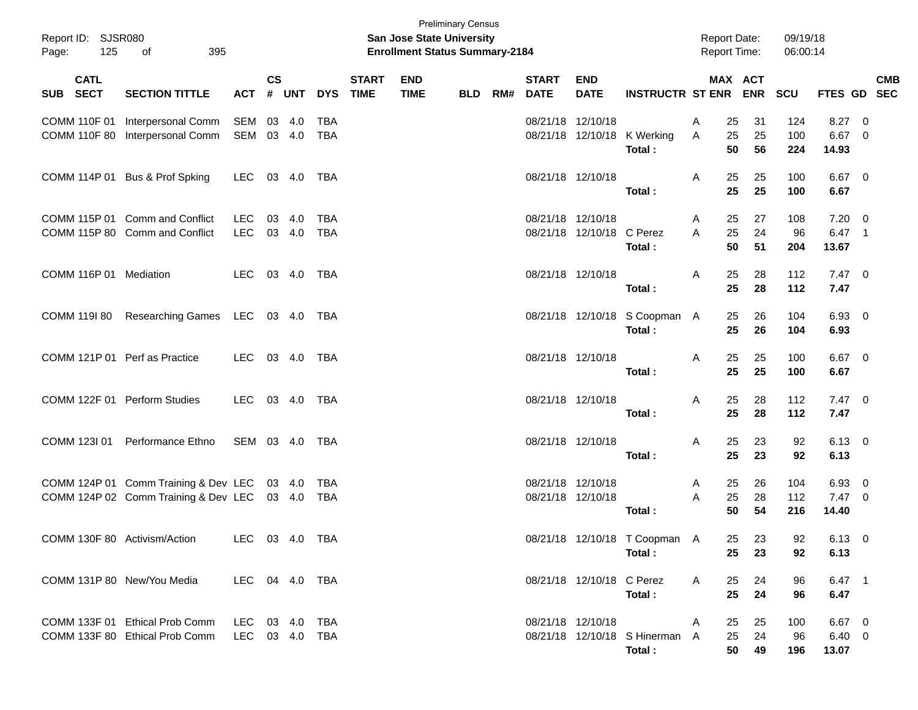Preliminary Census
**San Jose State University**
**Enrollment Status Summary-2184**

Report ID: SJSR080
Report Date: 09/19/18
Report Time: 06:00:14

| SUB | CATL SECT | SECTION TITTLE | ACT | CS # | UNT | DYS | START TIME | END TIME | BLD | RM# | START DATE | END DATE | INSTRUCTR | ST | MAX ENR | ACT ENR | SCU | FTES | GD | CMB SEC |
|---|---|---|---|---|---|---|---|---|---|---|---|---|---|---|---|---|---|---|---|---|
| COMM | 110F 01 | Interpersonal Comm | SEM | 03 | 4.0 | TBA | | | | | 08/21/18 | 12/10/18 | | A | 25 | 31 | 124 | 8.27 | 0 | |
| COMM | 110F 80 | Interpersonal Comm | SEM | 03 | 4.0 | TBA | | | | | 08/21/18 | 12/10/18 | K Werking | A | 25 | 25 | 100 | 6.67 | 0 | |
| | | | | | | | | | | | | | **Total :** | | **50** | **56** | **224** | **14.93** | | |
| COMM | 114P 01 | Bus & Prof Spking | LEC | 03 | 4.0 | TBA | | | | | 08/21/18 | 12/10/18 | | A | 25 | 25 | 100 | 6.67 | 0 | |
| | | | | | | | | | | | | | **Total :** | | **25** | **25** | **100** | **6.67** | | |
| COMM | 115P 01 | Comm and Conflict | LEC | 03 | 4.0 | TBA | | | | | 08/21/18 | 12/10/18 | | A | 25 | 27 | 108 | 7.20 | 0 | |
| COMM | 115P 80 | Comm and Conflict | LEC | 03 | 4.0 | TBA | | | | | 08/21/18 | 12/10/18 | C Perez | A | 25 | 24 | 96 | 6.47 | 1 | |
| | | | | | | | | | | | | | **Total :** | | **50** | **51** | **204** | **13.67** | | |
| COMM | 116P 01 | Mediation | LEC | 03 | 4.0 | TBA | | | | | 08/21/18 | 12/10/18 | | A | 25 | 28 | 112 | 7.47 | 0 | |
| | | | | | | | | | | | | | **Total :** | | **25** | **28** | **112** | **7.47** | | |
| COMM | 119I 80 | Researching Games | LEC | 03 | 4.0 | TBA | | | | | 08/21/18 | 12/10/18 | S Coopman | A | 25 | 26 | 104 | 6.93 | 0 | |
| | | | | | | | | | | | | | **Total :** | | **25** | **26** | **104** | **6.93** | | |
| COMM | 121P 01 | Perf as Practice | LEC | 03 | 4.0 | TBA | | | | | 08/21/18 | 12/10/18 | | A | 25 | 25 | 100 | 6.67 | 0 | |
| | | | | | | | | | | | | | **Total :** | | **25** | **25** | **100** | **6.67** | | |
| COMM | 122F 01 | Perform Studies | LEC | 03 | 4.0 | TBA | | | | | 08/21/18 | 12/10/18 | | A | 25 | 28 | 112 | 7.47 | 0 | |
| | | | | | | | | | | | | | **Total :** | | **25** | **28** | **112** | **7.47** | | |
| COMM | 123I 01 | Performance Ethno | SEM | 03 | 4.0 | TBA | | | | | 08/21/18 | 12/10/18 | | A | 25 | 23 | 92 | 6.13 | 0 | |
| | | | | | | | | | | | | | **Total :** | | **25** | **23** | **92** | **6.13** | | |
| COMM | 124P 01 | Comm Training & Dev | LEC | 03 | 4.0 | TBA | | | | | 08/21/18 | 12/10/18 | | A | 25 | 26 | 104 | 6.93 | 0 | |
| COMM | 124P 02 | Comm Training & Dev | LEC | 03 | 4.0 | TBA | | | | | 08/21/18 | 12/10/18 | | A | 25 | 28 | 112 | 7.47 | 0 | |
| | | | | | | | | | | | | | **Total :** | | **50** | **54** | **216** | **14.40** | | |
| COMM | 130F 80 | Activism/Action | LEC | 03 | 4.0 | TBA | | | | | 08/21/18 | 12/10/18 | T Coopman | A | 25 | 23 | 92 | 6.13 | 0 | |
| | | | | | | | | | | | | | **Total :** | | **25** | **23** | **92** | **6.13** | | |
| COMM | 131P 80 | New/You Media | LEC | 04 | 4.0 | TBA | | | | | 08/21/18 | 12/10/18 | C Perez | A | 25 | 24 | 96 | 6.47 | 1 | |
| | | | | | | | | | | | | | **Total :** | | **25** | **24** | **96** | **6.47** | | |
| COMM | 133F 01 | Ethical Prob Comm | LEC | 03 | 4.0 | TBA | | | | | 08/21/18 | 12/10/18 | | A | 25 | 25 | 100 | 6.67 | 0 | |
| COMM | 133F 80 | Ethical Prob Comm | LEC | 03 | 4.0 | TBA | | | | | 08/21/18 | 12/10/18 | S Hinerman | A | 25 | 24 | 96 | 6.40 | 0 | |
| | | | | | | | | | | | | | **Total :** | | **50** | **49** | **196** | **13.07** | | |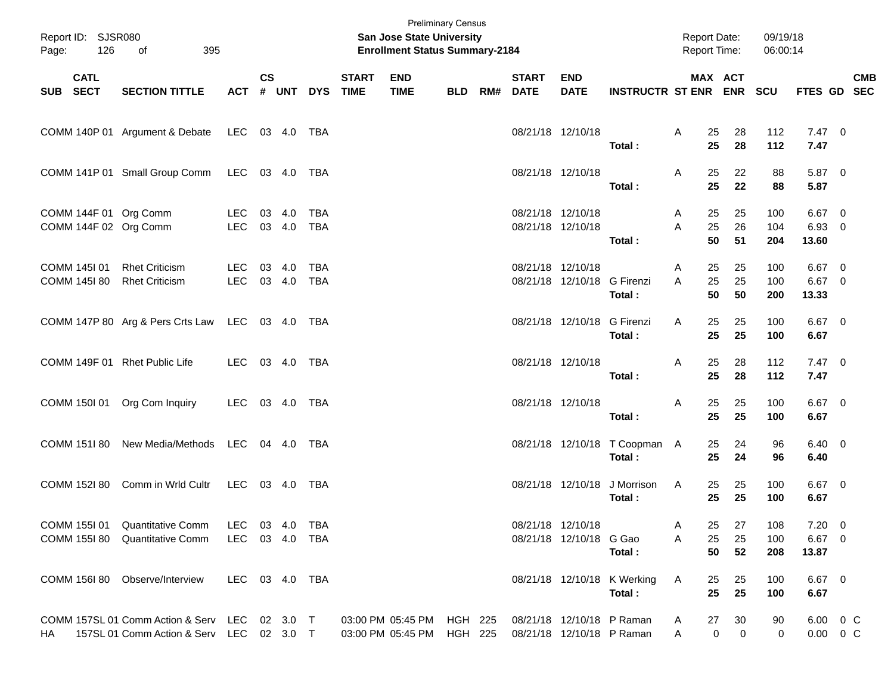Preliminary Census

**San Jose State University**

**Enrollment Status Summary-2184**

Report ID: SJSR080

Report Date: 09/19/18

Report Time: 06:00:14

| SUB | CATL SECT | SECTION TITTLE | ACT | CS # | UNT | DYS | START TIME | END TIME | BLD | RM# | START DATE | END DATE | INSTRUCTR | ST | MAX ENR | ACT ENR | SCU | FTES | GD | CMB SEC |
|---|---|---|---|---|---|---|---|---|---|---|---|---|---|---|---|---|---|---|---|---|
| COMM | 140P 01 | Argument & Debate | LEC | 03 | 4.0 | TBA | | | | | 08/21/18 | 12/10/18 | | A | 25 | 28 | 112 | 7.47 | 0 | |
| | | | | | | | | | | | | | **Total :** | | **25** | **28** | **112** | **7.47** | | |
| COMM | 141P 01 | Small Group Comm | LEC | 03 | 4.0 | TBA | | | | | 08/21/18 | 12/10/18 | | A | 25 | 22 | 88 | 5.87 | 0 | |
| | | | | | | | | | | | | | **Total :** | | **25** | **22** | **88** | **5.87** | | |
| COMM | 144F 01 | Org Comm | LEC | 03 | 4.0 | TBA | | | | | 08/21/18 | 12/10/18 | | A | 25 | 25 | 100 | 6.67 | 0 | |
| COMM | 144F 02 | Org Comm | LEC | 03 | 4.0 | TBA | | | | | 08/21/18 | 12/10/18 | | A | 25 | 26 | 104 | 6.93 | 0 | |
| | | | | | | | | | | | | | **Total :** | | **50** | **51** | **204** | **13.60** | | |
| COMM | 145I 01 | Rhet Criticism | LEC | 03 | 4.0 | TBA | | | | | 08/21/18 | 12/10/18 | | A | 25 | 25 | 100 | 6.67 | 0 | |
| COMM | 145I 80 | Rhet Criticism | LEC | 03 | 4.0 | TBA | | | | | 08/21/18 | 12/10/18 | G Firenzi | A | 25 | 25 | 100 | 6.67 | 0 | |
| | | | | | | | | | | | | | **Total :** | | **50** | **50** | **200** | **13.33** | | |
| COMM | 147P 80 | Arg & Pers Crts Law | LEC | 03 | 4.0 | TBA | | | | | 08/21/18 | 12/10/18 | G Firenzi | A | 25 | 25 | 100 | 6.67 | 0 | |
| | | | | | | | | | | | | | **Total :** | | **25** | **25** | **100** | **6.67** | | |
| COMM | 149F 01 | Rhet Public Life | LEC | 03 | 4.0 | TBA | | | | | 08/21/18 | 12/10/18 | | A | 25 | 28 | 112 | 7.47 | 0 | |
| | | | | | | | | | | | | | **Total :** | | **25** | **28** | **112** | **7.47** | | |
| COMM | 150I 01 | Org Com Inquiry | LEC | 03 | 4.0 | TBA | | | | | 08/21/18 | 12/10/18 | | A | 25 | 25 | 100 | 6.67 | 0 | |
| | | | | | | | | | | | | | **Total :** | | **25** | **25** | **100** | **6.67** | | |
| COMM | 151I 80 | New Media/Methods | LEC | 04 | 4.0 | TBA | | | | | 08/21/18 | 12/10/18 | T Coopman | A | 25 | 24 | 96 | 6.40 | 0 | |
| | | | | | | | | | | | | | **Total :** | | **25** | **24** | **96** | **6.40** | | |
| COMM | 152I 80 | Comm in Wrld Cultr | LEC | 03 | 4.0 | TBA | | | | | 08/21/18 | 12/10/18 | J Morrison | A | 25 | 25 | 100 | 6.67 | 0 | |
| | | | | | | | | | | | | | **Total :** | | **25** | **25** | **100** | **6.67** | | |
| COMM | 155I 01 | Quantitative Comm | LEC | 03 | 4.0 | TBA | | | | | 08/21/18 | 12/10/18 | | A | 25 | 27 | 108 | 7.20 | 0 | |
| COMM | 155I 80 | Quantitative Comm | LEC | 03 | 4.0 | TBA | | | | | 08/21/18 | 12/10/18 | G Gao | A | 25 | 25 | 100 | 6.67 | 0 | |
| | | | | | | | | | | | | | **Total :** | | **50** | **52** | **208** | **13.87** | | |
| COMM | 156I 80 | Observe/Interview | LEC | 03 | 4.0 | TBA | | | | | 08/21/18 | 12/10/18 | K Werking | A | 25 | 25 | 100 | 6.67 | 0 | |
| | | | | | | | | | | | | | **Total :** | | **25** | **25** | **100** | **6.67** | | |
| COMM | 157SL 01 | Comm Action & Serv | LEC | 02 | 3.0 | T | 03:00 PM | 05:45 PM | HGH | 225 | 08/21/18 | 12/10/18 | P Raman | A | 27 | 30 | 90 | 6.00 | 0 | C |
| HA | 157SL 01 | Comm Action & Serv | LEC | 02 | 3.0 | T | 03:00 PM | 05:45 PM | HGH | 225 | 08/21/18 | 12/10/18 | P Raman | A | 0 | 0 | 0 | 0.00 | 0 | C |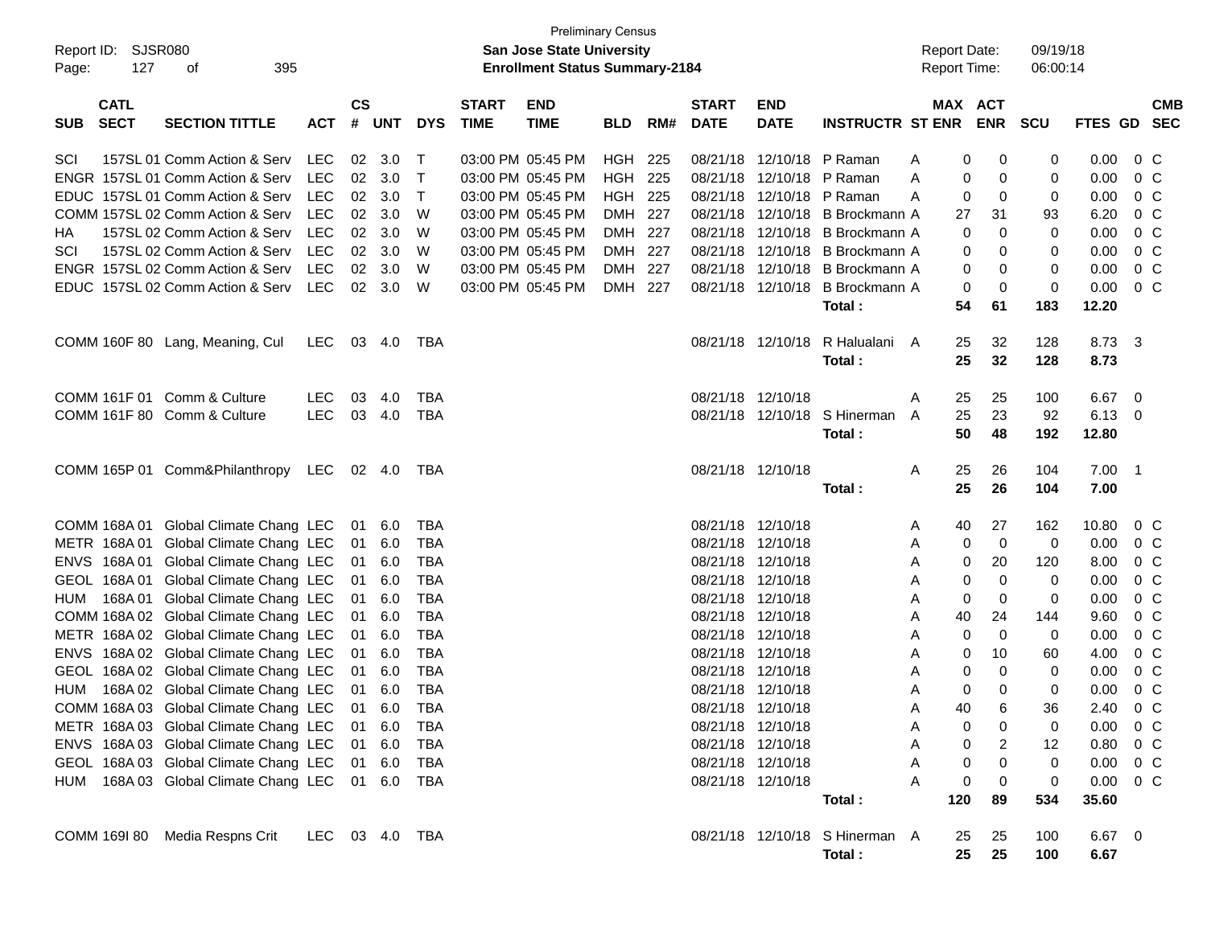Preliminary Census

Report ID: SJSR080

**San Jose State University**

**Enrollment Status Summary-2184**

Report Date: 09/19/18
Report Time: 06:00:14

| SUB | CATL SECT | SECTION TITTLE | ACT | CS # | UNT | DYS | START TIME | END TIME | BLD | RM# | START DATE | END DATE | INSTRUCTR | ST | MAX ENR | ACT ENR | SCU | FTES | GD | CMB SEC |
|---|---|---|---|---|---|---|---|---|---|---|---|---|---|---|---|---|---|---|---|---|
| SCI | 157SL 01 | Comm Action & Serv | LEC | 02 | 3.0 | T | 03:00 PM | 05:45 PM | HGH | 225 | 08/21/18 | 12/10/18 | P Raman | A | 0 | 0 | 0 | 0.00 | 0 | C |
| ENGR | 157SL 01 | Comm Action & Serv | LEC | 02 | 3.0 | T | 03:00 PM | 05:45 PM | HGH | 225 | 08/21/18 | 12/10/18 | P Raman | A | 0 | 0 | 0 | 0.00 | 0 | C |
| EDUC | 157SL 01 | Comm Action & Serv | LEC | 02 | 3.0 | T | 03:00 PM | 05:45 PM | HGH | 225 | 08/21/18 | 12/10/18 | P Raman | A | 0 | 0 | 0 | 0.00 | 0 | C |
| COMM | 157SL 02 | Comm Action & Serv | LEC | 02 | 3.0 | W | 03:00 PM | 05:45 PM | DMH | 227 | 08/21/18 | 12/10/18 | B Brockmann | A | 27 | 31 | 93 | 6.20 | 0 | C |
| HA | 157SL 02 | Comm Action & Serv | LEC | 02 | 3.0 | W | 03:00 PM | 05:45 PM | DMH | 227 | 08/21/18 | 12/10/18 | B Brockmann | A | 0 | 0 | 0 | 0.00 | 0 | C |
| SCI | 157SL 02 | Comm Action & Serv | LEC | 02 | 3.0 | W | 03:00 PM | 05:45 PM | DMH | 227 | 08/21/18 | 12/10/18 | B Brockmann | A | 0 | 0 | 0 | 0.00 | 0 | C |
| ENGR | 157SL 02 | Comm Action & Serv | LEC | 02 | 3.0 | W | 03:00 PM | 05:45 PM | DMH | 227 | 08/21/18 | 12/10/18 | B Brockmann | A | 0 | 0 | 0 | 0.00 | 0 | C |
| EDUC | 157SL 02 | Comm Action & Serv | LEC | 02 | 3.0 | W | 03:00 PM | 05:45 PM | DMH | 227 | 08/21/18 | 12/10/18 | B Brockmann | A | 0 | 0 | 0 | 0.00 | 0 | C |
| | | | | | | | | | | | | | **Total :** | | **54** | **61** | **183** | **12.20** | | |
| COMM | 160F 80 | Lang, Meaning, Cul | LEC | 03 | 4.0 | TBA | | | | | 08/21/18 | 12/10/18 | R Halualani | A | 25 | 32 | 128 | 8.73 | 3 | |
| | | | | | | | | | | | | | **Total :** | | **25** | **32** | **128** | **8.73** | | |
| COMM | 161F 01 | Comm & Culture | LEC | 03 | 4.0 | TBA | | | | | 08/21/18 | 12/10/18 | | A | 25 | 25 | 100 | 6.67 | 0 | |
| COMM | 161F 80 | Comm & Culture | LEC | 03 | 4.0 | TBA | | | | | 08/21/18 | 12/10/18 | S Hinerman | A | 25 | 23 | 92 | 6.13 | 0 | |
| | | | | | | | | | | | | | **Total :** | | **50** | **48** | **192** | **12.80** | | |
| COMM | 165P 01 | Comm&Philanthropy | LEC | 02 | 4.0 | TBA | | | | | 08/21/18 | 12/10/18 | | A | 25 | 26 | 104 | 7.00 | 1 | |
| | | | | | | | | | | | | | **Total :** | | **25** | **26** | **104** | **7.00** | | |
| COMM | 168A 01 | Global Climate Chang | LEC | 01 | 6.0 | TBA | | | | | 08/21/18 | 12/10/18 | | A | 40 | 27 | 162 | 10.80 | 0 | C |
| METR | 168A 01 | Global Climate Chang | LEC | 01 | 6.0 | TBA | | | | | 08/21/18 | 12/10/18 | | A | 0 | 0 | 0 | 0.00 | 0 | C |
| ENVS | 168A 01 | Global Climate Chang | LEC | 01 | 6.0 | TBA | | | | | 08/21/18 | 12/10/18 | | A | 0 | 20 | 120 | 8.00 | 0 | C |
| GEOL | 168A 01 | Global Climate Chang | LEC | 01 | 6.0 | TBA | | | | | 08/21/18 | 12/10/18 | | A | 0 | 0 | 0 | 0.00 | 0 | C |
| HUM | 168A 01 | Global Climate Chang | LEC | 01 | 6.0 | TBA | | | | | 08/21/18 | 12/10/18 | | A | 0 | 0 | 0 | 0.00 | 0 | C |
| COMM | 168A 02 | Global Climate Chang | LEC | 01 | 6.0 | TBA | | | | | 08/21/18 | 12/10/18 | | A | 40 | 24 | 144 | 9.60 | 0 | C |
| METR | 168A 02 | Global Climate Chang | LEC | 01 | 6.0 | TBA | | | | | 08/21/18 | 12/10/18 | | A | 0 | 0 | 0 | 0.00 | 0 | C |
| ENVS | 168A 02 | Global Climate Chang | LEC | 01 | 6.0 | TBA | | | | | 08/21/18 | 12/10/18 | | A | 0 | 10 | 60 | 4.00 | 0 | C |
| GEOL | 168A 02 | Global Climate Chang | LEC | 01 | 6.0 | TBA | | | | | 08/21/18 | 12/10/18 | | A | 0 | 0 | 0 | 0.00 | 0 | C |
| HUM | 168A 02 | Global Climate Chang | LEC | 01 | 6.0 | TBA | | | | | 08/21/18 | 12/10/18 | | A | 0 | 0 | 0 | 0.00 | 0 | C |
| COMM | 168A 03 | Global Climate Chang | LEC | 01 | 6.0 | TBA | | | | | 08/21/18 | 12/10/18 | | A | 40 | 6 | 36 | 2.40 | 0 | C |
| METR | 168A 03 | Global Climate Chang | LEC | 01 | 6.0 | TBA | | | | | 08/21/18 | 12/10/18 | | A | 0 | 0 | 0 | 0.00 | 0 | C |
| ENVS | 168A 03 | Global Climate Chang | LEC | 01 | 6.0 | TBA | | | | | 08/21/18 | 12/10/18 | | A | 0 | 2 | 12 | 0.80 | 0 | C |
| GEOL | 168A 03 | Global Climate Chang | LEC | 01 | 6.0 | TBA | | | | | 08/21/18 | 12/10/18 | | A | 0 | 0 | 0 | 0.00 | 0 | C |
| HUM | 168A 03 | Global Climate Chang | LEC | 01 | 6.0 | TBA | | | | | 08/21/18 | 12/10/18 | | A | 0 | 0 | 0 | 0.00 | 0 | C |
| | | | | | | | | | | | | | **Total :** | | **120** | **89** | **534** | **35.60** | | |
| COMM | 169I 80 | Media Respns Crit | LEC | 03 | 4.0 | TBA | | | | | 08/21/18 | 12/10/18 | S Hinerman | A | 25 | 25 | 100 | 6.67 | 0 | |
| | | | | | | | | | | | | | **Total :** | | **25** | **25** | **100** | **6.67** | | |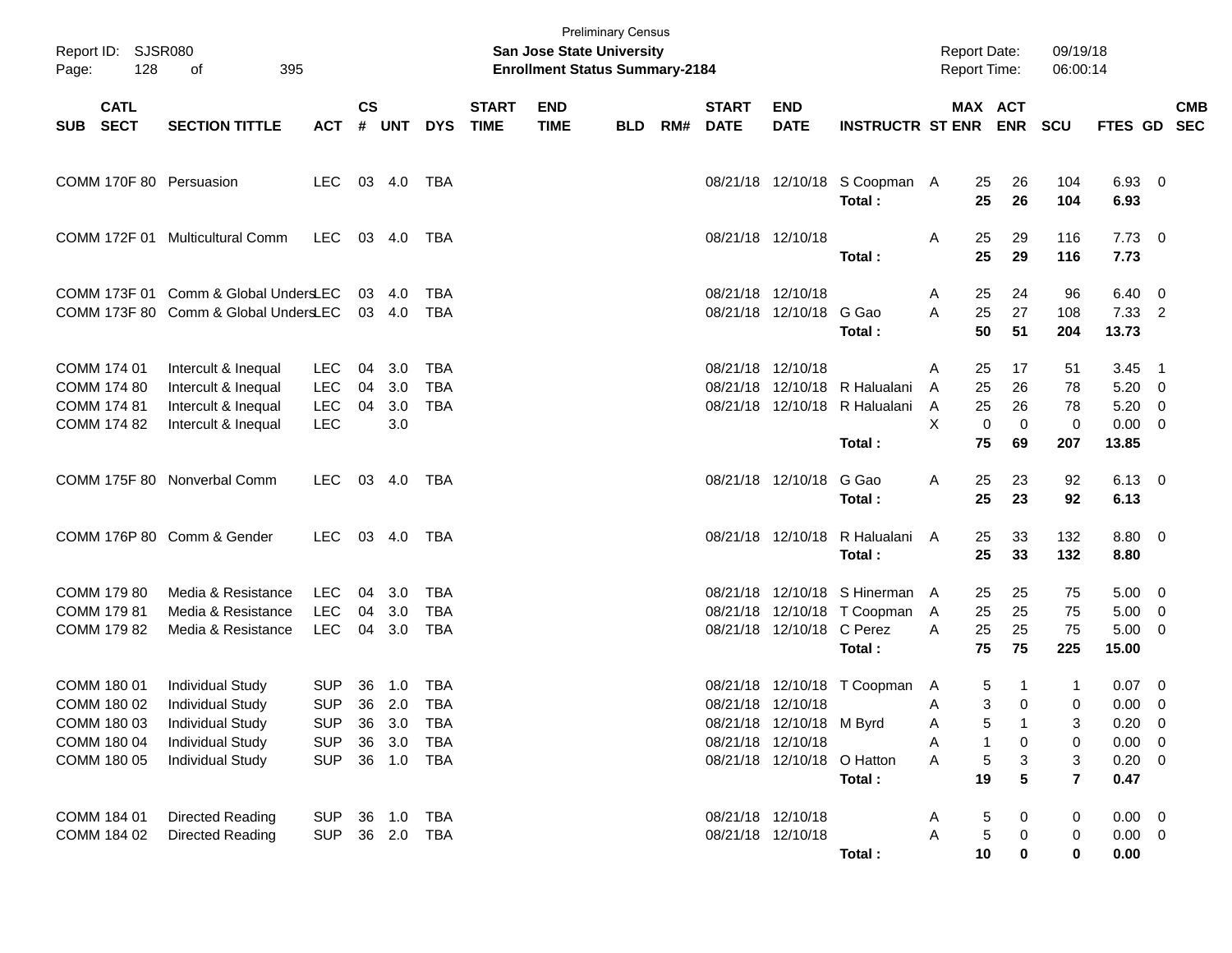Preliminary Census
**San Jose State University**
**Enrollment Status Summary-2184**

Report ID: SJSR080
Report Date: 09/19/18
Report Time: 06:00:14

| SUB | CATL SECT | SECTION TITTLE | ACT | CS # | UNT | DYS | START TIME | END TIME | BLD | RM# | START DATE | END DATE | INSTRUCTR | ST | MAX ENR | ACT ENR | SCU | FTES | GD | CMB SEC |
|---|---|---|---|---|---|---|---|---|---|---|---|---|---|---|---|---|---|---|---|---|
| COMM | 170F 80 | Persuasion | LEC | 03 | 4.0 | TBA | | | | | 08/21/18 | 12/10/18 | S Coopman | A | 25 | 26 | 104 | 6.93 | 0 | |
| | | | | | | | | | | | | | **Total :** | | **25** | **26** | **104** | **6.93** | | |
| COMM | 172F 01 | Multicultural Comm | LEC | 03 | 4.0 | TBA | | | | | 08/21/18 | 12/10/18 | | A | 25 | 29 | 116 | 7.73 | 0 | |
| | | | | | | | | | | | | | **Total :** | | **25** | **29** | **116** | **7.73** | | |
| COMM | 173F 01 | Comm & Global Unders | LEC | 03 | 4.0 | TBA | | | | | 08/21/18 | 12/10/18 | | A | 25 | 24 | 96 | 6.40 | 0 | |
| COMM | 173F 80 | Comm & Global Unders | LEC | 03 | 4.0 | TBA | | | | | 08/21/18 | 12/10/18 | G Gao | A | 25 | 27 | 108 | 7.33 | 2 | |
| | | | | | | | | | | | | | **Total :** | | **50** | **51** | **204** | **13.73** | | |
| COMM | 174 01 | Intercult & Inequal | LEC | 04 | 3.0 | TBA | | | | | 08/21/18 | 12/10/18 | | A | 25 | 17 | 51 | 3.45 | 1 | |
| COMM | 174 80 | Intercult & Inequal | LEC | 04 | 3.0 | TBA | | | | | 08/21/18 | 12/10/18 | R Halualani | A | 25 | 26 | 78 | 5.20 | 0 | |
| COMM | 174 81 | Intercult & Inequal | LEC | 04 | 3.0 | TBA | | | | | 08/21/18 | 12/10/18 | R Halualani | A | 25 | 26 | 78 | 5.20 | 0 | |
| COMM | 174 82 | Intercult & Inequal | LEC | | 3.0 | | | | | | | | | X | 0 | 0 | 0 | 0.00 | 0 | |
| | | | | | | | | | | | | | **Total :** | | **75** | **69** | **207** | **13.85** | | |
| COMM | 175F 80 | Nonverbal Comm | LEC | 03 | 4.0 | TBA | | | | | 08/21/18 | 12/10/18 | G Gao | A | 25 | 23 | 92 | 6.13 | 0 | |
| | | | | | | | | | | | | | **Total :** | | **25** | **23** | **92** | **6.13** | | |
| COMM | 176P 80 | Comm & Gender | LEC | 03 | 4.0 | TBA | | | | | 08/21/18 | 12/10/18 | R Halualani | A | 25 | 33 | 132 | 8.80 | 0 | |
| | | | | | | | | | | | | | **Total :** | | **25** | **33** | **132** | **8.80** | | |
| COMM | 179 80 | Media & Resistance | LEC | 04 | 3.0 | TBA | | | | | 08/21/18 | 12/10/18 | S Hinerman | A | 25 | 25 | 75 | 5.00 | 0 | |
| COMM | 179 81 | Media & Resistance | LEC | 04 | 3.0 | TBA | | | | | 08/21/18 | 12/10/18 | T Coopman | A | 25 | 25 | 75 | 5.00 | 0 | |
| COMM | 179 82 | Media & Resistance | LEC | 04 | 3.0 | TBA | | | | | 08/21/18 | 12/10/18 | C Perez | A | 25 | 25 | 75 | 5.00 | 0 | |
| | | | | | | | | | | | | | **Total :** | | **75** | **75** | **225** | **15.00** | | |
| COMM | 180 01 | Individual Study | SUP | 36 | 1.0 | TBA | | | | | 08/21/18 | 12/10/18 | T Coopman | A | 5 | 1 | 1 | 0.07 | 0 | |
| COMM | 180 02 | Individual Study | SUP | 36 | 2.0 | TBA | | | | | 08/21/18 | 12/10/18 | | A | 3 | 0 | 0 | 0.00 | 0 | |
| COMM | 180 03 | Individual Study | SUP | 36 | 3.0 | TBA | | | | | 08/21/18 | 12/10/18 | M Byrd | A | 5 | 1 | 3 | 0.20 | 0 | |
| COMM | 180 04 | Individual Study | SUP | 36 | 3.0 | TBA | | | | | 08/21/18 | 12/10/18 | | A | 1 | 0 | 0 | 0.00 | 0 | |
| COMM | 180 05 | Individual Study | SUP | 36 | 1.0 | TBA | | | | | 08/21/18 | 12/10/18 | O Hatton | A | 5 | 3 | 3 | 0.20 | 0 | |
| | | | | | | | | | | | | | **Total :** | | **19** | **5** | **7** | **0.47** | | |
| COMM | 184 01 | Directed Reading | SUP | 36 | 1.0 | TBA | | | | | 08/21/18 | 12/10/18 | | A | 5 | 0 | 0 | 0.00 | 0 | |
| COMM | 184 02 | Directed Reading | SUP | 36 | 2.0 | TBA | | | | | 08/21/18 | 12/10/18 | | A | 5 | 0 | 0 | 0.00 | 0 | |
| | | | | | | | | | | | | | **Total :** | | **10** | **0** | **0** | **0.00** | | |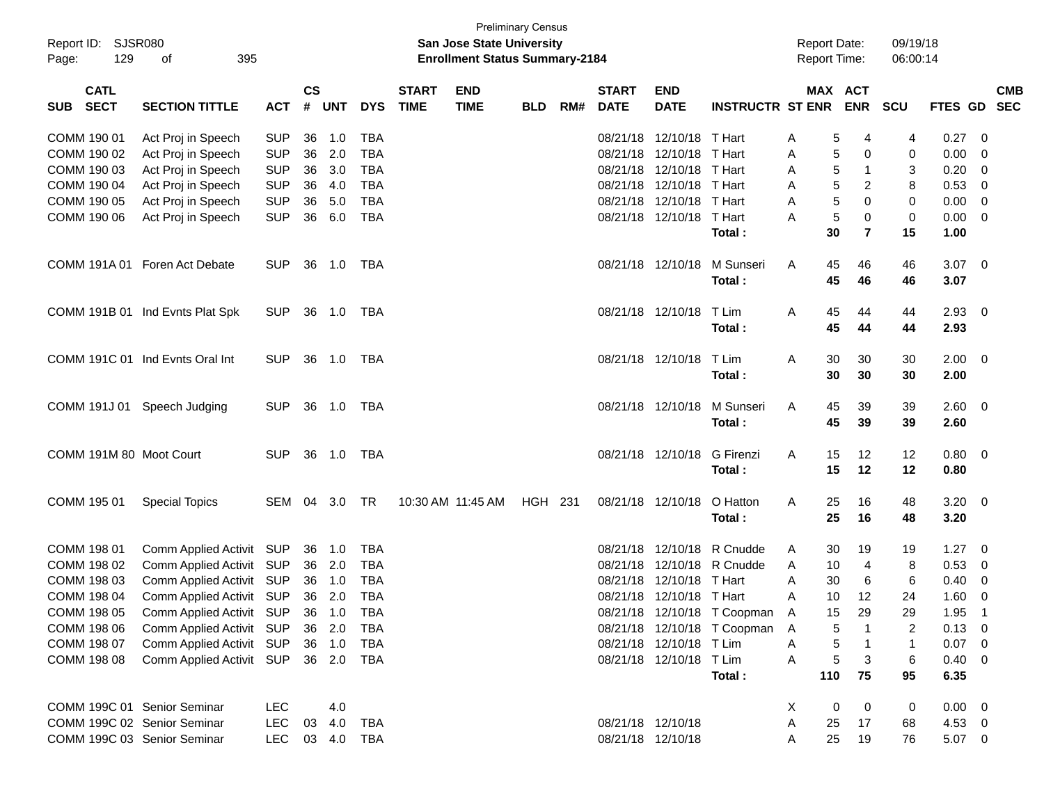Preliminary Census

Report ID: SJSR080

**San Jose State University**

**Enrollment Status Summary-2184**

Report Date: 09/19/18
Report Time: 06:00:14

| SUB | CATL SECT | SECTION TITTLE | ACT | CS # | UNT | DYS | START TIME | END TIME | BLD | RM# | START DATE | END DATE | INSTRUCTR | ST | MAX ENR | ACT ENR | SCU | FTES | GD | CMB SEC |
|---|---|---|---|---|---|---|---|---|---|---|---|---|---|---|---|---|---|---|---|---|
| COMM | 190 01 | Act Proj in Speech | SUP | 36 | 1.0 | TBA | | | | | 08/21/18 | 12/10/18 | T Hart | A | 5 | 4 | 4 | 0.27 | 0 | |
| COMM | 190 02 | Act Proj in Speech | SUP | 36 | 2.0 | TBA | | | | | 08/21/18 | 12/10/18 | T Hart | A | 5 | 0 | 0 | 0.00 | 0 | |
| COMM | 190 03 | Act Proj in Speech | SUP | 36 | 3.0 | TBA | | | | | 08/21/18 | 12/10/18 | T Hart | A | 5 | 1 | 3 | 0.20 | 0 | |
| COMM | 190 04 | Act Proj in Speech | SUP | 36 | 4.0 | TBA | | | | | 08/21/18 | 12/10/18 | T Hart | A | 5 | 2 | 8 | 0.53 | 0 | |
| COMM | 190 05 | Act Proj in Speech | SUP | 36 | 5.0 | TBA | | | | | 08/21/18 | 12/10/18 | T Hart | A | 5 | 0 | 0 | 0.00 | 0 | |
| COMM | 190 06 | Act Proj in Speech | SUP | 36 | 6.0 | TBA | | | | | 08/21/18 | 12/10/18 | T Hart | A | 5 | 0 | 0 | 0.00 | 0 | |
| | | | | | | | | | | | | | **Total :** | | **30** | **7** | **15** | **1.00** | | |
| COMM | 191A 01 | Foren Act Debate | SUP | 36 | 1.0 | TBA | | | | | 08/21/18 | 12/10/18 | M Sunseri | A | 45 | 46 | 46 | 3.07 | 0 | |
| | | | | | | | | | | | | | **Total :** | | **45** | **46** | **46** | **3.07** | | |
| COMM | 191B 01 | Ind Evnts Plat Spk | SUP | 36 | 1.0 | TBA | | | | | 08/21/18 | 12/10/18 | T Lim | A | 45 | 44 | 44 | 2.93 | 0 | |
| | | | | | | | | | | | | | **Total :** | | **45** | **44** | **44** | **2.93** | | |
| COMM | 191C 01 | Ind Evnts Oral Int | SUP | 36 | 1.0 | TBA | | | | | 08/21/18 | 12/10/18 | T Lim | A | 30 | 30 | 30 | 2.00 | 0 | |
| | | | | | | | | | | | | | **Total :** | | **30** | **30** | **30** | **2.00** | | |
| COMM | 191J 01 | Speech Judging | SUP | 36 | 1.0 | TBA | | | | | 08/21/18 | 12/10/18 | M Sunseri | A | 45 | 39 | 39 | 2.60 | 0 | |
| | | | | | | | | | | | | | **Total :** | | **45** | **39** | **39** | **2.60** | | |
| COMM | 191M 80 | Moot Court | SUP | 36 | 1.0 | TBA | | | | | 08/21/18 | 12/10/18 | G Firenzi | A | 15 | 12 | 12 | 0.80 | 0 | |
| | | | | | | | | | | | | | **Total :** | | **15** | **12** | **12** | **0.80** | | |
| COMM | 195 01 | Special Topics | SEM | 04 | 3.0 | TR | 10:30 AM | 11:45 AM | HGH | 231 | 08/21/18 | 12/10/18 | O Hatton | A | 25 | 16 | 48 | 3.20 | 0 | |
| | | | | | | | | | | | | | **Total :** | | **25** | **16** | **48** | **3.20** | | |
| COMM | 198 01 | Comm Applied Activit | SUP | 36 | 1.0 | TBA | | | | | 08/21/18 | 12/10/18 | R Cnudde | A | 30 | 19 | 19 | 1.27 | 0 | |
| COMM | 198 02 | Comm Applied Activit | SUP | 36 | 2.0 | TBA | | | | | 08/21/18 | 12/10/18 | R Cnudde | A | 10 | 4 | 8 | 0.53 | 0 | |
| COMM | 198 03 | Comm Applied Activit | SUP | 36 | 1.0 | TBA | | | | | 08/21/18 | 12/10/18 | T Hart | A | 30 | 6 | 6 | 0.40 | 0 | |
| COMM | 198 04 | Comm Applied Activit | SUP | 36 | 2.0 | TBA | | | | | 08/21/18 | 12/10/18 | T Hart | A | 10 | 12 | 24 | 1.60 | 0 | |
| COMM | 198 05 | Comm Applied Activit | SUP | 36 | 1.0 | TBA | | | | | 08/21/18 | 12/10/18 | T Coopman | A | 15 | 29 | 29 | 1.95 | 1 | |
| COMM | 198 06 | Comm Applied Activit | SUP | 36 | 2.0 | TBA | | | | | 08/21/18 | 12/10/18 | T Coopman | A | 5 | 1 | 2 | 0.13 | 0 | |
| COMM | 198 07 | Comm Applied Activit | SUP | 36 | 1.0 | TBA | | | | | 08/21/18 | 12/10/18 | T Lim | A | 5 | 1 | 1 | 0.07 | 0 | |
| COMM | 198 08 | Comm Applied Activit | SUP | 36 | 2.0 | TBA | | | | | 08/21/18 | 12/10/18 | T Lim | A | 5 | 3 | 6 | 0.40 | 0 | |
| | | | | | | | | | | | | | **Total :** | | **110** | **75** | **95** | **6.35** | | |
| COMM | 199C 01 | Senior Seminar | LEC | | 4.0 | | | | | | | | | X | 0 | 0 | 0 | 0.00 | 0 | |
| COMM | 199C 02 | Senior Seminar | LEC | 03 | 4.0 | TBA | | | | | 08/21/18 | 12/10/18 | | A | 25 | 17 | 68 | 4.53 | 0 | |
| COMM | 199C 03 | Senior Seminar | LEC | 03 | 4.0 | TBA | | | | | 08/21/18 | 12/10/18 | | A | 25 | 19 | 76 | 5.07 | 0 | |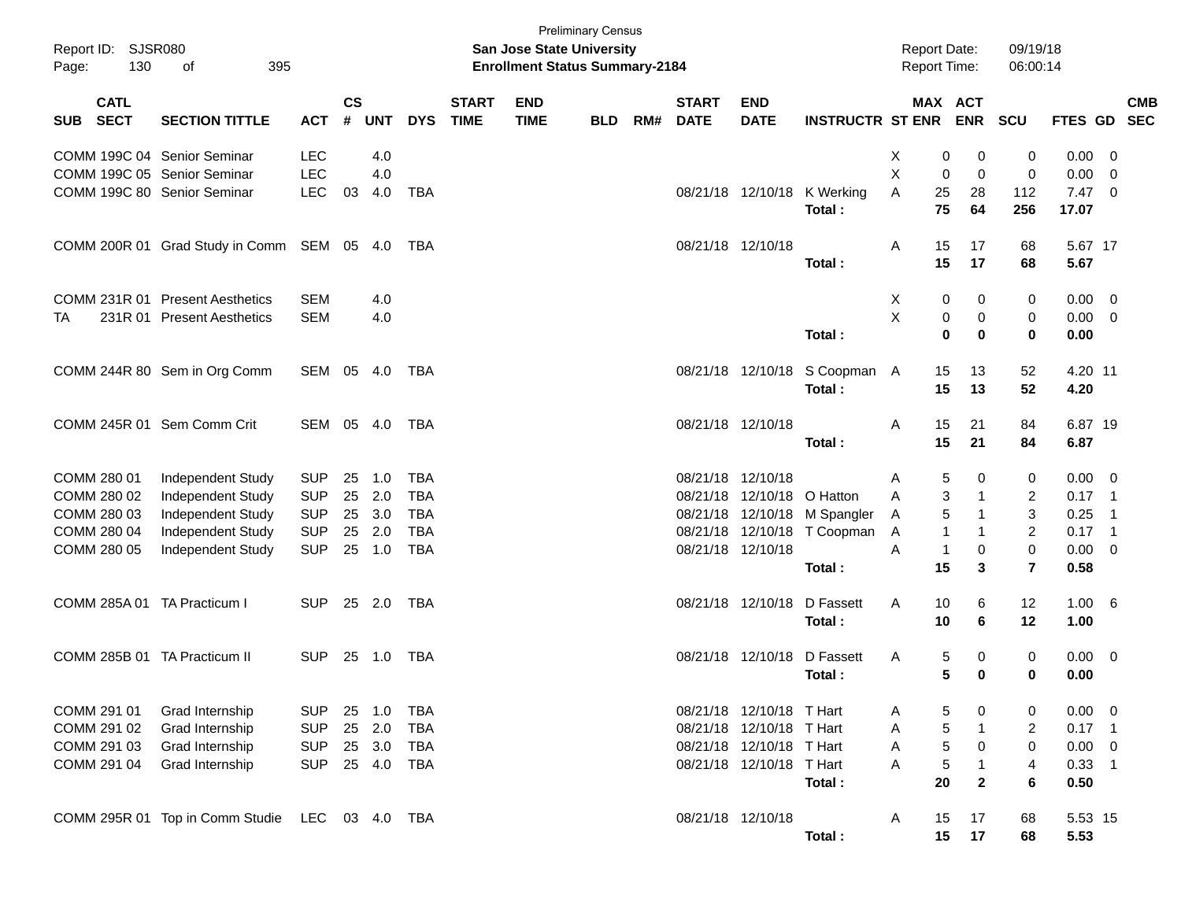Preliminary Census

Report ID: SJSR080

**San Jose State University**

**Enrollment Status Summary-2184**

Report Date: 09/19/18

Report Time: 06:00:14

| SUB | CATL SECT | SECTION TITTLE | ACT | CS # | UNT | DYS | START TIME | END TIME | BLD | RM# | START DATE | END DATE | INSTRUCTR | ST | MAX ENR | ACT ENR | SCU | FTES | GD | CMB SEC |
|---|---|---|---|---|---|---|---|---|---|---|---|---|---|---|---|---|---|---|---|---|
| COMM | 199C 04 | Senior Seminar | LEC | | 4.0 | | | | | | | | | X | 0 | 0 | 0 | 0.00 | 0 | |
| COMM | 199C 05 | Senior Seminar | LEC | | 4.0 | | | | | | | | | X | 0 | 0 | 0 | 0.00 | 0 | |
| COMM | 199C 80 | Senior Seminar | LEC | 03 | 4.0 | TBA | | | | | 08/21/18 | 12/10/18 | K Werking | A | 25 | 28 | 112 | 7.47 | 0 | |
| | | | | | | | | | | | | | **Total :** | | **75** | **64** | **256** | **17.07** | | |
| COMM | 200R 01 | Grad Study in Comm | SEM | 05 | 4.0 | TBA | | | | | 08/21/18 | 12/10/18 | | A | 15 | 17 | 68 | 5.67 | 17 | |
| | | | | | | | | | | | | | **Total :** | | **15** | **17** | **68** | **5.67** | | |
| COMM | 231R 01 | Present Aesthetics | SEM | | 4.0 | | | | | | | | | X | 0 | 0 | 0 | 0.00 | 0 | |
| TA | 231R 01 | Present Aesthetics | SEM | | 4.0 | | | | | | | | | X | 0 | 0 | 0 | 0.00 | 0 | |
| | | | | | | | | | | | | | **Total :** | | **0** | **0** | **0** | **0.00** | | |
| COMM | 244R 80 | Sem in Org Comm | SEM | 05 | 4.0 | TBA | | | | | 08/21/18 | 12/10/18 | S Coopman | A | 15 | 13 | 52 | 4.20 | 11 | |
| | | | | | | | | | | | | | **Total :** | | **15** | **13** | **52** | **4.20** | | |
| COMM | 245R 01 | Sem Comm Crit | SEM | 05 | 4.0 | TBA | | | | | 08/21/18 | 12/10/18 | | A | 15 | 21 | 84 | 6.87 | 19 | |
| | | | | | | | | | | | | | **Total :** | | **15** | **21** | **84** | **6.87** | | |
| COMM | 280 01 | Independent Study | SUP | 25 | 1.0 | TBA | | | | | 08/21/18 | 12/10/18 | | A | 5 | 0 | 0 | 0.00 | 0 | |
| COMM | 280 02 | Independent Study | SUP | 25 | 2.0 | TBA | | | | | 08/21/18 | 12/10/18 | O Hatton | A | 3 | 1 | 2 | 0.17 | 1 | |
| COMM | 280 03 | Independent Study | SUP | 25 | 3.0 | TBA | | | | | 08/21/18 | 12/10/18 | M Spangler | A | 5 | 1 | 3 | 0.25 | 1 | |
| COMM | 280 04 | Independent Study | SUP | 25 | 2.0 | TBA | | | | | 08/21/18 | 12/10/18 | T Coopman | A | 1 | 1 | 2 | 0.17 | 1 | |
| COMM | 280 05 | Independent Study | SUP | 25 | 1.0 | TBA | | | | | 08/21/18 | 12/10/18 | | A | 1 | 0 | 0 | 0.00 | 0 | |
| | | | | | | | | | | | | | **Total :** | | **15** | **3** | **7** | **0.58** | | |
| COMM | 285A 01 | TA Practicum I | SUP | 25 | 2.0 | TBA | | | | | 08/21/18 | 12/10/18 | D Fassett | A | 10 | 6 | 12 | 1.00 | 6 | |
| | | | | | | | | | | | | | **Total :** | | **10** | **6** | **12** | **1.00** | | |
| COMM | 285B 01 | TA Practicum II | SUP | 25 | 1.0 | TBA | | | | | 08/21/18 | 12/10/18 | D Fassett | A | 5 | 0 | 0 | 0.00 | 0 | |
| | | | | | | | | | | | | | **Total :** | | **5** | **0** | **0** | **0.00** | | |
| COMM | 291 01 | Grad Internship | SUP | 25 | 1.0 | TBA | | | | | 08/21/18 | 12/10/18 | T Hart | A | 5 | 0 | 0 | 0.00 | 0 | |
| COMM | 291 02 | Grad Internship | SUP | 25 | 2.0 | TBA | | | | | 08/21/18 | 12/10/18 | T Hart | A | 5 | 1 | 2 | 0.17 | 1 | |
| COMM | 291 03 | Grad Internship | SUP | 25 | 3.0 | TBA | | | | | 08/21/18 | 12/10/18 | T Hart | A | 5 | 0 | 0 | 0.00 | 0 | |
| COMM | 291 04 | Grad Internship | SUP | 25 | 4.0 | TBA | | | | | 08/21/18 | 12/10/18 | T Hart | A | 5 | 1 | 4 | 0.33 | 1 | |
| | | | | | | | | | | | | | **Total :** | | **20** | **2** | **6** | **0.50** | | |
| COMM | 295R 01 | Top in Comm Studie | LEC | 03 | 4.0 | TBA | | | | | 08/21/18 | 12/10/18 | | A | 15 | 17 | 68 | 5.53 | 15 | |
| | | | | | | | | | | | | | **Total :** | | **15** | **17** | **68** | **5.53** | | |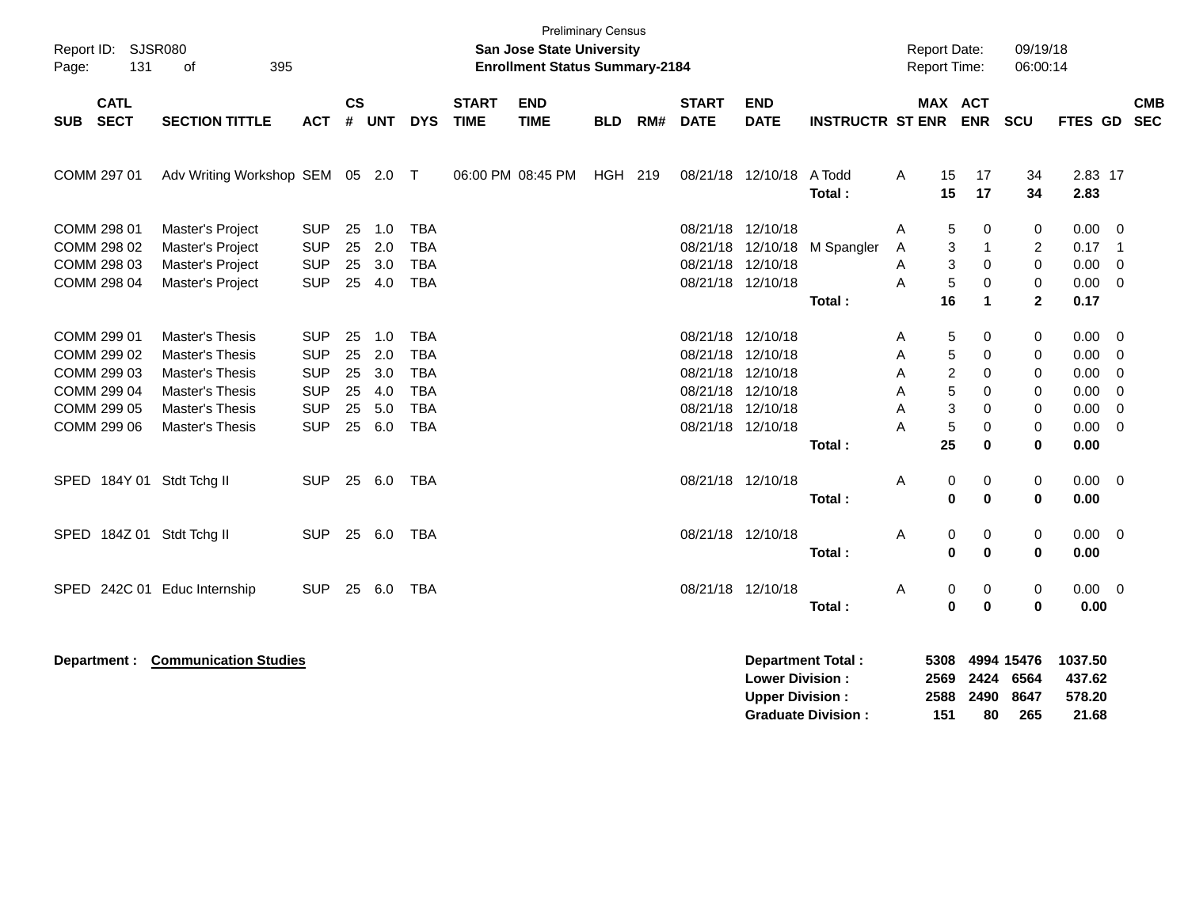Preliminary Census

**San Jose State University**
**Enrollment Status Summary-2184**

Report ID: SJSR080
Report Date: 09/19/18
Report Time: 06:00:14

| SUB | CATL SECT | SECTION TITTLE | ACT | CS # | UNT | DYS | START TIME | END TIME | BLD | RM# | START DATE | END DATE | INSTRUCTR | ST | MAX ENR | ACT ENR | SCU | FTES | GD | CMB SEC |
|---|---|---|---|---|---|---|---|---|---|---|---|---|---|---|---|---|---|---|---|---|
| COMM | 297 01 | Adv Writing Workshop | SEM | 05 | 2.0 | T | 06:00 PM | 08:45 PM | HGH | 219 | 08/21/18 | 12/10/18 | A Todd | A | 15 | 17 | 34 | 2.83 | 17 | |
| | | | | | | | | | | | | | **Total :** | | **15** | **17** | **34** | **2.83** | | |
| COMM | 298 01 | Master's Project | SUP | 25 | 1.0 | TBA | | | | | 08/21/18 | 12/10/18 | | A | 5 | 0 | 0 | 0.00 | 0 | |
| COMM | 298 02 | Master's Project | SUP | 25 | 2.0 | TBA | | | | | 08/21/18 | 12/10/18 | M Spangler | A | 3 | 1 | 2 | 0.17 | 1 | |
| COMM | 298 03 | Master's Project | SUP | 25 | 3.0 | TBA | | | | | 08/21/18 | 12/10/18 | | A | 3 | 0 | 0 | 0.00 | 0 | |
| COMM | 298 04 | Master's Project | SUP | 25 | 4.0 | TBA | | | | | 08/21/18 | 12/10/18 | | A | 5 | 0 | 0 | 0.00 | 0 | |
| | | | | | | | | | | | | | **Total :** | | **16** | **1** | **2** | **0.17** | | |
| COMM | 299 01 | Master's Thesis | SUP | 25 | 1.0 | TBA | | | | | 08/21/18 | 12/10/18 | | A | 5 | 0 | 0 | 0.00 | 0 | |
| COMM | 299 02 | Master's Thesis | SUP | 25 | 2.0 | TBA | | | | | 08/21/18 | 12/10/18 | | A | 5 | 0 | 0 | 0.00 | 0 | |
| COMM | 299 03 | Master's Thesis | SUP | 25 | 3.0 | TBA | | | | | 08/21/18 | 12/10/18 | | A | 2 | 0 | 0 | 0.00 | 0 | |
| COMM | 299 04 | Master's Thesis | SUP | 25 | 4.0 | TBA | | | | | 08/21/18 | 12/10/18 | | A | 5 | 0 | 0 | 0.00 | 0 | |
| COMM | 299 05 | Master's Thesis | SUP | 25 | 5.0 | TBA | | | | | 08/21/18 | 12/10/18 | | A | 3 | 0 | 0 | 0.00 | 0 | |
| COMM | 299 06 | Master's Thesis | SUP | 25 | 6.0 | TBA | | | | | 08/21/18 | 12/10/18 | | A | 5 | 0 | 0 | 0.00 | 0 | |
| | | | | | | | | | | | | | **Total :** | | **25** | **0** | **0** | **0.00** | | |
| SPED | 184Y 01 | Stdt Tchg II | SUP | 25 | 6.0 | TBA | | | | | 08/21/18 | 12/10/18 | | A | 0 | 0 | 0 | 0.00 | 0 | |
| | | | | | | | | | | | | | **Total :** | | **0** | **0** | **0** | **0.00** | | |
| SPED | 184Z 01 | Stdt Tchg II | SUP | 25 | 6.0 | TBA | | | | | 08/21/18 | 12/10/18 | | A | 0 | 0 | 0 | 0.00 | 0 | |
| | | | | | | | | | | | | | **Total :** | | **0** | **0** | **0** | **0.00** | | |
| SPED | 242C 01 | Educ Internship | SUP | 25 | 6.0 | TBA | | | | | 08/21/18 | 12/10/18 | | A | 0 | 0 | 0 | 0.00 | 0 | |
| | | | | | | | | | | | | | **Total :** | | **0** | **0** | **0** | **0.00** | | |

**Department :** **Communication Studies**

| | MAX ENR | ACT ENR | SCU | FTES |
|---|---|---|---|---|
| **Department Total :** | **5308** | **4994** | **15476** | **1037.50** |
| **Lower Division :** | **2569** | **2424** | **6564** | **437.62** |
| **Upper Division :** | **2588** | **2490** | **8647** | **578.20** |
| **Graduate Division :** | **151** | **80** | **265** | **21.68** |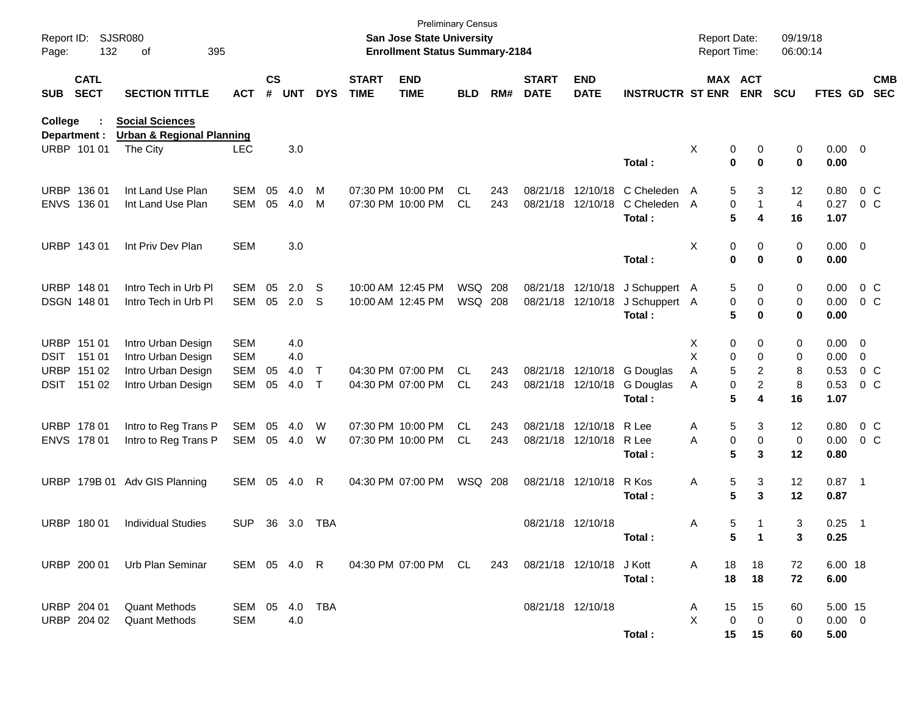Preliminary Census
**San Jose State University**
**Enrollment Status Summary-2184**

Report ID: SJSR080
Report Date: 09/19/18
Report Time: 06:00:14

**College : Social Sciences**
**Department : Urban & Regional Planning**

| SUB | CATL SECT | SECTION TITTLE | ACT | CS # | UNT | DYS | START TIME | END TIME | BLD | RM# | START DATE | END DATE | INSTRUCTR | ST | MAX ENR | ACT ENR | SCU | FTES | GD | CMB SEC |
|---|---|---|---|---|---|---|---|---|---|---|---|---|---|---|---|---|---|---|---|---|
| URBP | 101 01 | The City | LEC | | 3.0 | | | | | | | | | X | 0 | 0 | 0 | 0.00 | 0 | |
| | | | | | | | | | | | | | **Total :** | | **0** | **0** | **0** | **0.00** | | |
| URBP | 136 01 | Int Land Use Plan | SEM | 05 | 4.0 | M | 07:30 PM | 10:00 PM | CL | 243 | 08/21/18 | 12/10/18 | C Cheleden | A | 5 | 3 | 12 | 0.80 | 0 | C |
| ENVS | 136 01 | Int Land Use Plan | SEM | 05 | 4.0 | M | 07:30 PM | 10:00 PM | CL | 243 | 08/21/18 | 12/10/18 | C Cheleden | A | 0 | 1 | 4 | 0.27 | 0 | C |
| | | | | | | | | | | | | | **Total :** | | **5** | **4** | **16** | **1.07** | | |
| URBP | 143 01 | Int Priv Dev Plan | SEM | | 3.0 | | | | | | | | | X | 0 | 0 | 0 | 0.00 | 0 | |
| | | | | | | | | | | | | | **Total :** | | **0** | **0** | **0** | **0.00** | | |
| URBP | 148 01 | Intro Tech in Urb Pl | SEM | 05 | 2.0 | S | 10:00 AM | 12:45 PM | WSQ | 208 | 08/21/18 | 12/10/18 | J Schuppert | A | 5 | 0 | 0 | 0.00 | 0 | C |
| DSGN | 148 01 | Intro Tech in Urb Pl | SEM | 05 | 2.0 | S | 10:00 AM | 12:45 PM | WSQ | 208 | 08/21/18 | 12/10/18 | J Schuppert | A | 0 | 0 | 0 | 0.00 | 0 | C |
| | | | | | | | | | | | | | **Total :** | | **5** | **0** | **0** | **0.00** | | |
| URBP | 151 01 | Intro Urban Design | SEM | | 4.0 | | | | | | | | | X | 0 | 0 | 0 | 0.00 | 0 | |
| DSIT | 151 01 | Intro Urban Design | SEM | | 4.0 | | | | | | | | | X | 0 | 0 | 0 | 0.00 | 0 | |
| URBP | 151 02 | Intro Urban Design | SEM | 05 | 4.0 | T | 04:30 PM | 07:00 PM | CL | 243 | 08/21/18 | 12/10/18 | G Douglas | A | 5 | 2 | 8 | 0.53 | 0 | C |
| DSIT | 151 02 | Intro Urban Design | SEM | 05 | 4.0 | T | 04:30 PM | 07:00 PM | CL | 243 | 08/21/18 | 12/10/18 | G Douglas | A | 0 | 2 | 8 | 0.53 | 0 | C |
| | | | | | | | | | | | | | **Total :** | | **5** | **4** | **16** | **1.07** | | |
| URBP | 178 01 | Intro to Reg Trans P | SEM | 05 | 4.0 | W | 07:30 PM | 10:00 PM | CL | 243 | 08/21/18 | 12/10/18 | R Lee | A | 5 | 3 | 12 | 0.80 | 0 | C |
| ENVS | 178 01 | Intro to Reg Trans P | SEM | 05 | 4.0 | W | 07:30 PM | 10:00 PM | CL | 243 | 08/21/18 | 12/10/18 | R Lee | A | 0 | 0 | 0 | 0.00 | 0 | C |
| | | | | | | | | | | | | | **Total :** | | **5** | **3** | **12** | **0.80** | | |
| URBP | 179B 01 | Adv GIS Planning | SEM | 05 | 4.0 | R | 04:30 PM | 07:00 PM | WSQ | 208 | 08/21/18 | 12/10/18 | R Kos | A | 5 | 3 | 12 | 0.87 | 1 | |
| | | | | | | | | | | | | | **Total :** | | **5** | **3** | **12** | **0.87** | | |
| URBP | 180 01 | Individual Studies | SUP | 36 | 3.0 | TBA | | | | | 08/21/18 | 12/10/18 | | A | 5 | 1 | 3 | 0.25 | 1 | |
| | | | | | | | | | | | | | **Total :** | | **5** | **1** | **3** | **0.25** | | |
| URBP | 200 01 | Urb Plan Seminar | SEM | 05 | 4.0 | R | 04:30 PM | 07:00 PM | CL | 243 | 08/21/18 | 12/10/18 | J Kott | A | 18 | 18 | 72 | 6.00 | 18 | |
| | | | | | | | | | | | | | **Total :** | | **18** | **18** | **72** | **6.00** | | |
| URBP | 204 01 | Quant Methods | SEM | 05 | 4.0 | TBA | | | | | 08/21/18 | 12/10/18 | | A | 15 | 15 | 60 | 5.00 | 15 | |
| URBP | 204 02 | Quant Methods | SEM | | 4.0 | | | | | | | | | X | 0 | 0 | 0 | 0.00 | 0 | |
| | | | | | | | | | | | | | **Total :** | | **15** | **15** | **60** | **5.00** | | |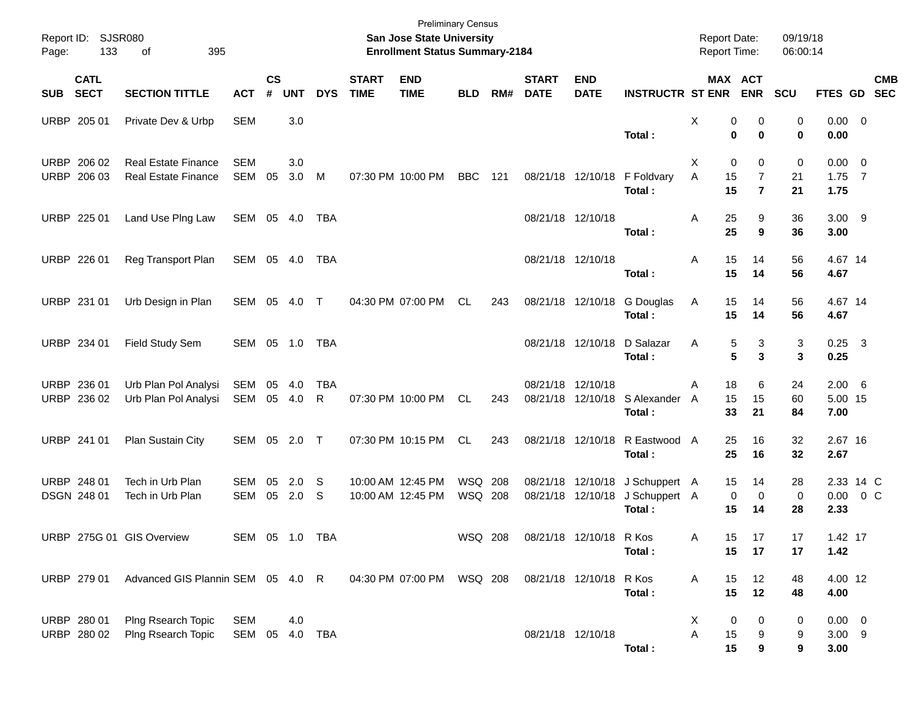Preliminary Census

Report ID: SJSR080
Page: 133 of 395

**San Jose State University**
**Enrollment Status Summary-2184**

Report Date: 09/19/18
Report Time: 06:00:14

| SUB | CATL SECT | SECTION TITTLE | ACT | CS # | UNT | DYS | START TIME | END TIME | BLD | RM# | START DATE | END DATE | INSTRUCTR | ST | MAX ENR | ACT ENR | SCU | FTES | GD | CMB SEC |
|---|---|---|---|---|---|---|---|---|---|---|---|---|---|---|---|---|---|---|---|---|
| URBP | 205 01 | Private Dev & Urbp | SEM | | 3.0 | | | | | | | | | X | 0 | 0 | 0 | 0.00 | 0 | |
| | | | | | | | | | | | | | **Total :** | | **0** | **0** | **0** | **0.00** | | |
| URBP | 206 02 | Real Estate Finance | SEM | | 3.0 | | | | | | | | | X | 0 | 0 | 0 | 0.00 | 0 | |
| URBP | 206 03 | Real Estate Finance | SEM | 05 | 3.0 | M | 07:30 PM | 10:00 PM | BBC | 121 | 08/21/18 | 12/10/18 | F Foldvary | A | 15 | 7 | 21 | 1.75 | 7 | |
| | | | | | | | | | | | | | **Total :** | | **15** | **7** | **21** | **1.75** | | |
| URBP | 225 01 | Land Use Plng Law | SEM | 05 | 4.0 | TBA | | | | | 08/21/18 | 12/10/18 | | A | 25 | 9 | 36 | 3.00 | 9 | |
| | | | | | | | | | | | | | **Total :** | | **25** | **9** | **36** | **3.00** | | |
| URBP | 226 01 | Reg Transport Plan | SEM | 05 | 4.0 | TBA | | | | | 08/21/18 | 12/10/18 | | A | 15 | 14 | 56 | 4.67 | 14 | |
| | | | | | | | | | | | | | **Total :** | | **15** | **14** | **56** | **4.67** | | |
| URBP | 231 01 | Urb Design in Plan | SEM | 05 | 4.0 | T | 04:30 PM | 07:00 PM | CL | 243 | 08/21/18 | 12/10/18 | G Douglas | A | 15 | 14 | 56 | 4.67 | 14 | |
| | | | | | | | | | | | | | **Total :** | | **15** | **14** | **56** | **4.67** | | |
| URBP | 234 01 | Field Study Sem | SEM | 05 | 1.0 | TBA | | | | | 08/21/18 | 12/10/18 | D Salazar | A | 5 | 3 | 3 | 0.25 | 3 | |
| | | | | | | | | | | | | | **Total :** | | **5** | **3** | **3** | **0.25** | | |
| URBP | 236 01 | Urb Plan Pol Analysi | SEM | 05 | 4.0 | TBA | | | | | 08/21/18 | 12/10/18 | | A | 18 | 6 | 24 | 2.00 | 6 | |
| URBP | 236 02 | Urb Plan Pol Analysi | SEM | 05 | 4.0 | R | 07:30 PM | 10:00 PM | CL | 243 | 08/21/18 | 12/10/18 | S Alexander | A | 15 | 15 | 60 | 5.00 | 15 | |
| | | | | | | | | | | | | | **Total :** | | **33** | **21** | **84** | **7.00** | | |
| URBP | 241 01 | Plan Sustain City | SEM | 05 | 2.0 | T | 07:30 PM | 10:15 PM | CL | 243 | 08/21/18 | 12/10/18 | R Eastwood | A | 25 | 16 | 32 | 2.67 | 16 | |
| | | | | | | | | | | | | | **Total :** | | **25** | **16** | **32** | **2.67** | | |
| URBP | 248 01 | Tech in Urb Plan | SEM | 05 | 2.0 | S | 10:00 AM | 12:45 PM | WSQ | 208 | 08/21/18 | 12/10/18 | J Schuppert | A | 15 | 14 | 28 | 2.33 | 14 | C |
| DSGN | 248 01 | Tech in Urb Plan | SEM | 05 | 2.0 | S | 10:00 AM | 12:45 PM | WSQ | 208 | 08/21/18 | 12/10/18 | J Schuppert | A | 0 | 0 | 0 | 0.00 | 0 | C |
| | | | | | | | | | | | | | **Total :** | | **15** | **14** | **28** | **2.33** | | |
| URBP | 275G 01 | GIS Overview | SEM | 05 | 1.0 | TBA | | | WSQ | 208 | 08/21/18 | 12/10/18 | R Kos | A | 15 | 17 | 17 | 1.42 | 17 | |
| | | | | | | | | | | | | | **Total :** | | **15** | **17** | **17** | **1.42** | | |
| URBP | 279 01 | Advanced GIS Plannin | SEM | 05 | 4.0 | R | 04:30 PM | 07:00 PM | WSQ | 208 | 08/21/18 | 12/10/18 | R Kos | A | 15 | 12 | 48 | 4.00 | 12 | |
| | | | | | | | | | | | | | **Total :** | | **15** | **12** | **48** | **4.00** | | |
| URBP | 280 01 | Plng Rsearch Topic | SEM | | 4.0 | | | | | | | | | X | 0 | 0 | 0 | 0.00 | 0 | |
| URBP | 280 02 | Plng Rsearch Topic | SEM | 05 | 4.0 | TBA | | | | | 08/21/18 | 12/10/18 | | A | 15 | 9 | 9 | 3.00 | 9 | |
| | | | | | | | | | | | | | **Total :** | | **15** | **9** | **9** | **3.00** | | |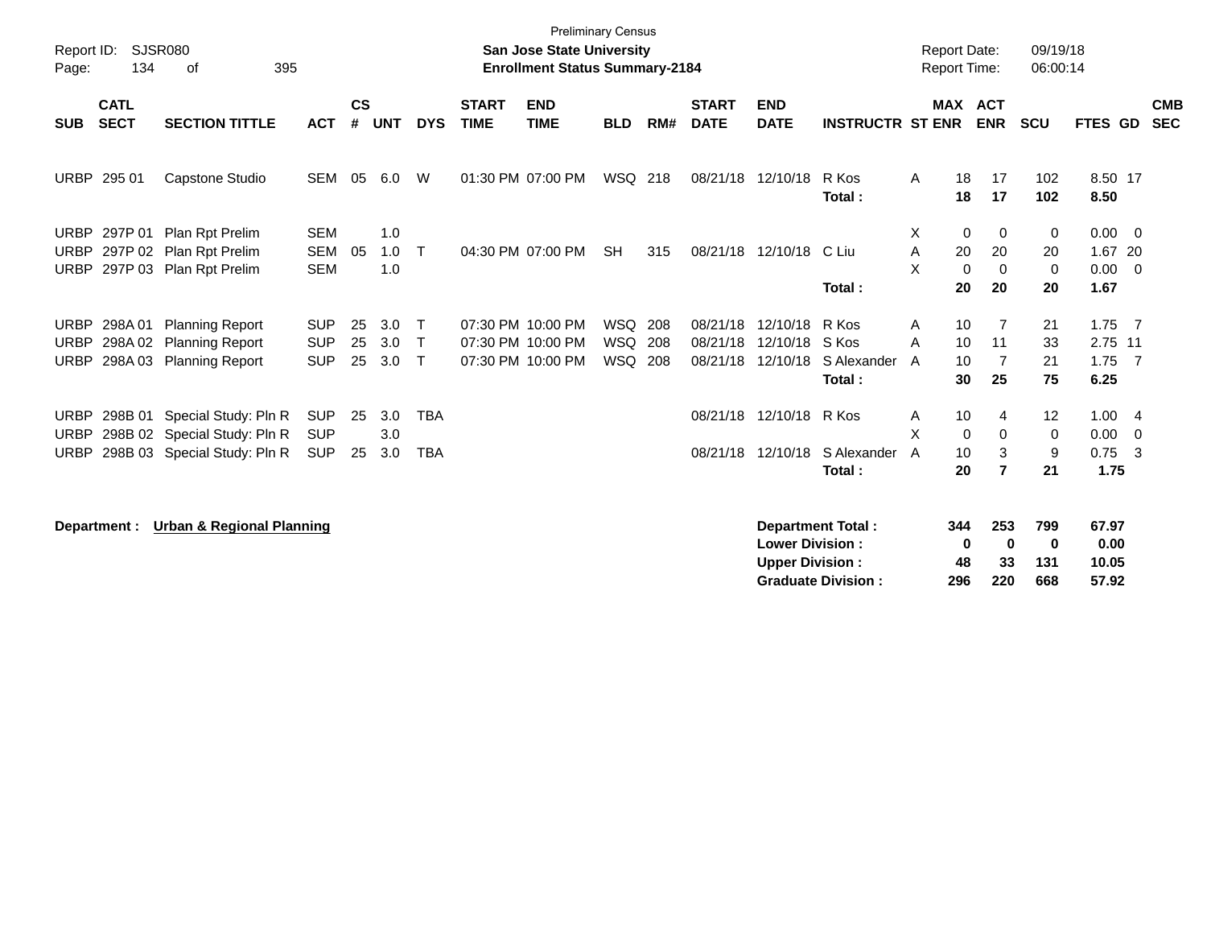Preliminary Census

**San Jose State University**
**Enrollment Status Summary-2184**

Report ID: SJSR080
Report Date: 09/19/18
Report Time: 06:00:14

| SUB | CATL SECT | SECTION TITTLE | ACT | CS # | UNT | DYS | START TIME | END TIME | BLD | RM# | START DATE | END DATE | INSTRUCTR | ST | MAX ENR | ACT ENR | SCU | FTES | GD | CMB SEC |
|---|---|---|---|---|---|---|---|---|---|---|---|---|---|---|---|---|---|---|---|---|
| URBP | 295 01 | Capstone Studio | SEM | 05 | 6.0 | W | 01:30 PM | 07:00 PM | WSQ | 218 | 08/21/18 | 12/10/18 | R Kos | A | 18 | 17 | 102 | 8.50 | 17 | |
| | | | | | | | | | | | | | **Total :** | | **18** | **17** | **102** | **8.50** | | |
| URBP | 297P 01 | Plan Rpt Prelim | SEM | | 1.0 | | | | | | | | | X | 0 | 0 | 0 | 0.00 | 0 | |
| URBP | 297P 02 | Plan Rpt Prelim | SEM | 05 | 1.0 | T | 04:30 PM | 07:00 PM | SH | 315 | 08/21/18 | 12/10/18 | C Liu | A | 20 | 20 | 20 | 1.67 | 20 | |
| URBP | 297P 03 | Plan Rpt Prelim | SEM | | 1.0 | | | | | | | | | X | 0 | 0 | 0 | 0.00 | 0 | |
| | | | | | | | | | | | | | **Total :** | | **20** | **20** | **20** | **1.67** | | |
| URBP | 298A 01 | Planning Report | SUP | 25 | 3.0 | T | 07:30 PM | 10:00 PM | WSQ | 208 | 08/21/18 | 12/10/18 | R Kos | A | 10 | 7 | 21 | 1.75 | 7 | |
| URBP | 298A 02 | Planning Report | SUP | 25 | 3.0 | T | 07:30 PM | 10:00 PM | WSQ | 208 | 08/21/18 | 12/10/18 | S Kos | A | 10 | 11 | 33 | 2.75 | 11 | |
| URBP | 298A 03 | Planning Report | SUP | 25 | 3.0 | T | 07:30 PM | 10:00 PM | WSQ | 208 | 08/21/18 | 12/10/18 | S Alexander | A | 10 | 7 | 21 | 1.75 | 7 | |
| | | | | | | | | | | | | | **Total :** | | **30** | **25** | **75** | **6.25** | | |
| URBP | 298B 01 | Special Study: Pln R | SUP | 25 | 3.0 | TBA | | | | | 08/21/18 | 12/10/18 | R Kos | A | 10 | 4 | 12 | 1.00 | 4 | |
| URBP | 298B 02 | Special Study: Pln R | SUP | | 3.0 | | | | | | | | | X | 0 | 0 | 0 | 0.00 | 0 | |
| URBP | 298B 03 | Special Study: Pln R | SUP | 25 | 3.0 | TBA | | | | | 08/21/18 | 12/10/18 | S Alexander | A | 10 | 3 | 9 | 0.75 | 3 | |
| | | | | | | | | | | | | | **Total :** | | **20** | **7** | **21** | **1.75** | | |

**Department : Urban & Regional Planning**

| | MAX ENR | ACT ENR | SCU | FTES |
|---|---|---|---|---|
| **Department Total :** | **344** | **253** | **799** | **67.97** |
| **Lower Division :** | **0** | **0** | **0** | **0.00** |
| **Upper Division :** | **48** | **33** | **131** | **10.05** |
| **Graduate Division :** | **296** | **220** | **668** | **57.92** |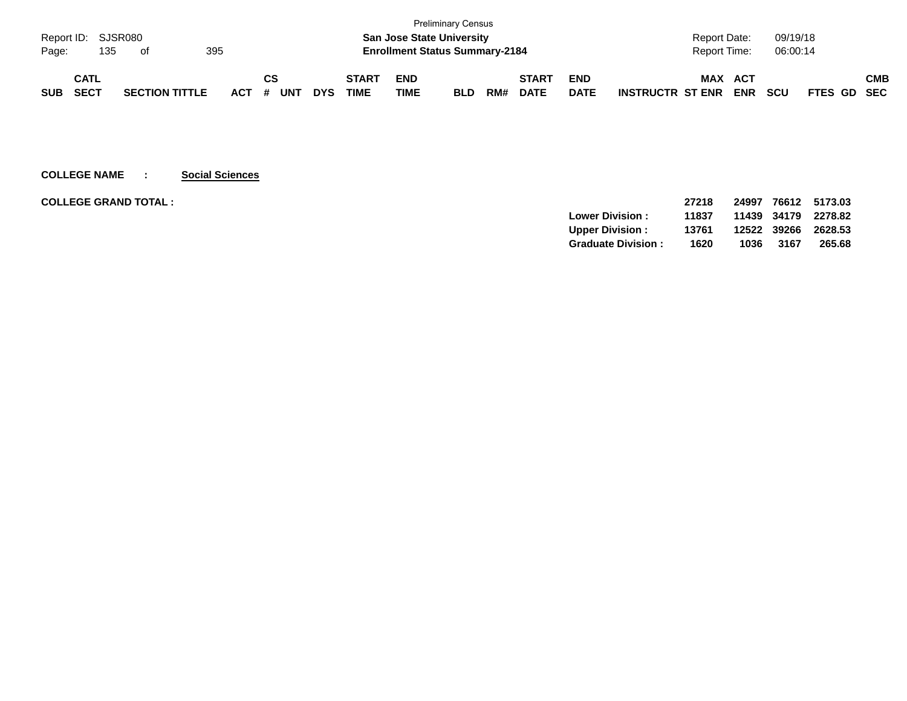Preliminary Census

Report ID: SJSR080

**San Jose State University**

**Enrollment Status Summary-2184**

Report Date: 09/19/18

Report Time: 06:00:14

| SUB | CATL SECT | SECTION TITTLE | ACT | CS # | UNT | DYS | START TIME | END TIME | BLD | RM# | START DATE | END DATE | INSTRUCTR | MAX ST ENR | ACT ENR | SCU | FTES | GD | CMB SEC |
|---|---|---|---|---|---|---|---|---|---|---|---|---|---|---|---|---|---|---|---|

**COLLEGE NAME :** **Social Sciences**

**COLLEGE GRAND TOTAL :**

| | MAX ST ENR | ACT ENR | SCU | FTES |
|---|---|---|---|---|
| | **27218** | **24997** | **76612** | **5173.03** |
| **Lower Division :** | **11837** | **11439** | **34179** | **2278.82** |
| **Upper Division :** | **13761** | **12522** | **39266** | **2628.53** |
| **Graduate Division :** | **1620** | **1036** | **3167** | **265.68** |